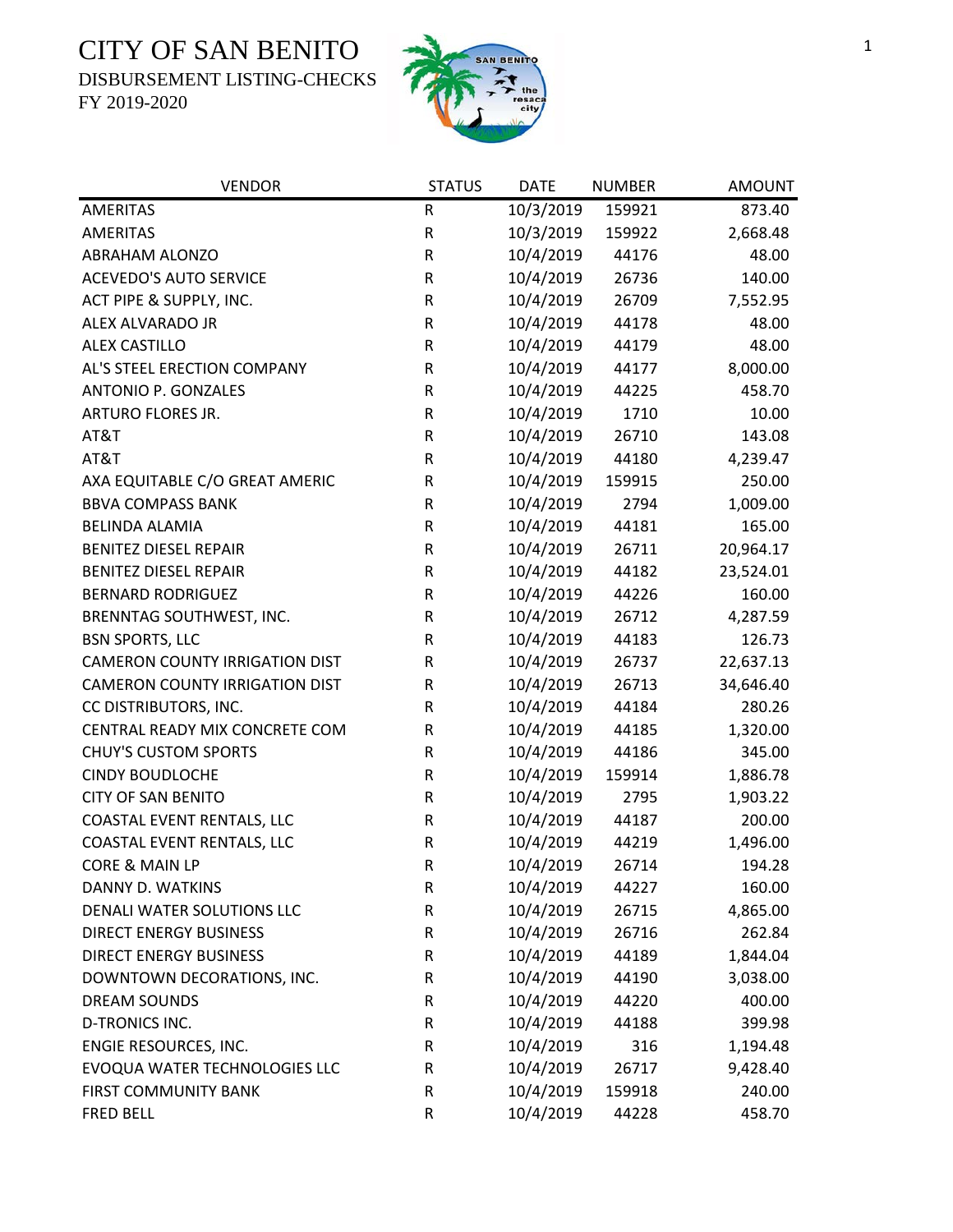# CITY OF SAN BENITO

DISBURSEMENT LISTING-CHECKS

FY 2019-2020

| VENDOR | STATUS | DATE | NUMBER | AMOUNT |
|---|---|---|---|---|
| AMERITAS | R | 10/3/2019 | 159921 | 873.40 |
| AMERITAS | R | 10/3/2019 | 159922 | 2,668.48 |
| ABRAHAM ALONZO | R | 10/4/2019 | 44176 | 48.00 |
| ACEVEDO'S AUTO SERVICE | R | 10/4/2019 | 26736 | 140.00 |
| ACT PIPE & SUPPLY, INC. | R | 10/4/2019 | 26709 | 7,552.95 |
| ALEX ALVARADO JR | R | 10/4/2019 | 44178 | 48.00 |
| ALEX CASTILLO | R | 10/4/2019 | 44179 | 48.00 |
| AL'S STEEL ERECTION COMPANY | R | 10/4/2019 | 44177 | 8,000.00 |
| ANTONIO P. GONZALES | R | 10/4/2019 | 44225 | 458.70 |
| ARTURO FLORES JR. | R | 10/4/2019 | 1710 | 10.00 |
| AT&T | R | 10/4/2019 | 26710 | 143.08 |
| AT&T | R | 10/4/2019 | 44180 | 4,239.47 |
| AXA EQUITABLE C/O GREAT AMERIC | R | 10/4/2019 | 159915 | 250.00 |
| BBVA COMPASS BANK | R | 10/4/2019 | 2794 | 1,009.00 |
| BELINDA ALAMIA | R | 10/4/2019 | 44181 | 165.00 |
| BENITEZ DIESEL REPAIR | R | 10/4/2019 | 26711 | 20,964.17 |
| BENITEZ DIESEL REPAIR | R | 10/4/2019 | 44182 | 23,524.01 |
| BERNARD RODRIGUEZ | R | 10/4/2019 | 44226 | 160.00 |
| BRENNTAG SOUTHWEST, INC. | R | 10/4/2019 | 26712 | 4,287.59 |
| BSN SPORTS, LLC | R | 10/4/2019 | 44183 | 126.73 |
| CAMERON COUNTY IRRIGATION DIST | R | 10/4/2019 | 26737 | 22,637.13 |
| CAMERON COUNTY IRRIGATION DIST | R | 10/4/2019 | 26713 | 34,646.40 |
| CC DISTRIBUTORS, INC. | R | 10/4/2019 | 44184 | 280.26 |
| CENTRAL READY MIX CONCRETE COM | R | 10/4/2019 | 44185 | 1,320.00 |
| CHUY'S CUSTOM SPORTS | R | 10/4/2019 | 44186 | 345.00 |
| CINDY BOUDLOCHE | R | 10/4/2019 | 159914 | 1,886.78 |
| CITY OF SAN BENITO | R | 10/4/2019 | 2795 | 1,903.22 |
| COASTAL EVENT RENTALS, LLC | R | 10/4/2019 | 44187 | 200.00 |
| COASTAL EVENT RENTALS, LLC | R | 10/4/2019 | 44219 | 1,496.00 |
| CORE & MAIN LP | R | 10/4/2019 | 26714 | 194.28 |
| DANNY D. WATKINS | R | 10/4/2019 | 44227 | 160.00 |
| DENALI WATER SOLUTIONS LLC | R | 10/4/2019 | 26715 | 4,865.00 |
| DIRECT ENERGY BUSINESS | R | 10/4/2019 | 26716 | 262.84 |
| DIRECT ENERGY BUSINESS | R | 10/4/2019 | 44189 | 1,844.04 |
| DOWNTOWN DECORATIONS, INC. | R | 10/4/2019 | 44190 | 3,038.00 |
| DREAM SOUNDS | R | 10/4/2019 | 44220 | 400.00 |
| D-TRONICS INC. | R | 10/4/2019 | 44188 | 399.98 |
| ENGIE RESOURCES, INC. | R | 10/4/2019 | 316 | 1,194.48 |
| EVOQUA WATER TECHNOLOGIES LLC | R | 10/4/2019 | 26717 | 9,428.40 |
| FIRST COMMUNITY BANK | R | 10/4/2019 | 159918 | 240.00 |
| FRED BELL | R | 10/4/2019 | 44228 | 458.70 |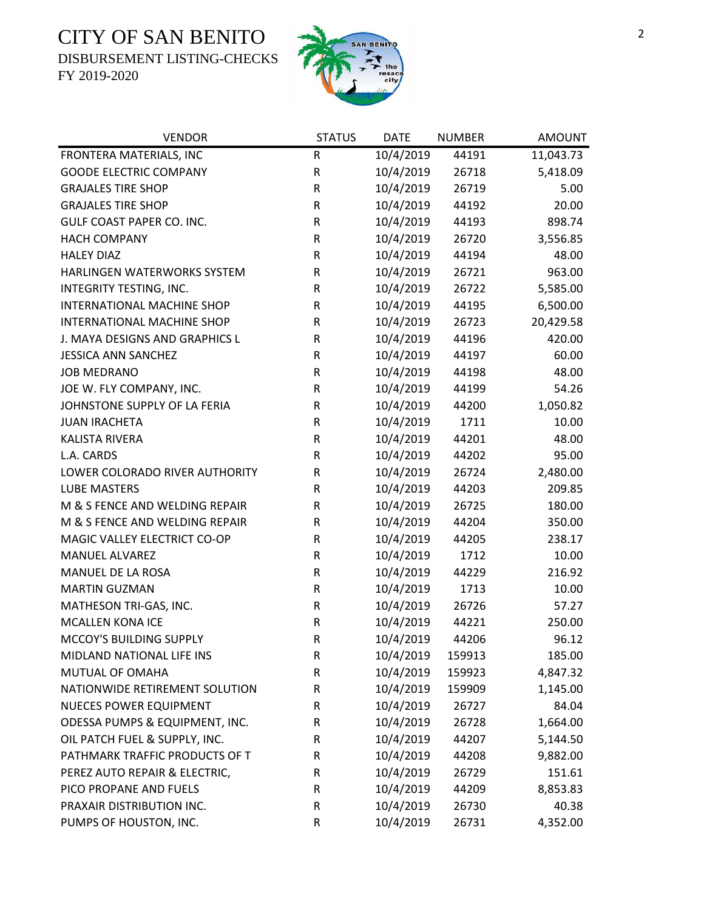# CITY OF SAN BENITO

DISBURSEMENT LISTING-CHECKS

FY 2019-2020

| VENDOR | STATUS | DATE | NUMBER | AMOUNT |
|---|---|---|---|---|
| FRONTERA MATERIALS, INC | R | 10/4/2019 | 44191 | 11,043.73 |
| GOODE ELECTRIC COMPANY | R | 10/4/2019 | 26718 | 5,418.09 |
| GRAJALES TIRE SHOP | R | 10/4/2019 | 26719 | 5.00 |
| GRAJALES TIRE SHOP | R | 10/4/2019 | 44192 | 20.00 |
| GULF COAST PAPER CO. INC. | R | 10/4/2019 | 44193 | 898.74 |
| HACH COMPANY | R | 10/4/2019 | 26720 | 3,556.85 |
| HALEY DIAZ | R | 10/4/2019 | 44194 | 48.00 |
| HARLINGEN WATERWORKS SYSTEM | R | 10/4/2019 | 26721 | 963.00 |
| INTEGRITY TESTING, INC. | R | 10/4/2019 | 26722 | 5,585.00 |
| INTERNATIONAL MACHINE SHOP | R | 10/4/2019 | 44195 | 6,500.00 |
| INTERNATIONAL MACHINE SHOP | R | 10/4/2019 | 26723 | 20,429.58 |
| J. MAYA DESIGNS AND GRAPHICS L | R | 10/4/2019 | 44196 | 420.00 |
| JESSICA ANN SANCHEZ | R | 10/4/2019 | 44197 | 60.00 |
| JOB MEDRANO | R | 10/4/2019 | 44198 | 48.00 |
| JOE W. FLY COMPANY, INC. | R | 10/4/2019 | 44199 | 54.26 |
| JOHNSTONE SUPPLY OF LA FERIA | R | 10/4/2019 | 44200 | 1,050.82 |
| JUAN IRACHETA | R | 10/4/2019 | 1711 | 10.00 |
| KALISTA RIVERA | R | 10/4/2019 | 44201 | 48.00 |
| L.A. CARDS | R | 10/4/2019 | 44202 | 95.00 |
| LOWER COLORADO RIVER AUTHORITY | R | 10/4/2019 | 26724 | 2,480.00 |
| LUBE MASTERS | R | 10/4/2019 | 44203 | 209.85 |
| M & S FENCE AND WELDING REPAIR | R | 10/4/2019 | 26725 | 180.00 |
| M & S FENCE AND WELDING REPAIR | R | 10/4/2019 | 44204 | 350.00 |
| MAGIC VALLEY ELECTRICT CO-OP | R | 10/4/2019 | 44205 | 238.17 |
| MANUEL ALVAREZ | R | 10/4/2019 | 1712 | 10.00 |
| MANUEL DE LA ROSA | R | 10/4/2019 | 44229 | 216.92 |
| MARTIN GUZMAN | R | 10/4/2019 | 1713 | 10.00 |
| MATHESON TRI-GAS, INC. | R | 10/4/2019 | 26726 | 57.27 |
| MCALLEN KONA ICE | R | 10/4/2019 | 44221 | 250.00 |
| MCCOY'S BUILDING SUPPLY | R | 10/4/2019 | 44206 | 96.12 |
| MIDLAND NATIONAL LIFE INS | R | 10/4/2019 | 159913 | 185.00 |
| MUTUAL OF OMAHA | R | 10/4/2019 | 159923 | 4,847.32 |
| NATIONWIDE RETIREMENT SOLUTION | R | 10/4/2019 | 159909 | 1,145.00 |
| NUECES POWER EQUIPMENT | R | 10/4/2019 | 26727 | 84.04 |
| ODESSA PUMPS & EQUIPMENT, INC. | R | 10/4/2019 | 26728 | 1,664.00 |
| OIL PATCH FUEL & SUPPLY, INC. | R | 10/4/2019 | 44207 | 5,144.50 |
| PATHMARK TRAFFIC PRODUCTS OF T | R | 10/4/2019 | 44208 | 9,882.00 |
| PEREZ AUTO REPAIR & ELECTRIC, | R | 10/4/2019 | 26729 | 151.61 |
| PICO PROPANE AND FUELS | R | 10/4/2019 | 44209 | 8,853.83 |
| PRAXAIR DISTRIBUTION INC. | R | 10/4/2019 | 26730 | 40.38 |
| PUMPS OF HOUSTON, INC. | R | 10/4/2019 | 26731 | 4,352.00 |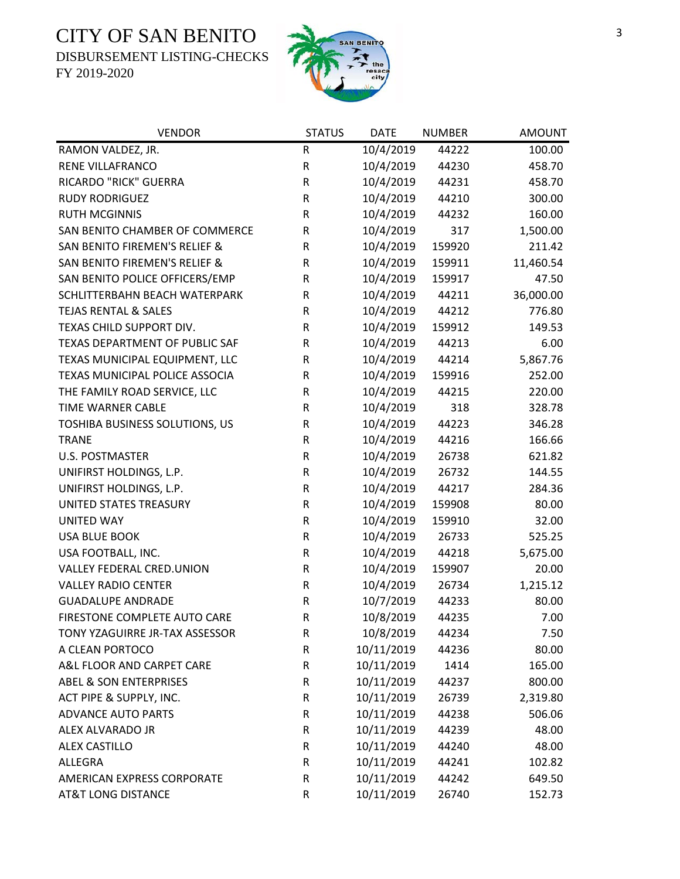# CITY OF SAN BENITO

DISBURSEMENT LISTING-CHECKS

FY 2019-2020

| VENDOR | STATUS | DATE | NUMBER | AMOUNT |
|---|---|---|---|---|
| RAMON VALDEZ, JR. | R | 10/4/2019 | 44222 | 100.00 |
| RENE VILLAFRANCO | R | 10/4/2019 | 44230 | 458.70 |
| RICARDO "RICK" GUERRA | R | 10/4/2019 | 44231 | 458.70 |
| RUDY RODRIGUEZ | R | 10/4/2019 | 44210 | 300.00 |
| RUTH MCGINNIS | R | 10/4/2019 | 44232 | 160.00 |
| SAN BENITO CHAMBER OF COMMERCE | R | 10/4/2019 | 317 | 1,500.00 |
| SAN BENITO FIREMEN'S RELIEF & | R | 10/4/2019 | 159920 | 211.42 |
| SAN BENITO FIREMEN'S RELIEF & | R | 10/4/2019 | 159911 | 11,460.54 |
| SAN BENITO POLICE OFFICERS/EMP | R | 10/4/2019 | 159917 | 47.50 |
| SCHLITTERBAHN BEACH WATERPARK | R | 10/4/2019 | 44211 | 36,000.00 |
| TEJAS RENTAL & SALES | R | 10/4/2019 | 44212 | 776.80 |
| TEXAS CHILD SUPPORT DIV. | R | 10/4/2019 | 159912 | 149.53 |
| TEXAS DEPARTMENT OF PUBLIC SAF | R | 10/4/2019 | 44213 | 6.00 |
| TEXAS MUNICIPAL EQUIPMENT, LLC | R | 10/4/2019 | 44214 | 5,867.76 |
| TEXAS MUNICIPAL POLICE ASSOCIA | R | 10/4/2019 | 159916 | 252.00 |
| THE FAMILY ROAD SERVICE, LLC | R | 10/4/2019 | 44215 | 220.00 |
| TIME WARNER CABLE | R | 10/4/2019 | 318 | 328.78 |
| TOSHIBA BUSINESS SOLUTIONS, US | R | 10/4/2019 | 44223 | 346.28 |
| TRANE | R | 10/4/2019 | 44216 | 166.66 |
| U.S. POSTMASTER | R | 10/4/2019 | 26738 | 621.82 |
| UNIFIRST HOLDINGS, L.P. | R | 10/4/2019 | 26732 | 144.55 |
| UNIFIRST HOLDINGS, L.P. | R | 10/4/2019 | 44217 | 284.36 |
| UNITED STATES TREASURY | R | 10/4/2019 | 159908 | 80.00 |
| UNITED WAY | R | 10/4/2019 | 159910 | 32.00 |
| USA BLUE BOOK | R | 10/4/2019 | 26733 | 525.25 |
| USA FOOTBALL, INC. | R | 10/4/2019 | 44218 | 5,675.00 |
| VALLEY FEDERAL CRED.UNION | R | 10/4/2019 | 159907 | 20.00 |
| VALLEY RADIO CENTER | R | 10/4/2019 | 26734 | 1,215.12 |
| GUADALUPE ANDRADE | R | 10/7/2019 | 44233 | 80.00 |
| FIRESTONE COMPLETE AUTO CARE | R | 10/8/2019 | 44235 | 7.00 |
| TONY YZAGUIRRE JR-TAX ASSESSOR | R | 10/8/2019 | 44234 | 7.50 |
| A CLEAN PORTOCO | R | 10/11/2019 | 44236 | 80.00 |
| A&L FLOOR AND CARPET CARE | R | 10/11/2019 | 1414 | 165.00 |
| ABEL & SON ENTERPRISES | R | 10/11/2019 | 44237 | 800.00 |
| ACT PIPE & SUPPLY, INC. | R | 10/11/2019 | 26739 | 2,319.80 |
| ADVANCE AUTO PARTS | R | 10/11/2019 | 44238 | 506.06 |
| ALEX ALVARADO JR | R | 10/11/2019 | 44239 | 48.00 |
| ALEX CASTILLO | R | 10/11/2019 | 44240 | 48.00 |
| ALLEGRA | R | 10/11/2019 | 44241 | 102.82 |
| AMERICAN EXPRESS CORPORATE | R | 10/11/2019 | 44242 | 649.50 |
| AT&T LONG DISTANCE | R | 10/11/2019 | 26740 | 152.73 |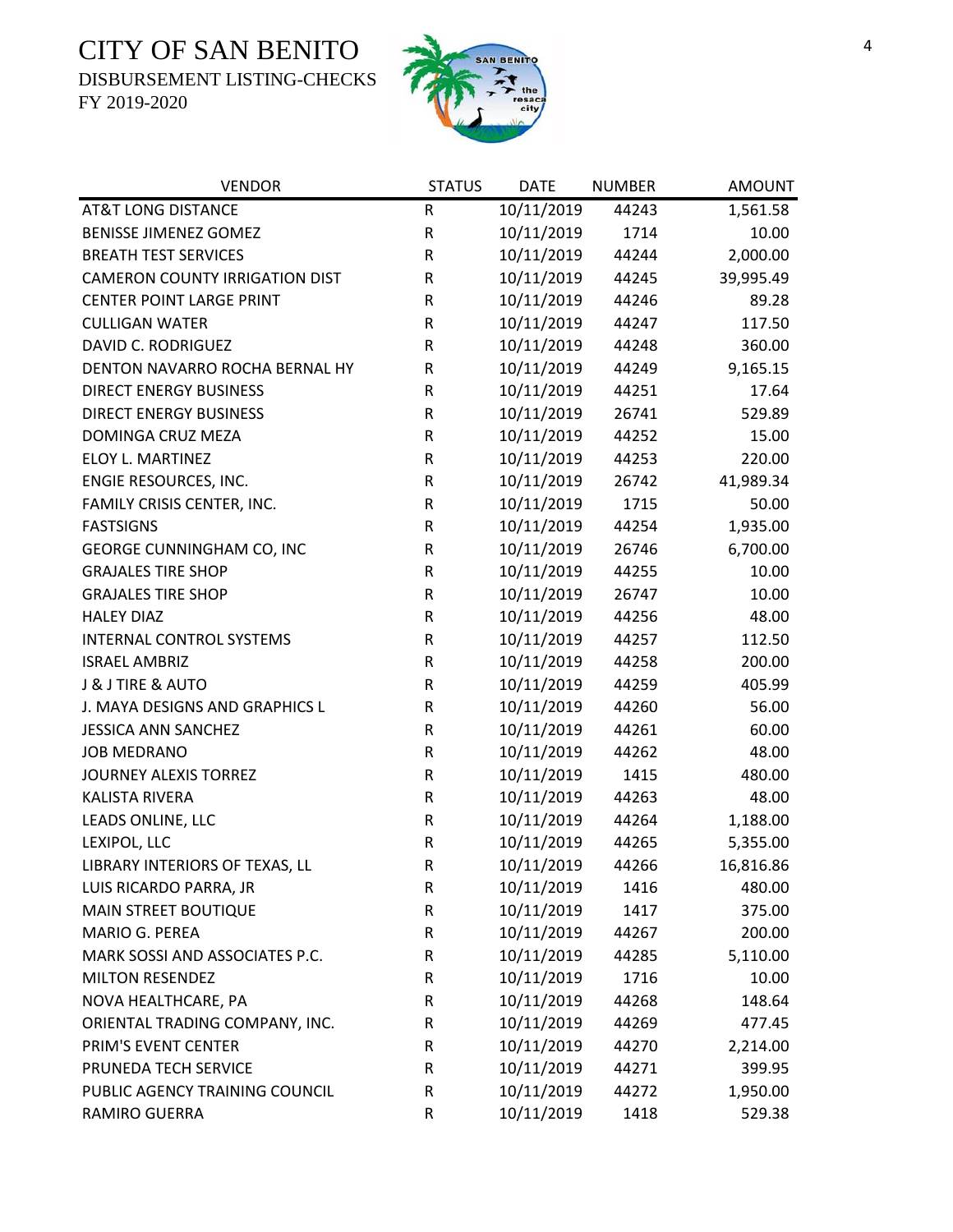# CITY OF SAN BENITO

DISBURSEMENT LISTING-CHECKS

FY 2019-2020

| VENDOR | STATUS | DATE | NUMBER | AMOUNT |
|---|---|---|---|---|
| AT&T LONG DISTANCE | R | 10/11/2019 | 44243 | 1,561.58 |
| BENISSE JIMENEZ GOMEZ | R | 10/11/2019 | 1714 | 10.00 |
| BREATH TEST SERVICES | R | 10/11/2019 | 44244 | 2,000.00 |
| CAMERON COUNTY IRRIGATION DIST | R | 10/11/2019 | 44245 | 39,995.49 |
| CENTER POINT LARGE PRINT | R | 10/11/2019 | 44246 | 89.28 |
| CULLIGAN WATER | R | 10/11/2019 | 44247 | 117.50 |
| DAVID C. RODRIGUEZ | R | 10/11/2019 | 44248 | 360.00 |
| DENTON NAVARRO ROCHA BERNAL HY | R | 10/11/2019 | 44249 | 9,165.15 |
| DIRECT ENERGY BUSINESS | R | 10/11/2019 | 44251 | 17.64 |
| DIRECT ENERGY BUSINESS | R | 10/11/2019 | 26741 | 529.89 |
| DOMINGA CRUZ MEZA | R | 10/11/2019 | 44252 | 15.00 |
| ELOY L. MARTINEZ | R | 10/11/2019 | 44253 | 220.00 |
| ENGIE RESOURCES, INC. | R | 10/11/2019 | 26742 | 41,989.34 |
| FAMILY CRISIS CENTER, INC. | R | 10/11/2019 | 1715 | 50.00 |
| FASTSIGNS | R | 10/11/2019 | 44254 | 1,935.00 |
| GEORGE CUNNINGHAM CO, INC | R | 10/11/2019 | 26746 | 6,700.00 |
| GRAJALES TIRE SHOP | R | 10/11/2019 | 44255 | 10.00 |
| GRAJALES TIRE SHOP | R | 10/11/2019 | 26747 | 10.00 |
| HALEY DIAZ | R | 10/11/2019 | 44256 | 48.00 |
| INTERNAL CONTROL SYSTEMS | R | 10/11/2019 | 44257 | 112.50 |
| ISRAEL AMBRIZ | R | 10/11/2019 | 44258 | 200.00 |
| J & J TIRE & AUTO | R | 10/11/2019 | 44259 | 405.99 |
| J. MAYA DESIGNS AND GRAPHICS L | R | 10/11/2019 | 44260 | 56.00 |
| JESSICA ANN SANCHEZ | R | 10/11/2019 | 44261 | 60.00 |
| JOB MEDRANO | R | 10/11/2019 | 44262 | 48.00 |
| JOURNEY ALEXIS TORREZ | R | 10/11/2019 | 1415 | 480.00 |
| KALISTA RIVERA | R | 10/11/2019 | 44263 | 48.00 |
| LEADS ONLINE, LLC | R | 10/11/2019 | 44264 | 1,188.00 |
| LEXIPOL, LLC | R | 10/11/2019 | 44265 | 5,355.00 |
| LIBRARY INTERIORS OF TEXAS, LL | R | 10/11/2019 | 44266 | 16,816.86 |
| LUIS RICARDO PARRA, JR | R | 10/11/2019 | 1416 | 480.00 |
| MAIN STREET BOUTIQUE | R | 10/11/2019 | 1417 | 375.00 |
| MARIO G. PEREA | R | 10/11/2019 | 44267 | 200.00 |
| MARK SOSSI AND ASSOCIATES P.C. | R | 10/11/2019 | 44285 | 5,110.00 |
| MILTON RESENDEZ | R | 10/11/2019 | 1716 | 10.00 |
| NOVA HEALTHCARE, PA | R | 10/11/2019 | 44268 | 148.64 |
| ORIENTAL TRADING COMPANY, INC. | R | 10/11/2019 | 44269 | 477.45 |
| PRIM'S EVENT CENTER | R | 10/11/2019 | 44270 | 2,214.00 |
| PRUNEDA TECH SERVICE | R | 10/11/2019 | 44271 | 399.95 |
| PUBLIC AGENCY TRAINING COUNCIL | R | 10/11/2019 | 44272 | 1,950.00 |
| RAMIRO GUERRA | R | 10/11/2019 | 1418 | 529.38 |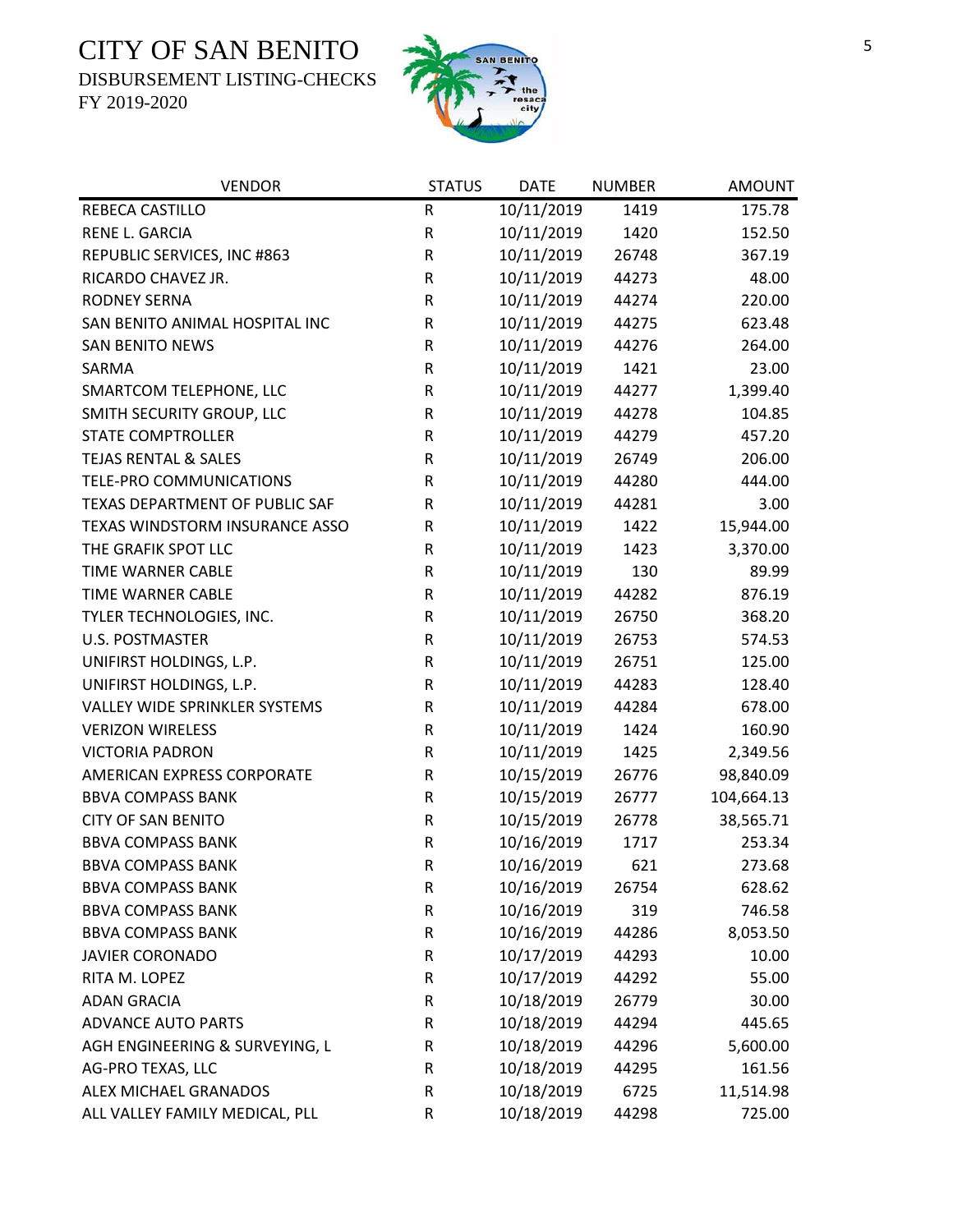# CITY OF SAN BENITO

DISBURSEMENT LISTING-CHECKS

FY 2019-2020

| VENDOR | STATUS | DATE | NUMBER | AMOUNT |
|---|---|---|---|---|
| REBECA CASTILLO | R | 10/11/2019 | 1419 | 175.78 |
| RENE L. GARCIA | R | 10/11/2019 | 1420 | 152.50 |
| REPUBLIC SERVICES, INC #863 | R | 10/11/2019 | 26748 | 367.19 |
| RICARDO CHAVEZ JR. | R | 10/11/2019 | 44273 | 48.00 |
| RODNEY SERNA | R | 10/11/2019 | 44274 | 220.00 |
| SAN BENITO ANIMAL HOSPITAL INC | R | 10/11/2019 | 44275 | 623.48 |
| SAN BENITO NEWS | R | 10/11/2019 | 44276 | 264.00 |
| SARMA | R | 10/11/2019 | 1421 | 23.00 |
| SMARTCOM TELEPHONE, LLC | R | 10/11/2019 | 44277 | 1,399.40 |
| SMITH SECURITY GROUP, LLC | R | 10/11/2019 | 44278 | 104.85 |
| STATE COMPTROLLER | R | 10/11/2019 | 44279 | 457.20 |
| TEJAS RENTAL & SALES | R | 10/11/2019 | 26749 | 206.00 |
| TELE-PRO COMMUNICATIONS | R | 10/11/2019 | 44280 | 444.00 |
| TEXAS DEPARTMENT OF PUBLIC SAF | R | 10/11/2019 | 44281 | 3.00 |
| TEXAS WINDSTORM INSURANCE ASSO | R | 10/11/2019 | 1422 | 15,944.00 |
| THE GRAFIK SPOT LLC | R | 10/11/2019 | 1423 | 3,370.00 |
| TIME WARNER CABLE | R | 10/11/2019 | 130 | 89.99 |
| TIME WARNER CABLE | R | 10/11/2019 | 44282 | 876.19 |
| TYLER TECHNOLOGIES, INC. | R | 10/11/2019 | 26750 | 368.20 |
| U.S. POSTMASTER | R | 10/11/2019 | 26753 | 574.53 |
| UNIFIRST HOLDINGS, L.P. | R | 10/11/2019 | 26751 | 125.00 |
| UNIFIRST HOLDINGS, L.P. | R | 10/11/2019 | 44283 | 128.40 |
| VALLEY WIDE SPRINKLER SYSTEMS | R | 10/11/2019 | 44284 | 678.00 |
| VERIZON WIRELESS | R | 10/11/2019 | 1424 | 160.90 |
| VICTORIA PADRON | R | 10/11/2019 | 1425 | 2,349.56 |
| AMERICAN EXPRESS CORPORATE | R | 10/15/2019 | 26776 | 98,840.09 |
| BBVA COMPASS BANK | R | 10/15/2019 | 26777 | 104,664.13 |
| CITY OF SAN BENITO | R | 10/15/2019 | 26778 | 38,565.71 |
| BBVA COMPASS BANK | R | 10/16/2019 | 1717 | 253.34 |
| BBVA COMPASS BANK | R | 10/16/2019 | 621 | 273.68 |
| BBVA COMPASS BANK | R | 10/16/2019 | 26754 | 628.62 |
| BBVA COMPASS BANK | R | 10/16/2019 | 319 | 746.58 |
| BBVA COMPASS BANK | R | 10/16/2019 | 44286 | 8,053.50 |
| JAVIER CORONADO | R | 10/17/2019 | 44293 | 10.00 |
| RITA M. LOPEZ | R | 10/17/2019 | 44292 | 55.00 |
| ADAN GRACIA | R | 10/18/2019 | 26779 | 30.00 |
| ADVANCE AUTO PARTS | R | 10/18/2019 | 44294 | 445.65 |
| AGH ENGINEERING & SURVEYING, L | R | 10/18/2019 | 44296 | 5,600.00 |
| AG-PRO TEXAS, LLC | R | 10/18/2019 | 44295 | 161.56 |
| ALEX MICHAEL GRANADOS | R | 10/18/2019 | 6725 | 11,514.98 |
| ALL VALLEY FAMILY MEDICAL, PLL | R | 10/18/2019 | 44298 | 725.00 |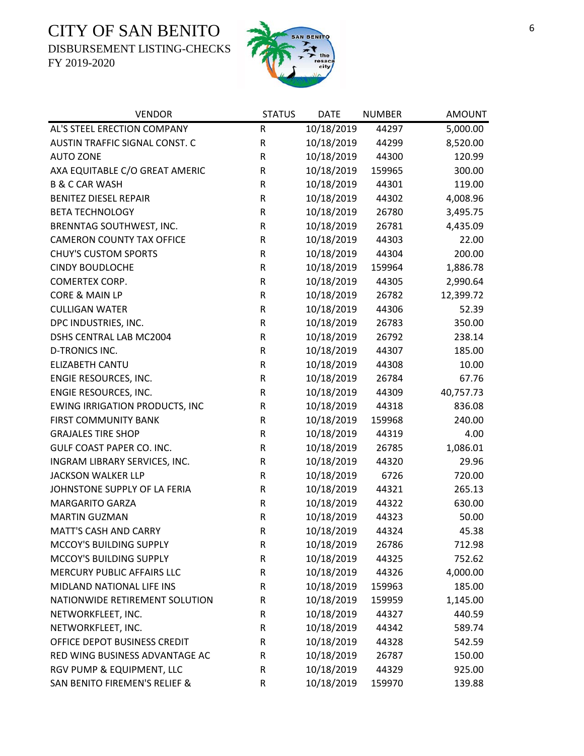# CITY OF SAN BENITO

DISBURSEMENT LISTING-CHECKS

FY 2019-2020

| VENDOR | STATUS | DATE | NUMBER | AMOUNT |
|---|---|---|---|---|
| AL'S STEEL ERECTION COMPANY | R | 10/18/2019 | 44297 | 5,000.00 |
| AUSTIN TRAFFIC SIGNAL CONST. C | R | 10/18/2019 | 44299 | 8,520.00 |
| AUTO ZONE | R | 10/18/2019 | 44300 | 120.99 |
| AXA EQUITABLE C/O GREAT AMERIC | R | 10/18/2019 | 159965 | 300.00 |
| B & C CAR WASH | R | 10/18/2019 | 44301 | 119.00 |
| BENITEZ DIESEL REPAIR | R | 10/18/2019 | 44302 | 4,008.96 |
| BETA TECHNOLOGY | R | 10/18/2019 | 26780 | 3,495.75 |
| BRENNTAG SOUTHWEST, INC. | R | 10/18/2019 | 26781 | 4,435.09 |
| CAMERON COUNTY TAX OFFICE | R | 10/18/2019 | 44303 | 22.00 |
| CHUY'S CUSTOM SPORTS | R | 10/18/2019 | 44304 | 200.00 |
| CINDY BOUDLOCHE | R | 10/18/2019 | 159964 | 1,886.78 |
| COMERTEX CORP. | R | 10/18/2019 | 44305 | 2,990.64 |
| CORE & MAIN LP | R | 10/18/2019 | 26782 | 12,399.72 |
| CULLIGAN WATER | R | 10/18/2019 | 44306 | 52.39 |
| DPC INDUSTRIES, INC. | R | 10/18/2019 | 26783 | 350.00 |
| DSHS CENTRAL LAB MC2004 | R | 10/18/2019 | 26792 | 238.14 |
| D-TRONICS INC. | R | 10/18/2019 | 44307 | 185.00 |
| ELIZABETH CANTU | R | 10/18/2019 | 44308 | 10.00 |
| ENGIE RESOURCES, INC. | R | 10/18/2019 | 26784 | 67.76 |
| ENGIE RESOURCES, INC. | R | 10/18/2019 | 44309 | 40,757.73 |
| EWING IRRIGATION PRODUCTS, INC | R | 10/18/2019 | 44318 | 836.08 |
| FIRST COMMUNITY BANK | R | 10/18/2019 | 159968 | 240.00 |
| GRAJALES TIRE SHOP | R | 10/18/2019 | 44319 | 4.00 |
| GULF COAST PAPER CO. INC. | R | 10/18/2019 | 26785 | 1,086.01 |
| INGRAM LIBRARY SERVICES, INC. | R | 10/18/2019 | 44320 | 29.96 |
| JACKSON WALKER LLP | R | 10/18/2019 | 6726 | 720.00 |
| JOHNSTONE SUPPLY OF LA FERIA | R | 10/18/2019 | 44321 | 265.13 |
| MARGARITO GARZA | R | 10/18/2019 | 44322 | 630.00 |
| MARTIN GUZMAN | R | 10/18/2019 | 44323 | 50.00 |
| MATT'S CASH AND CARRY | R | 10/18/2019 | 44324 | 45.38 |
| MCCOY'S BUILDING SUPPLY | R | 10/18/2019 | 26786 | 712.98 |
| MCCOY'S BUILDING SUPPLY | R | 10/18/2019 | 44325 | 752.62 |
| MERCURY PUBLIC AFFAIRS LLC | R | 10/18/2019 | 44326 | 4,000.00 |
| MIDLAND NATIONAL LIFE INS | R | 10/18/2019 | 159963 | 185.00 |
| NATIONWIDE RETIREMENT SOLUTION | R | 10/18/2019 | 159959 | 1,145.00 |
| NETWORKFLEET, INC. | R | 10/18/2019 | 44327 | 440.59 |
| NETWORKFLEET, INC. | R | 10/18/2019 | 44342 | 589.74 |
| OFFICE DEPOT BUSINESS CREDIT | R | 10/18/2019 | 44328 | 542.59 |
| RED WING BUSINESS ADVANTAGE AC | R | 10/18/2019 | 26787 | 150.00 |
| RGV PUMP & EQUIPMENT, LLC | R | 10/18/2019 | 44329 | 925.00 |
| SAN BENITO FIREMEN'S RELIEF & | R | 10/18/2019 | 159970 | 139.88 |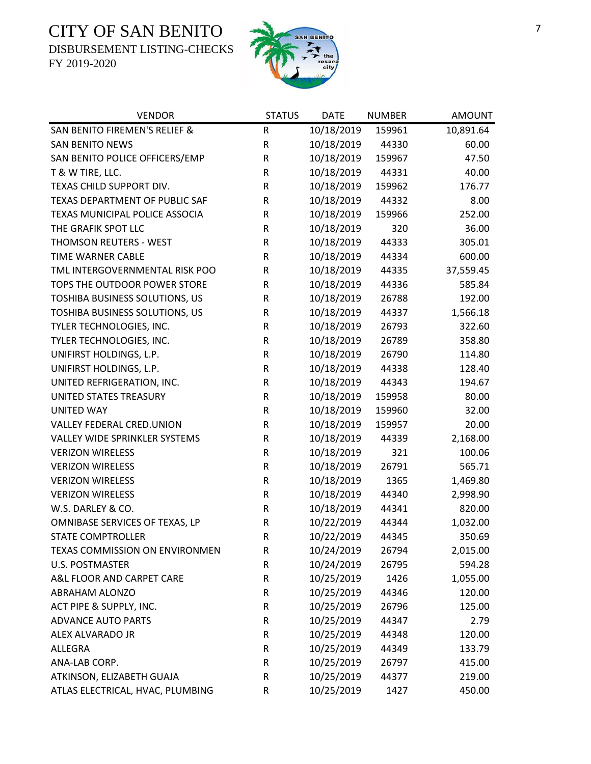# CITY OF SAN BENITO

DISBURSEMENT LISTING-CHECKS

FY 2019-2020

| VENDOR | STATUS | DATE | NUMBER | AMOUNT |
|---|---|---|---|---|
| SAN BENITO FIREMEN'S RELIEF & | R | 10/18/2019 | 159961 | 10,891.64 |
| SAN BENITO NEWS | R | 10/18/2019 | 44330 | 60.00 |
| SAN BENITO POLICE OFFICERS/EMP | R | 10/18/2019 | 159967 | 47.50 |
| T & W TIRE, LLC. | R | 10/18/2019 | 44331 | 40.00 |
| TEXAS CHILD SUPPORT DIV. | R | 10/18/2019 | 159962 | 176.77 |
| TEXAS DEPARTMENT OF PUBLIC SAF | R | 10/18/2019 | 44332 | 8.00 |
| TEXAS MUNICIPAL POLICE ASSOCIA | R | 10/18/2019 | 159966 | 252.00 |
| THE GRAFIK SPOT LLC | R | 10/18/2019 | 320 | 36.00 |
| THOMSON REUTERS - WEST | R | 10/18/2019 | 44333 | 305.01 |
| TIME WARNER CABLE | R | 10/18/2019 | 44334 | 600.00 |
| TML INTERGOVERNMENTAL RISK POO | R | 10/18/2019 | 44335 | 37,559.45 |
| TOPS THE OUTDOOR POWER STORE | R | 10/18/2019 | 44336 | 585.84 |
| TOSHIBA BUSINESS SOLUTIONS, US | R | 10/18/2019 | 26788 | 192.00 |
| TOSHIBA BUSINESS SOLUTIONS, US | R | 10/18/2019 | 44337 | 1,566.18 |
| TYLER TECHNOLOGIES, INC. | R | 10/18/2019 | 26793 | 322.60 |
| TYLER TECHNOLOGIES, INC. | R | 10/18/2019 | 26789 | 358.80 |
| UNIFIRST HOLDINGS, L.P. | R | 10/18/2019 | 26790 | 114.80 |
| UNIFIRST HOLDINGS, L.P. | R | 10/18/2019 | 44338 | 128.40 |
| UNITED REFRIGERATION, INC. | R | 10/18/2019 | 44343 | 194.67 |
| UNITED STATES TREASURY | R | 10/18/2019 | 159958 | 80.00 |
| UNITED WAY | R | 10/18/2019 | 159960 | 32.00 |
| VALLEY FEDERAL CRED.UNION | R | 10/18/2019 | 159957 | 20.00 |
| VALLEY WIDE SPRINKLER SYSTEMS | R | 10/18/2019 | 44339 | 2,168.00 |
| VERIZON WIRELESS | R | 10/18/2019 | 321 | 100.06 |
| VERIZON WIRELESS | R | 10/18/2019 | 26791 | 565.71 |
| VERIZON WIRELESS | R | 10/18/2019 | 1365 | 1,469.80 |
| VERIZON WIRELESS | R | 10/18/2019 | 44340 | 2,998.90 |
| W.S. DARLEY & CO. | R | 10/18/2019 | 44341 | 820.00 |
| OMNIBASE SERVICES OF TEXAS, LP | R | 10/22/2019 | 44344 | 1,032.00 |
| STATE COMPTROLLER | R | 10/22/2019 | 44345 | 350.69 |
| TEXAS COMMISSION ON ENVIRONMEN | R | 10/24/2019 | 26794 | 2,015.00 |
| U.S. POSTMASTER | R | 10/24/2019 | 26795 | 594.28 |
| A&L FLOOR AND CARPET CARE | R | 10/25/2019 | 1426 | 1,055.00 |
| ABRAHAM ALONZO | R | 10/25/2019 | 44346 | 120.00 |
| ACT PIPE & SUPPLY, INC. | R | 10/25/2019 | 26796 | 125.00 |
| ADVANCE AUTO PARTS | R | 10/25/2019 | 44347 | 2.79 |
| ALEX ALVARADO JR | R | 10/25/2019 | 44348 | 120.00 |
| ALLEGRA | R | 10/25/2019 | 44349 | 133.79 |
| ANA-LAB CORP. | R | 10/25/2019 | 26797 | 415.00 |
| ATKINSON, ELIZABETH GUAJA | R | 10/25/2019 | 44377 | 219.00 |
| ATLAS ELECTRICAL, HVAC, PLUMBING | R | 10/25/2019 | 1427 | 450.00 |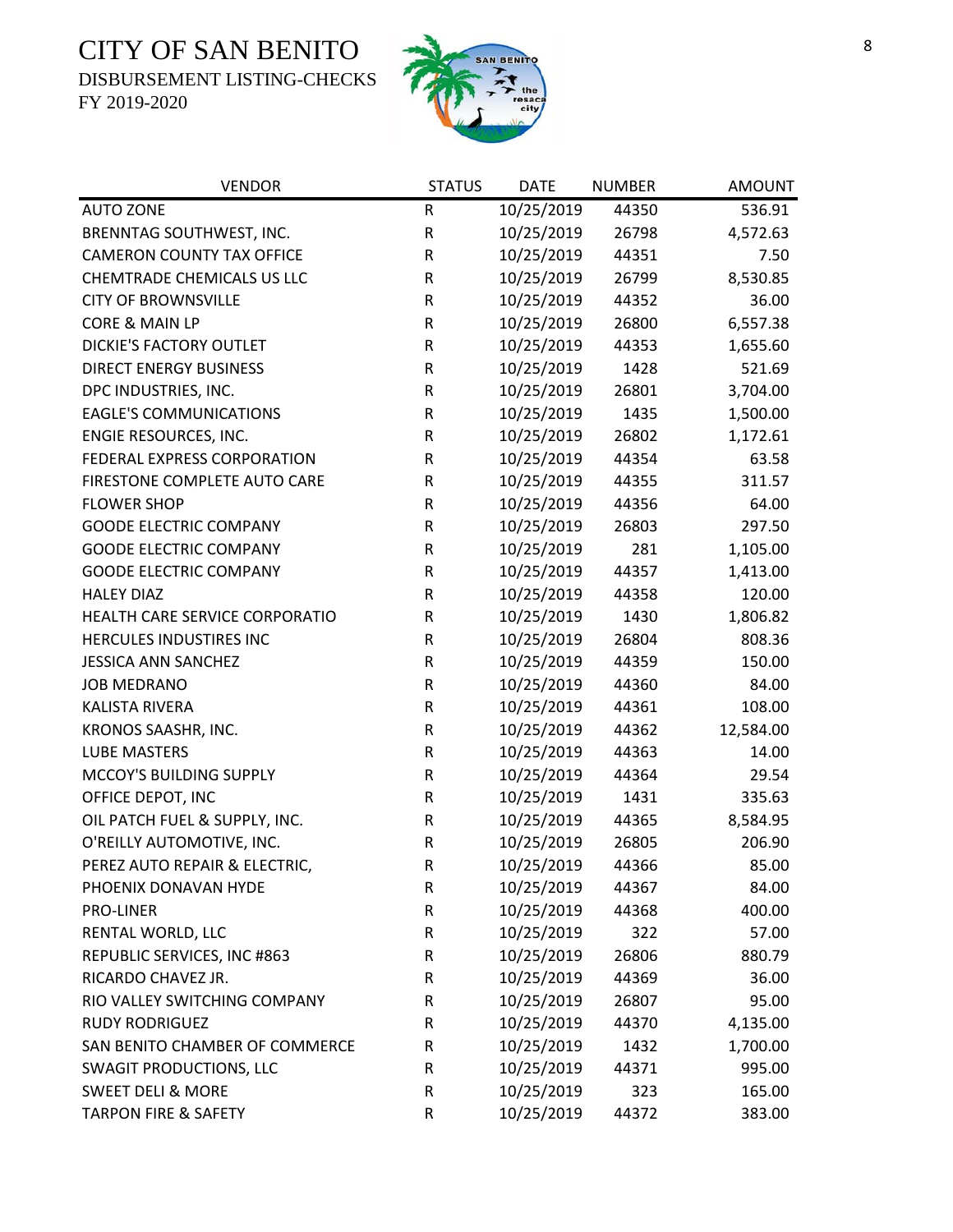# CITY OF SAN BENITO

DISBURSEMENT LISTING-CHECKS

FY 2019-2020

| VENDOR | STATUS | DATE | NUMBER | AMOUNT |
|---|---|---|---|---|
| AUTO ZONE | R | 10/25/2019 | 44350 | 536.91 |
| BRENNTAG SOUTHWEST, INC. | R | 10/25/2019 | 26798 | 4,572.63 |
| CAMERON COUNTY TAX OFFICE | R | 10/25/2019 | 44351 | 7.50 |
| CHEMTRADE CHEMICALS US LLC | R | 10/25/2019 | 26799 | 8,530.85 |
| CITY OF BROWNSVILLE | R | 10/25/2019 | 44352 | 36.00 |
| CORE & MAIN LP | R | 10/25/2019 | 26800 | 6,557.38 |
| DICKIE'S FACTORY OUTLET | R | 10/25/2019 | 44353 | 1,655.60 |
| DIRECT ENERGY BUSINESS | R | 10/25/2019 | 1428 | 521.69 |
| DPC INDUSTRIES, INC. | R | 10/25/2019 | 26801 | 3,704.00 |
| EAGLE'S COMMUNICATIONS | R | 10/25/2019 | 1435 | 1,500.00 |
| ENGIE RESOURCES, INC. | R | 10/25/2019 | 26802 | 1,172.61 |
| FEDERAL EXPRESS CORPORATION | R | 10/25/2019 | 44354 | 63.58 |
| FIRESTONE COMPLETE AUTO CARE | R | 10/25/2019 | 44355 | 311.57 |
| FLOWER SHOP | R | 10/25/2019 | 44356 | 64.00 |
| GOODE ELECTRIC COMPANY | R | 10/25/2019 | 26803 | 297.50 |
| GOODE ELECTRIC COMPANY | R | 10/25/2019 | 281 | 1,105.00 |
| GOODE ELECTRIC COMPANY | R | 10/25/2019 | 44357 | 1,413.00 |
| HALEY DIAZ | R | 10/25/2019 | 44358 | 120.00 |
| HEALTH CARE SERVICE CORPORATIO | R | 10/25/2019 | 1430 | 1,806.82 |
| HERCULES INDUSTIRES INC | R | 10/25/2019 | 26804 | 808.36 |
| JESSICA ANN SANCHEZ | R | 10/25/2019 | 44359 | 150.00 |
| JOB MEDRANO | R | 10/25/2019 | 44360 | 84.00 |
| KALISTA RIVERA | R | 10/25/2019 | 44361 | 108.00 |
| KRONOS SAASHR, INC. | R | 10/25/2019 | 44362 | 12,584.00 |
| LUBE MASTERS | R | 10/25/2019 | 44363 | 14.00 |
| MCCOY'S BUILDING SUPPLY | R | 10/25/2019 | 44364 | 29.54 |
| OFFICE DEPOT, INC | R | 10/25/2019 | 1431 | 335.63 |
| OIL PATCH FUEL & SUPPLY, INC. | R | 10/25/2019 | 44365 | 8,584.95 |
| O'REILLY AUTOMOTIVE, INC. | R | 10/25/2019 | 26805 | 206.90 |
| PEREZ AUTO REPAIR & ELECTRIC, | R | 10/25/2019 | 44366 | 85.00 |
| PHOENIX DONAVAN HYDE | R | 10/25/2019 | 44367 | 84.00 |
| PRO-LINER | R | 10/25/2019 | 44368 | 400.00 |
| RENTAL WORLD, LLC | R | 10/25/2019 | 322 | 57.00 |
| REPUBLIC SERVICES, INC #863 | R | 10/25/2019 | 26806 | 880.79 |
| RICARDO CHAVEZ JR. | R | 10/25/2019 | 44369 | 36.00 |
| RIO VALLEY SWITCHING COMPANY | R | 10/25/2019 | 26807 | 95.00 |
| RUDY RODRIGUEZ | R | 10/25/2019 | 44370 | 4,135.00 |
| SAN BENITO CHAMBER OF COMMERCE | R | 10/25/2019 | 1432 | 1,700.00 |
| SWAGIT PRODUCTIONS, LLC | R | 10/25/2019 | 44371 | 995.00 |
| SWEET DELI & MORE | R | 10/25/2019 | 323 | 165.00 |
| TARPON FIRE & SAFETY | R | 10/25/2019 | 44372 | 383.00 |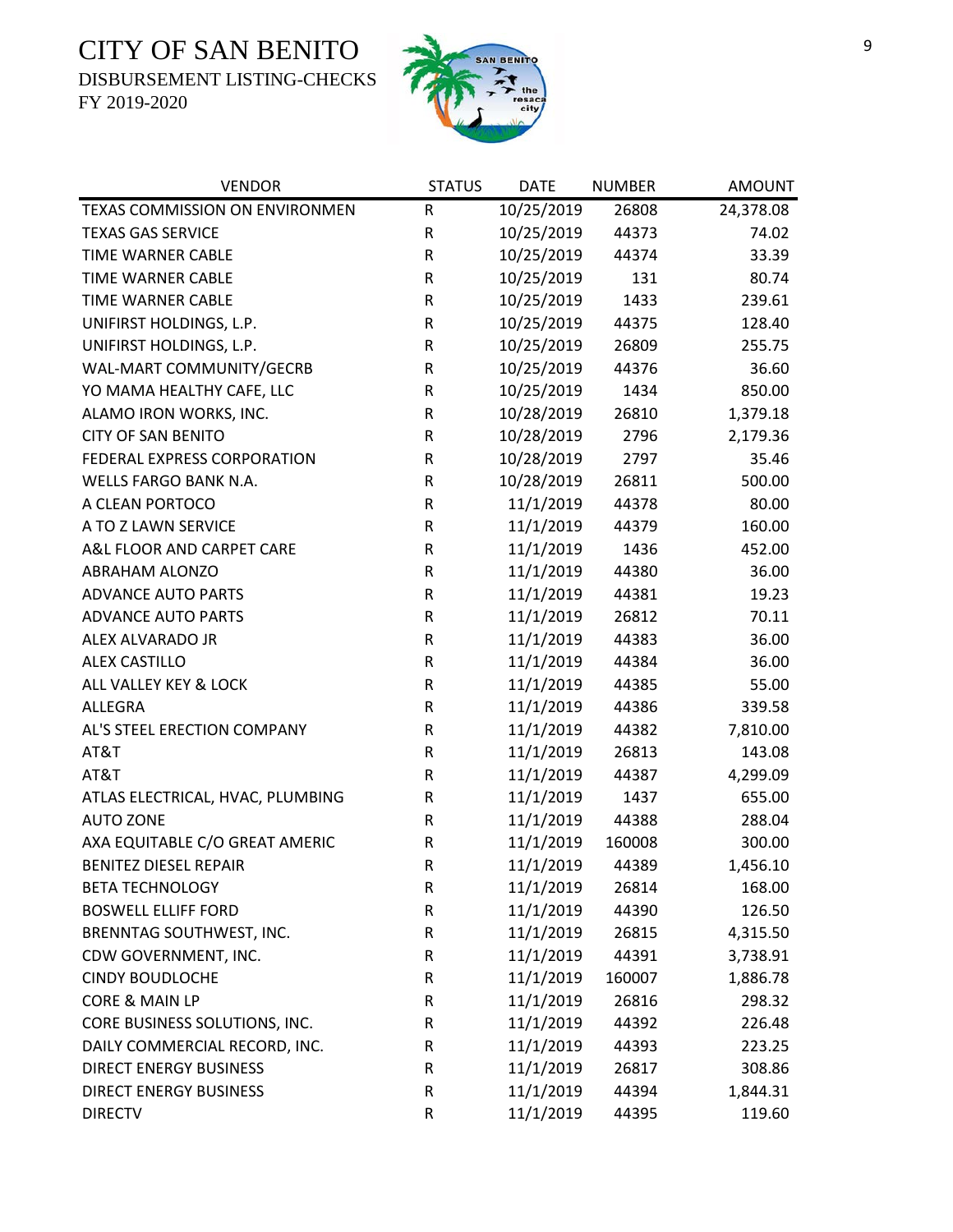# CITY OF SAN BENITO

DISBURSEMENT LISTING-CHECKS

FY 2019-2020

| VENDOR | STATUS | DATE | NUMBER | AMOUNT |
|---|---|---|---|---|
| TEXAS COMMISSION ON ENVIRONMEN | R | 10/25/2019 | 26808 | 24,378.08 |
| TEXAS GAS SERVICE | R | 10/25/2019 | 44373 | 74.02 |
| TIME WARNER CABLE | R | 10/25/2019 | 44374 | 33.39 |
| TIME WARNER CABLE | R | 10/25/2019 | 131 | 80.74 |
| TIME WARNER CABLE | R | 10/25/2019 | 1433 | 239.61 |
| UNIFIRST HOLDINGS, L.P. | R | 10/25/2019 | 44375 | 128.40 |
| UNIFIRST HOLDINGS, L.P. | R | 10/25/2019 | 26809 | 255.75 |
| WAL-MART COMMUNITY/GECRB | R | 10/25/2019 | 44376 | 36.60 |
| YO MAMA HEALTHY CAFE, LLC | R | 10/25/2019 | 1434 | 850.00 |
| ALAMO IRON WORKS, INC. | R | 10/28/2019 | 26810 | 1,379.18 |
| CITY OF SAN BENITO | R | 10/28/2019 | 2796 | 2,179.36 |
| FEDERAL EXPRESS CORPORATION | R | 10/28/2019 | 2797 | 35.46 |
| WELLS FARGO BANK N.A. | R | 10/28/2019 | 26811 | 500.00 |
| A CLEAN PORTOCO | R | 11/1/2019 | 44378 | 80.00 |
| A TO Z LAWN SERVICE | R | 11/1/2019 | 44379 | 160.00 |
| A&L FLOOR AND CARPET CARE | R | 11/1/2019 | 1436 | 452.00 |
| ABRAHAM ALONZO | R | 11/1/2019 | 44380 | 36.00 |
| ADVANCE AUTO PARTS | R | 11/1/2019 | 44381 | 19.23 |
| ADVANCE AUTO PARTS | R | 11/1/2019 | 26812 | 70.11 |
| ALEX ALVARADO JR | R | 11/1/2019 | 44383 | 36.00 |
| ALEX CASTILLO | R | 11/1/2019 | 44384 | 36.00 |
| ALL VALLEY KEY & LOCK | R | 11/1/2019 | 44385 | 55.00 |
| ALLEGRA | R | 11/1/2019 | 44386 | 339.58 |
| AL'S STEEL ERECTION COMPANY | R | 11/1/2019 | 44382 | 7,810.00 |
| AT&T | R | 11/1/2019 | 26813 | 143.08 |
| AT&T | R | 11/1/2019 | 44387 | 4,299.09 |
| ATLAS ELECTRICAL, HVAC, PLUMBING | R | 11/1/2019 | 1437 | 655.00 |
| AUTO ZONE | R | 11/1/2019 | 44388 | 288.04 |
| AXA EQUITABLE C/O GREAT AMERIC | R | 11/1/2019 | 160008 | 300.00 |
| BENITEZ DIESEL REPAIR | R | 11/1/2019 | 44389 | 1,456.10 |
| BETA TECHNOLOGY | R | 11/1/2019 | 26814 | 168.00 |
| BOSWELL ELLIFF FORD | R | 11/1/2019 | 44390 | 126.50 |
| BRENNTAG SOUTHWEST, INC. | R | 11/1/2019 | 26815 | 4,315.50 |
| CDW GOVERNMENT, INC. | R | 11/1/2019 | 44391 | 3,738.91 |
| CINDY BOUDLOCHE | R | 11/1/2019 | 160007 | 1,886.78 |
| CORE & MAIN LP | R | 11/1/2019 | 26816 | 298.32 |
| CORE BUSINESS SOLUTIONS, INC. | R | 11/1/2019 | 44392 | 226.48 |
| DAILY COMMERCIAL RECORD, INC. | R | 11/1/2019 | 44393 | 223.25 |
| DIRECT ENERGY BUSINESS | R | 11/1/2019 | 26817 | 308.86 |
| DIRECT ENERGY BUSINESS | R | 11/1/2019 | 44394 | 1,844.31 |
| DIRECTV | R | 11/1/2019 | 44395 | 119.60 |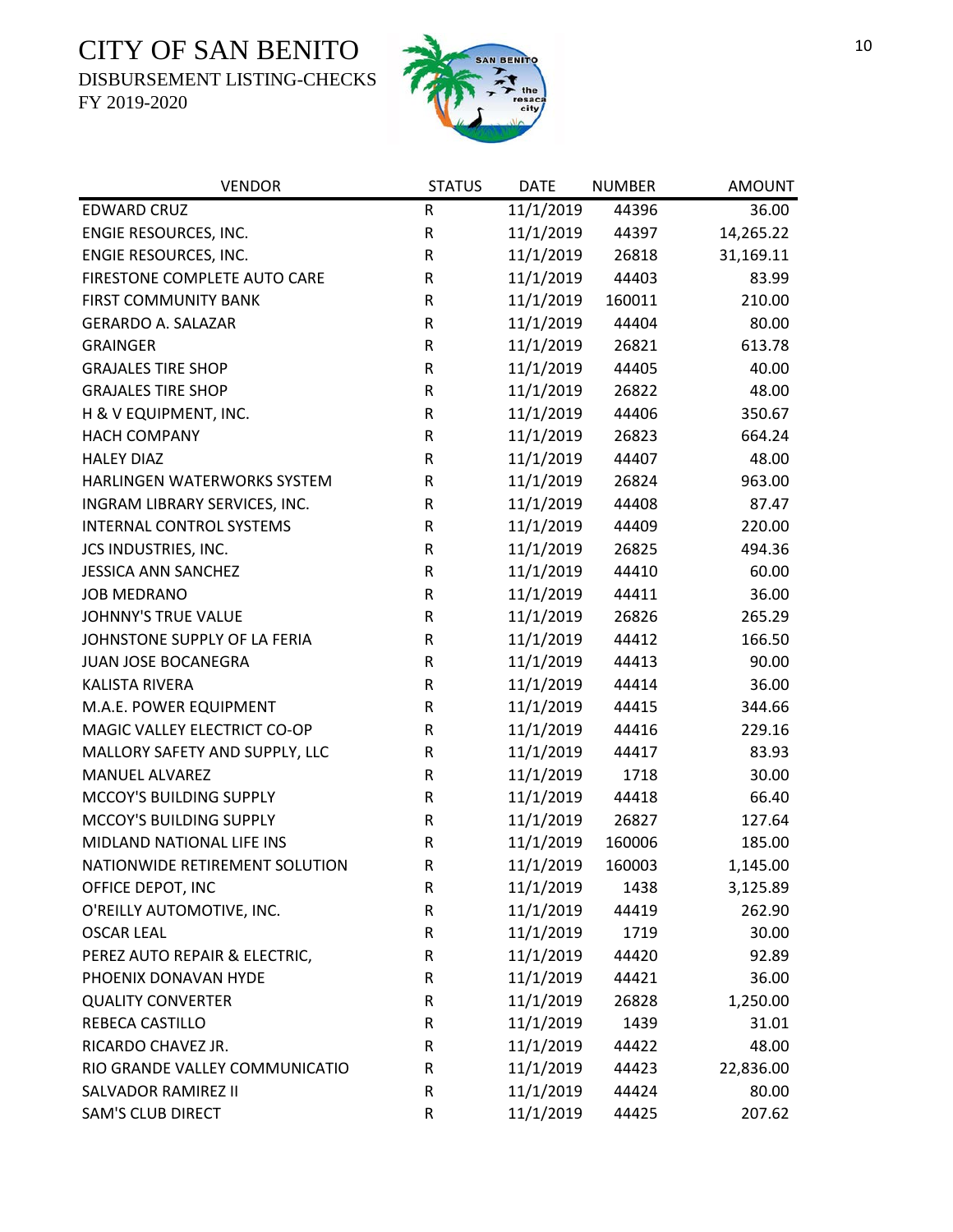# CITY OF SAN BENITO

DISBURSEMENT LISTING-CHECKS

FY 2019-2020

| VENDOR | STATUS | DATE | NUMBER | AMOUNT |
|---|---|---|---|---|
| EDWARD CRUZ | R | 11/1/2019 | 44396 | 36.00 |
| ENGIE RESOURCES, INC. | R | 11/1/2019 | 44397 | 14,265.22 |
| ENGIE RESOURCES, INC. | R | 11/1/2019 | 26818 | 31,169.11 |
| FIRESTONE COMPLETE AUTO CARE | R | 11/1/2019 | 44403 | 83.99 |
| FIRST COMMUNITY BANK | R | 11/1/2019 | 160011 | 210.00 |
| GERARDO A. SALAZAR | R | 11/1/2019 | 44404 | 80.00 |
| GRAINGER | R | 11/1/2019 | 26821 | 613.78 |
| GRAJALES TIRE SHOP | R | 11/1/2019 | 44405 | 40.00 |
| GRAJALES TIRE SHOP | R | 11/1/2019 | 26822 | 48.00 |
| H & V EQUIPMENT, INC. | R | 11/1/2019 | 44406 | 350.67 |
| HACH COMPANY | R | 11/1/2019 | 26823 | 664.24 |
| HALEY DIAZ | R | 11/1/2019 | 44407 | 48.00 |
| HARLINGEN WATERWORKS SYSTEM | R | 11/1/2019 | 26824 | 963.00 |
| INGRAM LIBRARY SERVICES, INC. | R | 11/1/2019 | 44408 | 87.47 |
| INTERNAL CONTROL SYSTEMS | R | 11/1/2019 | 44409 | 220.00 |
| JCS INDUSTRIES, INC. | R | 11/1/2019 | 26825 | 494.36 |
| JESSICA ANN SANCHEZ | R | 11/1/2019 | 44410 | 60.00 |
| JOB MEDRANO | R | 11/1/2019 | 44411 | 36.00 |
| JOHNNY'S TRUE VALUE | R | 11/1/2019 | 26826 | 265.29 |
| JOHNSTONE SUPPLY OF LA FERIA | R | 11/1/2019 | 44412 | 166.50 |
| JUAN JOSE BOCANEGRA | R | 11/1/2019 | 44413 | 90.00 |
| KALISTA RIVERA | R | 11/1/2019 | 44414 | 36.00 |
| M.A.E. POWER EQUIPMENT | R | 11/1/2019 | 44415 | 344.66 |
| MAGIC VALLEY ELECTRICT CO-OP | R | 11/1/2019 | 44416 | 229.16 |
| MALLORY SAFETY AND SUPPLY, LLC | R | 11/1/2019 | 44417 | 83.93 |
| MANUEL ALVAREZ | R | 11/1/2019 | 1718 | 30.00 |
| MCCOY'S BUILDING SUPPLY | R | 11/1/2019 | 44418 | 66.40 |
| MCCOY'S BUILDING SUPPLY | R | 11/1/2019 | 26827 | 127.64 |
| MIDLAND NATIONAL LIFE INS | R | 11/1/2019 | 160006 | 185.00 |
| NATIONWIDE RETIREMENT SOLUTION | R | 11/1/2019 | 160003 | 1,145.00 |
| OFFICE DEPOT, INC | R | 11/1/2019 | 1438 | 3,125.89 |
| O'REILLY AUTOMOTIVE, INC. | R | 11/1/2019 | 44419 | 262.90 |
| OSCAR LEAL | R | 11/1/2019 | 1719 | 30.00 |
| PEREZ AUTO REPAIR & ELECTRIC, | R | 11/1/2019 | 44420 | 92.89 |
| PHOENIX DONAVAN HYDE | R | 11/1/2019 | 44421 | 36.00 |
| QUALITY CONVERTER | R | 11/1/2019 | 26828 | 1,250.00 |
| REBECA CASTILLO | R | 11/1/2019 | 1439 | 31.01 |
| RICARDO CHAVEZ JR. | R | 11/1/2019 | 44422 | 48.00 |
| RIO GRANDE VALLEY COMMUNICATIO | R | 11/1/2019 | 44423 | 22,836.00 |
| SALVADOR RAMIREZ II | R | 11/1/2019 | 44424 | 80.00 |
| SAM'S CLUB DIRECT | R | 11/1/2019 | 44425 | 207.62 |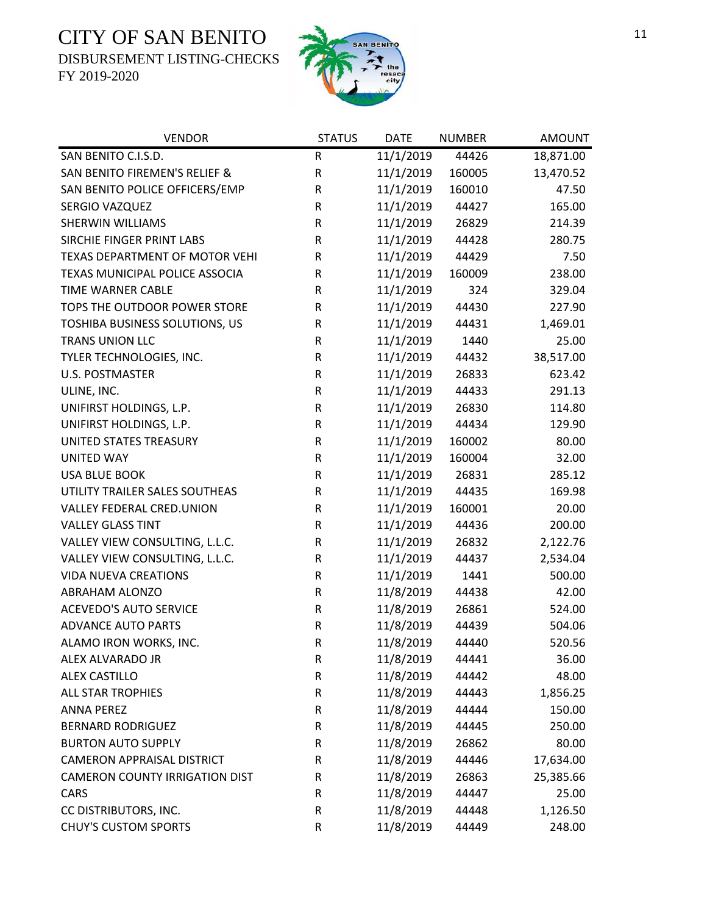# CITY OF SAN BENITO

DISBURSEMENT LISTING-CHECKS

FY 2019-2020

| VENDOR | STATUS | DATE | NUMBER | AMOUNT |
|---|---|---|---|---|
| SAN BENITO C.I.S.D. | R | 11/1/2019 | 44426 | 18,871.00 |
| SAN BENITO FIREMEN'S RELIEF & | R | 11/1/2019 | 160005 | 13,470.52 |
| SAN BENITO POLICE OFFICERS/EMP | R | 11/1/2019 | 160010 | 47.50 |
| SERGIO VAZQUEZ | R | 11/1/2019 | 44427 | 165.00 |
| SHERWIN WILLIAMS | R | 11/1/2019 | 26829 | 214.39 |
| SIRCHIE FINGER PRINT LABS | R | 11/1/2019 | 44428 | 280.75 |
| TEXAS DEPARTMENT OF MOTOR VEHI | R | 11/1/2019 | 44429 | 7.50 |
| TEXAS MUNICIPAL POLICE ASSOCIA | R | 11/1/2019 | 160009 | 238.00 |
| TIME WARNER CABLE | R | 11/1/2019 | 324 | 329.04 |
| TOPS THE OUTDOOR POWER STORE | R | 11/1/2019 | 44430 | 227.90 |
| TOSHIBA BUSINESS SOLUTIONS, US | R | 11/1/2019 | 44431 | 1,469.01 |
| TRANS UNION LLC | R | 11/1/2019 | 1440 | 25.00 |
| TYLER TECHNOLOGIES, INC. | R | 11/1/2019 | 44432 | 38,517.00 |
| U.S. POSTMASTER | R | 11/1/2019 | 26833 | 623.42 |
| ULINE, INC. | R | 11/1/2019 | 44433 | 291.13 |
| UNIFIRST HOLDINGS, L.P. | R | 11/1/2019 | 26830 | 114.80 |
| UNIFIRST HOLDINGS, L.P. | R | 11/1/2019 | 44434 | 129.90 |
| UNITED STATES TREASURY | R | 11/1/2019 | 160002 | 80.00 |
| UNITED WAY | R | 11/1/2019 | 160004 | 32.00 |
| USA BLUE BOOK | R | 11/1/2019 | 26831 | 285.12 |
| UTILITY TRAILER SALES SOUTHEAS | R | 11/1/2019 | 44435 | 169.98 |
| VALLEY FEDERAL CRED.UNION | R | 11/1/2019 | 160001 | 20.00 |
| VALLEY GLASS TINT | R | 11/1/2019 | 44436 | 200.00 |
| VALLEY VIEW CONSULTING, L.L.C. | R | 11/1/2019 | 26832 | 2,122.76 |
| VALLEY VIEW CONSULTING, L.L.C. | R | 11/1/2019 | 44437 | 2,534.04 |
| VIDA NUEVA CREATIONS | R | 11/1/2019 | 1441 | 500.00 |
| ABRAHAM ALONZO | R | 11/8/2019 | 44438 | 42.00 |
| ACEVEDO'S AUTO SERVICE | R | 11/8/2019 | 26861 | 524.00 |
| ADVANCE AUTO PARTS | R | 11/8/2019 | 44439 | 504.06 |
| ALAMO IRON WORKS, INC. | R | 11/8/2019 | 44440 | 520.56 |
| ALEX ALVARADO JR | R | 11/8/2019 | 44441 | 36.00 |
| ALEX CASTILLO | R | 11/8/2019 | 44442 | 48.00 |
| ALL STAR TROPHIES | R | 11/8/2019 | 44443 | 1,856.25 |
| ANNA PEREZ | R | 11/8/2019 | 44444 | 150.00 |
| BERNARD RODRIGUEZ | R | 11/8/2019 | 44445 | 250.00 |
| BURTON AUTO SUPPLY | R | 11/8/2019 | 26862 | 80.00 |
| CAMERON APPRAISAL DISTRICT | R | 11/8/2019 | 44446 | 17,634.00 |
| CAMERON COUNTY IRRIGATION DIST | R | 11/8/2019 | 26863 | 25,385.66 |
| CARS | R | 11/8/2019 | 44447 | 25.00 |
| CC DISTRIBUTORS, INC. | R | 11/8/2019 | 44448 | 1,126.50 |
| CHUY'S CUSTOM SPORTS | R | 11/8/2019 | 44449 | 248.00 |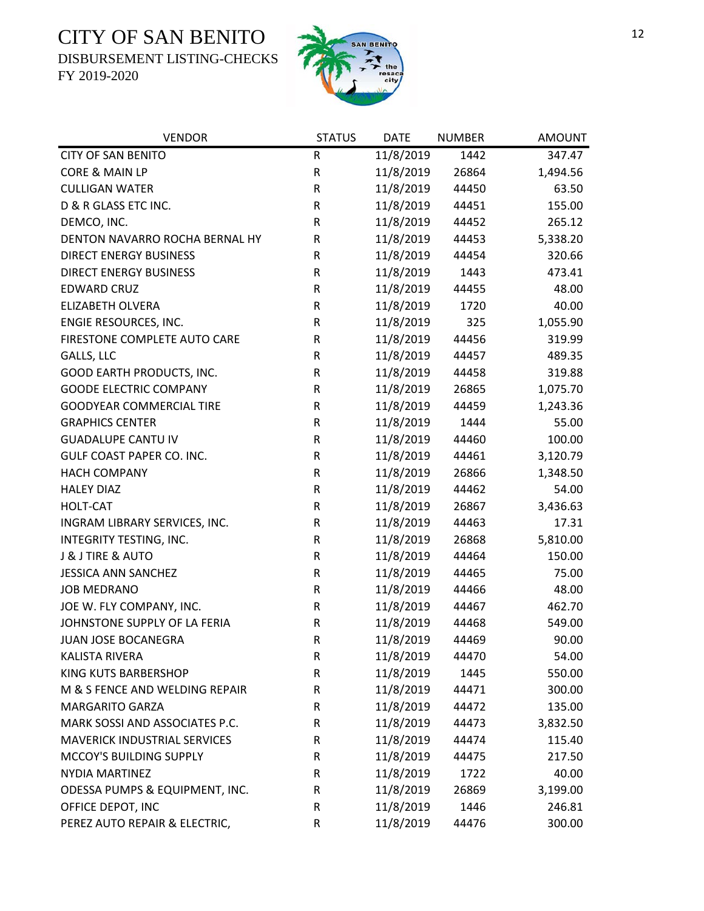# CITY OF SAN BENITO

DISBURSEMENT LISTING-CHECKS
FY 2019-2020

| VENDOR | STATUS | DATE | NUMBER | AMOUNT |
|---|---|---|---|---|
| CITY OF SAN BENITO | R | 11/8/2019 | 1442 | 347.47 |
| CORE & MAIN LP | R | 11/8/2019 | 26864 | 1,494.56 |
| CULLIGAN WATER | R | 11/8/2019 | 44450 | 63.50 |
| D & R GLASS ETC INC. | R | 11/8/2019 | 44451 | 155.00 |
| DEMCO, INC. | R | 11/8/2019 | 44452 | 265.12 |
| DENTON NAVARRO ROCHA BERNAL HY | R | 11/8/2019 | 44453 | 5,338.20 |
| DIRECT ENERGY BUSINESS | R | 11/8/2019 | 44454 | 320.66 |
| DIRECT ENERGY BUSINESS | R | 11/8/2019 | 1443 | 473.41 |
| EDWARD CRUZ | R | 11/8/2019 | 44455 | 48.00 |
| ELIZABETH OLVERA | R | 11/8/2019 | 1720 | 40.00 |
| ENGIE RESOURCES, INC. | R | 11/8/2019 | 325 | 1,055.90 |
| FIRESTONE COMPLETE AUTO CARE | R | 11/8/2019 | 44456 | 319.99 |
| GALLS, LLC | R | 11/8/2019 | 44457 | 489.35 |
| GOOD EARTH PRODUCTS, INC. | R | 11/8/2019 | 44458 | 319.88 |
| GOODE ELECTRIC COMPANY | R | 11/8/2019 | 26865 | 1,075.70 |
| GOODYEAR COMMERCIAL TIRE | R | 11/8/2019 | 44459 | 1,243.36 |
| GRAPHICS CENTER | R | 11/8/2019 | 1444 | 55.00 |
| GUADALUPE CANTU IV | R | 11/8/2019 | 44460 | 100.00 |
| GULF COAST PAPER CO. INC. | R | 11/8/2019 | 44461 | 3,120.79 |
| HACH COMPANY | R | 11/8/2019 | 26866 | 1,348.50 |
| HALEY DIAZ | R | 11/8/2019 | 44462 | 54.00 |
| HOLT-CAT | R | 11/8/2019 | 26867 | 3,436.63 |
| INGRAM LIBRARY SERVICES, INC. | R | 11/8/2019 | 44463 | 17.31 |
| INTEGRITY TESTING, INC. | R | 11/8/2019 | 26868 | 5,810.00 |
| J & J TIRE & AUTO | R | 11/8/2019 | 44464 | 150.00 |
| JESSICA ANN SANCHEZ | R | 11/8/2019 | 44465 | 75.00 |
| JOB MEDRANO | R | 11/8/2019 | 44466 | 48.00 |
| JOE W. FLY COMPANY, INC. | R | 11/8/2019 | 44467 | 462.70 |
| JOHNSTONE SUPPLY OF LA FERIA | R | 11/8/2019 | 44468 | 549.00 |
| JUAN JOSE BOCANEGRA | R | 11/8/2019 | 44469 | 90.00 |
| KALISTA RIVERA | R | 11/8/2019 | 44470 | 54.00 |
| KING KUTS BARBERSHOP | R | 11/8/2019 | 1445 | 550.00 |
| M & S FENCE AND WELDING REPAIR | R | 11/8/2019 | 44471 | 300.00 |
| MARGARITO GARZA | R | 11/8/2019 | 44472 | 135.00 |
| MARK SOSSI AND ASSOCIATES P.C. | R | 11/8/2019 | 44473 | 3,832.50 |
| MAVERICK INDUSTRIAL SERVICES | R | 11/8/2019 | 44474 | 115.40 |
| MCCOY'S BUILDING SUPPLY | R | 11/8/2019 | 44475 | 217.50 |
| NYDIA MARTINEZ | R | 11/8/2019 | 1722 | 40.00 |
| ODESSA PUMPS & EQUIPMENT, INC. | R | 11/8/2019 | 26869 | 3,199.00 |
| OFFICE DEPOT, INC | R | 11/8/2019 | 1446 | 246.81 |
| PEREZ AUTO REPAIR & ELECTRIC, | R | 11/8/2019 | 44476 | 300.00 |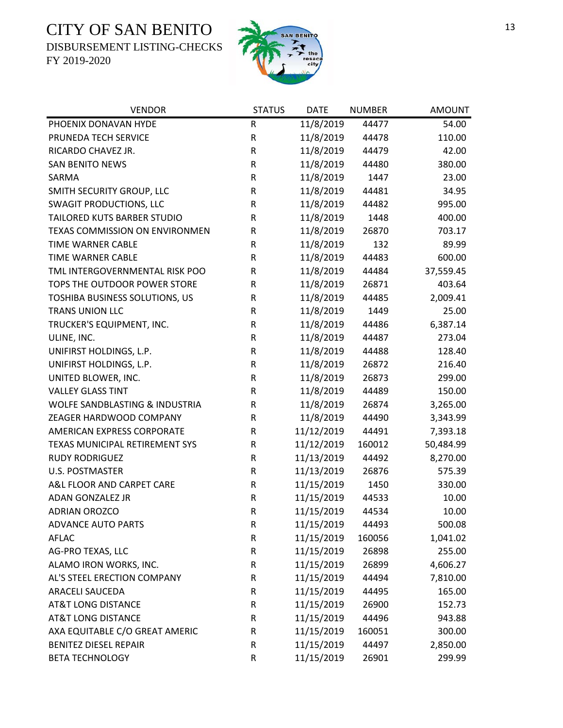# CITY OF SAN BENITO

DISBURSEMENT LISTING-CHECKS

FY 2019-2020

| VENDOR | STATUS | DATE | NUMBER | AMOUNT |
|---|---|---|---|---|
| PHOENIX DONAVAN HYDE | R | 11/8/2019 | 44477 | 54.00 |
| PRUNEDA TECH SERVICE | R | 11/8/2019 | 44478 | 110.00 |
| RICARDO CHAVEZ JR. | R | 11/8/2019 | 44479 | 42.00 |
| SAN BENITO NEWS | R | 11/8/2019 | 44480 | 380.00 |
| SARMA | R | 11/8/2019 | 1447 | 23.00 |
| SMITH SECURITY GROUP, LLC | R | 11/8/2019 | 44481 | 34.95 |
| SWAGIT PRODUCTIONS, LLC | R | 11/8/2019 | 44482 | 995.00 |
| TAILORED KUTS BARBER STUDIO | R | 11/8/2019 | 1448 | 400.00 |
| TEXAS COMMISSION ON ENVIRONMEN | R | 11/8/2019 | 26870 | 703.17 |
| TIME WARNER CABLE | R | 11/8/2019 | 132 | 89.99 |
| TIME WARNER CABLE | R | 11/8/2019 | 44483 | 600.00 |
| TML INTERGOVERNMENTAL RISK POO | R | 11/8/2019 | 44484 | 37,559.45 |
| TOPS THE OUTDOOR POWER STORE | R | 11/8/2019 | 26871 | 403.64 |
| TOSHIBA BUSINESS SOLUTIONS, US | R | 11/8/2019 | 44485 | 2,009.41 |
| TRANS UNION LLC | R | 11/8/2019 | 1449 | 25.00 |
| TRUCKER'S EQUIPMENT, INC. | R | 11/8/2019 | 44486 | 6,387.14 |
| ULINE, INC. | R | 11/8/2019 | 44487 | 273.04 |
| UNIFIRST HOLDINGS, L.P. | R | 11/8/2019 | 44488 | 128.40 |
| UNIFIRST HOLDINGS, L.P. | R | 11/8/2019 | 26872 | 216.40 |
| UNITED BLOWER, INC. | R | 11/8/2019 | 26873 | 299.00 |
| VALLEY GLASS TINT | R | 11/8/2019 | 44489 | 150.00 |
| WOLFE SANDBLASTING & INDUSTRIA | R | 11/8/2019 | 26874 | 3,265.00 |
| ZEAGER HARDWOOD COMPANY | R | 11/8/2019 | 44490 | 3,343.99 |
| AMERICAN EXPRESS CORPORATE | R | 11/12/2019 | 44491 | 7,393.18 |
| TEXAS MUNICIPAL RETIREMENT SYS | R | 11/12/2019 | 160012 | 50,484.99 |
| RUDY RODRIGUEZ | R | 11/13/2019 | 44492 | 8,270.00 |
| U.S. POSTMASTER | R | 11/13/2019 | 26876 | 575.39 |
| A&L FLOOR AND CARPET CARE | R | 11/15/2019 | 1450 | 330.00 |
| ADAN GONZALEZ JR | R | 11/15/2019 | 44533 | 10.00 |
| ADRIAN OROZCO | R | 11/15/2019 | 44534 | 10.00 |
| ADVANCE AUTO PARTS | R | 11/15/2019 | 44493 | 500.08 |
| AFLAC | R | 11/15/2019 | 160056 | 1,041.02 |
| AG-PRO TEXAS, LLC | R | 11/15/2019 | 26898 | 255.00 |
| ALAMO IRON WORKS, INC. | R | 11/15/2019 | 26899 | 4,606.27 |
| AL'S STEEL ERECTION COMPANY | R | 11/15/2019 | 44494 | 7,810.00 |
| ARACELI SAUCEDA | R | 11/15/2019 | 44495 | 165.00 |
| AT&T LONG DISTANCE | R | 11/15/2019 | 26900 | 152.73 |
| AT&T LONG DISTANCE | R | 11/15/2019 | 44496 | 943.88 |
| AXA EQUITABLE C/O GREAT AMERIC | R | 11/15/2019 | 160051 | 300.00 |
| BENITEZ DIESEL REPAIR | R | 11/15/2019 | 44497 | 2,850.00 |
| BETA TECHNOLOGY | R | 11/15/2019 | 26901 | 299.99 |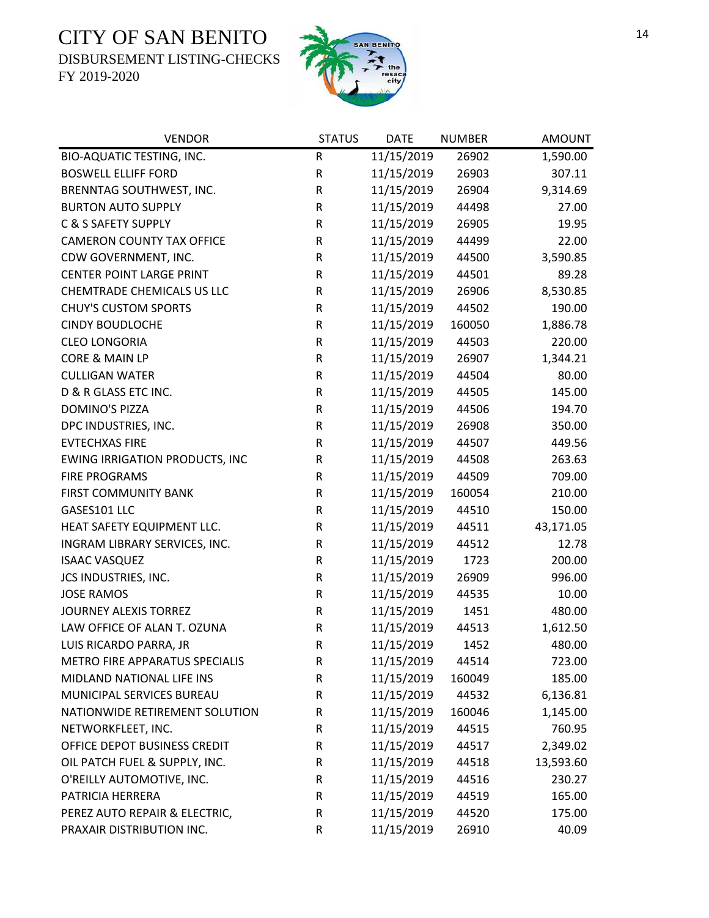# CITY OF SAN BENITO

DISBURSEMENT LISTING-CHECKS

FY 2019-2020

| VENDOR | STATUS | DATE | NUMBER | AMOUNT |
|---|---|---|---|---|
| BIO-AQUATIC TESTING, INC. | R | 11/15/2019 | 26902 | 1,590.00 |
| BOSWELL ELLIFF FORD | R | 11/15/2019 | 26903 | 307.11 |
| BRENNTAG SOUTHWEST, INC. | R | 11/15/2019 | 26904 | 9,314.69 |
| BURTON AUTO SUPPLY | R | 11/15/2019 | 44498 | 27.00 |
| C & S SAFETY SUPPLY | R | 11/15/2019 | 26905 | 19.95 |
| CAMERON COUNTY TAX OFFICE | R | 11/15/2019 | 44499 | 22.00 |
| CDW GOVERNMENT, INC. | R | 11/15/2019 | 44500 | 3,590.85 |
| CENTER POINT LARGE PRINT | R | 11/15/2019 | 44501 | 89.28 |
| CHEMTRADE CHEMICALS US LLC | R | 11/15/2019 | 26906 | 8,530.85 |
| CHUY'S CUSTOM SPORTS | R | 11/15/2019 | 44502 | 190.00 |
| CINDY BOUDLOCHE | R | 11/15/2019 | 160050 | 1,886.78 |
| CLEO LONGORIA | R | 11/15/2019 | 44503 | 220.00 |
| CORE & MAIN LP | R | 11/15/2019 | 26907 | 1,344.21 |
| CULLIGAN WATER | R | 11/15/2019 | 44504 | 80.00 |
| D & R GLASS ETC INC. | R | 11/15/2019 | 44505 | 145.00 |
| DOMINO'S PIZZA | R | 11/15/2019 | 44506 | 194.70 |
| DPC INDUSTRIES, INC. | R | 11/15/2019 | 26908 | 350.00 |
| EVTECHXAS FIRE | R | 11/15/2019 | 44507 | 449.56 |
| EWING IRRIGATION PRODUCTS, INC | R | 11/15/2019 | 44508 | 263.63 |
| FIRE PROGRAMS | R | 11/15/2019 | 44509 | 709.00 |
| FIRST COMMUNITY BANK | R | 11/15/2019 | 160054 | 210.00 |
| GASES101 LLC | R | 11/15/2019 | 44510 | 150.00 |
| HEAT SAFETY EQUIPMENT LLC. | R | 11/15/2019 | 44511 | 43,171.05 |
| INGRAM LIBRARY SERVICES, INC. | R | 11/15/2019 | 44512 | 12.78 |
| ISAAC VASQUEZ | R | 11/15/2019 | 1723 | 200.00 |
| JCS INDUSTRIES, INC. | R | 11/15/2019 | 26909 | 996.00 |
| JOSE RAMOS | R | 11/15/2019 | 44535 | 10.00 |
| JOURNEY ALEXIS TORREZ | R | 11/15/2019 | 1451 | 480.00 |
| LAW OFFICE OF ALAN T. OZUNA | R | 11/15/2019 | 44513 | 1,612.50 |
| LUIS RICARDO PARRA, JR | R | 11/15/2019 | 1452 | 480.00 |
| METRO FIRE APPARATUS SPECIALIS | R | 11/15/2019 | 44514 | 723.00 |
| MIDLAND NATIONAL LIFE INS | R | 11/15/2019 | 160049 | 185.00 |
| MUNICIPAL SERVICES BUREAU | R | 11/15/2019 | 44532 | 6,136.81 |
| NATIONWIDE RETIREMENT SOLUTION | R | 11/15/2019 | 160046 | 1,145.00 |
| NETWORKFLEET, INC. | R | 11/15/2019 | 44515 | 760.95 |
| OFFICE DEPOT BUSINESS CREDIT | R | 11/15/2019 | 44517 | 2,349.02 |
| OIL PATCH FUEL & SUPPLY, INC. | R | 11/15/2019 | 44518 | 13,593.60 |
| O'REILLY AUTOMOTIVE, INC. | R | 11/15/2019 | 44516 | 230.27 |
| PATRICIA HERRERA | R | 11/15/2019 | 44519 | 165.00 |
| PEREZ AUTO REPAIR & ELECTRIC, | R | 11/15/2019 | 44520 | 175.00 |
| PRAXAIR DISTRIBUTION INC. | R | 11/15/2019 | 26910 | 40.09 |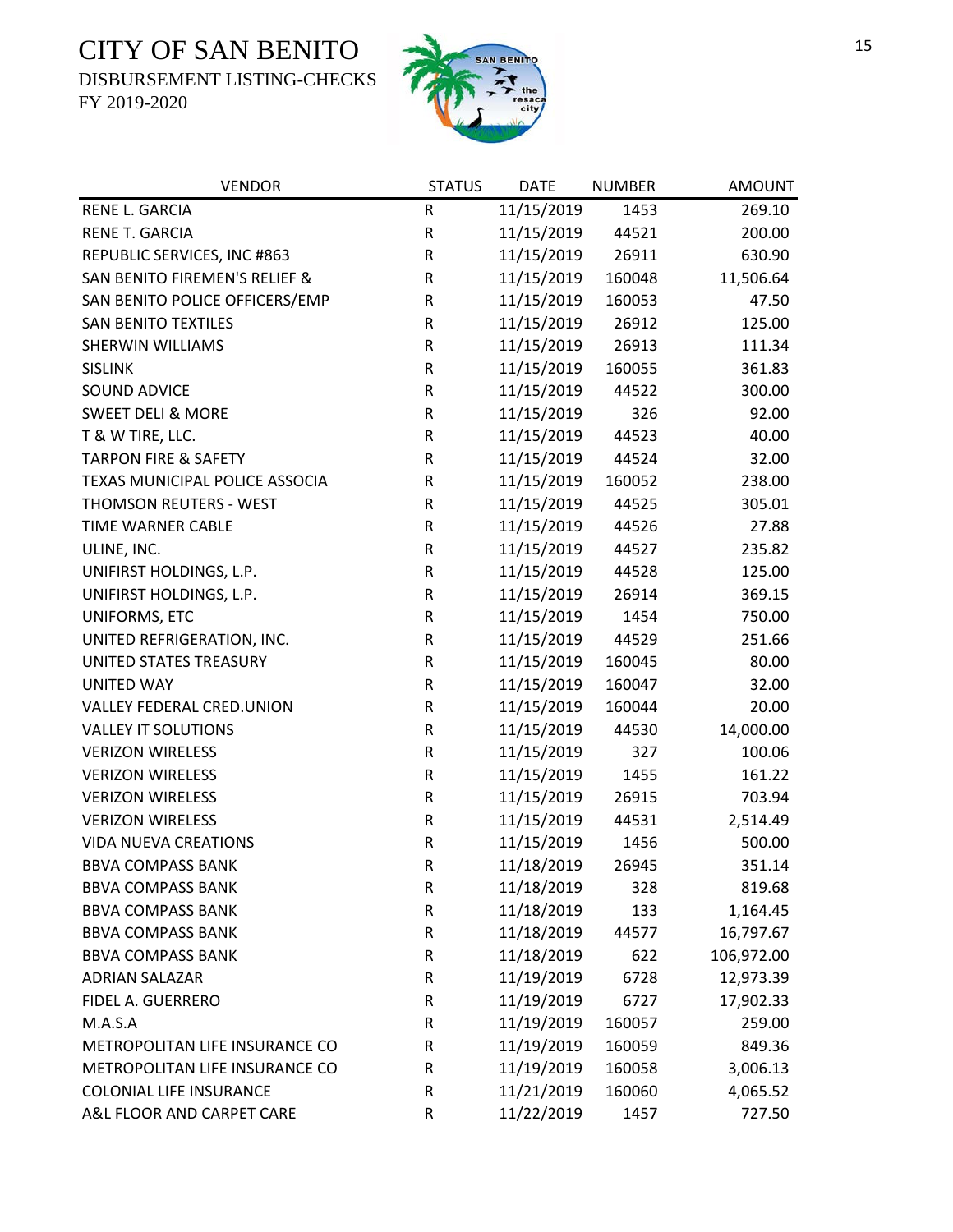# CITY OF SAN BENITO

DISBURSEMENT LISTING-CHECKS

FY 2019-2020

| VENDOR | STATUS | DATE | NUMBER | AMOUNT |
|---|---|---|---|---|
| RENE L. GARCIA | R | 11/15/2019 | 1453 | 269.10 |
| RENE T. GARCIA | R | 11/15/2019 | 44521 | 200.00 |
| REPUBLIC SERVICES, INC #863 | R | 11/15/2019 | 26911 | 630.90 |
| SAN BENITO FIREMEN'S RELIEF & | R | 11/15/2019 | 160048 | 11,506.64 |
| SAN BENITO POLICE OFFICERS/EMP | R | 11/15/2019 | 160053 | 47.50 |
| SAN BENITO TEXTILES | R | 11/15/2019 | 26912 | 125.00 |
| SHERWIN WILLIAMS | R | 11/15/2019 | 26913 | 111.34 |
| SISLINK | R | 11/15/2019 | 160055 | 361.83 |
| SOUND ADVICE | R | 11/15/2019 | 44522 | 300.00 |
| SWEET DELI & MORE | R | 11/15/2019 | 326 | 92.00 |
| T & W TIRE, LLC. | R | 11/15/2019 | 44523 | 40.00 |
| TARPON FIRE & SAFETY | R | 11/15/2019 | 44524 | 32.00 |
| TEXAS MUNICIPAL POLICE ASSOCIA | R | 11/15/2019 | 160052 | 238.00 |
| THOMSON REUTERS - WEST | R | 11/15/2019 | 44525 | 305.01 |
| TIME WARNER CABLE | R | 11/15/2019 | 44526 | 27.88 |
| ULINE, INC. | R | 11/15/2019 | 44527 | 235.82 |
| UNIFIRST HOLDINGS, L.P. | R | 11/15/2019 | 44528 | 125.00 |
| UNIFIRST HOLDINGS, L.P. | R | 11/15/2019 | 26914 | 369.15 |
| UNIFORMS, ETC | R | 11/15/2019 | 1454 | 750.00 |
| UNITED REFRIGERATION, INC. | R | 11/15/2019 | 44529 | 251.66 |
| UNITED STATES TREASURY | R | 11/15/2019 | 160045 | 80.00 |
| UNITED WAY | R | 11/15/2019 | 160047 | 32.00 |
| VALLEY FEDERAL CRED.UNION | R | 11/15/2019 | 160044 | 20.00 |
| VALLEY IT SOLUTIONS | R | 11/15/2019 | 44530 | 14,000.00 |
| VERIZON WIRELESS | R | 11/15/2019 | 327 | 100.06 |
| VERIZON WIRELESS | R | 11/15/2019 | 1455 | 161.22 |
| VERIZON WIRELESS | R | 11/15/2019 | 26915 | 703.94 |
| VERIZON WIRELESS | R | 11/15/2019 | 44531 | 2,514.49 |
| VIDA NUEVA CREATIONS | R | 11/15/2019 | 1456 | 500.00 |
| BBVA COMPASS BANK | R | 11/18/2019 | 26945 | 351.14 |
| BBVA COMPASS BANK | R | 11/18/2019 | 328 | 819.68 |
| BBVA COMPASS BANK | R | 11/18/2019 | 133 | 1,164.45 |
| BBVA COMPASS BANK | R | 11/18/2019 | 44577 | 16,797.67 |
| BBVA COMPASS BANK | R | 11/18/2019 | 622 | 106,972.00 |
| ADRIAN SALAZAR | R | 11/19/2019 | 6728 | 12,973.39 |
| FIDEL A. GUERRERO | R | 11/19/2019 | 6727 | 17,902.33 |
| M.A.S.A | R | 11/19/2019 | 160057 | 259.00 |
| METROPOLITAN LIFE INSURANCE CO | R | 11/19/2019 | 160059 | 849.36 |
| METROPOLITAN LIFE INSURANCE CO | R | 11/19/2019 | 160058 | 3,006.13 |
| COLONIAL LIFE INSURANCE | R | 11/21/2019 | 160060 | 4,065.52 |
| A&L FLOOR AND CARPET CARE | R | 11/22/2019 | 1457 | 727.50 |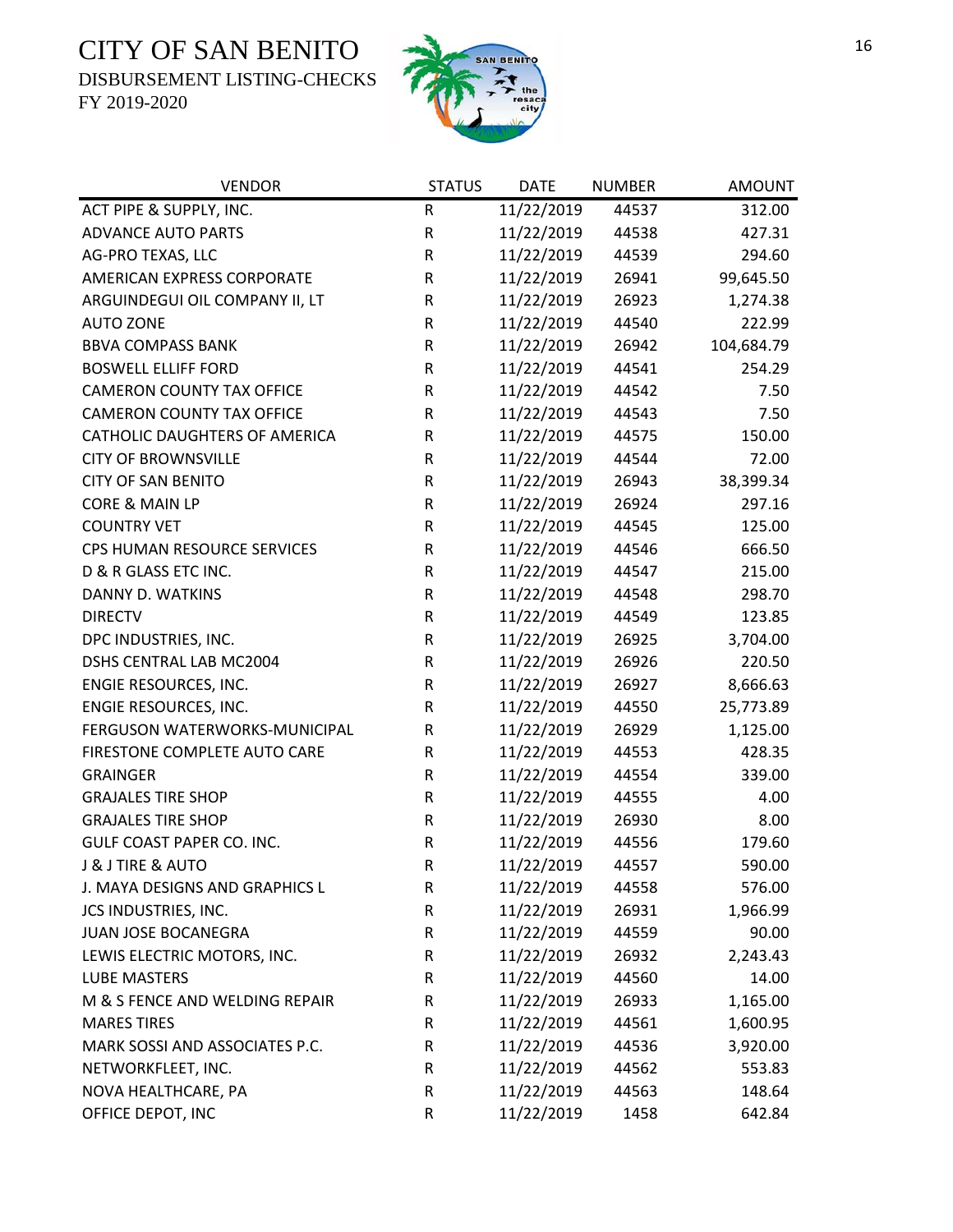# CITY OF SAN BENITO

DISBURSEMENT LISTING-CHECKS

FY 2019-2020

| VENDOR | STATUS | DATE | NUMBER | AMOUNT |
| --- | --- | --- | --- | --- |
| ACT PIPE & SUPPLY, INC. | R | 11/22/2019 | 44537 | 312.00 |
| ADVANCE AUTO PARTS | R | 11/22/2019 | 44538 | 427.31 |
| AG-PRO TEXAS, LLC | R | 11/22/2019 | 44539 | 294.60 |
| AMERICAN EXPRESS CORPORATE | R | 11/22/2019 | 26941 | 99,645.50 |
| ARGUINDEGUI OIL COMPANY II, LT | R | 11/22/2019 | 26923 | 1,274.38 |
| AUTO ZONE | R | 11/22/2019 | 44540 | 222.99 |
| BBVA COMPASS BANK | R | 11/22/2019 | 26942 | 104,684.79 |
| BOSWELL ELLIFF FORD | R | 11/22/2019 | 44541 | 254.29 |
| CAMERON COUNTY TAX OFFICE | R | 11/22/2019 | 44542 | 7.50 |
| CAMERON COUNTY TAX OFFICE | R | 11/22/2019 | 44543 | 7.50 |
| CATHOLIC DAUGHTERS OF AMERICA | R | 11/22/2019 | 44575 | 150.00 |
| CITY OF BROWNSVILLE | R | 11/22/2019 | 44544 | 72.00 |
| CITY OF SAN BENITO | R | 11/22/2019 | 26943 | 38,399.34 |
| CORE & MAIN LP | R | 11/22/2019 | 26924 | 297.16 |
| COUNTRY VET | R | 11/22/2019 | 44545 | 125.00 |
| CPS HUMAN RESOURCE SERVICES | R | 11/22/2019 | 44546 | 666.50 |
| D & R GLASS ETC INC. | R | 11/22/2019 | 44547 | 215.00 |
| DANNY D. WATKINS | R | 11/22/2019 | 44548 | 298.70 |
| DIRECTV | R | 11/22/2019 | 44549 | 123.85 |
| DPC INDUSTRIES, INC. | R | 11/22/2019 | 26925 | 3,704.00 |
| DSHS CENTRAL LAB MC2004 | R | 11/22/2019 | 26926 | 220.50 |
| ENGIE RESOURCES, INC. | R | 11/22/2019 | 26927 | 8,666.63 |
| ENGIE RESOURCES, INC. | R | 11/22/2019 | 44550 | 25,773.89 |
| FERGUSON WATERWORKS-MUNICIPAL | R | 11/22/2019 | 26929 | 1,125.00 |
| FIRESTONE COMPLETE AUTO CARE | R | 11/22/2019 | 44553 | 428.35 |
| GRAINGER | R | 11/22/2019 | 44554 | 339.00 |
| GRAJALES TIRE SHOP | R | 11/22/2019 | 44555 | 4.00 |
| GRAJALES TIRE SHOP | R | 11/22/2019 | 26930 | 8.00 |
| GULF COAST PAPER CO. INC. | R | 11/22/2019 | 44556 | 179.60 |
| J & J TIRE & AUTO | R | 11/22/2019 | 44557 | 590.00 |
| J. MAYA DESIGNS AND GRAPHICS L | R | 11/22/2019 | 44558 | 576.00 |
| JCS INDUSTRIES, INC. | R | 11/22/2019 | 26931 | 1,966.99 |
| JUAN JOSE BOCANEGRA | R | 11/22/2019 | 44559 | 90.00 |
| LEWIS ELECTRIC MOTORS, INC. | R | 11/22/2019 | 26932 | 2,243.43 |
| LUBE MASTERS | R | 11/22/2019 | 44560 | 14.00 |
| M & S FENCE AND WELDING REPAIR | R | 11/22/2019 | 26933 | 1,165.00 |
| MARES TIRES | R | 11/22/2019 | 44561 | 1,600.95 |
| MARK SOSSI AND ASSOCIATES P.C. | R | 11/22/2019 | 44536 | 3,920.00 |
| NETWORKFLEET, INC. | R | 11/22/2019 | 44562 | 553.83 |
| NOVA HEALTHCARE, PA | R | 11/22/2019 | 44563 | 148.64 |
| OFFICE DEPOT, INC | R | 11/22/2019 | 1458 | 642.84 |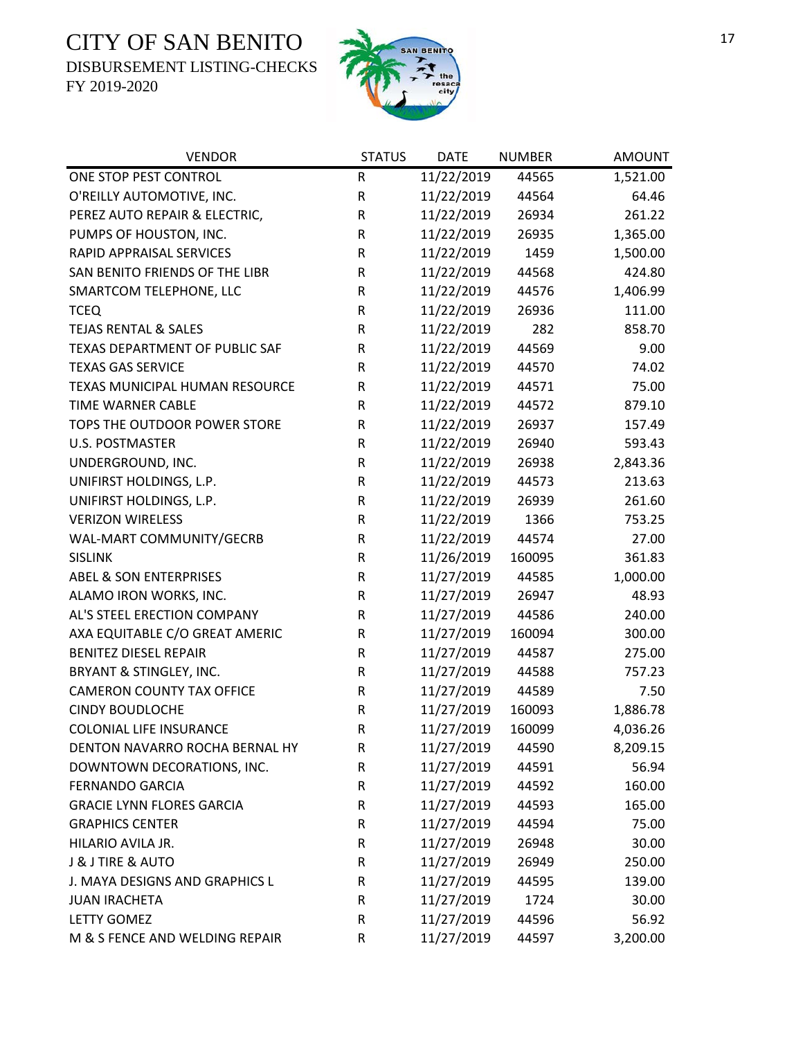# CITY OF SAN BENITO

DISBURSEMENT LISTING-CHECKS

FY 2019-2020

| VENDOR | STATUS | DATE | NUMBER | AMOUNT |
|---|---|---|---|---|
| ONE STOP PEST CONTROL | R | 11/22/2019 | 44565 | 1,521.00 |
| O'REILLY AUTOMOTIVE, INC. | R | 11/22/2019 | 44564 | 64.46 |
| PEREZ AUTO REPAIR & ELECTRIC, | R | 11/22/2019 | 26934 | 261.22 |
| PUMPS OF HOUSTON, INC. | R | 11/22/2019 | 26935 | 1,365.00 |
| RAPID APPRAISAL SERVICES | R | 11/22/2019 | 1459 | 1,500.00 |
| SAN BENITO FRIENDS OF THE LIBR | R | 11/22/2019 | 44568 | 424.80 |
| SMARTCOM TELEPHONE, LLC | R | 11/22/2019 | 44576 | 1,406.99 |
| TCEQ | R | 11/22/2019 | 26936 | 111.00 |
| TEJAS RENTAL & SALES | R | 11/22/2019 | 282 | 858.70 |
| TEXAS DEPARTMENT OF PUBLIC SAF | R | 11/22/2019 | 44569 | 9.00 |
| TEXAS GAS SERVICE | R | 11/22/2019 | 44570 | 74.02 |
| TEXAS MUNICIPAL HUMAN RESOURCE | R | 11/22/2019 | 44571 | 75.00 |
| TIME WARNER CABLE | R | 11/22/2019 | 44572 | 879.10 |
| TOPS THE OUTDOOR POWER STORE | R | 11/22/2019 | 26937 | 157.49 |
| U.S. POSTMASTER | R | 11/22/2019 | 26940 | 593.43 |
| UNDERGROUND, INC. | R | 11/22/2019 | 26938 | 2,843.36 |
| UNIFIRST HOLDINGS, L.P. | R | 11/22/2019 | 44573 | 213.63 |
| UNIFIRST HOLDINGS, L.P. | R | 11/22/2019 | 26939 | 261.60 |
| VERIZON WIRELESS | R | 11/22/2019 | 1366 | 753.25 |
| WAL-MART COMMUNITY/GECRB | R | 11/22/2019 | 44574 | 27.00 |
| SISLINK | R | 11/26/2019 | 160095 | 361.83 |
| ABEL & SON ENTERPRISES | R | 11/27/2019 | 44585 | 1,000.00 |
| ALAMO IRON WORKS, INC. | R | 11/27/2019 | 26947 | 48.93 |
| AL'S STEEL ERECTION COMPANY | R | 11/27/2019 | 44586 | 240.00 |
| AXA EQUITABLE C/O GREAT AMERIC | R | 11/27/2019 | 160094 | 300.00 |
| BENITEZ DIESEL REPAIR | R | 11/27/2019 | 44587 | 275.00 |
| BRYANT & STINGLEY, INC. | R | 11/27/2019 | 44588 | 757.23 |
| CAMERON COUNTY TAX OFFICE | R | 11/27/2019 | 44589 | 7.50 |
| CINDY BOUDLOCHE | R | 11/27/2019 | 160093 | 1,886.78 |
| COLONIAL LIFE INSURANCE | R | 11/27/2019 | 160099 | 4,036.26 |
| DENTON NAVARRO ROCHA BERNAL HY | R | 11/27/2019 | 44590 | 8,209.15 |
| DOWNTOWN DECORATIONS, INC. | R | 11/27/2019 | 44591 | 56.94 |
| FERNANDO GARCIA | R | 11/27/2019 | 44592 | 160.00 |
| GRACIE LYNN FLORES GARCIA | R | 11/27/2019 | 44593 | 165.00 |
| GRAPHICS CENTER | R | 11/27/2019 | 44594 | 75.00 |
| HILARIO AVILA JR. | R | 11/27/2019 | 26948 | 30.00 |
| J & J TIRE & AUTO | R | 11/27/2019 | 26949 | 250.00 |
| J. MAYA DESIGNS AND GRAPHICS L | R | 11/27/2019 | 44595 | 139.00 |
| JUAN IRACHETA | R | 11/27/2019 | 1724 | 30.00 |
| LETTY GOMEZ | R | 11/27/2019 | 44596 | 56.92 |
| M & S FENCE AND WELDING REPAIR | R | 11/27/2019 | 44597 | 3,200.00 |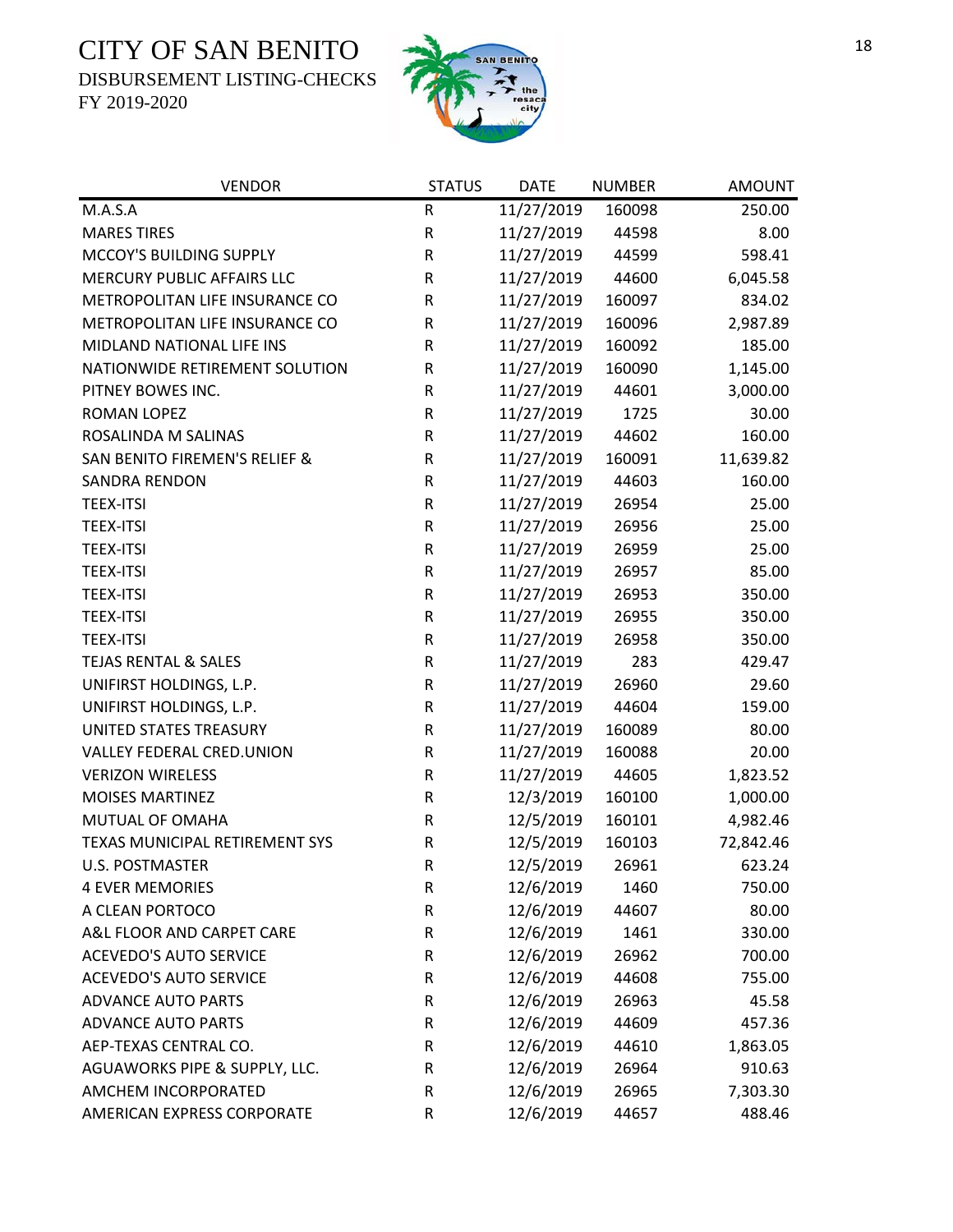# CITY OF SAN BENITO

DISBURSEMENT LISTING-CHECKS

FY 2019-2020

| VENDOR | STATUS | DATE | NUMBER | AMOUNT |
|---|---|---|---|---|
| M.A.S.A | R | 11/27/2019 | 160098 | 250.00 |
| MARES TIRES | R | 11/27/2019 | 44598 | 8.00 |
| MCCOY'S BUILDING SUPPLY | R | 11/27/2019 | 44599 | 598.41 |
| MERCURY PUBLIC AFFAIRS LLC | R | 11/27/2019 | 44600 | 6,045.58 |
| METROPOLITAN LIFE INSURANCE CO | R | 11/27/2019 | 160097 | 834.02 |
| METROPOLITAN LIFE INSURANCE CO | R | 11/27/2019 | 160096 | 2,987.89 |
| MIDLAND NATIONAL LIFE INS | R | 11/27/2019 | 160092 | 185.00 |
| NATIONWIDE RETIREMENT SOLUTION | R | 11/27/2019 | 160090 | 1,145.00 |
| PITNEY BOWES INC. | R | 11/27/2019 | 44601 | 3,000.00 |
| ROMAN LOPEZ | R | 11/27/2019 | 1725 | 30.00 |
| ROSALINDA M SALINAS | R | 11/27/2019 | 44602 | 160.00 |
| SAN BENITO FIREMEN'S RELIEF & | R | 11/27/2019 | 160091 | 11,639.82 |
| SANDRA RENDON | R | 11/27/2019 | 44603 | 160.00 |
| TEEX-ITSI | R | 11/27/2019 | 26954 | 25.00 |
| TEEX-ITSI | R | 11/27/2019 | 26956 | 25.00 |
| TEEX-ITSI | R | 11/27/2019 | 26959 | 25.00 |
| TEEX-ITSI | R | 11/27/2019 | 26957 | 85.00 |
| TEEX-ITSI | R | 11/27/2019 | 26953 | 350.00 |
| TEEX-ITSI | R | 11/27/2019 | 26955 | 350.00 |
| TEEX-ITSI | R | 11/27/2019 | 26958 | 350.00 |
| TEJAS RENTAL & SALES | R | 11/27/2019 | 283 | 429.47 |
| UNIFIRST HOLDINGS, L.P. | R | 11/27/2019 | 26960 | 29.60 |
| UNIFIRST HOLDINGS, L.P. | R | 11/27/2019 | 44604 | 159.00 |
| UNITED STATES TREASURY | R | 11/27/2019 | 160089 | 80.00 |
| VALLEY FEDERAL CRED.UNION | R | 11/27/2019 | 160088 | 20.00 |
| VERIZON WIRELESS | R | 11/27/2019 | 44605 | 1,823.52 |
| MOISES MARTINEZ | R | 12/3/2019 | 160100 | 1,000.00 |
| MUTUAL OF OMAHA | R | 12/5/2019 | 160101 | 4,982.46 |
| TEXAS MUNICIPAL RETIREMENT SYS | R | 12/5/2019 | 160103 | 72,842.46 |
| U.S. POSTMASTER | R | 12/5/2019 | 26961 | 623.24 |
| 4 EVER MEMORIES | R | 12/6/2019 | 1460 | 750.00 |
| A CLEAN PORTOCO | R | 12/6/2019 | 44607 | 80.00 |
| A&L FLOOR AND CARPET CARE | R | 12/6/2019 | 1461 | 330.00 |
| ACEVEDO'S AUTO SERVICE | R | 12/6/2019 | 26962 | 700.00 |
| ACEVEDO'S AUTO SERVICE | R | 12/6/2019 | 44608 | 755.00 |
| ADVANCE AUTO PARTS | R | 12/6/2019 | 26963 | 45.58 |
| ADVANCE AUTO PARTS | R | 12/6/2019 | 44609 | 457.36 |
| AEP-TEXAS CENTRAL CO. | R | 12/6/2019 | 44610 | 1,863.05 |
| AGUAWORKS PIPE & SUPPLY, LLC. | R | 12/6/2019 | 26964 | 910.63 |
| AMCHEM INCORPORATED | R | 12/6/2019 | 26965 | 7,303.30 |
| AMERICAN EXPRESS CORPORATE | R | 12/6/2019 | 44657 | 488.46 |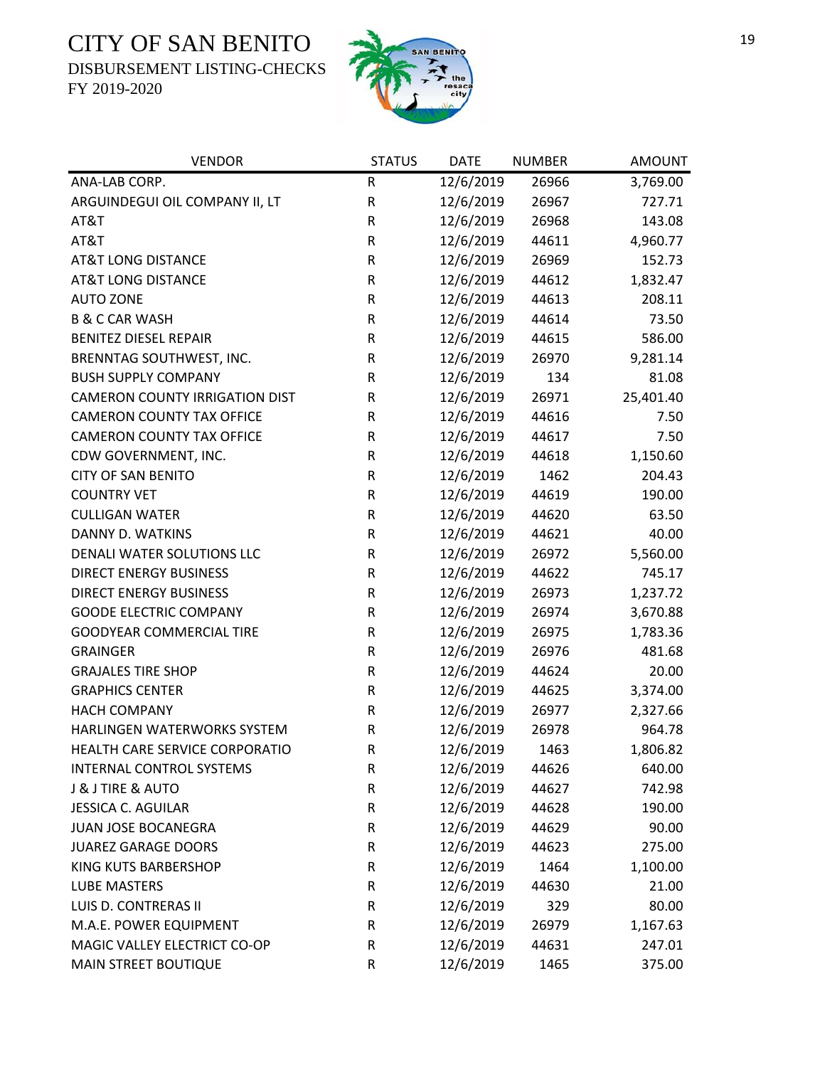# CITY OF SAN BENITO

DISBURSEMENT LISTING-CHECKS

FY 2019-2020

| VENDOR | STATUS | DATE | NUMBER | AMOUNT |
|---|---|---|---|---|
| ANA-LAB CORP. | R | 12/6/2019 | 26966 | 3,769.00 |
| ARGUINDEGUI OIL COMPANY II, LT | R | 12/6/2019 | 26967 | 727.71 |
| AT&T | R | 12/6/2019 | 26968 | 143.08 |
| AT&T | R | 12/6/2019 | 44611 | 4,960.77 |
| AT&T LONG DISTANCE | R | 12/6/2019 | 26969 | 152.73 |
| AT&T LONG DISTANCE | R | 12/6/2019 | 44612 | 1,832.47 |
| AUTO ZONE | R | 12/6/2019 | 44613 | 208.11 |
| B & C CAR WASH | R | 12/6/2019 | 44614 | 73.50 |
| BENITEZ DIESEL REPAIR | R | 12/6/2019 | 44615 | 586.00 |
| BRENNTAG SOUTHWEST, INC. | R | 12/6/2019 | 26970 | 9,281.14 |
| BUSH SUPPLY COMPANY | R | 12/6/2019 | 134 | 81.08 |
| CAMERON COUNTY IRRIGATION DIST | R | 12/6/2019 | 26971 | 25,401.40 |
| CAMERON COUNTY TAX OFFICE | R | 12/6/2019 | 44616 | 7.50 |
| CAMERON COUNTY TAX OFFICE | R | 12/6/2019 | 44617 | 7.50 |
| CDW GOVERNMENT, INC. | R | 12/6/2019 | 44618 | 1,150.60 |
| CITY OF SAN BENITO | R | 12/6/2019 | 1462 | 204.43 |
| COUNTRY VET | R | 12/6/2019 | 44619 | 190.00 |
| CULLIGAN WATER | R | 12/6/2019 | 44620 | 63.50 |
| DANNY D. WATKINS | R | 12/6/2019 | 44621 | 40.00 |
| DENALI WATER SOLUTIONS LLC | R | 12/6/2019 | 26972 | 5,560.00 |
| DIRECT ENERGY BUSINESS | R | 12/6/2019 | 44622 | 745.17 |
| DIRECT ENERGY BUSINESS | R | 12/6/2019 | 26973 | 1,237.72 |
| GOODE ELECTRIC COMPANY | R | 12/6/2019 | 26974 | 3,670.88 |
| GOODYEAR COMMERCIAL TIRE | R | 12/6/2019 | 26975 | 1,783.36 |
| GRAINGER | R | 12/6/2019 | 26976 | 481.68 |
| GRAJALES TIRE SHOP | R | 12/6/2019 | 44624 | 20.00 |
| GRAPHICS CENTER | R | 12/6/2019 | 44625 | 3,374.00 |
| HACH COMPANY | R | 12/6/2019 | 26977 | 2,327.66 |
| HARLINGEN WATERWORKS SYSTEM | R | 12/6/2019 | 26978 | 964.78 |
| HEALTH CARE SERVICE CORPORATIO | R | 12/6/2019 | 1463 | 1,806.82 |
| INTERNAL CONTROL SYSTEMS | R | 12/6/2019 | 44626 | 640.00 |
| J & J TIRE & AUTO | R | 12/6/2019 | 44627 | 742.98 |
| JESSICA C. AGUILAR | R | 12/6/2019 | 44628 | 190.00 |
| JUAN JOSE BOCANEGRA | R | 12/6/2019 | 44629 | 90.00 |
| JUAREZ GARAGE DOORS | R | 12/6/2019 | 44623 | 275.00 |
| KING KUTS BARBERSHOP | R | 12/6/2019 | 1464 | 1,100.00 |
| LUBE MASTERS | R | 12/6/2019 | 44630 | 21.00 |
| LUIS D. CONTRERAS II | R | 12/6/2019 | 329 | 80.00 |
| M.A.E. POWER EQUIPMENT | R | 12/6/2019 | 26979 | 1,167.63 |
| MAGIC VALLEY ELECTRICT CO-OP | R | 12/6/2019 | 44631 | 247.01 |
| MAIN STREET BOUTIQUE | R | 12/6/2019 | 1465 | 375.00 |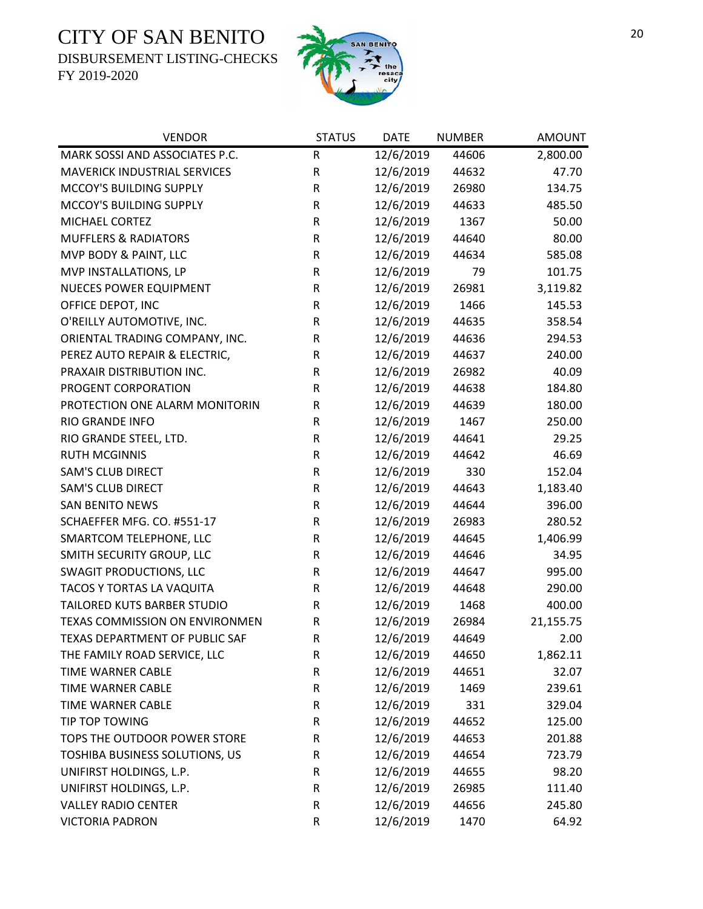# CITY OF SAN BENITO

DISBURSEMENT LISTING-CHECKS

FY 2019-2020

| VENDOR | STATUS | DATE | NUMBER | AMOUNT |
|---|---|---|---|---|
| MARK SOSSI AND ASSOCIATES P.C. | R | 12/6/2019 | 44606 | 2,800.00 |
| MAVERICK INDUSTRIAL SERVICES | R | 12/6/2019 | 44632 | 47.70 |
| MCCOY'S BUILDING SUPPLY | R | 12/6/2019 | 26980 | 134.75 |
| MCCOY'S BUILDING SUPPLY | R | 12/6/2019 | 44633 | 485.50 |
| MICHAEL CORTEZ | R | 12/6/2019 | 1367 | 50.00 |
| MUFFLERS & RADIATORS | R | 12/6/2019 | 44640 | 80.00 |
| MVP BODY & PAINT, LLC | R | 12/6/2019 | 44634 | 585.08 |
| MVP INSTALLATIONS, LP | R | 12/6/2019 | 79 | 101.75 |
| NUECES POWER EQUIPMENT | R | 12/6/2019 | 26981 | 3,119.82 |
| OFFICE DEPOT, INC | R | 12/6/2019 | 1466 | 145.53 |
| O'REILLY AUTOMOTIVE, INC. | R | 12/6/2019 | 44635 | 358.54 |
| ORIENTAL TRADING COMPANY, INC. | R | 12/6/2019 | 44636 | 294.53 |
| PEREZ AUTO REPAIR & ELECTRIC, | R | 12/6/2019 | 44637 | 240.00 |
| PRAXAIR DISTRIBUTION INC. | R | 12/6/2019 | 26982 | 40.09 |
| PROGENT CORPORATION | R | 12/6/2019 | 44638 | 184.80 |
| PROTECTION ONE ALARM MONITORIN | R | 12/6/2019 | 44639 | 180.00 |
| RIO GRANDE INFO | R | 12/6/2019 | 1467 | 250.00 |
| RIO GRANDE STEEL, LTD. | R | 12/6/2019 | 44641 | 29.25 |
| RUTH MCGINNIS | R | 12/6/2019 | 44642 | 46.69 |
| SAM'S CLUB DIRECT | R | 12/6/2019 | 330 | 152.04 |
| SAM'S CLUB DIRECT | R | 12/6/2019 | 44643 | 1,183.40 |
| SAN BENITO NEWS | R | 12/6/2019 | 44644 | 396.00 |
| SCHAEFFER MFG. CO. #551-17 | R | 12/6/2019 | 26983 | 280.52 |
| SMARTCOM TELEPHONE, LLC | R | 12/6/2019 | 44645 | 1,406.99 |
| SMITH SECURITY GROUP, LLC | R | 12/6/2019 | 44646 | 34.95 |
| SWAGIT PRODUCTIONS, LLC | R | 12/6/2019 | 44647 | 995.00 |
| TACOS Y TORTAS LA VAQUITA | R | 12/6/2019 | 44648 | 290.00 |
| TAILORED KUTS BARBER STUDIO | R | 12/6/2019 | 1468 | 400.00 |
| TEXAS COMMISSION ON ENVIRONMEN | R | 12/6/2019 | 26984 | 21,155.75 |
| TEXAS DEPARTMENT OF PUBLIC SAF | R | 12/6/2019 | 44649 | 2.00 |
| THE FAMILY ROAD SERVICE, LLC | R | 12/6/2019 | 44650 | 1,862.11 |
| TIME WARNER CABLE | R | 12/6/2019 | 44651 | 32.07 |
| TIME WARNER CABLE | R | 12/6/2019 | 1469 | 239.61 |
| TIME WARNER CABLE | R | 12/6/2019 | 331 | 329.04 |
| TIP TOP TOWING | R | 12/6/2019 | 44652 | 125.00 |
| TOPS THE OUTDOOR POWER STORE | R | 12/6/2019 | 44653 | 201.88 |
| TOSHIBA BUSINESS SOLUTIONS, US | R | 12/6/2019 | 44654 | 723.79 |
| UNIFIRST HOLDINGS, L.P. | R | 12/6/2019 | 44655 | 98.20 |
| UNIFIRST HOLDINGS, L.P. | R | 12/6/2019 | 26985 | 111.40 |
| VALLEY RADIO CENTER | R | 12/6/2019 | 44656 | 245.80 |
| VICTORIA PADRON | R | 12/6/2019 | 1470 | 64.92 |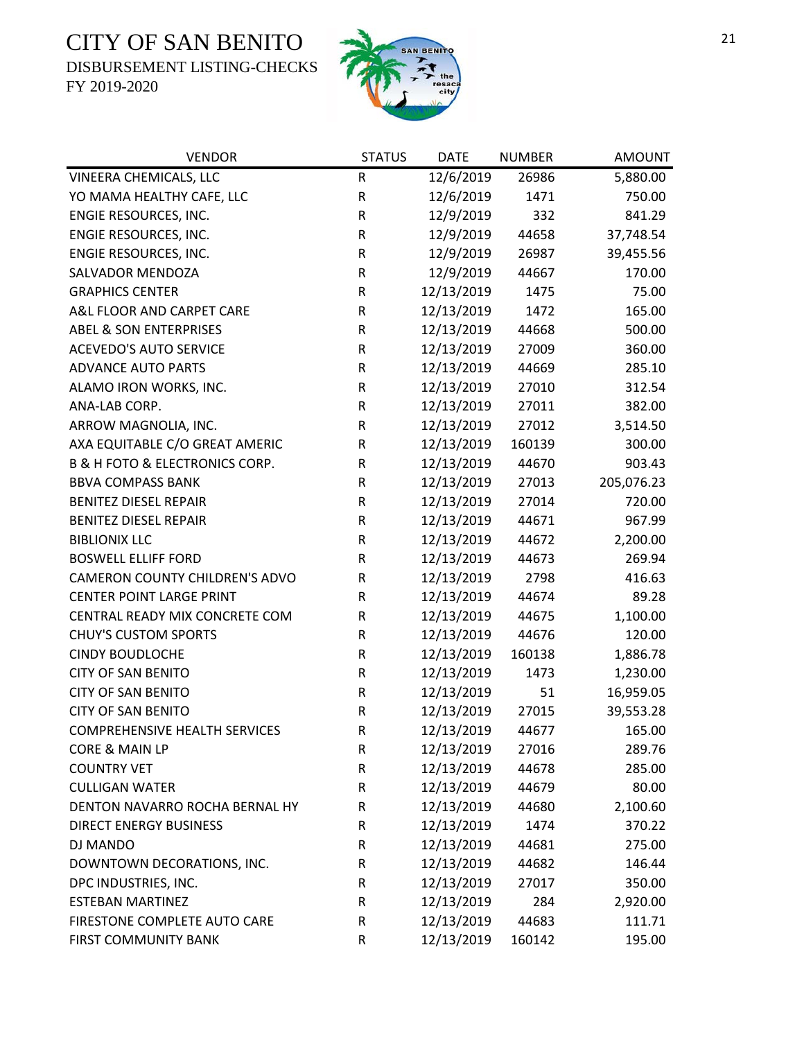# CITY OF SAN BENITO

DISBURSEMENT LISTING-CHECKS

FY 2019-2020

| VENDOR | STATUS | DATE | NUMBER | AMOUNT |
|---|---|---|---|---|
| VINEERA CHEMICALS, LLC | R | 12/6/2019 | 26986 | 5,880.00 |
| YO MAMA HEALTHY CAFE, LLC | R | 12/6/2019 | 1471 | 750.00 |
| ENGIE RESOURCES, INC. | R | 12/9/2019 | 332 | 841.29 |
| ENGIE RESOURCES, INC. | R | 12/9/2019 | 44658 | 37,748.54 |
| ENGIE RESOURCES, INC. | R | 12/9/2019 | 26987 | 39,455.56 |
| SALVADOR MENDOZA | R | 12/9/2019 | 44667 | 170.00 |
| GRAPHICS CENTER | R | 12/13/2019 | 1475 | 75.00 |
| A&L FLOOR AND CARPET CARE | R | 12/13/2019 | 1472 | 165.00 |
| ABEL & SON ENTERPRISES | R | 12/13/2019 | 44668 | 500.00 |
| ACEVEDO'S AUTO SERVICE | R | 12/13/2019 | 27009 | 360.00 |
| ADVANCE AUTO PARTS | R | 12/13/2019 | 44669 | 285.10 |
| ALAMO IRON WORKS, INC. | R | 12/13/2019 | 27010 | 312.54 |
| ANA-LAB CORP. | R | 12/13/2019 | 27011 | 382.00 |
| ARROW MAGNOLIA, INC. | R | 12/13/2019 | 27012 | 3,514.50 |
| AXA EQUITABLE C/O GREAT AMERIC | R | 12/13/2019 | 160139 | 300.00 |
| B & H FOTO & ELECTRONICS CORP. | R | 12/13/2019 | 44670 | 903.43 |
| BBVA COMPASS BANK | R | 12/13/2019 | 27013 | 205,076.23 |
| BENITEZ DIESEL REPAIR | R | 12/13/2019 | 27014 | 720.00 |
| BENITEZ DIESEL REPAIR | R | 12/13/2019 | 44671 | 967.99 |
| BIBLIONIX LLC | R | 12/13/2019 | 44672 | 2,200.00 |
| BOSWELL ELLIFF FORD | R | 12/13/2019 | 44673 | 269.94 |
| CAMERON COUNTY CHILDREN'S ADVO | R | 12/13/2019 | 2798 | 416.63 |
| CENTER POINT LARGE PRINT | R | 12/13/2019 | 44674 | 89.28 |
| CENTRAL READY MIX CONCRETE COM | R | 12/13/2019 | 44675 | 1,100.00 |
| CHUY'S CUSTOM SPORTS | R | 12/13/2019 | 44676 | 120.00 |
| CINDY BOUDLOCHE | R | 12/13/2019 | 160138 | 1,886.78 |
| CITY OF SAN BENITO | R | 12/13/2019 | 1473 | 1,230.00 |
| CITY OF SAN BENITO | R | 12/13/2019 | 51 | 16,959.05 |
| CITY OF SAN BENITO | R | 12/13/2019 | 27015 | 39,553.28 |
| COMPREHENSIVE HEALTH SERVICES | R | 12/13/2019 | 44677 | 165.00 |
| CORE & MAIN LP | R | 12/13/2019 | 27016 | 289.76 |
| COUNTRY VET | R | 12/13/2019 | 44678 | 285.00 |
| CULLIGAN WATER | R | 12/13/2019 | 44679 | 80.00 |
| DENTON NAVARRO ROCHA BERNAL HY | R | 12/13/2019 | 44680 | 2,100.60 |
| DIRECT ENERGY BUSINESS | R | 12/13/2019 | 1474 | 370.22 |
| DJ MANDO | R | 12/13/2019 | 44681 | 275.00 |
| DOWNTOWN DECORATIONS, INC. | R | 12/13/2019 | 44682 | 146.44 |
| DPC INDUSTRIES, INC. | R | 12/13/2019 | 27017 | 350.00 |
| ESTEBAN MARTINEZ | R | 12/13/2019 | 284 | 2,920.00 |
| FIRESTONE COMPLETE AUTO CARE | R | 12/13/2019 | 44683 | 111.71 |
| FIRST COMMUNITY BANK | R | 12/13/2019 | 160142 | 195.00 |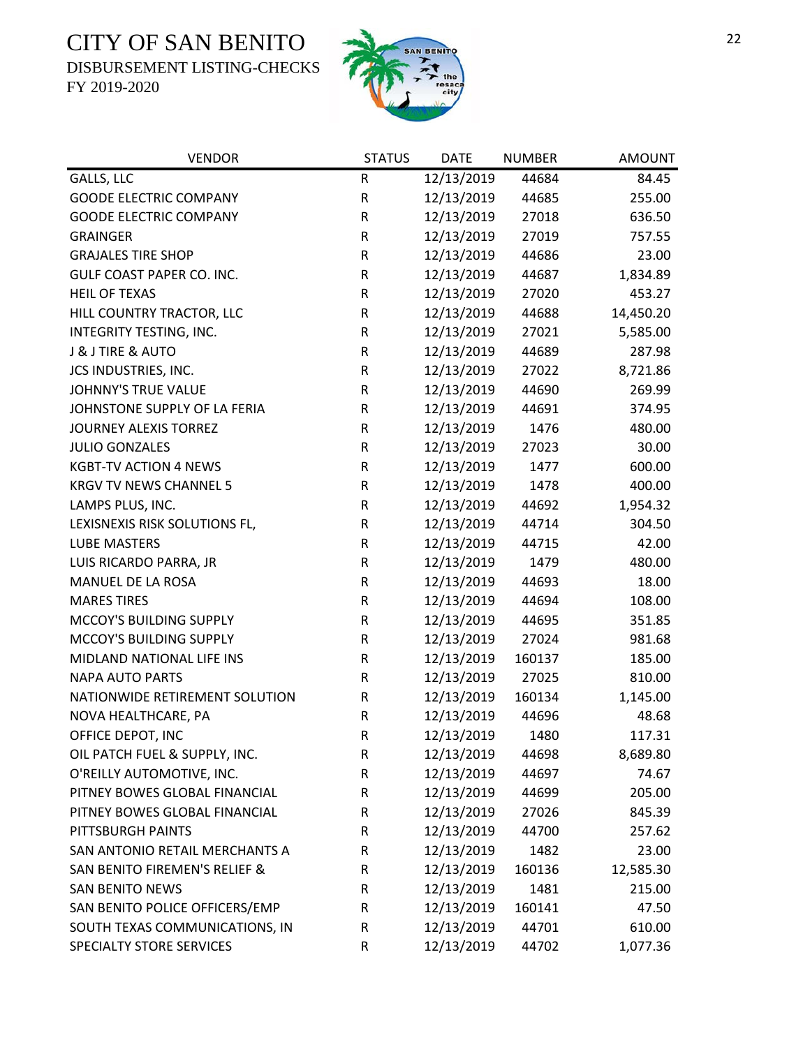# CITY OF SAN BENITO

DISBURSEMENT LISTING-CHECKS

FY 2019-2020

| VENDOR | STATUS | DATE | NUMBER | AMOUNT |
|---|---|---|---|---|
| GALLS, LLC | R | 12/13/2019 | 44684 | 84.45 |
| GOODE ELECTRIC COMPANY | R | 12/13/2019 | 44685 | 255.00 |
| GOODE ELECTRIC COMPANY | R | 12/13/2019 | 27018 | 636.50 |
| GRAINGER | R | 12/13/2019 | 27019 | 757.55 |
| GRAJALES TIRE SHOP | R | 12/13/2019 | 44686 | 23.00 |
| GULF COAST PAPER CO. INC. | R | 12/13/2019 | 44687 | 1,834.89 |
| HEIL OF TEXAS | R | 12/13/2019 | 27020 | 453.27 |
| HILL COUNTRY TRACTOR, LLC | R | 12/13/2019 | 44688 | 14,450.20 |
| INTEGRITY TESTING, INC. | R | 12/13/2019 | 27021 | 5,585.00 |
| J & J TIRE & AUTO | R | 12/13/2019 | 44689 | 287.98 |
| JCS INDUSTRIES, INC. | R | 12/13/2019 | 27022 | 8,721.86 |
| JOHNNY'S TRUE VALUE | R | 12/13/2019 | 44690 | 269.99 |
| JOHNSTONE SUPPLY OF LA FERIA | R | 12/13/2019 | 44691 | 374.95 |
| JOURNEY ALEXIS TORREZ | R | 12/13/2019 | 1476 | 480.00 |
| JULIO GONZALES | R | 12/13/2019 | 27023 | 30.00 |
| KGBT-TV ACTION 4 NEWS | R | 12/13/2019 | 1477 | 600.00 |
| KRGV TV NEWS CHANNEL 5 | R | 12/13/2019 | 1478 | 400.00 |
| LAMPS PLUS, INC. | R | 12/13/2019 | 44692 | 1,954.32 |
| LEXISNEXIS RISK SOLUTIONS FL, | R | 12/13/2019 | 44714 | 304.50 |
| LUBE MASTERS | R | 12/13/2019 | 44715 | 42.00 |
| LUIS RICARDO PARRA, JR | R | 12/13/2019 | 1479 | 480.00 |
| MANUEL DE LA ROSA | R | 12/13/2019 | 44693 | 18.00 |
| MARES TIRES | R | 12/13/2019 | 44694 | 108.00 |
| MCCOY'S BUILDING SUPPLY | R | 12/13/2019 | 44695 | 351.85 |
| MCCOY'S BUILDING SUPPLY | R | 12/13/2019 | 27024 | 981.68 |
| MIDLAND NATIONAL LIFE INS | R | 12/13/2019 | 160137 | 185.00 |
| NAPA AUTO PARTS | R | 12/13/2019 | 27025 | 810.00 |
| NATIONWIDE RETIREMENT SOLUTION | R | 12/13/2019 | 160134 | 1,145.00 |
| NOVA HEALTHCARE, PA | R | 12/13/2019 | 44696 | 48.68 |
| OFFICE DEPOT, INC | R | 12/13/2019 | 1480 | 117.31 |
| OIL PATCH FUEL & SUPPLY, INC. | R | 12/13/2019 | 44698 | 8,689.80 |
| O'REILLY AUTOMOTIVE, INC. | R | 12/13/2019 | 44697 | 74.67 |
| PITNEY BOWES GLOBAL FINANCIAL | R | 12/13/2019 | 44699 | 205.00 |
| PITNEY BOWES GLOBAL FINANCIAL | R | 12/13/2019 | 27026 | 845.39 |
| PITTSBURGH PAINTS | R | 12/13/2019 | 44700 | 257.62 |
| SAN ANTONIO RETAIL MERCHANTS A | R | 12/13/2019 | 1482 | 23.00 |
| SAN BENITO FIREMEN'S RELIEF & | R | 12/13/2019 | 160136 | 12,585.30 |
| SAN BENITO NEWS | R | 12/13/2019 | 1481 | 215.00 |
| SAN BENITO POLICE OFFICERS/EMP | R | 12/13/2019 | 160141 | 47.50 |
| SOUTH TEXAS COMMUNICATIONS, IN | R | 12/13/2019 | 44701 | 610.00 |
| SPECIALTY STORE SERVICES | R | 12/13/2019 | 44702 | 1,077.36 |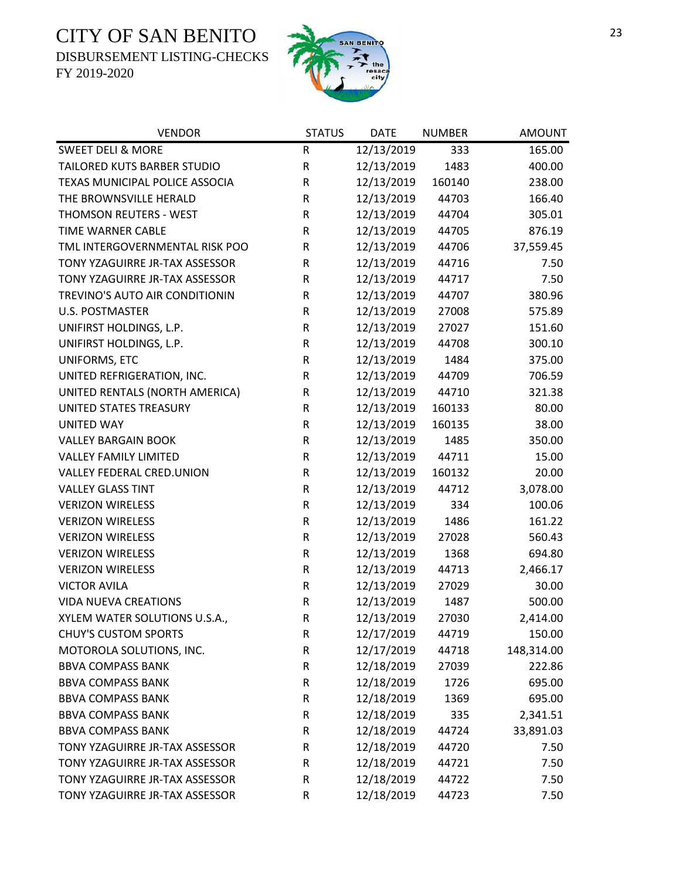# CITY OF SAN BENITO

DISBURSEMENT LISTING-CHECKS

FY 2019-2020

| VENDOR | STATUS | DATE | NUMBER | AMOUNT |
|---|---|---|---|---|
| SWEET DELI & MORE | R | 12/13/2019 | 333 | 165.00 |
| TAILORED KUTS BARBER STUDIO | R | 12/13/2019 | 1483 | 400.00 |
| TEXAS MUNICIPAL POLICE ASSOCIA | R | 12/13/2019 | 160140 | 238.00 |
| THE BROWNSVILLE HERALD | R | 12/13/2019 | 44703 | 166.40 |
| THOMSON REUTERS - WEST | R | 12/13/2019 | 44704 | 305.01 |
| TIME WARNER CABLE | R | 12/13/2019 | 44705 | 876.19 |
| TML INTERGOVERNMENTAL RISK POO | R | 12/13/2019 | 44706 | 37,559.45 |
| TONY YZAGUIRRE JR-TAX ASSESSOR | R | 12/13/2019 | 44716 | 7.50 |
| TONY YZAGUIRRE JR-TAX ASSESSOR | R | 12/13/2019 | 44717 | 7.50 |
| TREVINO'S AUTO AIR CONDITIONIN | R | 12/13/2019 | 44707 | 380.96 |
| U.S. POSTMASTER | R | 12/13/2019 | 27008 | 575.89 |
| UNIFIRST HOLDINGS, L.P. | R | 12/13/2019 | 27027 | 151.60 |
| UNIFIRST HOLDINGS, L.P. | R | 12/13/2019 | 44708 | 300.10 |
| UNIFORMS, ETC | R | 12/13/2019 | 1484 | 375.00 |
| UNITED REFRIGERATION, INC. | R | 12/13/2019 | 44709 | 706.59 |
| UNITED RENTALS (NORTH AMERICA) | R | 12/13/2019 | 44710 | 321.38 |
| UNITED STATES TREASURY | R | 12/13/2019 | 160133 | 80.00 |
| UNITED WAY | R | 12/13/2019 | 160135 | 38.00 |
| VALLEY BARGAIN BOOK | R | 12/13/2019 | 1485 | 350.00 |
| VALLEY FAMILY LIMITED | R | 12/13/2019 | 44711 | 15.00 |
| VALLEY FEDERAL CRED.UNION | R | 12/13/2019 | 160132 | 20.00 |
| VALLEY GLASS TINT | R | 12/13/2019 | 44712 | 3,078.00 |
| VERIZON WIRELESS | R | 12/13/2019 | 334 | 100.06 |
| VERIZON WIRELESS | R | 12/13/2019 | 1486 | 161.22 |
| VERIZON WIRELESS | R | 12/13/2019 | 27028 | 560.43 |
| VERIZON WIRELESS | R | 12/13/2019 | 1368 | 694.80 |
| VERIZON WIRELESS | R | 12/13/2019 | 44713 | 2,466.17 |
| VICTOR AVILA | R | 12/13/2019 | 27029 | 30.00 |
| VIDA NUEVA CREATIONS | R | 12/13/2019 | 1487 | 500.00 |
| XYLEM WATER SOLUTIONS U.S.A., | R | 12/13/2019 | 27030 | 2,414.00 |
| CHUY'S CUSTOM SPORTS | R | 12/17/2019 | 44719 | 150.00 |
| MOTOROLA SOLUTIONS, INC. | R | 12/17/2019 | 44718 | 148,314.00 |
| BBVA COMPASS BANK | R | 12/18/2019 | 27039 | 222.86 |
| BBVA COMPASS BANK | R | 12/18/2019 | 1726 | 695.00 |
| BBVA COMPASS BANK | R | 12/18/2019 | 1369 | 695.00 |
| BBVA COMPASS BANK | R | 12/18/2019 | 335 | 2,341.51 |
| BBVA COMPASS BANK | R | 12/18/2019 | 44724 | 33,891.03 |
| TONY YZAGUIRRE JR-TAX ASSESSOR | R | 12/18/2019 | 44720 | 7.50 |
| TONY YZAGUIRRE JR-TAX ASSESSOR | R | 12/18/2019 | 44721 | 7.50 |
| TONY YZAGUIRRE JR-TAX ASSESSOR | R | 12/18/2019 | 44722 | 7.50 |
| TONY YZAGUIRRE JR-TAX ASSESSOR | R | 12/18/2019 | 44723 | 7.50 |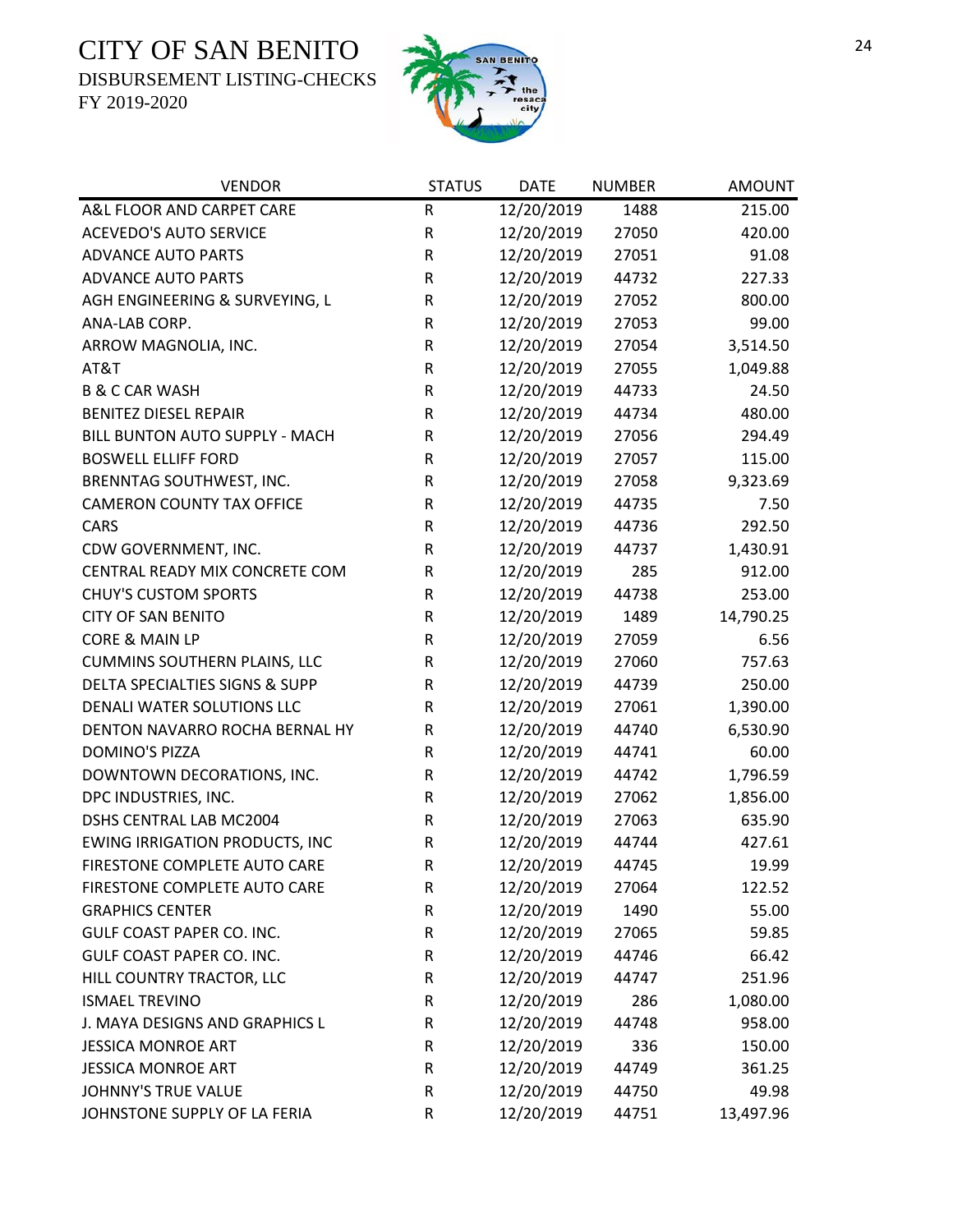# CITY OF SAN BENITO

DISBURSEMENT LISTING-CHECKS

FY 2019-2020

| VENDOR | STATUS | DATE | NUMBER | AMOUNT |
|---|---|---|---|---|
| A&L FLOOR AND CARPET CARE | R | 12/20/2019 | 1488 | 215.00 |
| ACEVEDO'S AUTO SERVICE | R | 12/20/2019 | 27050 | 420.00 |
| ADVANCE AUTO PARTS | R | 12/20/2019 | 27051 | 91.08 |
| ADVANCE AUTO PARTS | R | 12/20/2019 | 44732 | 227.33 |
| AGH ENGINEERING & SURVEYING, L | R | 12/20/2019 | 27052 | 800.00 |
| ANA-LAB CORP. | R | 12/20/2019 | 27053 | 99.00 |
| ARROW MAGNOLIA, INC. | R | 12/20/2019 | 27054 | 3,514.50 |
| AT&T | R | 12/20/2019 | 27055 | 1,049.88 |
| B & C CAR WASH | R | 12/20/2019 | 44733 | 24.50 |
| BENITEZ DIESEL REPAIR | R | 12/20/2019 | 44734 | 480.00 |
| BILL BUNTON AUTO SUPPLY - MACH | R | 12/20/2019 | 27056 | 294.49 |
| BOSWELL ELLIFF FORD | R | 12/20/2019 | 27057 | 115.00 |
| BRENNTAG SOUTHWEST, INC. | R | 12/20/2019 | 27058 | 9,323.69 |
| CAMERON COUNTY TAX OFFICE | R | 12/20/2019 | 44735 | 7.50 |
| CARS | R | 12/20/2019 | 44736 | 292.50 |
| CDW GOVERNMENT, INC. | R | 12/20/2019 | 44737 | 1,430.91 |
| CENTRAL READY MIX CONCRETE COM | R | 12/20/2019 | 285 | 912.00 |
| CHUY'S CUSTOM SPORTS | R | 12/20/2019 | 44738 | 253.00 |
| CITY OF SAN BENITO | R | 12/20/2019 | 1489 | 14,790.25 |
| CORE & MAIN LP | R | 12/20/2019 | 27059 | 6.56 |
| CUMMINS SOUTHERN PLAINS, LLC | R | 12/20/2019 | 27060 | 757.63 |
| DELTA SPECIALTIES SIGNS & SUPP | R | 12/20/2019 | 44739 | 250.00 |
| DENALI WATER SOLUTIONS LLC | R | 12/20/2019 | 27061 | 1,390.00 |
| DENTON NAVARRO ROCHA BERNAL HY | R | 12/20/2019 | 44740 | 6,530.90 |
| DOMINO'S PIZZA | R | 12/20/2019 | 44741 | 60.00 |
| DOWNTOWN DECORATIONS, INC. | R | 12/20/2019 | 44742 | 1,796.59 |
| DPC INDUSTRIES, INC. | R | 12/20/2019 | 27062 | 1,856.00 |
| DSHS CENTRAL LAB MC2004 | R | 12/20/2019 | 27063 | 635.90 |
| EWING IRRIGATION PRODUCTS, INC | R | 12/20/2019 | 44744 | 427.61 |
| FIRESTONE COMPLETE AUTO CARE | R | 12/20/2019 | 44745 | 19.99 |
| FIRESTONE COMPLETE AUTO CARE | R | 12/20/2019 | 27064 | 122.52 |
| GRAPHICS CENTER | R | 12/20/2019 | 1490 | 55.00 |
| GULF COAST PAPER CO. INC. | R | 12/20/2019 | 27065 | 59.85 |
| GULF COAST PAPER CO. INC. | R | 12/20/2019 | 44746 | 66.42 |
| HILL COUNTRY TRACTOR, LLC | R | 12/20/2019 | 44747 | 251.96 |
| ISMAEL TREVINO | R | 12/20/2019 | 286 | 1,080.00 |
| J. MAYA DESIGNS AND GRAPHICS L | R | 12/20/2019 | 44748 | 958.00 |
| JESSICA MONROE ART | R | 12/20/2019 | 336 | 150.00 |
| JESSICA MONROE ART | R | 12/20/2019 | 44749 | 361.25 |
| JOHNNY'S TRUE VALUE | R | 12/20/2019 | 44750 | 49.98 |
| JOHNSTONE SUPPLY OF LA FERIA | R | 12/20/2019 | 44751 | 13,497.96 |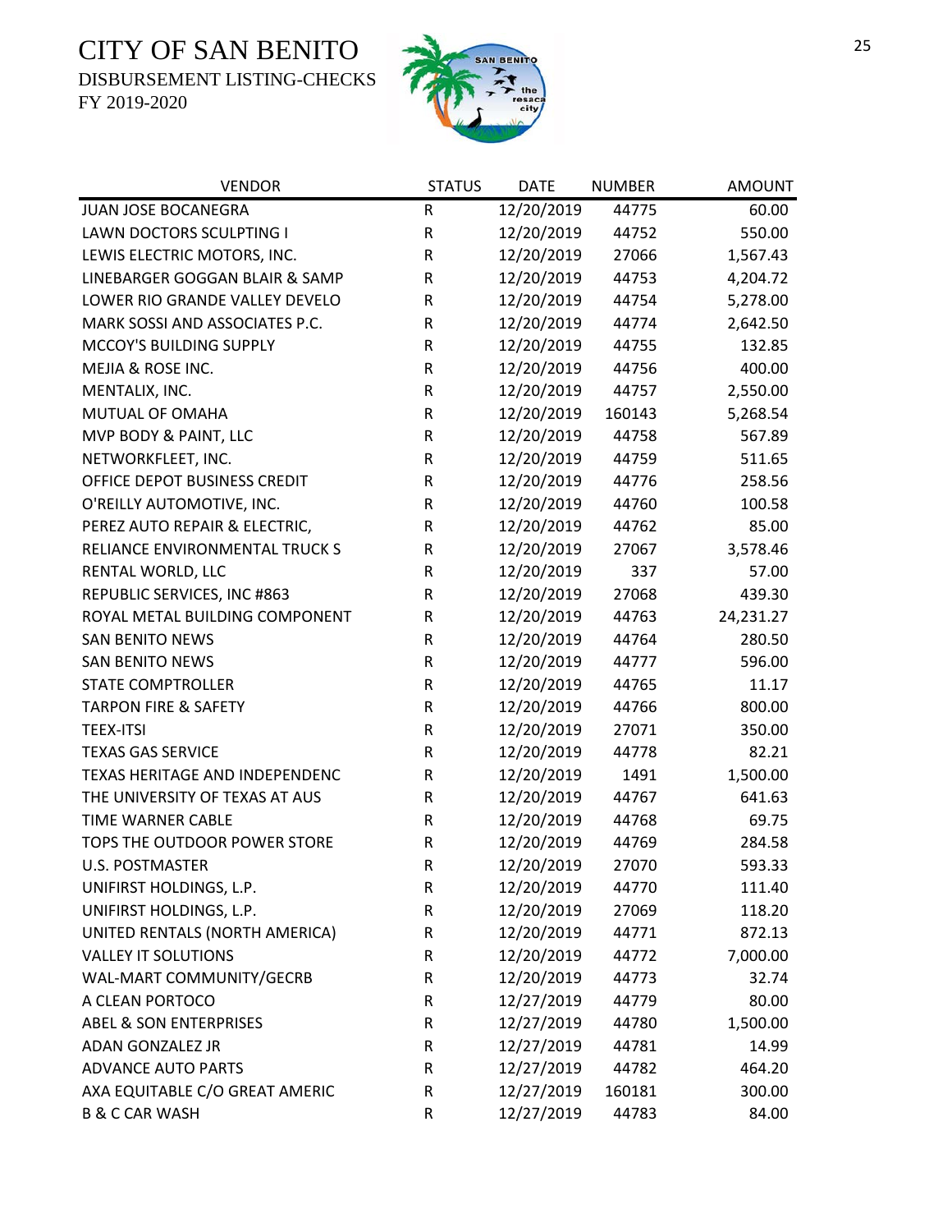# CITY OF SAN BENITO

DISBURSEMENT LISTING-CHECKS

FY 2019-2020

| VENDOR | STATUS | DATE | NUMBER | AMOUNT |
|---|---|---|---|---|
| JUAN JOSE BOCANEGRA | R | 12/20/2019 | 44775 | 60.00 |
| LAWN DOCTORS SCULPTING I | R | 12/20/2019 | 44752 | 550.00 |
| LEWIS ELECTRIC MOTORS, INC. | R | 12/20/2019 | 27066 | 1,567.43 |
| LINEBARGER GOGGAN BLAIR & SAMP | R | 12/20/2019 | 44753 | 4,204.72 |
| LOWER RIO GRANDE VALLEY DEVELO | R | 12/20/2019 | 44754 | 5,278.00 |
| MARK SOSSI AND ASSOCIATES P.C. | R | 12/20/2019 | 44774 | 2,642.50 |
| MCCOY'S BUILDING SUPPLY | R | 12/20/2019 | 44755 | 132.85 |
| MEJIA & ROSE INC. | R | 12/20/2019 | 44756 | 400.00 |
| MENTALIX, INC. | R | 12/20/2019 | 44757 | 2,550.00 |
| MUTUAL OF OMAHA | R | 12/20/2019 | 160143 | 5,268.54 |
| MVP BODY & PAINT, LLC | R | 12/20/2019 | 44758 | 567.89 |
| NETWORKFLEET, INC. | R | 12/20/2019 | 44759 | 511.65 |
| OFFICE DEPOT BUSINESS CREDIT | R | 12/20/2019 | 44776 | 258.56 |
| O'REILLY AUTOMOTIVE, INC. | R | 12/20/2019 | 44760 | 100.58 |
| PEREZ AUTO REPAIR & ELECTRIC, | R | 12/20/2019 | 44762 | 85.00 |
| RELIANCE ENVIRONMENTAL TRUCK S | R | 12/20/2019 | 27067 | 3,578.46 |
| RENTAL WORLD, LLC | R | 12/20/2019 | 337 | 57.00 |
| REPUBLIC SERVICES, INC #863 | R | 12/20/2019 | 27068 | 439.30 |
| ROYAL METAL BUILDING COMPONENT | R | 12/20/2019 | 44763 | 24,231.27 |
| SAN BENITO NEWS | R | 12/20/2019 | 44764 | 280.50 |
| SAN BENITO NEWS | R | 12/20/2019 | 44777 | 596.00 |
| STATE COMPTROLLER | R | 12/20/2019 | 44765 | 11.17 |
| TARPON FIRE & SAFETY | R | 12/20/2019 | 44766 | 800.00 |
| TEEX-ITSI | R | 12/20/2019 | 27071 | 350.00 |
| TEXAS GAS SERVICE | R | 12/20/2019 | 44778 | 82.21 |
| TEXAS HERITAGE AND INDEPENDENC | R | 12/20/2019 | 1491 | 1,500.00 |
| THE UNIVERSITY OF TEXAS AT AUS | R | 12/20/2019 | 44767 | 641.63 |
| TIME WARNER CABLE | R | 12/20/2019 | 44768 | 69.75 |
| TOPS THE OUTDOOR POWER STORE | R | 12/20/2019 | 44769 | 284.58 |
| U.S. POSTMASTER | R | 12/20/2019 | 27070 | 593.33 |
| UNIFIRST HOLDINGS, L.P. | R | 12/20/2019 | 44770 | 111.40 |
| UNIFIRST HOLDINGS, L.P. | R | 12/20/2019 | 27069 | 118.20 |
| UNITED RENTALS (NORTH AMERICA) | R | 12/20/2019 | 44771 | 872.13 |
| VALLEY IT SOLUTIONS | R | 12/20/2019 | 44772 | 7,000.00 |
| WAL-MART COMMUNITY/GECRB | R | 12/20/2019 | 44773 | 32.74 |
| A CLEAN PORTOCO | R | 12/27/2019 | 44779 | 80.00 |
| ABEL & SON ENTERPRISES | R | 12/27/2019 | 44780 | 1,500.00 |
| ADAN GONZALEZ JR | R | 12/27/2019 | 44781 | 14.99 |
| ADVANCE AUTO PARTS | R | 12/27/2019 | 44782 | 464.20 |
| AXA EQUITABLE C/O GREAT AMERIC | R | 12/27/2019 | 160181 | 300.00 |
| B & C CAR WASH | R | 12/27/2019 | 44783 | 84.00 |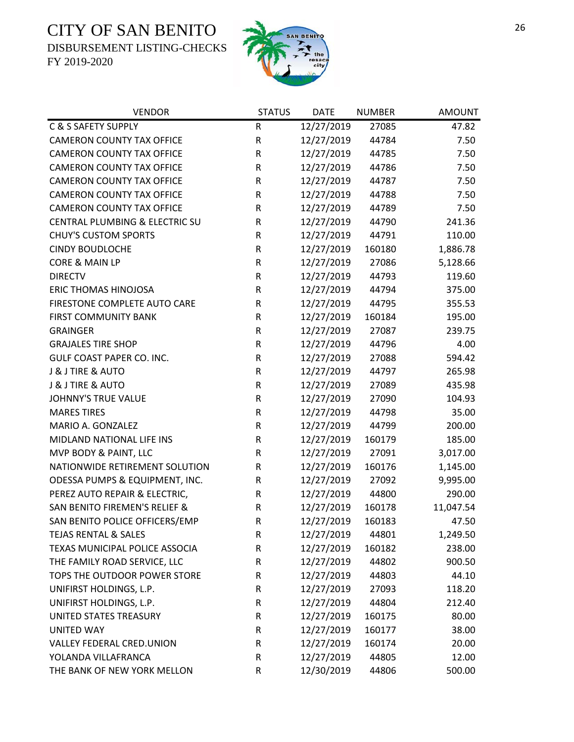# CITY OF SAN BENITO

DISBURSEMENT LISTING-CHECKS

FY 2019-2020

| VENDOR | STATUS | DATE | NUMBER | AMOUNT |
|---|---|---|---|---|
| C & S SAFETY SUPPLY | R | 12/27/2019 | 27085 | 47.82 |
| CAMERON COUNTY TAX OFFICE | R | 12/27/2019 | 44784 | 7.50 |
| CAMERON COUNTY TAX OFFICE | R | 12/27/2019 | 44785 | 7.50 |
| CAMERON COUNTY TAX OFFICE | R | 12/27/2019 | 44786 | 7.50 |
| CAMERON COUNTY TAX OFFICE | R | 12/27/2019 | 44787 | 7.50 |
| CAMERON COUNTY TAX OFFICE | R | 12/27/2019 | 44788 | 7.50 |
| CAMERON COUNTY TAX OFFICE | R | 12/27/2019 | 44789 | 7.50 |
| CENTRAL PLUMBING & ELECTRIC SU | R | 12/27/2019 | 44790 | 241.36 |
| CHUY'S CUSTOM SPORTS | R | 12/27/2019 | 44791 | 110.00 |
| CINDY BOUDLOCHE | R | 12/27/2019 | 160180 | 1,886.78 |
| CORE & MAIN LP | R | 12/27/2019 | 27086 | 5,128.66 |
| DIRECTV | R | 12/27/2019 | 44793 | 119.60 |
| ERIC THOMAS HINOJOSA | R | 12/27/2019 | 44794 | 375.00 |
| FIRESTONE COMPLETE AUTO CARE | R | 12/27/2019 | 44795 | 355.53 |
| FIRST COMMUNITY BANK | R | 12/27/2019 | 160184 | 195.00 |
| GRAINGER | R | 12/27/2019 | 27087 | 239.75 |
| GRAJALES TIRE SHOP | R | 12/27/2019 | 44796 | 4.00 |
| GULF COAST PAPER CO. INC. | R | 12/27/2019 | 27088 | 594.42 |
| J & J TIRE & AUTO | R | 12/27/2019 | 44797 | 265.98 |
| J & J TIRE & AUTO | R | 12/27/2019 | 27089 | 435.98 |
| JOHNNY'S TRUE VALUE | R | 12/27/2019 | 27090 | 104.93 |
| MARES TIRES | R | 12/27/2019 | 44798 | 35.00 |
| MARIO A. GONZALEZ | R | 12/27/2019 | 44799 | 200.00 |
| MIDLAND NATIONAL LIFE INS | R | 12/27/2019 | 160179 | 185.00 |
| MVP BODY & PAINT, LLC | R | 12/27/2019 | 27091 | 3,017.00 |
| NATIONWIDE RETIREMENT SOLUTION | R | 12/27/2019 | 160176 | 1,145.00 |
| ODESSA PUMPS & EQUIPMENT, INC. | R | 12/27/2019 | 27092 | 9,995.00 |
| PEREZ AUTO REPAIR & ELECTRIC, | R | 12/27/2019 | 44800 | 290.00 |
| SAN BENITO FIREMEN'S RELIEF & | R | 12/27/2019 | 160178 | 11,047.54 |
| SAN BENITO POLICE OFFICERS/EMP | R | 12/27/2019 | 160183 | 47.50 |
| TEJAS RENTAL & SALES | R | 12/27/2019 | 44801 | 1,249.50 |
| TEXAS MUNICIPAL POLICE ASSOCIA | R | 12/27/2019 | 160182 | 238.00 |
| THE FAMILY ROAD SERVICE, LLC | R | 12/27/2019 | 44802 | 900.50 |
| TOPS THE OUTDOOR POWER STORE | R | 12/27/2019 | 44803 | 44.10 |
| UNIFIRST HOLDINGS, L.P. | R | 12/27/2019 | 27093 | 118.20 |
| UNIFIRST HOLDINGS, L.P. | R | 12/27/2019 | 44804 | 212.40 |
| UNITED STATES TREASURY | R | 12/27/2019 | 160175 | 80.00 |
| UNITED WAY | R | 12/27/2019 | 160177 | 38.00 |
| VALLEY FEDERAL CRED.UNION | R | 12/27/2019 | 160174 | 20.00 |
| YOLANDA VILLAFRANCA | R | 12/27/2019 | 44805 | 12.00 |
| THE BANK OF NEW YORK MELLON | R | 12/30/2019 | 44806 | 500.00 |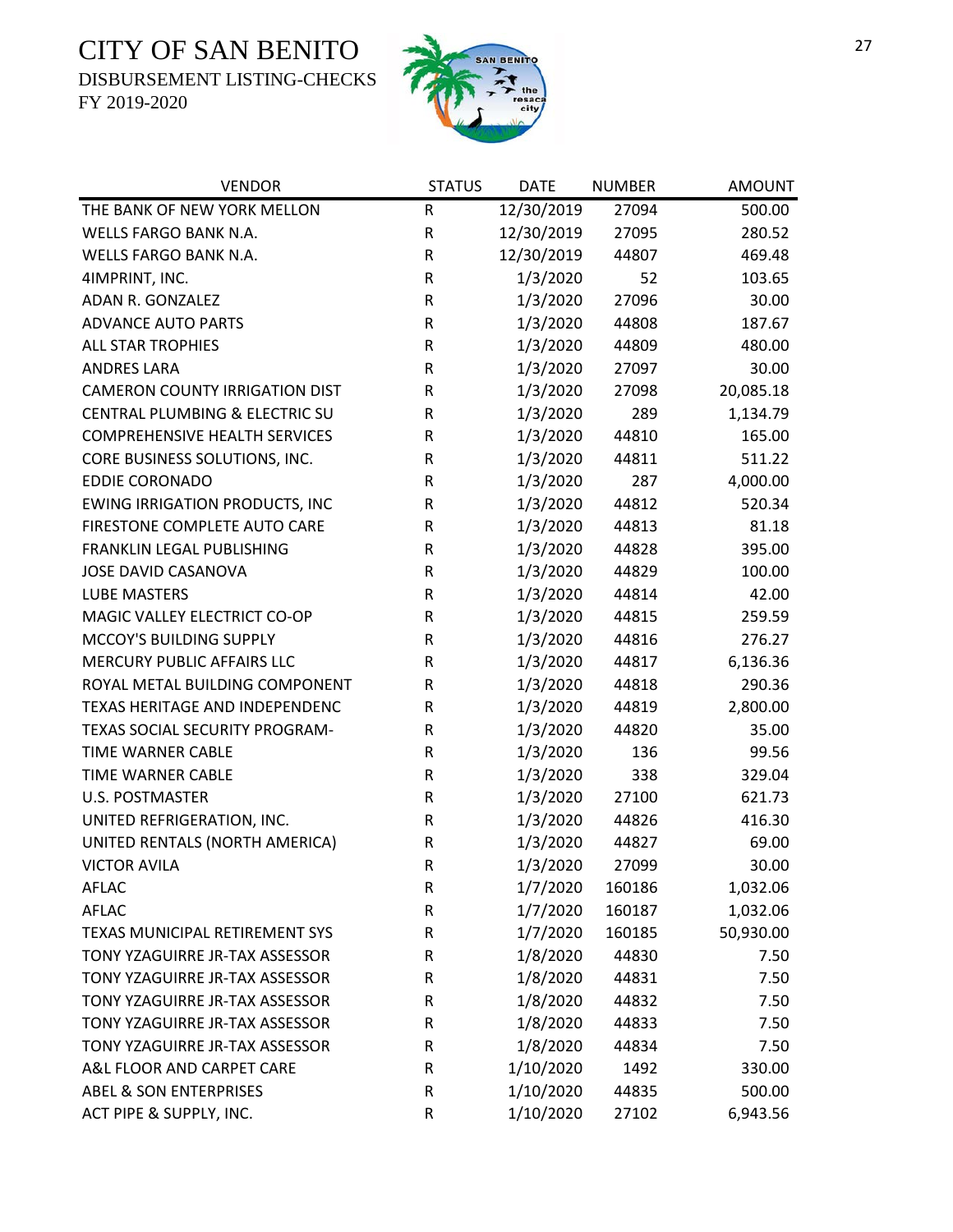# CITY OF SAN BENITO

DISBURSEMENT LISTING-CHECKS

FY 2019-2020

| VENDOR | STATUS | DATE | NUMBER | AMOUNT |
|---|---|---|---|---|
| THE BANK OF NEW YORK MELLON | R | 12/30/2019 | 27094 | 500.00 |
| WELLS FARGO BANK N.A. | R | 12/30/2019 | 27095 | 280.52 |
| WELLS FARGO BANK N.A. | R | 12/30/2019 | 44807 | 469.48 |
| 4IMPRINT, INC. | R | 1/3/2020 | 52 | 103.65 |
| ADAN R. GONZALEZ | R | 1/3/2020 | 27096 | 30.00 |
| ADVANCE AUTO PARTS | R | 1/3/2020 | 44808 | 187.67 |
| ALL STAR TROPHIES | R | 1/3/2020 | 44809 | 480.00 |
| ANDRES LARA | R | 1/3/2020 | 27097 | 30.00 |
| CAMERON COUNTY IRRIGATION DIST | R | 1/3/2020 | 27098 | 20,085.18 |
| CENTRAL PLUMBING & ELECTRIC SU | R | 1/3/2020 | 289 | 1,134.79 |
| COMPREHENSIVE HEALTH SERVICES | R | 1/3/2020 | 44810 | 165.00 |
| CORE BUSINESS SOLUTIONS, INC. | R | 1/3/2020 | 44811 | 511.22 |
| EDDIE CORONADO | R | 1/3/2020 | 287 | 4,000.00 |
| EWING IRRIGATION PRODUCTS, INC | R | 1/3/2020 | 44812 | 520.34 |
| FIRESTONE COMPLETE AUTO CARE | R | 1/3/2020 | 44813 | 81.18 |
| FRANKLIN LEGAL PUBLISHING | R | 1/3/2020 | 44828 | 395.00 |
| JOSE DAVID CASANOVA | R | 1/3/2020 | 44829 | 100.00 |
| LUBE MASTERS | R | 1/3/2020 | 44814 | 42.00 |
| MAGIC VALLEY ELECTRICT CO-OP | R | 1/3/2020 | 44815 | 259.59 |
| MCCOY'S BUILDING SUPPLY | R | 1/3/2020 | 44816 | 276.27 |
| MERCURY PUBLIC AFFAIRS LLC | R | 1/3/2020 | 44817 | 6,136.36 |
| ROYAL METAL BUILDING COMPONENT | R | 1/3/2020 | 44818 | 290.36 |
| TEXAS HERITAGE AND INDEPENDENC | R | 1/3/2020 | 44819 | 2,800.00 |
| TEXAS SOCIAL SECURITY PROGRAM- | R | 1/3/2020 | 44820 | 35.00 |
| TIME WARNER CABLE | R | 1/3/2020 | 136 | 99.56 |
| TIME WARNER CABLE | R | 1/3/2020 | 338 | 329.04 |
| U.S. POSTMASTER | R | 1/3/2020 | 27100 | 621.73 |
| UNITED REFRIGERATION, INC. | R | 1/3/2020 | 44826 | 416.30 |
| UNITED RENTALS (NORTH AMERICA) | R | 1/3/2020 | 44827 | 69.00 |
| VICTOR AVILA | R | 1/3/2020 | 27099 | 30.00 |
| AFLAC | R | 1/7/2020 | 160186 | 1,032.06 |
| AFLAC | R | 1/7/2020 | 160187 | 1,032.06 |
| TEXAS MUNICIPAL RETIREMENT SYS | R | 1/7/2020 | 160185 | 50,930.00 |
| TONY YZAGUIRRE JR-TAX ASSESSOR | R | 1/8/2020 | 44830 | 7.50 |
| TONY YZAGUIRRE JR-TAX ASSESSOR | R | 1/8/2020 | 44831 | 7.50 |
| TONY YZAGUIRRE JR-TAX ASSESSOR | R | 1/8/2020 | 44832 | 7.50 |
| TONY YZAGUIRRE JR-TAX ASSESSOR | R | 1/8/2020 | 44833 | 7.50 |
| TONY YZAGUIRRE JR-TAX ASSESSOR | R | 1/8/2020 | 44834 | 7.50 |
| A&L FLOOR AND CARPET CARE | R | 1/10/2020 | 1492 | 330.00 |
| ABEL & SON ENTERPRISES | R | 1/10/2020 | 44835 | 500.00 |
| ACT PIPE & SUPPLY, INC. | R | 1/10/2020 | 27102 | 6,943.56 |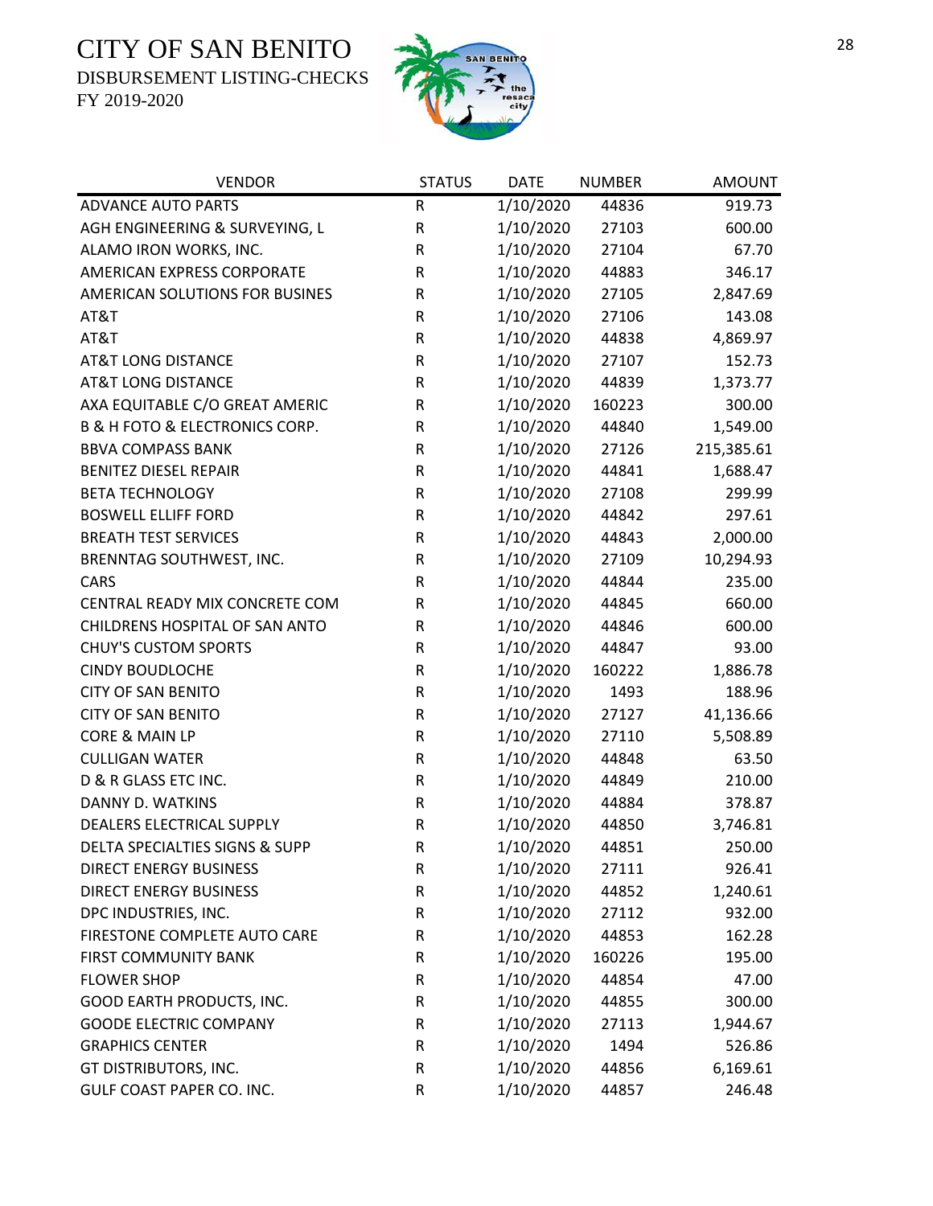# CITY OF SAN BENITO

DISBURSEMENT LISTING-CHECKS

FY 2019-2020

| VENDOR | STATUS | DATE | NUMBER | AMOUNT |
|---|---|---|---|---|
| ADVANCE AUTO PARTS | R | 1/10/2020 | 44836 | 919.73 |
| AGH ENGINEERING & SURVEYING, L | R | 1/10/2020 | 27103 | 600.00 |
| ALAMO IRON WORKS, INC. | R | 1/10/2020 | 27104 | 67.70 |
| AMERICAN EXPRESS CORPORATE | R | 1/10/2020 | 44883 | 346.17 |
| AMERICAN SOLUTIONS FOR BUSINES | R | 1/10/2020 | 27105 | 2,847.69 |
| AT&T | R | 1/10/2020 | 27106 | 143.08 |
| AT&T | R | 1/10/2020 | 44838 | 4,869.97 |
| AT&T LONG DISTANCE | R | 1/10/2020 | 27107 | 152.73 |
| AT&T LONG DISTANCE | R | 1/10/2020 | 44839 | 1,373.77 |
| AXA EQUITABLE C/O GREAT AMERIC | R | 1/10/2020 | 160223 | 300.00 |
| B & H FOTO & ELECTRONICS CORP. | R | 1/10/2020 | 44840 | 1,549.00 |
| BBVA COMPASS BANK | R | 1/10/2020 | 27126 | 215,385.61 |
| BENITEZ DIESEL REPAIR | R | 1/10/2020 | 44841 | 1,688.47 |
| BETA TECHNOLOGY | R | 1/10/2020 | 27108 | 299.99 |
| BOSWELL ELLIFF FORD | R | 1/10/2020 | 44842 | 297.61 |
| BREATH TEST SERVICES | R | 1/10/2020 | 44843 | 2,000.00 |
| BRENNTAG SOUTHWEST, INC. | R | 1/10/2020 | 27109 | 10,294.93 |
| CARS | R | 1/10/2020 | 44844 | 235.00 |
| CENTRAL READY MIX CONCRETE COM | R | 1/10/2020 | 44845 | 660.00 |
| CHILDRENS HOSPITAL OF SAN ANTO | R | 1/10/2020 | 44846 | 600.00 |
| CHUY'S CUSTOM SPORTS | R | 1/10/2020 | 44847 | 93.00 |
| CINDY BOUDLOCHE | R | 1/10/2020 | 160222 | 1,886.78 |
| CITY OF SAN BENITO | R | 1/10/2020 | 1493 | 188.96 |
| CITY OF SAN BENITO | R | 1/10/2020 | 27127 | 41,136.66 |
| CORE & MAIN LP | R | 1/10/2020 | 27110 | 5,508.89 |
| CULLIGAN WATER | R | 1/10/2020 | 44848 | 63.50 |
| D & R GLASS ETC INC. | R | 1/10/2020 | 44849 | 210.00 |
| DANNY D. WATKINS | R | 1/10/2020 | 44884 | 378.87 |
| DEALERS ELECTRICAL SUPPLY | R | 1/10/2020 | 44850 | 3,746.81 |
| DELTA SPECIALTIES SIGNS & SUPP | R | 1/10/2020 | 44851 | 250.00 |
| DIRECT ENERGY BUSINESS | R | 1/10/2020 | 27111 | 926.41 |
| DIRECT ENERGY BUSINESS | R | 1/10/2020 | 44852 | 1,240.61 |
| DPC INDUSTRIES, INC. | R | 1/10/2020 | 27112 | 932.00 |
| FIRESTONE COMPLETE AUTO CARE | R | 1/10/2020 | 44853 | 162.28 |
| FIRST COMMUNITY BANK | R | 1/10/2020 | 160226 | 195.00 |
| FLOWER SHOP | R | 1/10/2020 | 44854 | 47.00 |
| GOOD EARTH PRODUCTS, INC. | R | 1/10/2020 | 44855 | 300.00 |
| GOODE ELECTRIC COMPANY | R | 1/10/2020 | 27113 | 1,944.67 |
| GRAPHICS CENTER | R | 1/10/2020 | 1494 | 526.86 |
| GT DISTRIBUTORS, INC. | R | 1/10/2020 | 44856 | 6,169.61 |
| GULF COAST PAPER CO. INC. | R | 1/10/2020 | 44857 | 246.48 |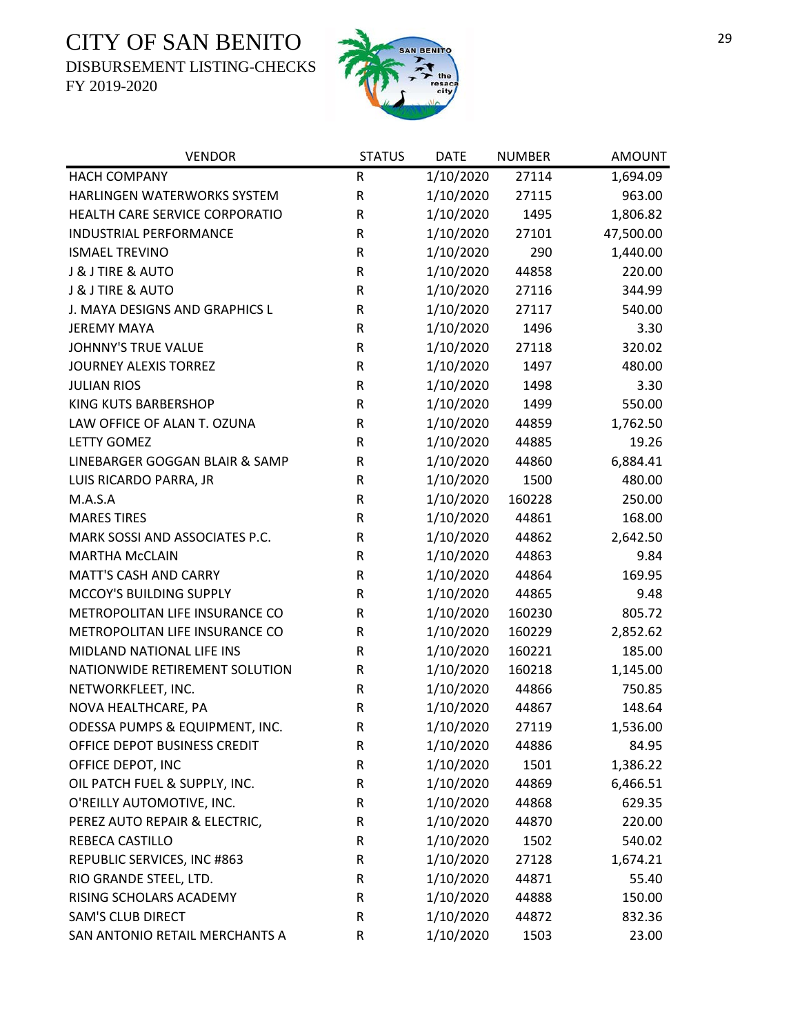# CITY OF SAN BENITO

DISBURSEMENT LISTING-CHECKS

FY 2019-2020

| VENDOR | STATUS | DATE | NUMBER | AMOUNT |
|---|---|---|---|---|
| HACH COMPANY | R | 1/10/2020 | 27114 | 1,694.09 |
| HARLINGEN WATERWORKS SYSTEM | R | 1/10/2020 | 27115 | 963.00 |
| HEALTH CARE SERVICE CORPORATIO | R | 1/10/2020 | 1495 | 1,806.82 |
| INDUSTRIAL PERFORMANCE | R | 1/10/2020 | 27101 | 47,500.00 |
| ISMAEL TREVINO | R | 1/10/2020 | 290 | 1,440.00 |
| J & J TIRE & AUTO | R | 1/10/2020 | 44858 | 220.00 |
| J & J TIRE & AUTO | R | 1/10/2020 | 27116 | 344.99 |
| J. MAYA DESIGNS AND GRAPHICS L | R | 1/10/2020 | 27117 | 540.00 |
| JEREMY MAYA | R | 1/10/2020 | 1496 | 3.30 |
| JOHNNY'S TRUE VALUE | R | 1/10/2020 | 27118 | 320.02 |
| JOURNEY ALEXIS TORREZ | R | 1/10/2020 | 1497 | 480.00 |
| JULIAN RIOS | R | 1/10/2020 | 1498 | 3.30 |
| KING KUTS BARBERSHOP | R | 1/10/2020 | 1499 | 550.00 |
| LAW OFFICE OF ALAN T. OZUNA | R | 1/10/2020 | 44859 | 1,762.50 |
| LETTY GOMEZ | R | 1/10/2020 | 44885 | 19.26 |
| LINEBARGER GOGGAN BLAIR & SAMP | R | 1/10/2020 | 44860 | 6,884.41 |
| LUIS RICARDO PARRA, JR | R | 1/10/2020 | 1500 | 480.00 |
| M.A.S.A | R | 1/10/2020 | 160228 | 250.00 |
| MARES TIRES | R | 1/10/2020 | 44861 | 168.00 |
| MARK SOSSI AND ASSOCIATES P.C. | R | 1/10/2020 | 44862 | 2,642.50 |
| MARTHA McCLAIN | R | 1/10/2020 | 44863 | 9.84 |
| MATT'S CASH AND CARRY | R | 1/10/2020 | 44864 | 169.95 |
| MCCOY'S BUILDING SUPPLY | R | 1/10/2020 | 44865 | 9.48 |
| METROPOLITAN LIFE INSURANCE CO | R | 1/10/2020 | 160230 | 805.72 |
| METROPOLITAN LIFE INSURANCE CO | R | 1/10/2020 | 160229 | 2,852.62 |
| MIDLAND NATIONAL LIFE INS | R | 1/10/2020 | 160221 | 185.00 |
| NATIONWIDE RETIREMENT SOLUTION | R | 1/10/2020 | 160218 | 1,145.00 |
| NETWORKFLEET, INC. | R | 1/10/2020 | 44866 | 750.85 |
| NOVA HEALTHCARE, PA | R | 1/10/2020 | 44867 | 148.64 |
| ODESSA PUMPS & EQUIPMENT, INC. | R | 1/10/2020 | 27119 | 1,536.00 |
| OFFICE DEPOT BUSINESS CREDIT | R | 1/10/2020 | 44886 | 84.95 |
| OFFICE DEPOT, INC | R | 1/10/2020 | 1501 | 1,386.22 |
| OIL PATCH FUEL & SUPPLY, INC. | R | 1/10/2020 | 44869 | 6,466.51 |
| O'REILLY AUTOMOTIVE, INC. | R | 1/10/2020 | 44868 | 629.35 |
| PEREZ AUTO REPAIR & ELECTRIC, | R | 1/10/2020 | 44870 | 220.00 |
| REBECA CASTILLO | R | 1/10/2020 | 1502 | 540.02 |
| REPUBLIC SERVICES, INC #863 | R | 1/10/2020 | 27128 | 1,674.21 |
| RIO GRANDE STEEL, LTD. | R | 1/10/2020 | 44871 | 55.40 |
| RISING SCHOLARS ACADEMY | R | 1/10/2020 | 44888 | 150.00 |
| SAM'S CLUB DIRECT | R | 1/10/2020 | 44872 | 832.36 |
| SAN ANTONIO RETAIL MERCHANTS A | R | 1/10/2020 | 1503 | 23.00 |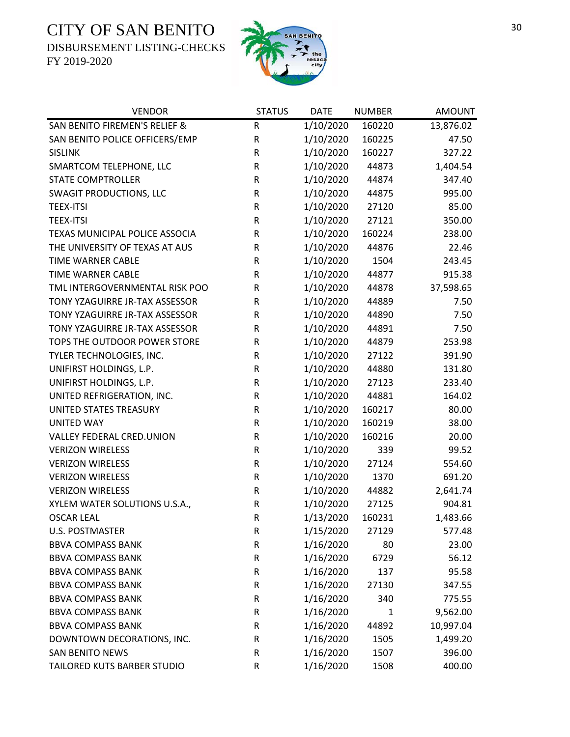# CITY OF SAN BENITO

DISBURSEMENT LISTING-CHECKS

FY 2019-2020

| VENDOR | STATUS | DATE | NUMBER | AMOUNT |
|---|---|---|---|---|
| SAN BENITO FIREMEN'S RELIEF & | R | 1/10/2020 | 160220 | 13,876.02 |
| SAN BENITO POLICE OFFICERS/EMP | R | 1/10/2020 | 160225 | 47.50 |
| SISLINK | R | 1/10/2020 | 160227 | 327.22 |
| SMARTCOM TELEPHONE, LLC | R | 1/10/2020 | 44873 | 1,404.54 |
| STATE COMPTROLLER | R | 1/10/2020 | 44874 | 347.40 |
| SWAGIT PRODUCTIONS, LLC | R | 1/10/2020 | 44875 | 995.00 |
| TEEX-ITSI | R | 1/10/2020 | 27120 | 85.00 |
| TEEX-ITSI | R | 1/10/2020 | 27121 | 350.00 |
| TEXAS MUNICIPAL POLICE ASSOCIA | R | 1/10/2020 | 160224 | 238.00 |
| THE UNIVERSITY OF TEXAS AT AUS | R | 1/10/2020 | 44876 | 22.46 |
| TIME WARNER CABLE | R | 1/10/2020 | 1504 | 243.45 |
| TIME WARNER CABLE | R | 1/10/2020 | 44877 | 915.38 |
| TML INTERGOVERNMENTAL RISK POO | R | 1/10/2020 | 44878 | 37,598.65 |
| TONY YZAGUIRRE JR-TAX ASSESSOR | R | 1/10/2020 | 44889 | 7.50 |
| TONY YZAGUIRRE JR-TAX ASSESSOR | R | 1/10/2020 | 44890 | 7.50 |
| TONY YZAGUIRRE JR-TAX ASSESSOR | R | 1/10/2020 | 44891 | 7.50 |
| TOPS THE OUTDOOR POWER STORE | R | 1/10/2020 | 44879 | 253.98 |
| TYLER TECHNOLOGIES, INC. | R | 1/10/2020 | 27122 | 391.90 |
| UNIFIRST HOLDINGS, L.P. | R | 1/10/2020 | 44880 | 131.80 |
| UNIFIRST HOLDINGS, L.P. | R | 1/10/2020 | 27123 | 233.40 |
| UNITED REFRIGERATION, INC. | R | 1/10/2020 | 44881 | 164.02 |
| UNITED STATES TREASURY | R | 1/10/2020 | 160217 | 80.00 |
| UNITED WAY | R | 1/10/2020 | 160219 | 38.00 |
| VALLEY FEDERAL CRED.UNION | R | 1/10/2020 | 160216 | 20.00 |
| VERIZON WIRELESS | R | 1/10/2020 | 339 | 99.52 |
| VERIZON WIRELESS | R | 1/10/2020 | 27124 | 554.60 |
| VERIZON WIRELESS | R | 1/10/2020 | 1370 | 691.20 |
| VERIZON WIRELESS | R | 1/10/2020 | 44882 | 2,641.74 |
| XYLEM WATER SOLUTIONS U.S.A., | R | 1/10/2020 | 27125 | 904.81 |
| OSCAR LEAL | R | 1/13/2020 | 160231 | 1,483.66 |
| U.S. POSTMASTER | R | 1/15/2020 | 27129 | 577.48 |
| BBVA COMPASS BANK | R | 1/16/2020 | 80 | 23.00 |
| BBVA COMPASS BANK | R | 1/16/2020 | 6729 | 56.12 |
| BBVA COMPASS BANK | R | 1/16/2020 | 137 | 95.58 |
| BBVA COMPASS BANK | R | 1/16/2020 | 27130 | 347.55 |
| BBVA COMPASS BANK | R | 1/16/2020 | 340 | 775.55 |
| BBVA COMPASS BANK | R | 1/16/2020 | 1 | 9,562.00 |
| BBVA COMPASS BANK | R | 1/16/2020 | 44892 | 10,997.04 |
| DOWNTOWN DECORATIONS, INC. | R | 1/16/2020 | 1505 | 1,499.20 |
| SAN BENITO NEWS | R | 1/16/2020 | 1507 | 396.00 |
| TAILORED KUTS BARBER STUDIO | R | 1/16/2020 | 1508 | 400.00 |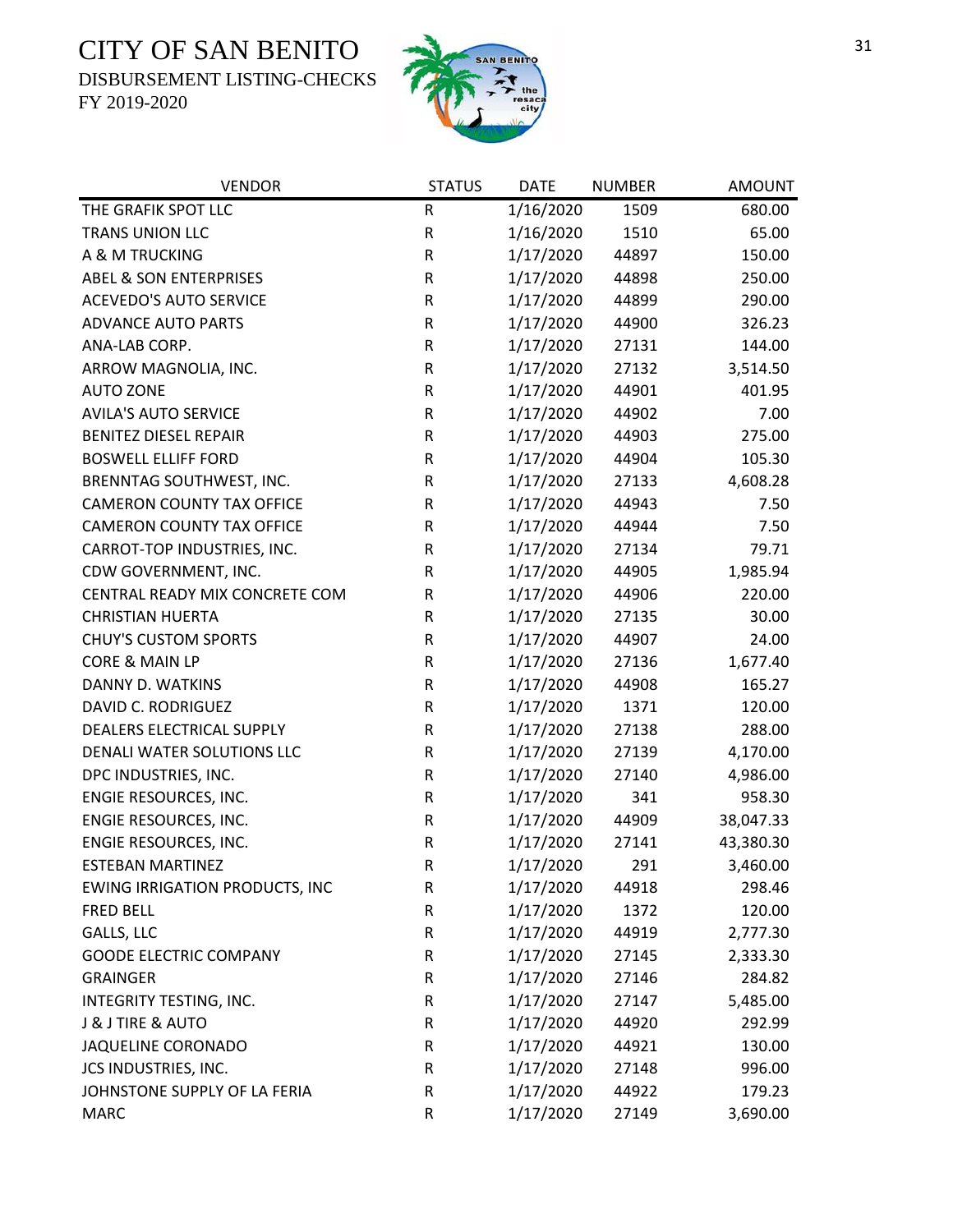# CITY OF SAN BENITO

DISBURSEMENT LISTING-CHECKS

FY 2019-2020

| VENDOR | STATUS | DATE | NUMBER | AMOUNT |
|---|---|---|---|---|
| THE GRAFIK SPOT LLC | R | 1/16/2020 | 1509 | 680.00 |
| TRANS UNION LLC | R | 1/16/2020 | 1510 | 65.00 |
| A & M TRUCKING | R | 1/17/2020 | 44897 | 150.00 |
| ABEL & SON ENTERPRISES | R | 1/17/2020 | 44898 | 250.00 |
| ACEVEDO'S AUTO SERVICE | R | 1/17/2020 | 44899 | 290.00 |
| ADVANCE AUTO PARTS | R | 1/17/2020 | 44900 | 326.23 |
| ANA-LAB CORP. | R | 1/17/2020 | 27131 | 144.00 |
| ARROW MAGNOLIA, INC. | R | 1/17/2020 | 27132 | 3,514.50 |
| AUTO ZONE | R | 1/17/2020 | 44901 | 401.95 |
| AVILA'S AUTO SERVICE | R | 1/17/2020 | 44902 | 7.00 |
| BENITEZ DIESEL REPAIR | R | 1/17/2020 | 44903 | 275.00 |
| BOSWELL ELLIFF FORD | R | 1/17/2020 | 44904 | 105.30 |
| BRENNTAG SOUTHWEST, INC. | R | 1/17/2020 | 27133 | 4,608.28 |
| CAMERON COUNTY TAX OFFICE | R | 1/17/2020 | 44943 | 7.50 |
| CAMERON COUNTY TAX OFFICE | R | 1/17/2020 | 44944 | 7.50 |
| CARROT-TOP INDUSTRIES, INC. | R | 1/17/2020 | 27134 | 79.71 |
| CDW GOVERNMENT, INC. | R | 1/17/2020 | 44905 | 1,985.94 |
| CENTRAL READY MIX CONCRETE COM | R | 1/17/2020 | 44906 | 220.00 |
| CHRISTIAN HUERTA | R | 1/17/2020 | 27135 | 30.00 |
| CHUY'S CUSTOM SPORTS | R | 1/17/2020 | 44907 | 24.00 |
| CORE & MAIN LP | R | 1/17/2020 | 27136 | 1,677.40 |
| DANNY D. WATKINS | R | 1/17/2020 | 44908 | 165.27 |
| DAVID C. RODRIGUEZ | R | 1/17/2020 | 1371 | 120.00 |
| DEALERS ELECTRICAL SUPPLY | R | 1/17/2020 | 27138 | 288.00 |
| DENALI WATER SOLUTIONS LLC | R | 1/17/2020 | 27139 | 4,170.00 |
| DPC INDUSTRIES, INC. | R | 1/17/2020 | 27140 | 4,986.00 |
| ENGIE RESOURCES, INC. | R | 1/17/2020 | 341 | 958.30 |
| ENGIE RESOURCES, INC. | R | 1/17/2020 | 44909 | 38,047.33 |
| ENGIE RESOURCES, INC. | R | 1/17/2020 | 27141 | 43,380.30 |
| ESTEBAN MARTINEZ | R | 1/17/2020 | 291 | 3,460.00 |
| EWING IRRIGATION PRODUCTS, INC | R | 1/17/2020 | 44918 | 298.46 |
| FRED BELL | R | 1/17/2020 | 1372 | 120.00 |
| GALLS, LLC | R | 1/17/2020 | 44919 | 2,777.30 |
| GOODE ELECTRIC COMPANY | R | 1/17/2020 | 27145 | 2,333.30 |
| GRAINGER | R | 1/17/2020 | 27146 | 284.82 |
| INTEGRITY TESTING, INC. | R | 1/17/2020 | 27147 | 5,485.00 |
| J & J TIRE & AUTO | R | 1/17/2020 | 44920 | 292.99 |
| JAQUELINE CORONADO | R | 1/17/2020 | 44921 | 130.00 |
| JCS INDUSTRIES, INC. | R | 1/17/2020 | 27148 | 996.00 |
| JOHNSTONE SUPPLY OF LA FERIA | R | 1/17/2020 | 44922 | 179.23 |
| MARC | R | 1/17/2020 | 27149 | 3,690.00 |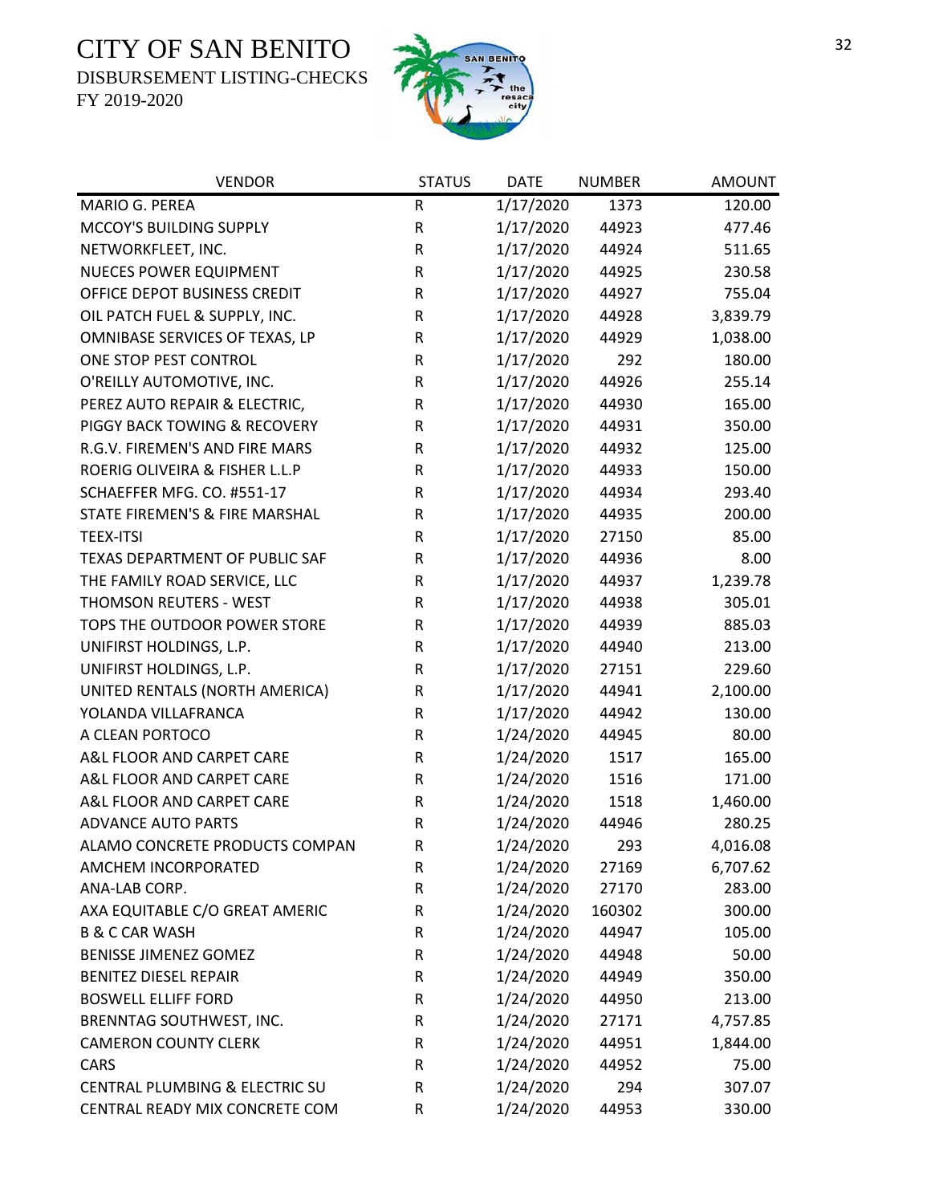# CITY OF SAN BENITO

DISBURSEMENT LISTING-CHECKS

FY 2019-2020

| VENDOR | STATUS | DATE | NUMBER | AMOUNT |
|---|---|---|---|---|
| MARIO G. PEREA | R | 1/17/2020 | 1373 | 120.00 |
| MCCOY'S BUILDING SUPPLY | R | 1/17/2020 | 44923 | 477.46 |
| NETWORKFLEET, INC. | R | 1/17/2020 | 44924 | 511.65 |
| NUECES POWER EQUIPMENT | R | 1/17/2020 | 44925 | 230.58 |
| OFFICE DEPOT BUSINESS CREDIT | R | 1/17/2020 | 44927 | 755.04 |
| OIL PATCH FUEL & SUPPLY, INC. | R | 1/17/2020 | 44928 | 3,839.79 |
| OMNIBASE SERVICES OF TEXAS, LP | R | 1/17/2020 | 44929 | 1,038.00 |
| ONE STOP PEST CONTROL | R | 1/17/2020 | 292 | 180.00 |
| O'REILLY AUTOMOTIVE, INC. | R | 1/17/2020 | 44926 | 255.14 |
| PEREZ AUTO REPAIR & ELECTRIC, | R | 1/17/2020 | 44930 | 165.00 |
| PIGGY BACK TOWING & RECOVERY | R | 1/17/2020 | 44931 | 350.00 |
| R.G.V. FIREMEN'S AND FIRE MARS | R | 1/17/2020 | 44932 | 125.00 |
| ROERIG OLIVEIRA & FISHER L.L.P | R | 1/17/2020 | 44933 | 150.00 |
| SCHAEFFER MFG. CO. #551-17 | R | 1/17/2020 | 44934 | 293.40 |
| STATE FIREMEN'S & FIRE MARSHAL | R | 1/17/2020 | 44935 | 200.00 |
| TEEX-ITSI | R | 1/17/2020 | 27150 | 85.00 |
| TEXAS DEPARTMENT OF PUBLIC SAF | R | 1/17/2020 | 44936 | 8.00 |
| THE FAMILY ROAD SERVICE, LLC | R | 1/17/2020 | 44937 | 1,239.78 |
| THOMSON REUTERS - WEST | R | 1/17/2020 | 44938 | 305.01 |
| TOPS THE OUTDOOR POWER STORE | R | 1/17/2020 | 44939 | 885.03 |
| UNIFIRST HOLDINGS, L.P. | R | 1/17/2020 | 44940 | 213.00 |
| UNIFIRST HOLDINGS, L.P. | R | 1/17/2020 | 27151 | 229.60 |
| UNITED RENTALS (NORTH AMERICA) | R | 1/17/2020 | 44941 | 2,100.00 |
| YOLANDA VILLAFRANCA | R | 1/17/2020 | 44942 | 130.00 |
| A CLEAN PORTOCO | R | 1/24/2020 | 44945 | 80.00 |
| A&L FLOOR AND CARPET CARE | R | 1/24/2020 | 1517 | 165.00 |
| A&L FLOOR AND CARPET CARE | R | 1/24/2020 | 1516 | 171.00 |
| A&L FLOOR AND CARPET CARE | R | 1/24/2020 | 1518 | 1,460.00 |
| ADVANCE AUTO PARTS | R | 1/24/2020 | 44946 | 280.25 |
| ALAMO CONCRETE PRODUCTS COMPAN | R | 1/24/2020 | 293 | 4,016.08 |
| AMCHEM INCORPORATED | R | 1/24/2020 | 27169 | 6,707.62 |
| ANA-LAB CORP. | R | 1/24/2020 | 27170 | 283.00 |
| AXA EQUITABLE C/O GREAT AMERIC | R | 1/24/2020 | 160302 | 300.00 |
| B & C CAR WASH | R | 1/24/2020 | 44947 | 105.00 |
| BENISSE JIMENEZ GOMEZ | R | 1/24/2020 | 44948 | 50.00 |
| BENITEZ DIESEL REPAIR | R | 1/24/2020 | 44949 | 350.00 |
| BOSWELL ELLIFF FORD | R | 1/24/2020 | 44950 | 213.00 |
| BRENNTAG SOUTHWEST, INC. | R | 1/24/2020 | 27171 | 4,757.85 |
| CAMERON COUNTY CLERK | R | 1/24/2020 | 44951 | 1,844.00 |
| CARS | R | 1/24/2020 | 44952 | 75.00 |
| CENTRAL PLUMBING & ELECTRIC SU | R | 1/24/2020 | 294 | 307.07 |
| CENTRAL READY MIX CONCRETE COM | R | 1/24/2020 | 44953 | 330.00 |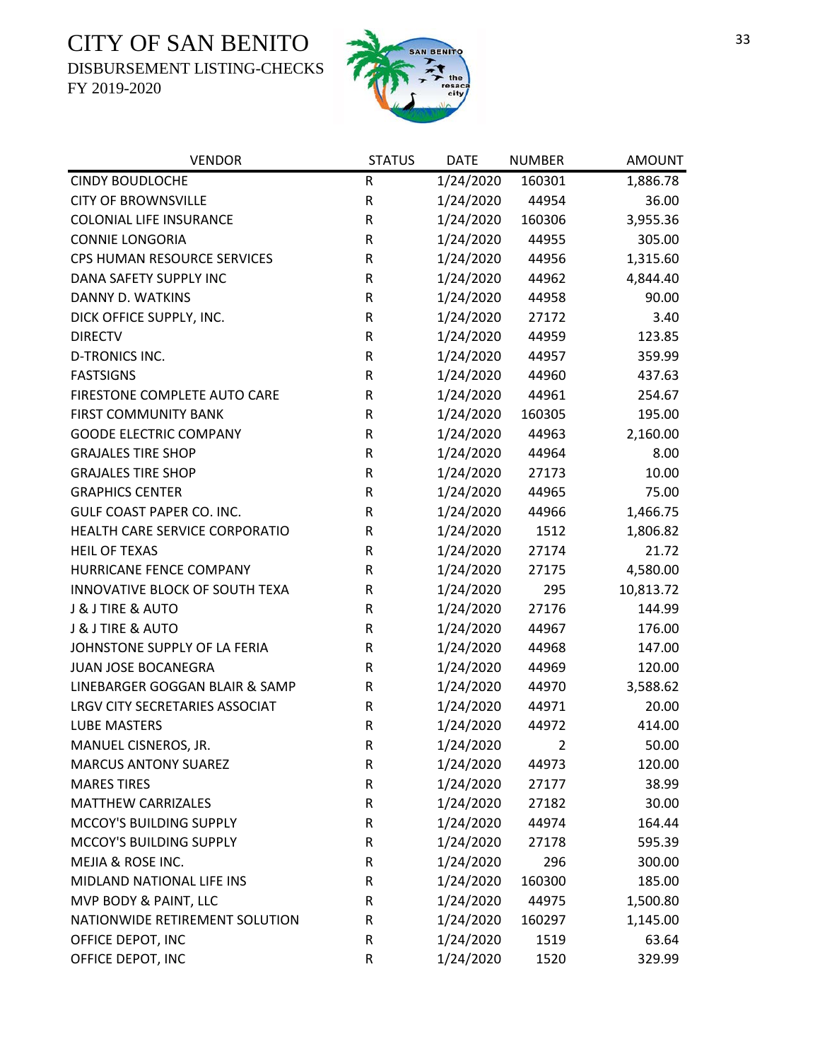# CITY OF SAN BENITO

DISBURSEMENT LISTING-CHECKS

FY 2019-2020

| VENDOR | STATUS | DATE | NUMBER | AMOUNT |
|---|---|---|---|---|
| CINDY BOUDLOCHE | R | 1/24/2020 | 160301 | 1,886.78 |
| CITY OF BROWNSVILLE | R | 1/24/2020 | 44954 | 36.00 |
| COLONIAL LIFE INSURANCE | R | 1/24/2020 | 160306 | 3,955.36 |
| CONNIE LONGORIA | R | 1/24/2020 | 44955 | 305.00 |
| CPS HUMAN RESOURCE SERVICES | R | 1/24/2020 | 44956 | 1,315.60 |
| DANA SAFETY SUPPLY INC | R | 1/24/2020 | 44962 | 4,844.40 |
| DANNY D. WATKINS | R | 1/24/2020 | 44958 | 90.00 |
| DICK OFFICE SUPPLY, INC. | R | 1/24/2020 | 27172 | 3.40 |
| DIRECTV | R | 1/24/2020 | 44959 | 123.85 |
| D-TRONICS INC. | R | 1/24/2020 | 44957 | 359.99 |
| FASTSIGNS | R | 1/24/2020 | 44960 | 437.63 |
| FIRESTONE COMPLETE AUTO CARE | R | 1/24/2020 | 44961 | 254.67 |
| FIRST COMMUNITY BANK | R | 1/24/2020 | 160305 | 195.00 |
| GOODE ELECTRIC COMPANY | R | 1/24/2020 | 44963 | 2,160.00 |
| GRAJALES TIRE SHOP | R | 1/24/2020 | 44964 | 8.00 |
| GRAJALES TIRE SHOP | R | 1/24/2020 | 27173 | 10.00 |
| GRAPHICS CENTER | R | 1/24/2020 | 44965 | 75.00 |
| GULF COAST PAPER CO. INC. | R | 1/24/2020 | 44966 | 1,466.75 |
| HEALTH CARE SERVICE CORPORATIO | R | 1/24/2020 | 1512 | 1,806.82 |
| HEIL OF TEXAS | R | 1/24/2020 | 27174 | 21.72 |
| HURRICANE FENCE COMPANY | R | 1/24/2020 | 27175 | 4,580.00 |
| INNOVATIVE BLOCK OF SOUTH TEXA | R | 1/24/2020 | 295 | 10,813.72 |
| J & J TIRE & AUTO | R | 1/24/2020 | 27176 | 144.99 |
| J & J TIRE & AUTO | R | 1/24/2020 | 44967 | 176.00 |
| JOHNSTONE SUPPLY OF LA FERIA | R | 1/24/2020 | 44968 | 147.00 |
| JUAN JOSE BOCANEGRA | R | 1/24/2020 | 44969 | 120.00 |
| LINEBARGER GOGGAN BLAIR & SAMP | R | 1/24/2020 | 44970 | 3,588.62 |
| LRGV CITY SECRETARIES ASSOCIAT | R | 1/24/2020 | 44971 | 20.00 |
| LUBE MASTERS | R | 1/24/2020 | 44972 | 414.00 |
| MANUEL CISNEROS, JR. | R | 1/24/2020 | 2 | 50.00 |
| MARCUS ANTONY SUAREZ | R | 1/24/2020 | 44973 | 120.00 |
| MARES TIRES | R | 1/24/2020 | 27177 | 38.99 |
| MATTHEW CARRIZALES | R | 1/24/2020 | 27182 | 30.00 |
| MCCOY'S BUILDING SUPPLY | R | 1/24/2020 | 44974 | 164.44 |
| MCCOY'S BUILDING SUPPLY | R | 1/24/2020 | 27178 | 595.39 |
| MEJIA & ROSE INC. | R | 1/24/2020 | 296 | 300.00 |
| MIDLAND NATIONAL LIFE INS | R | 1/24/2020 | 160300 | 185.00 |
| MVP BODY & PAINT, LLC | R | 1/24/2020 | 44975 | 1,500.80 |
| NATIONWIDE RETIREMENT SOLUTION | R | 1/24/2020 | 160297 | 1,145.00 |
| OFFICE DEPOT, INC | R | 1/24/2020 | 1519 | 63.64 |
| OFFICE DEPOT, INC | R | 1/24/2020 | 1520 | 329.99 |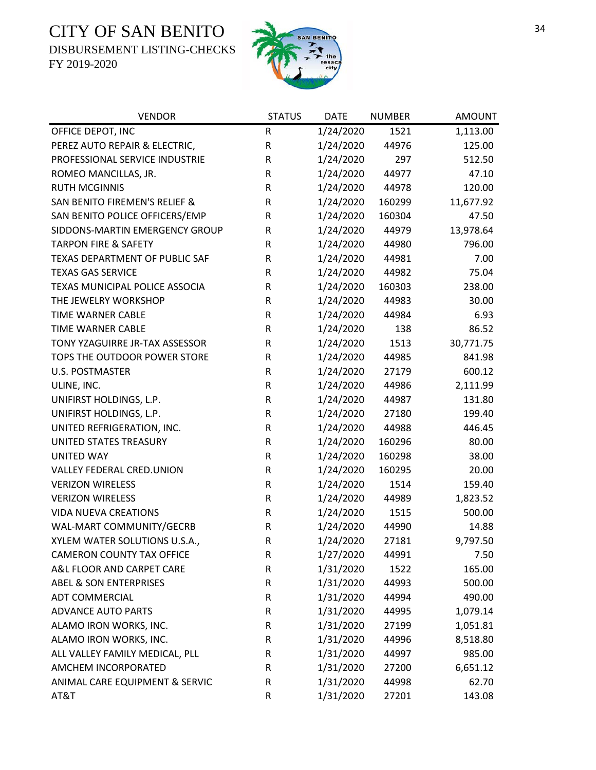# CITY OF SAN BENITO
DISBURSEMENT LISTING-CHECKS
FY 2019-2020

| VENDOR | STATUS | DATE | NUMBER | AMOUNT |
|---|---|---|---|---|
| OFFICE DEPOT, INC | R | 1/24/2020 | 1521 | 1,113.00 |
| PEREZ AUTO REPAIR & ELECTRIC, | R | 1/24/2020 | 44976 | 125.00 |
| PROFESSIONAL SERVICE INDUSTRIE | R | 1/24/2020 | 297 | 512.50 |
| ROMEO MANCILLAS, JR. | R | 1/24/2020 | 44977 | 47.10 |
| RUTH MCGINNIS | R | 1/24/2020 | 44978 | 120.00 |
| SAN BENITO FIREMEN'S RELIEF & | R | 1/24/2020 | 160299 | 11,677.92 |
| SAN BENITO POLICE OFFICERS/EMP | R | 1/24/2020 | 160304 | 47.50 |
| SIDDONS-MARTIN EMERGENCY GROUP | R | 1/24/2020 | 44979 | 13,978.64 |
| TARPON FIRE & SAFETY | R | 1/24/2020 | 44980 | 796.00 |
| TEXAS DEPARTMENT OF PUBLIC SAF | R | 1/24/2020 | 44981 | 7.00 |
| TEXAS GAS SERVICE | R | 1/24/2020 | 44982 | 75.04 |
| TEXAS MUNICIPAL POLICE ASSOCIA | R | 1/24/2020 | 160303 | 238.00 |
| THE JEWELRY WORKSHOP | R | 1/24/2020 | 44983 | 30.00 |
| TIME WARNER CABLE | R | 1/24/2020 | 44984 | 6.93 |
| TIME WARNER CABLE | R | 1/24/2020 | 138 | 86.52 |
| TONY YZAGUIRRE JR-TAX ASSESSOR | R | 1/24/2020 | 1513 | 30,771.75 |
| TOPS THE OUTDOOR POWER STORE | R | 1/24/2020 | 44985 | 841.98 |
| U.S. POSTMASTER | R | 1/24/2020 | 27179 | 600.12 |
| ULINE, INC. | R | 1/24/2020 | 44986 | 2,111.99 |
| UNIFIRST HOLDINGS, L.P. | R | 1/24/2020 | 44987 | 131.80 |
| UNIFIRST HOLDINGS, L.P. | R | 1/24/2020 | 27180 | 199.40 |
| UNITED REFRIGERATION, INC. | R | 1/24/2020 | 44988 | 446.45 |
| UNITED STATES TREASURY | R | 1/24/2020 | 160296 | 80.00 |
| UNITED WAY | R | 1/24/2020 | 160298 | 38.00 |
| VALLEY FEDERAL CRED.UNION | R | 1/24/2020 | 160295 | 20.00 |
| VERIZON WIRELESS | R | 1/24/2020 | 1514 | 159.40 |
| VERIZON WIRELESS | R | 1/24/2020 | 44989 | 1,823.52 |
| VIDA NUEVA CREATIONS | R | 1/24/2020 | 1515 | 500.00 |
| WAL-MART COMMUNITY/GECRB | R | 1/24/2020 | 44990 | 14.88 |
| XYLEM WATER SOLUTIONS U.S.A., | R | 1/24/2020 | 27181 | 9,797.50 |
| CAMERON COUNTY TAX OFFICE | R | 1/27/2020 | 44991 | 7.50 |
| A&L FLOOR AND CARPET CARE | R | 1/31/2020 | 1522 | 165.00 |
| ABEL & SON ENTERPRISES | R | 1/31/2020 | 44993 | 500.00 |
| ADT COMMERCIAL | R | 1/31/2020 | 44994 | 490.00 |
| ADVANCE AUTO PARTS | R | 1/31/2020 | 44995 | 1,079.14 |
| ALAMO IRON WORKS, INC. | R | 1/31/2020 | 27199 | 1,051.81 |
| ALAMO IRON WORKS, INC. | R | 1/31/2020 | 44996 | 8,518.80 |
| ALL VALLEY FAMILY MEDICAL, PLL | R | 1/31/2020 | 44997 | 985.00 |
| AMCHEM INCORPORATED | R | 1/31/2020 | 27200 | 6,651.12 |
| ANIMAL CARE EQUIPMENT & SERVIC | R | 1/31/2020 | 44998 | 62.70 |
| AT&T | R | 1/31/2020 | 27201 | 143.08 |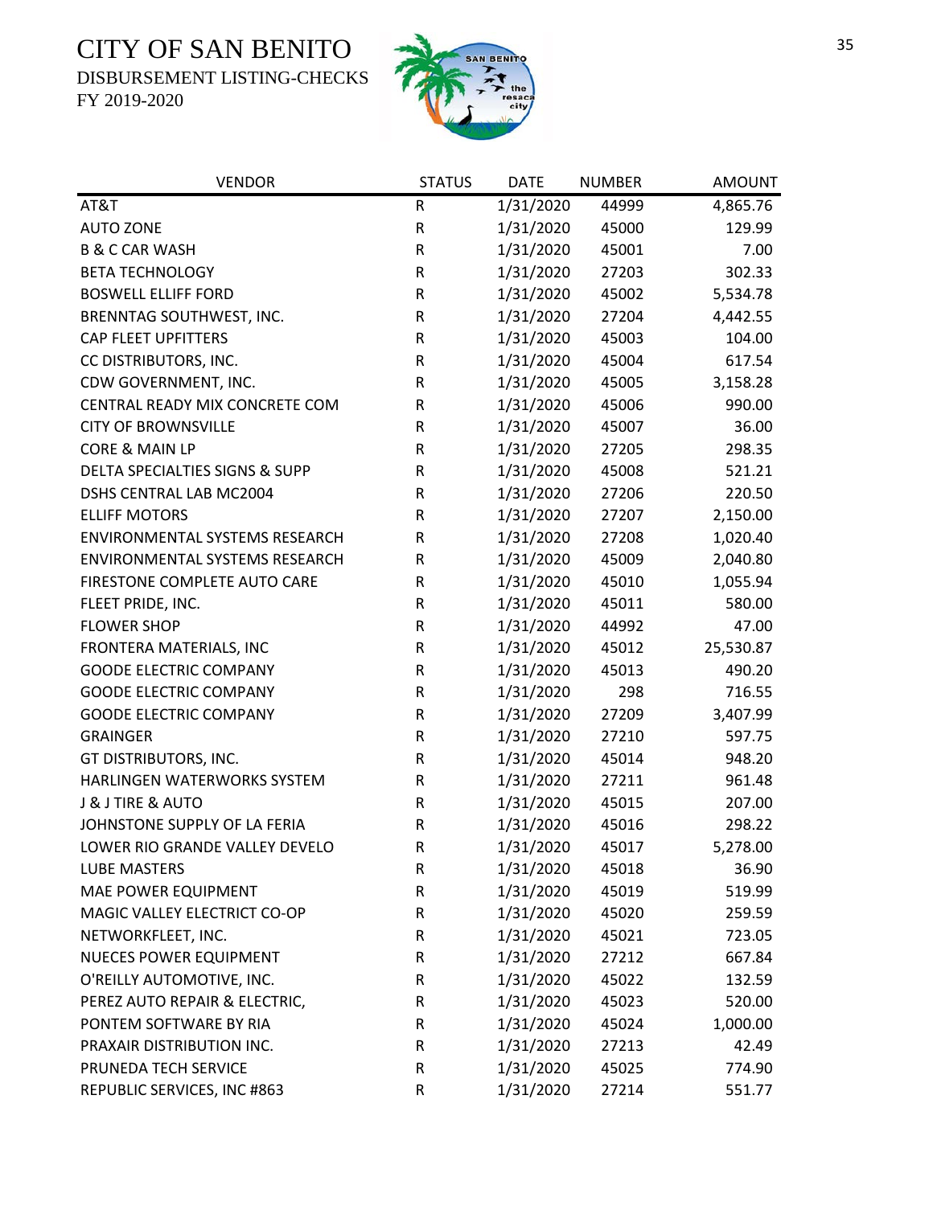# CITY OF SAN BENITO

DISBURSEMENT LISTING-CHECKS

FY 2019-2020

| VENDOR | STATUS | DATE | NUMBER | AMOUNT |
|---|---|---|---|---|
| AT&T | R | 1/31/2020 | 44999 | 4,865.76 |
| AUTO ZONE | R | 1/31/2020 | 45000 | 129.99 |
| B & C CAR WASH | R | 1/31/2020 | 45001 | 7.00 |
| BETA TECHNOLOGY | R | 1/31/2020 | 27203 | 302.33 |
| BOSWELL ELLIFF FORD | R | 1/31/2020 | 45002 | 5,534.78 |
| BRENNTAG SOUTHWEST, INC. | R | 1/31/2020 | 27204 | 4,442.55 |
| CAP FLEET UPFITTERS | R | 1/31/2020 | 45003 | 104.00 |
| CC DISTRIBUTORS, INC. | R | 1/31/2020 | 45004 | 617.54 |
| CDW GOVERNMENT, INC. | R | 1/31/2020 | 45005 | 3,158.28 |
| CENTRAL READY MIX CONCRETE COM | R | 1/31/2020 | 45006 | 990.00 |
| CITY OF BROWNSVILLE | R | 1/31/2020 | 45007 | 36.00 |
| CORE & MAIN LP | R | 1/31/2020 | 27205 | 298.35 |
| DELTA SPECIALTIES SIGNS & SUPP | R | 1/31/2020 | 45008 | 521.21 |
| DSHS CENTRAL LAB MC2004 | R | 1/31/2020 | 27206 | 220.50 |
| ELLIFF MOTORS | R | 1/31/2020 | 27207 | 2,150.00 |
| ENVIRONMENTAL SYSTEMS RESEARCH | R | 1/31/2020 | 27208 | 1,020.40 |
| ENVIRONMENTAL SYSTEMS RESEARCH | R | 1/31/2020 | 45009 | 2,040.80 |
| FIRESTONE COMPLETE AUTO CARE | R | 1/31/2020 | 45010 | 1,055.94 |
| FLEET PRIDE, INC. | R | 1/31/2020 | 45011 | 580.00 |
| FLOWER SHOP | R | 1/31/2020 | 44992 | 47.00 |
| FRONTERA MATERIALS, INC | R | 1/31/2020 | 45012 | 25,530.87 |
| GOODE ELECTRIC COMPANY | R | 1/31/2020 | 45013 | 490.20 |
| GOODE ELECTRIC COMPANY | R | 1/31/2020 | 298 | 716.55 |
| GOODE ELECTRIC COMPANY | R | 1/31/2020 | 27209 | 3,407.99 |
| GRAINGER | R | 1/31/2020 | 27210 | 597.75 |
| GT DISTRIBUTORS, INC. | R | 1/31/2020 | 45014 | 948.20 |
| HARLINGEN WATERWORKS SYSTEM | R | 1/31/2020 | 27211 | 961.48 |
| J & J TIRE & AUTO | R | 1/31/2020 | 45015 | 207.00 |
| JOHNSTONE SUPPLY OF LA FERIA | R | 1/31/2020 | 45016 | 298.22 |
| LOWER RIO GRANDE VALLEY DEVELO | R | 1/31/2020 | 45017 | 5,278.00 |
| LUBE MASTERS | R | 1/31/2020 | 45018 | 36.90 |
| MAE POWER EQUIPMENT | R | 1/31/2020 | 45019 | 519.99 |
| MAGIC VALLEY ELECTRICT CO-OP | R | 1/31/2020 | 45020 | 259.59 |
| NETWORKFLEET, INC. | R | 1/31/2020 | 45021 | 723.05 |
| NUECES POWER EQUIPMENT | R | 1/31/2020 | 27212 | 667.84 |
| O'REILLY AUTOMOTIVE, INC. | R | 1/31/2020 | 45022 | 132.59 |
| PEREZ AUTO REPAIR & ELECTRIC, | R | 1/31/2020 | 45023 | 520.00 |
| PONTEM SOFTWARE BY RIA | R | 1/31/2020 | 45024 | 1,000.00 |
| PRAXAIR DISTRIBUTION INC. | R | 1/31/2020 | 27213 | 42.49 |
| PRUNEDA TECH SERVICE | R | 1/31/2020 | 45025 | 774.90 |
| REPUBLIC SERVICES, INC #863 | R | 1/31/2020 | 27214 | 551.77 |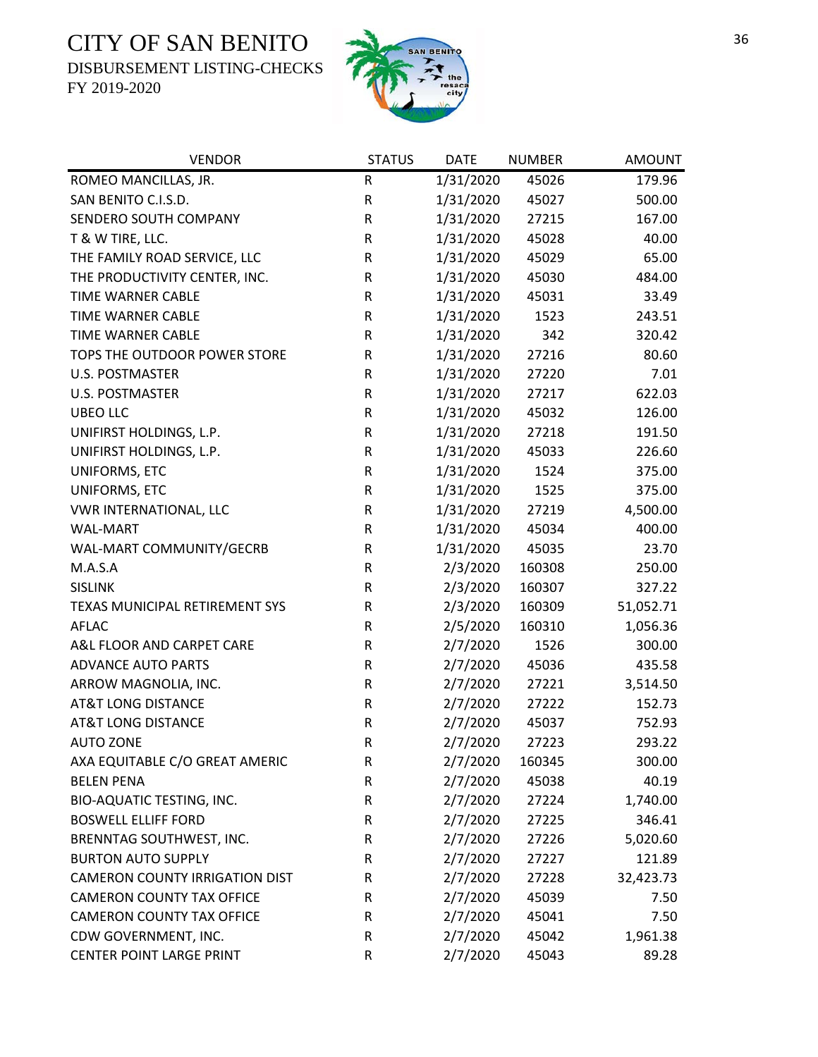# CITY OF SAN BENITO

DISBURSEMENT LISTING-CHECKS

FY 2019-2020

| VENDOR | STATUS | DATE | NUMBER | AMOUNT |
|---|---|---|---|---|
| ROMEO MANCILLAS, JR. | R | 1/31/2020 | 45026 | 179.96 |
| SAN BENITO C.I.S.D. | R | 1/31/2020 | 45027 | 500.00 |
| SENDERO SOUTH COMPANY | R | 1/31/2020 | 27215 | 167.00 |
| T & W TIRE, LLC. | R | 1/31/2020 | 45028 | 40.00 |
| THE FAMILY ROAD SERVICE, LLC | R | 1/31/2020 | 45029 | 65.00 |
| THE PRODUCTIVITY CENTER, INC. | R | 1/31/2020 | 45030 | 484.00 |
| TIME WARNER CABLE | R | 1/31/2020 | 45031 | 33.49 |
| TIME WARNER CABLE | R | 1/31/2020 | 1523 | 243.51 |
| TIME WARNER CABLE | R | 1/31/2020 | 342 | 320.42 |
| TOPS THE OUTDOOR POWER STORE | R | 1/31/2020 | 27216 | 80.60 |
| U.S. POSTMASTER | R | 1/31/2020 | 27220 | 7.01 |
| U.S. POSTMASTER | R | 1/31/2020 | 27217 | 622.03 |
| UBEO LLC | R | 1/31/2020 | 45032 | 126.00 |
| UNIFIRST HOLDINGS, L.P. | R | 1/31/2020 | 27218 | 191.50 |
| UNIFIRST HOLDINGS, L.P. | R | 1/31/2020 | 45033 | 226.60 |
| UNIFORMS, ETC | R | 1/31/2020 | 1524 | 375.00 |
| UNIFORMS, ETC | R | 1/31/2020 | 1525 | 375.00 |
| VWR INTERNATIONAL, LLC | R | 1/31/2020 | 27219 | 4,500.00 |
| WAL-MART | R | 1/31/2020 | 45034 | 400.00 |
| WAL-MART COMMUNITY/GECRB | R | 1/31/2020 | 45035 | 23.70 |
| M.A.S.A | R | 2/3/2020 | 160308 | 250.00 |
| SISLINK | R | 2/3/2020 | 160307 | 327.22 |
| TEXAS MUNICIPAL RETIREMENT SYS | R | 2/3/2020 | 160309 | 51,052.71 |
| AFLAC | R | 2/5/2020 | 160310 | 1,056.36 |
| A&L FLOOR AND CARPET CARE | R | 2/7/2020 | 1526 | 300.00 |
| ADVANCE AUTO PARTS | R | 2/7/2020 | 45036 | 435.58 |
| ARROW MAGNOLIA, INC. | R | 2/7/2020 | 27221 | 3,514.50 |
| AT&T LONG DISTANCE | R | 2/7/2020 | 27222 | 152.73 |
| AT&T LONG DISTANCE | R | 2/7/2020 | 45037 | 752.93 |
| AUTO ZONE | R | 2/7/2020 | 27223 | 293.22 |
| AXA EQUITABLE C/O GREAT AMERIC | R | 2/7/2020 | 160345 | 300.00 |
| BELEN PENA | R | 2/7/2020 | 45038 | 40.19 |
| BIO-AQUATIC TESTING, INC. | R | 2/7/2020 | 27224 | 1,740.00 |
| BOSWELL ELLIFF FORD | R | 2/7/2020 | 27225 | 346.41 |
| BRENNTAG SOUTHWEST, INC. | R | 2/7/2020 | 27226 | 5,020.60 |
| BURTON AUTO SUPPLY | R | 2/7/2020 | 27227 | 121.89 |
| CAMERON COUNTY IRRIGATION DIST | R | 2/7/2020 | 27228 | 32,423.73 |
| CAMERON COUNTY TAX OFFICE | R | 2/7/2020 | 45039 | 7.50 |
| CAMERON COUNTY TAX OFFICE | R | 2/7/2020 | 45041 | 7.50 |
| CDW GOVERNMENT, INC. | R | 2/7/2020 | 45042 | 1,961.38 |
| CENTER POINT LARGE PRINT | R | 2/7/2020 | 45043 | 89.28 |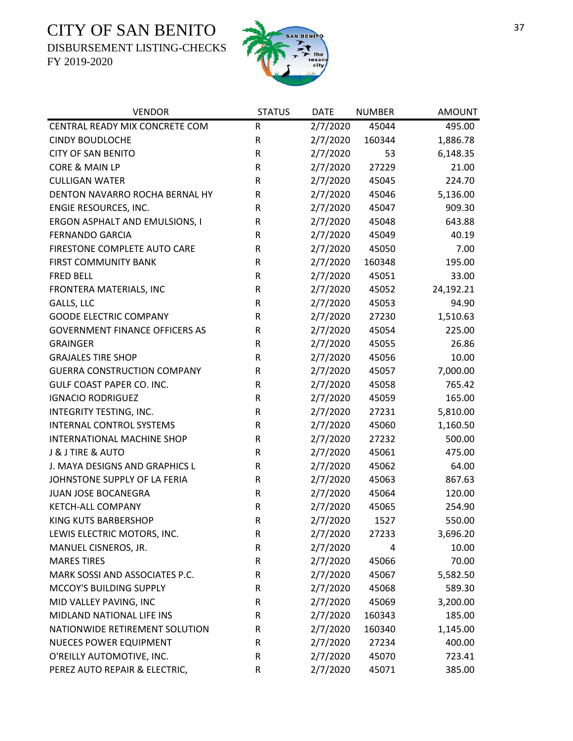# CITY OF SAN BENITO
DISBURSEMENT LISTING-CHECKS
FY 2019-2020

| VENDOR | STATUS | DATE | NUMBER | AMOUNT |
|---|---|---|---|---|
| CENTRAL READY MIX CONCRETE COM | R | 2/7/2020 | 45044 | 495.00 |
| CINDY BOUDLOCHE | R | 2/7/2020 | 160344 | 1,886.78 |
| CITY OF SAN BENITO | R | 2/7/2020 | 53 | 6,148.35 |
| CORE & MAIN LP | R | 2/7/2020 | 27229 | 21.00 |
| CULLIGAN WATER | R | 2/7/2020 | 45045 | 224.70 |
| DENTON NAVARRO ROCHA BERNAL HY | R | 2/7/2020 | 45046 | 5,136.00 |
| ENGIE RESOURCES, INC. | R | 2/7/2020 | 45047 | 909.30 |
| ERGON ASPHALT AND EMULSIONS, I | R | 2/7/2020 | 45048 | 643.88 |
| FERNANDO GARCIA | R | 2/7/2020 | 45049 | 40.19 |
| FIRESTONE COMPLETE AUTO CARE | R | 2/7/2020 | 45050 | 7.00 |
| FIRST COMMUNITY BANK | R | 2/7/2020 | 160348 | 195.00 |
| FRED BELL | R | 2/7/2020 | 45051 | 33.00 |
| FRONTERA MATERIALS, INC | R | 2/7/2020 | 45052 | 24,192.21 |
| GALLS, LLC | R | 2/7/2020 | 45053 | 94.90 |
| GOODE ELECTRIC COMPANY | R | 2/7/2020 | 27230 | 1,510.63 |
| GOVERNMENT FINANCE OFFICERS AS | R | 2/7/2020 | 45054 | 225.00 |
| GRAINGER | R | 2/7/2020 | 45055 | 26.86 |
| GRAJALES TIRE SHOP | R | 2/7/2020 | 45056 | 10.00 |
| GUERRA CONSTRUCTION COMPANY | R | 2/7/2020 | 45057 | 7,000.00 |
| GULF COAST PAPER CO. INC. | R | 2/7/2020 | 45058 | 765.42 |
| IGNACIO RODRIGUEZ | R | 2/7/2020 | 45059 | 165.00 |
| INTEGRITY TESTING, INC. | R | 2/7/2020 | 27231 | 5,810.00 |
| INTERNAL CONTROL SYSTEMS | R | 2/7/2020 | 45060 | 1,160.50 |
| INTERNATIONAL MACHINE SHOP | R | 2/7/2020 | 27232 | 500.00 |
| J & J TIRE & AUTO | R | 2/7/2020 | 45061 | 475.00 |
| J. MAYA DESIGNS AND GRAPHICS L | R | 2/7/2020 | 45062 | 64.00 |
| JOHNSTONE SUPPLY OF LA FERIA | R | 2/7/2020 | 45063 | 867.63 |
| JUAN JOSE BOCANEGRA | R | 2/7/2020 | 45064 | 120.00 |
| KETCH-ALL COMPANY | R | 2/7/2020 | 45065 | 254.90 |
| KING KUTS BARBERSHOP | R | 2/7/2020 | 1527 | 550.00 |
| LEWIS ELECTRIC MOTORS, INC. | R | 2/7/2020 | 27233 | 3,696.20 |
| MANUEL CISNEROS, JR. | R | 2/7/2020 | 4 | 10.00 |
| MARES TIRES | R | 2/7/2020 | 45066 | 70.00 |
| MARK SOSSI AND ASSOCIATES P.C. | R | 2/7/2020 | 45067 | 5,582.50 |
| MCCOY'S BUILDING SUPPLY | R | 2/7/2020 | 45068 | 589.30 |
| MID VALLEY PAVING, INC | R | 2/7/2020 | 45069 | 3,200.00 |
| MIDLAND NATIONAL LIFE INS | R | 2/7/2020 | 160343 | 185.00 |
| NATIONWIDE RETIREMENT SOLUTION | R | 2/7/2020 | 160340 | 1,145.00 |
| NUECES POWER EQUIPMENT | R | 2/7/2020 | 27234 | 400.00 |
| O'REILLY AUTOMOTIVE, INC. | R | 2/7/2020 | 45070 | 723.41 |
| PEREZ AUTO REPAIR & ELECTRIC, | R | 2/7/2020 | 45071 | 385.00 |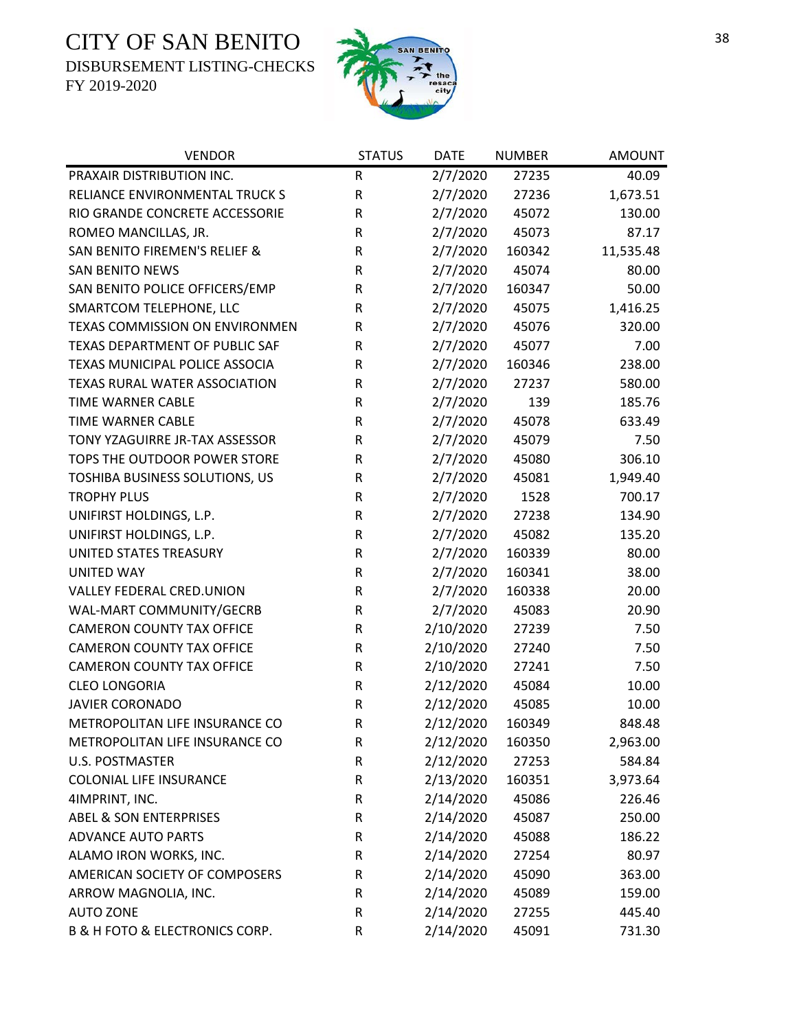# CITY OF SAN BENITO

DISBURSEMENT LISTING-CHECKS

FY 2019-2020

| VENDOR | STATUS | DATE | NUMBER | AMOUNT |
|---|---|---|---|---|
| PRAXAIR DISTRIBUTION INC. | R | 2/7/2020 | 27235 | 40.09 |
| RELIANCE ENVIRONMENTAL TRUCK S | R | 2/7/2020 | 27236 | 1,673.51 |
| RIO GRANDE CONCRETE ACCESSORIE | R | 2/7/2020 | 45072 | 130.00 |
| ROMEO MANCILLAS, JR. | R | 2/7/2020 | 45073 | 87.17 |
| SAN BENITO FIREMEN'S RELIEF & | R | 2/7/2020 | 160342 | 11,535.48 |
| SAN BENITO NEWS | R | 2/7/2020 | 45074 | 80.00 |
| SAN BENITO POLICE OFFICERS/EMP | R | 2/7/2020 | 160347 | 50.00 |
| SMARTCOM TELEPHONE, LLC | R | 2/7/2020 | 45075 | 1,416.25 |
| TEXAS COMMISSION ON ENVIRONMEN | R | 2/7/2020 | 45076 | 320.00 |
| TEXAS DEPARTMENT OF PUBLIC SAF | R | 2/7/2020 | 45077 | 7.00 |
| TEXAS MUNICIPAL POLICE ASSOCIA | R | 2/7/2020 | 160346 | 238.00 |
| TEXAS RURAL WATER ASSOCIATION | R | 2/7/2020 | 27237 | 580.00 |
| TIME WARNER CABLE | R | 2/7/2020 | 139 | 185.76 |
| TIME WARNER CABLE | R | 2/7/2020 | 45078 | 633.49 |
| TONY YZAGUIRRE JR-TAX ASSESSOR | R | 2/7/2020 | 45079 | 7.50 |
| TOPS THE OUTDOOR POWER STORE | R | 2/7/2020 | 45080 | 306.10 |
| TOSHIBA BUSINESS SOLUTIONS, US | R | 2/7/2020 | 45081 | 1,949.40 |
| TROPHY PLUS | R | 2/7/2020 | 1528 | 700.17 |
| UNIFIRST HOLDINGS, L.P. | R | 2/7/2020 | 27238 | 134.90 |
| UNIFIRST HOLDINGS, L.P. | R | 2/7/2020 | 45082 | 135.20 |
| UNITED STATES TREASURY | R | 2/7/2020 | 160339 | 80.00 |
| UNITED WAY | R | 2/7/2020 | 160341 | 38.00 |
| VALLEY FEDERAL CRED.UNION | R | 2/7/2020 | 160338 | 20.00 |
| WAL-MART COMMUNITY/GECRB | R | 2/7/2020 | 45083 | 20.90 |
| CAMERON COUNTY TAX OFFICE | R | 2/10/2020 | 27239 | 7.50 |
| CAMERON COUNTY TAX OFFICE | R | 2/10/2020 | 27240 | 7.50 |
| CAMERON COUNTY TAX OFFICE | R | 2/10/2020 | 27241 | 7.50 |
| CLEO LONGORIA | R | 2/12/2020 | 45084 | 10.00 |
| JAVIER CORONADO | R | 2/12/2020 | 45085 | 10.00 |
| METROPOLITAN LIFE INSURANCE CO | R | 2/12/2020 | 160349 | 848.48 |
| METROPOLITAN LIFE INSURANCE CO | R | 2/12/2020 | 160350 | 2,963.00 |
| U.S. POSTMASTER | R | 2/12/2020 | 27253 | 584.84 |
| COLONIAL LIFE INSURANCE | R | 2/13/2020 | 160351 | 3,973.64 |
| 4IMPRINT, INC. | R | 2/14/2020 | 45086 | 226.46 |
| ABEL & SON ENTERPRISES | R | 2/14/2020 | 45087 | 250.00 |
| ADVANCE AUTO PARTS | R | 2/14/2020 | 45088 | 186.22 |
| ALAMO IRON WORKS, INC. | R | 2/14/2020 | 27254 | 80.97 |
| AMERICAN SOCIETY OF COMPOSERS | R | 2/14/2020 | 45090 | 363.00 |
| ARROW MAGNOLIA, INC. | R | 2/14/2020 | 45089 | 159.00 |
| AUTO ZONE | R | 2/14/2020 | 27255 | 445.40 |
| B & H FOTO & ELECTRONICS CORP. | R | 2/14/2020 | 45091 | 731.30 |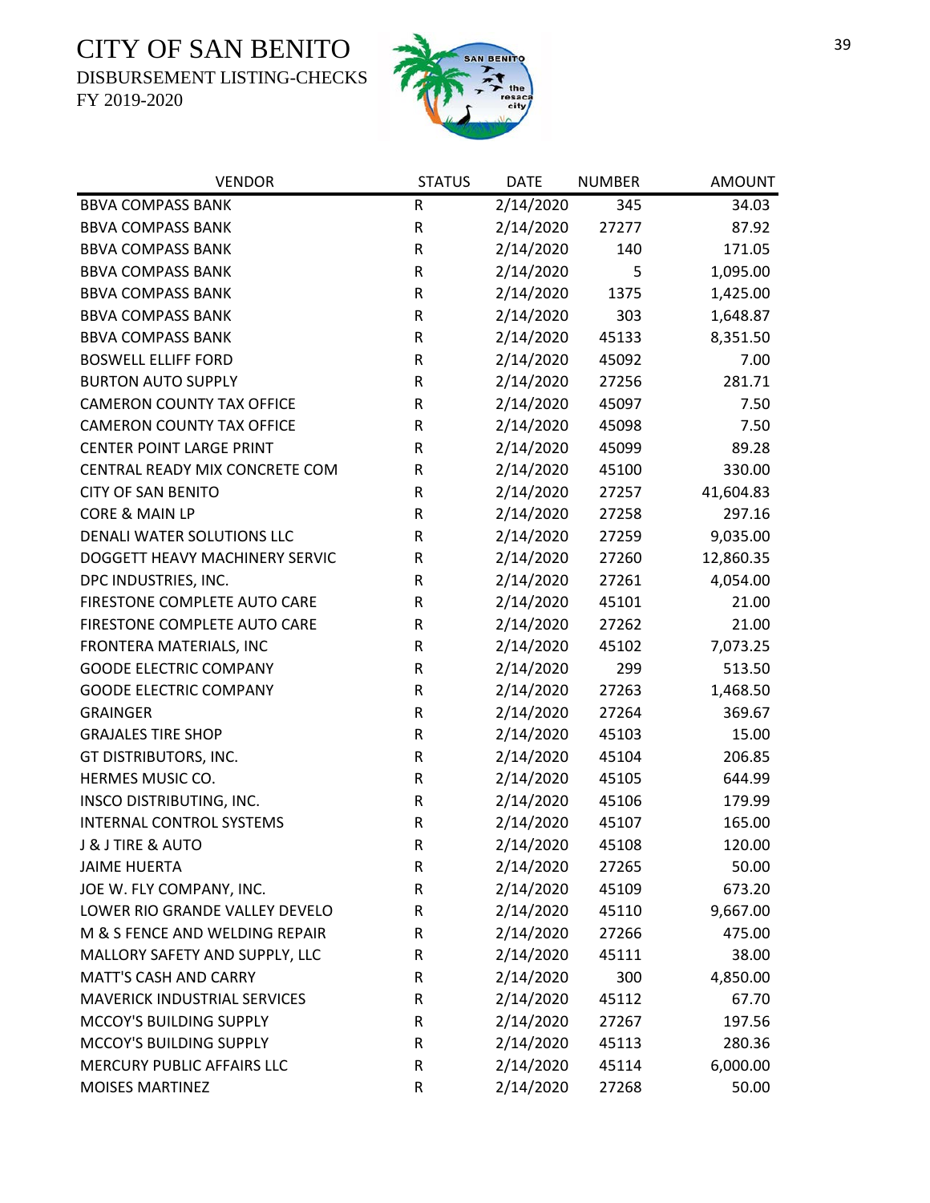# CITY OF SAN BENITO
DISBURSEMENT LISTING-CHECKS
FY 2019-2020

| VENDOR | STATUS | DATE | NUMBER | AMOUNT |
|---|---|---|---|---|
| BBVA COMPASS BANK | R | 2/14/2020 | 345 | 34.03 |
| BBVA COMPASS BANK | R | 2/14/2020 | 27277 | 87.92 |
| BBVA COMPASS BANK | R | 2/14/2020 | 140 | 171.05 |
| BBVA COMPASS BANK | R | 2/14/2020 | 5 | 1,095.00 |
| BBVA COMPASS BANK | R | 2/14/2020 | 1375 | 1,425.00 |
| BBVA COMPASS BANK | R | 2/14/2020 | 303 | 1,648.87 |
| BBVA COMPASS BANK | R | 2/14/2020 | 45133 | 8,351.50 |
| BOSWELL ELLIFF FORD | R | 2/14/2020 | 45092 | 7.00 |
| BURTON AUTO SUPPLY | R | 2/14/2020 | 27256 | 281.71 |
| CAMERON COUNTY TAX OFFICE | R | 2/14/2020 | 45097 | 7.50 |
| CAMERON COUNTY TAX OFFICE | R | 2/14/2020 | 45098 | 7.50 |
| CENTER POINT LARGE PRINT | R | 2/14/2020 | 45099 | 89.28 |
| CENTRAL READY MIX CONCRETE COM | R | 2/14/2020 | 45100 | 330.00 |
| CITY OF SAN BENITO | R | 2/14/2020 | 27257 | 41,604.83 |
| CORE & MAIN LP | R | 2/14/2020 | 27258 | 297.16 |
| DENALI WATER SOLUTIONS LLC | R | 2/14/2020 | 27259 | 9,035.00 |
| DOGGETT HEAVY MACHINERY SERVIC | R | 2/14/2020 | 27260 | 12,860.35 |
| DPC INDUSTRIES, INC. | R | 2/14/2020 | 27261 | 4,054.00 |
| FIRESTONE COMPLETE AUTO CARE | R | 2/14/2020 | 45101 | 21.00 |
| FIRESTONE COMPLETE AUTO CARE | R | 2/14/2020 | 27262 | 21.00 |
| FRONTERA MATERIALS, INC | R | 2/14/2020 | 45102 | 7,073.25 |
| GOODE ELECTRIC COMPANY | R | 2/14/2020 | 299 | 513.50 |
| GOODE ELECTRIC COMPANY | R | 2/14/2020 | 27263 | 1,468.50 |
| GRAINGER | R | 2/14/2020 | 27264 | 369.67 |
| GRAJALES TIRE SHOP | R | 2/14/2020 | 45103 | 15.00 |
| GT DISTRIBUTORS, INC. | R | 2/14/2020 | 45104 | 206.85 |
| HERMES MUSIC CO. | R | 2/14/2020 | 45105 | 644.99 |
| INSCO DISTRIBUTING, INC. | R | 2/14/2020 | 45106 | 179.99 |
| INTERNAL CONTROL SYSTEMS | R | 2/14/2020 | 45107 | 165.00 |
| J & J TIRE & AUTO | R | 2/14/2020 | 45108 | 120.00 |
| JAIME HUERTA | R | 2/14/2020 | 27265 | 50.00 |
| JOE W. FLY COMPANY, INC. | R | 2/14/2020 | 45109 | 673.20 |
| LOWER RIO GRANDE VALLEY DEVELO | R | 2/14/2020 | 45110 | 9,667.00 |
| M & S FENCE AND WELDING REPAIR | R | 2/14/2020 | 27266 | 475.00 |
| MALLORY SAFETY AND SUPPLY, LLC | R | 2/14/2020 | 45111 | 38.00 |
| MATT'S CASH AND CARRY | R | 2/14/2020 | 300 | 4,850.00 |
| MAVERICK INDUSTRIAL SERVICES | R | 2/14/2020 | 45112 | 67.70 |
| MCCOY'S BUILDING SUPPLY | R | 2/14/2020 | 27267 | 197.56 |
| MCCOY'S BUILDING SUPPLY | R | 2/14/2020 | 45113 | 280.36 |
| MERCURY PUBLIC AFFAIRS LLC | R | 2/14/2020 | 45114 | 6,000.00 |
| MOISES MARTINEZ | R | 2/14/2020 | 27268 | 50.00 |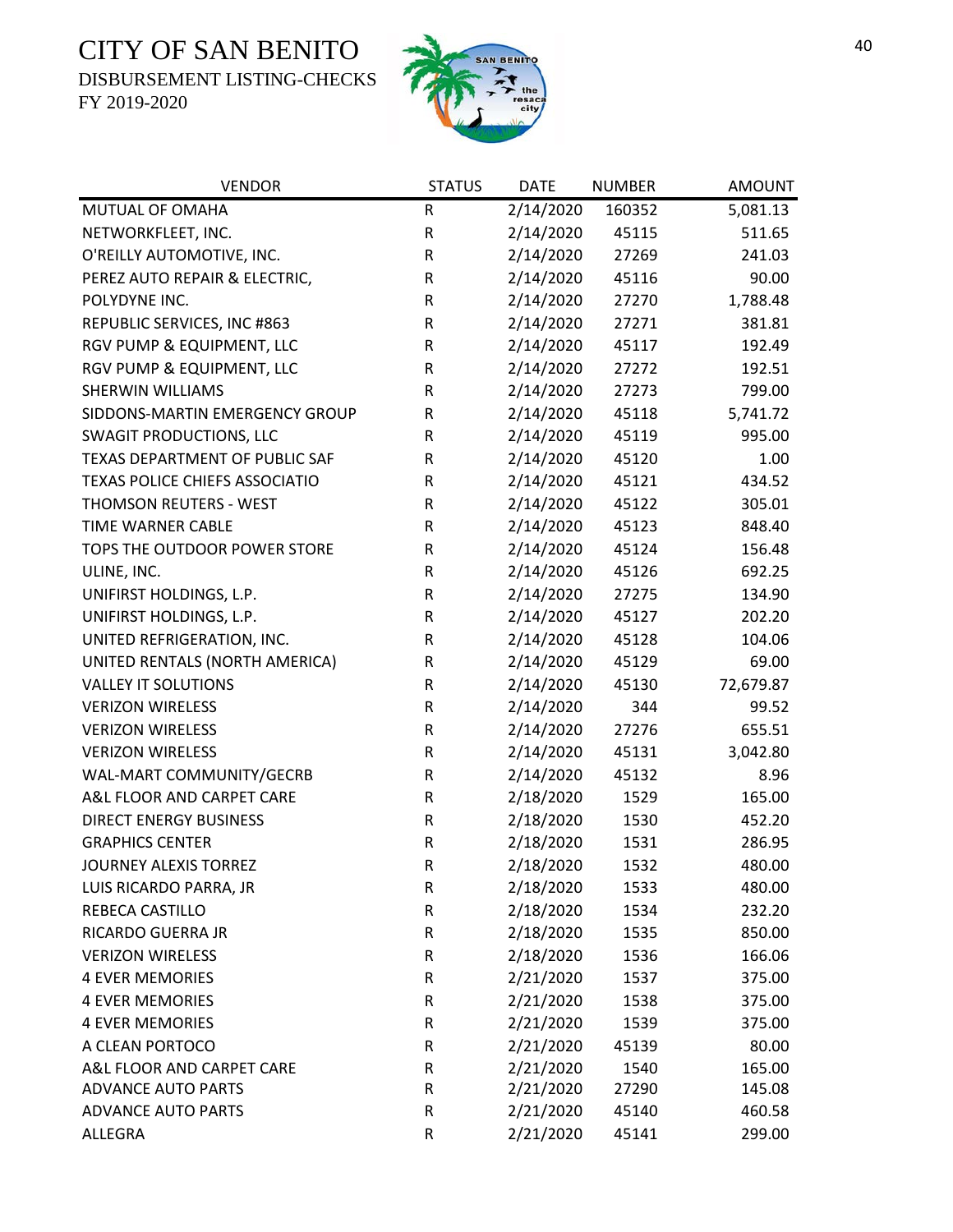# CITY OF SAN BENITO

DISBURSEMENT LISTING-CHECKS

FY 2019-2020

| VENDOR | STATUS | DATE | NUMBER | AMOUNT |
| --- | --- | --- | --- | --- |
| MUTUAL OF OMAHA | R | 2/14/2020 | 160352 | 5,081.13 |
| NETWORKFLEET, INC. | R | 2/14/2020 | 45115 | 511.65 |
| O'REILLY AUTOMOTIVE, INC. | R | 2/14/2020 | 27269 | 241.03 |
| PEREZ AUTO REPAIR & ELECTRIC, | R | 2/14/2020 | 45116 | 90.00 |
| POLYDYNE INC. | R | 2/14/2020 | 27270 | 1,788.48 |
| REPUBLIC SERVICES, INC #863 | R | 2/14/2020 | 27271 | 381.81 |
| RGV PUMP & EQUIPMENT, LLC | R | 2/14/2020 | 45117 | 192.49 |
| RGV PUMP & EQUIPMENT, LLC | R | 2/14/2020 | 27272 | 192.51 |
| SHERWIN WILLIAMS | R | 2/14/2020 | 27273 | 799.00 |
| SIDDONS-MARTIN EMERGENCY GROUP | R | 2/14/2020 | 45118 | 5,741.72 |
| SWAGIT PRODUCTIONS, LLC | R | 2/14/2020 | 45119 | 995.00 |
| TEXAS DEPARTMENT OF PUBLIC SAF | R | 2/14/2020 | 45120 | 1.00 |
| TEXAS POLICE CHIEFS ASSOCIATIO | R | 2/14/2020 | 45121 | 434.52 |
| THOMSON REUTERS - WEST | R | 2/14/2020 | 45122 | 305.01 |
| TIME WARNER CABLE | R | 2/14/2020 | 45123 | 848.40 |
| TOPS THE OUTDOOR POWER STORE | R | 2/14/2020 | 45124 | 156.48 |
| ULINE, INC. | R | 2/14/2020 | 45126 | 692.25 |
| UNIFIRST HOLDINGS, L.P. | R | 2/14/2020 | 27275 | 134.90 |
| UNIFIRST HOLDINGS, L.P. | R | 2/14/2020 | 45127 | 202.20 |
| UNITED REFRIGERATION, INC. | R | 2/14/2020 | 45128 | 104.06 |
| UNITED RENTALS (NORTH AMERICA) | R | 2/14/2020 | 45129 | 69.00 |
| VALLEY IT SOLUTIONS | R | 2/14/2020 | 45130 | 72,679.87 |
| VERIZON WIRELESS | R | 2/14/2020 | 344 | 99.52 |
| VERIZON WIRELESS | R | 2/14/2020 | 27276 | 655.51 |
| VERIZON WIRELESS | R | 2/14/2020 | 45131 | 3,042.80 |
| WAL-MART COMMUNITY/GECRB | R | 2/14/2020 | 45132 | 8.96 |
| A&L FLOOR AND CARPET CARE | R | 2/18/2020 | 1529 | 165.00 |
| DIRECT ENERGY BUSINESS | R | 2/18/2020 | 1530 | 452.20 |
| GRAPHICS CENTER | R | 2/18/2020 | 1531 | 286.95 |
| JOURNEY ALEXIS TORREZ | R | 2/18/2020 | 1532 | 480.00 |
| LUIS RICARDO PARRA, JR | R | 2/18/2020 | 1533 | 480.00 |
| REBECA CASTILLO | R | 2/18/2020 | 1534 | 232.20 |
| RICARDO GUERRA JR | R | 2/18/2020 | 1535 | 850.00 |
| VERIZON WIRELESS | R | 2/18/2020 | 1536 | 166.06 |
| 4 EVER MEMORIES | R | 2/21/2020 | 1537 | 375.00 |
| 4 EVER MEMORIES | R | 2/21/2020 | 1538 | 375.00 |
| 4 EVER MEMORIES | R | 2/21/2020 | 1539 | 375.00 |
| A CLEAN PORTOCO | R | 2/21/2020 | 45139 | 80.00 |
| A&L FLOOR AND CARPET CARE | R | 2/21/2020 | 1540 | 165.00 |
| ADVANCE AUTO PARTS | R | 2/21/2020 | 27290 | 145.08 |
| ADVANCE AUTO PARTS | R | 2/21/2020 | 45140 | 460.58 |
| ALLEGRA | R | 2/21/2020 | 45141 | 299.00 |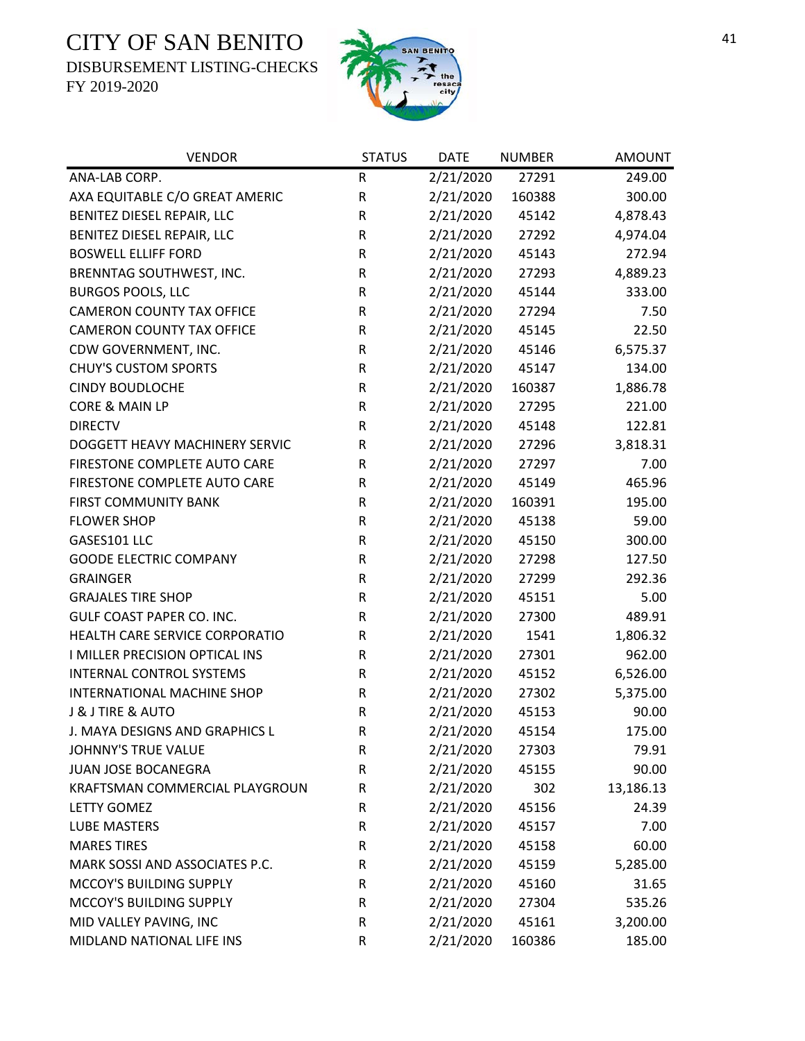# CITY OF SAN BENITO
DISBURSEMENT LISTING-CHECKS
FY 2019-2020

| VENDOR | STATUS | DATE | NUMBER | AMOUNT |
|---|---|---|---|---|
| ANA-LAB CORP. | R | 2/21/2020 | 27291 | 249.00 |
| AXA EQUITABLE C/O GREAT AMERIC | R | 2/21/2020 | 160388 | 300.00 |
| BENITEZ DIESEL REPAIR, LLC | R | 2/21/2020 | 45142 | 4,878.43 |
| BENITEZ DIESEL REPAIR, LLC | R | 2/21/2020 | 27292 | 4,974.04 |
| BOSWELL ELLIFF FORD | R | 2/21/2020 | 45143 | 272.94 |
| BRENNTAG SOUTHWEST, INC. | R | 2/21/2020 | 27293 | 4,889.23 |
| BURGOS POOLS, LLC | R | 2/21/2020 | 45144 | 333.00 |
| CAMERON COUNTY TAX OFFICE | R | 2/21/2020 | 27294 | 7.50 |
| CAMERON COUNTY TAX OFFICE | R | 2/21/2020 | 45145 | 22.50 |
| CDW GOVERNMENT, INC. | R | 2/21/2020 | 45146 | 6,575.37 |
| CHUY'S CUSTOM SPORTS | R | 2/21/2020 | 45147 | 134.00 |
| CINDY BOUDLOCHE | R | 2/21/2020 | 160387 | 1,886.78 |
| CORE & MAIN LP | R | 2/21/2020 | 27295 | 221.00 |
| DIRECTV | R | 2/21/2020 | 45148 | 122.81 |
| DOGGETT HEAVY MACHINERY SERVIC | R | 2/21/2020 | 27296 | 3,818.31 |
| FIRESTONE COMPLETE AUTO CARE | R | 2/21/2020 | 27297 | 7.00 |
| FIRESTONE COMPLETE AUTO CARE | R | 2/21/2020 | 45149 | 465.96 |
| FIRST COMMUNITY BANK | R | 2/21/2020 | 160391 | 195.00 |
| FLOWER SHOP | R | 2/21/2020 | 45138 | 59.00 |
| GASES101 LLC | R | 2/21/2020 | 45150 | 300.00 |
| GOODE ELECTRIC COMPANY | R | 2/21/2020 | 27298 | 127.50 |
| GRAINGER | R | 2/21/2020 | 27299 | 292.36 |
| GRAJALES TIRE SHOP | R | 2/21/2020 | 45151 | 5.00 |
| GULF COAST PAPER CO. INC. | R | 2/21/2020 | 27300 | 489.91 |
| HEALTH CARE SERVICE CORPORATIO | R | 2/21/2020 | 1541 | 1,806.32 |
| I MILLER PRECISION OPTICAL INS | R | 2/21/2020 | 27301 | 962.00 |
| INTERNAL CONTROL SYSTEMS | R | 2/21/2020 | 45152 | 6,526.00 |
| INTERNATIONAL MACHINE SHOP | R | 2/21/2020 | 27302 | 5,375.00 |
| J & J TIRE & AUTO | R | 2/21/2020 | 45153 | 90.00 |
| J. MAYA DESIGNS AND GRAPHICS L | R | 2/21/2020 | 45154 | 175.00 |
| JOHNNY'S TRUE VALUE | R | 2/21/2020 | 27303 | 79.91 |
| JUAN JOSE BOCANEGRA | R | 2/21/2020 | 45155 | 90.00 |
| KRAFTSMAN COMMERCIAL PLAYGROUN | R | 2/21/2020 | 302 | 13,186.13 |
| LETTY GOMEZ | R | 2/21/2020 | 45156 | 24.39 |
| LUBE MASTERS | R | 2/21/2020 | 45157 | 7.00 |
| MARES TIRES | R | 2/21/2020 | 45158 | 60.00 |
| MARK SOSSI AND ASSOCIATES P.C. | R | 2/21/2020 | 45159 | 5,285.00 |
| MCCOY'S BUILDING SUPPLY | R | 2/21/2020 | 45160 | 31.65 |
| MCCOY'S BUILDING SUPPLY | R | 2/21/2020 | 27304 | 535.26 |
| MID VALLEY PAVING, INC | R | 2/21/2020 | 45161 | 3,200.00 |
| MIDLAND NATIONAL LIFE INS | R | 2/21/2020 | 160386 | 185.00 |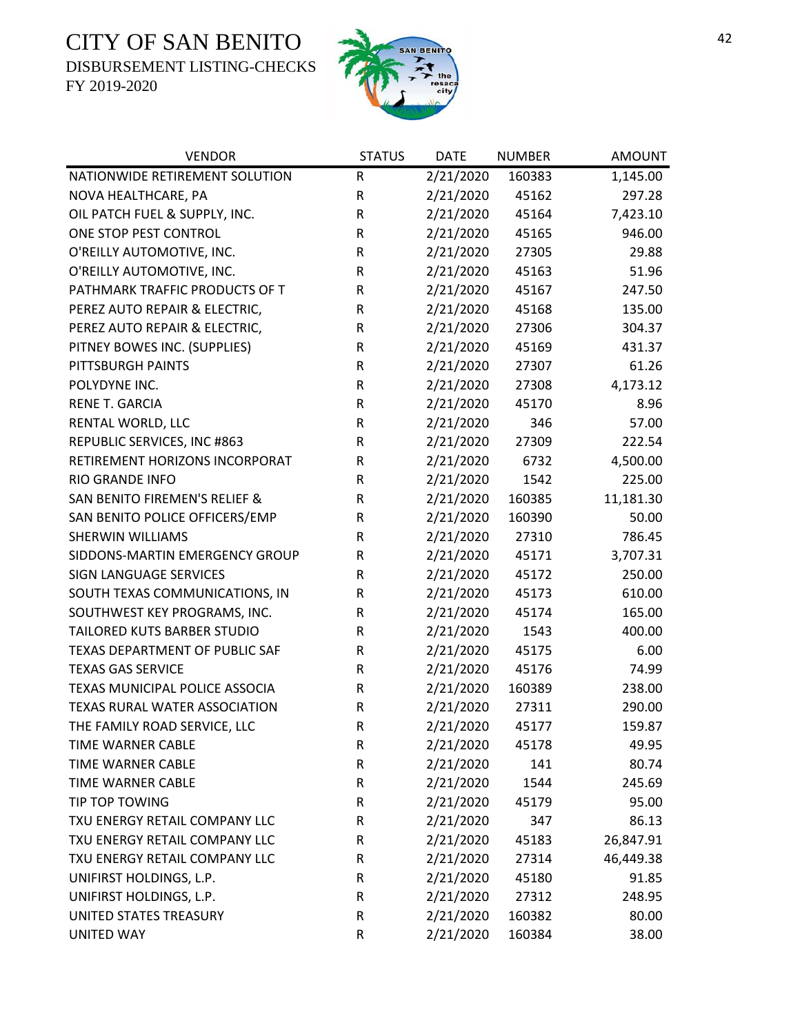# CITY OF SAN BENITO

DISBURSEMENT LISTING-CHECKS

FY 2019-2020

| VENDOR | STATUS | DATE | NUMBER | AMOUNT |
|---|---|---|---|---|
| NATIONWIDE RETIREMENT SOLUTION | R | 2/21/2020 | 160383 | 1,145.00 |
| NOVA HEALTHCARE, PA | R | 2/21/2020 | 45162 | 297.28 |
| OIL PATCH FUEL & SUPPLY, INC. | R | 2/21/2020 | 45164 | 7,423.10 |
| ONE STOP PEST CONTROL | R | 2/21/2020 | 45165 | 946.00 |
| O'REILLY AUTOMOTIVE, INC. | R | 2/21/2020 | 27305 | 29.88 |
| O'REILLY AUTOMOTIVE, INC. | R | 2/21/2020 | 45163 | 51.96 |
| PATHMARK TRAFFIC PRODUCTS OF T | R | 2/21/2020 | 45167 | 247.50 |
| PEREZ AUTO REPAIR & ELECTRIC, | R | 2/21/2020 | 45168 | 135.00 |
| PEREZ AUTO REPAIR & ELECTRIC, | R | 2/21/2020 | 27306 | 304.37 |
| PITNEY BOWES INC. (SUPPLIES) | R | 2/21/2020 | 45169 | 431.37 |
| PITTSBURGH PAINTS | R | 2/21/2020 | 27307 | 61.26 |
| POLYDYNE INC. | R | 2/21/2020 | 27308 | 4,173.12 |
| RENE T. GARCIA | R | 2/21/2020 | 45170 | 8.96 |
| RENTAL WORLD, LLC | R | 2/21/2020 | 346 | 57.00 |
| REPUBLIC SERVICES, INC #863 | R | 2/21/2020 | 27309 | 222.54 |
| RETIREMENT HORIZONS INCORPORAT | R | 2/21/2020 | 6732 | 4,500.00 |
| RIO GRANDE INFO | R | 2/21/2020 | 1542 | 225.00 |
| SAN BENITO FIREMEN'S RELIEF & | R | 2/21/2020 | 160385 | 11,181.30 |
| SAN BENITO POLICE OFFICERS/EMP | R | 2/21/2020 | 160390 | 50.00 |
| SHERWIN WILLIAMS | R | 2/21/2020 | 27310 | 786.45 |
| SIDDONS-MARTIN EMERGENCY GROUP | R | 2/21/2020 | 45171 | 3,707.31 |
| SIGN LANGUAGE SERVICES | R | 2/21/2020 | 45172 | 250.00 |
| SOUTH TEXAS COMMUNICATIONS, IN | R | 2/21/2020 | 45173 | 610.00 |
| SOUTHWEST KEY PROGRAMS, INC. | R | 2/21/2020 | 45174 | 165.00 |
| TAILORED KUTS BARBER STUDIO | R | 2/21/2020 | 1543 | 400.00 |
| TEXAS DEPARTMENT OF PUBLIC SAF | R | 2/21/2020 | 45175 | 6.00 |
| TEXAS GAS SERVICE | R | 2/21/2020 | 45176 | 74.99 |
| TEXAS MUNICIPAL POLICE ASSOCIA | R | 2/21/2020 | 160389 | 238.00 |
| TEXAS RURAL WATER ASSOCIATION | R | 2/21/2020 | 27311 | 290.00 |
| THE FAMILY ROAD SERVICE, LLC | R | 2/21/2020 | 45177 | 159.87 |
| TIME WARNER CABLE | R | 2/21/2020 | 45178 | 49.95 |
| TIME WARNER CABLE | R | 2/21/2020 | 141 | 80.74 |
| TIME WARNER CABLE | R | 2/21/2020 | 1544 | 245.69 |
| TIP TOP TOWING | R | 2/21/2020 | 45179 | 95.00 |
| TXU ENERGY RETAIL COMPANY LLC | R | 2/21/2020 | 347 | 86.13 |
| TXU ENERGY RETAIL COMPANY LLC | R | 2/21/2020 | 45183 | 26,847.91 |
| TXU ENERGY RETAIL COMPANY LLC | R | 2/21/2020 | 27314 | 46,449.38 |
| UNIFIRST HOLDINGS, L.P. | R | 2/21/2020 | 45180 | 91.85 |
| UNIFIRST HOLDINGS, L.P. | R | 2/21/2020 | 27312 | 248.95 |
| UNITED STATES TREASURY | R | 2/21/2020 | 160382 | 80.00 |
| UNITED WAY | R | 2/21/2020 | 160384 | 38.00 |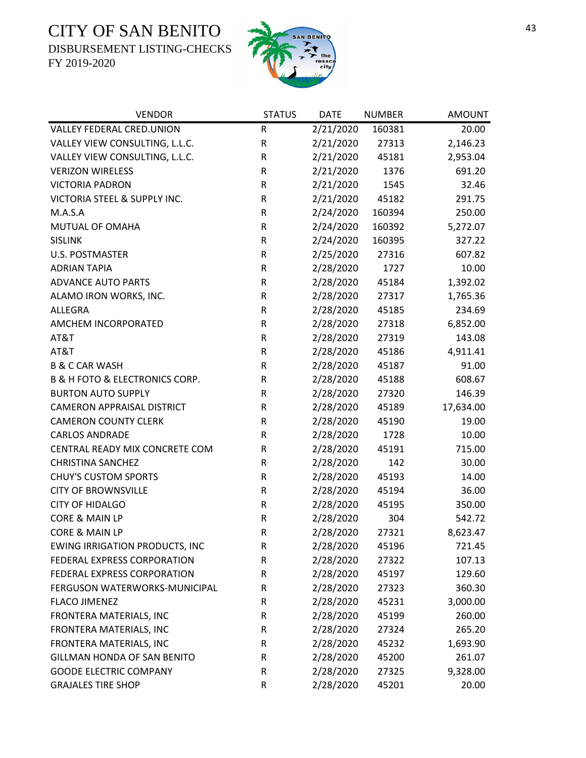# CITY OF SAN BENITO

DISBURSEMENT LISTING-CHECKS

FY 2019-2020

| VENDOR | STATUS | DATE | NUMBER | AMOUNT |
|---|---|---|---|---|
| VALLEY FEDERAL CRED.UNION | R | 2/21/2020 | 160381 | 20.00 |
| VALLEY VIEW CONSULTING, L.L.C. | R | 2/21/2020 | 27313 | 2,146.23 |
| VALLEY VIEW CONSULTING, L.L.C. | R | 2/21/2020 | 45181 | 2,953.04 |
| VERIZON WIRELESS | R | 2/21/2020 | 1376 | 691.20 |
| VICTORIA PADRON | R | 2/21/2020 | 1545 | 32.46 |
| VICTORIA STEEL & SUPPLY INC. | R | 2/21/2020 | 45182 | 291.75 |
| M.A.S.A | R | 2/24/2020 | 160394 | 250.00 |
| MUTUAL OF OMAHA | R | 2/24/2020 | 160392 | 5,272.07 |
| SISLINK | R | 2/24/2020 | 160395 | 327.22 |
| U.S. POSTMASTER | R | 2/25/2020 | 27316 | 607.82 |
| ADRIAN TAPIA | R | 2/28/2020 | 1727 | 10.00 |
| ADVANCE AUTO PARTS | R | 2/28/2020 | 45184 | 1,392.02 |
| ALAMO IRON WORKS, INC. | R | 2/28/2020 | 27317 | 1,765.36 |
| ALLEGRA | R | 2/28/2020 | 45185 | 234.69 |
| AMCHEM INCORPORATED | R | 2/28/2020 | 27318 | 6,852.00 |
| AT&T | R | 2/28/2020 | 27319 | 143.08 |
| AT&T | R | 2/28/2020 | 45186 | 4,911.41 |
| B & C CAR WASH | R | 2/28/2020 | 45187 | 91.00 |
| B & H FOTO & ELECTRONICS CORP. | R | 2/28/2020 | 45188 | 608.67 |
| BURTON AUTO SUPPLY | R | 2/28/2020 | 27320 | 146.39 |
| CAMERON APPRAISAL DISTRICT | R | 2/28/2020 | 45189 | 17,634.00 |
| CAMERON COUNTY CLERK | R | 2/28/2020 | 45190 | 19.00 |
| CARLOS ANDRADE | R | 2/28/2020 | 1728 | 10.00 |
| CENTRAL READY MIX CONCRETE COM | R | 2/28/2020 | 45191 | 715.00 |
| CHRISTINA SANCHEZ | R | 2/28/2020 | 142 | 30.00 |
| CHUY'S CUSTOM SPORTS | R | 2/28/2020 | 45193 | 14.00 |
| CITY OF BROWNSVILLE | R | 2/28/2020 | 45194 | 36.00 |
| CITY OF HIDALGO | R | 2/28/2020 | 45195 | 350.00 |
| CORE & MAIN LP | R | 2/28/2020 | 304 | 542.72 |
| CORE & MAIN LP | R | 2/28/2020 | 27321 | 8,623.47 |
| EWING IRRIGATION PRODUCTS, INC | R | 2/28/2020 | 45196 | 721.45 |
| FEDERAL EXPRESS CORPORATION | R | 2/28/2020 | 27322 | 107.13 |
| FEDERAL EXPRESS CORPORATION | R | 2/28/2020 | 45197 | 129.60 |
| FERGUSON WATERWORKS-MUNICIPAL | R | 2/28/2020 | 27323 | 360.30 |
| FLACO JIMENEZ | R | 2/28/2020 | 45231 | 3,000.00 |
| FRONTERA MATERIALS, INC | R | 2/28/2020 | 45199 | 260.00 |
| FRONTERA MATERIALS, INC | R | 2/28/2020 | 27324 | 265.20 |
| FRONTERA MATERIALS, INC | R | 2/28/2020 | 45232 | 1,693.90 |
| GILLMAN HONDA OF SAN BENITO | R | 2/28/2020 | 45200 | 261.07 |
| GOODE ELECTRIC COMPANY | R | 2/28/2020 | 27325 | 9,328.00 |
| GRAJALES TIRE SHOP | R | 2/28/2020 | 45201 | 20.00 |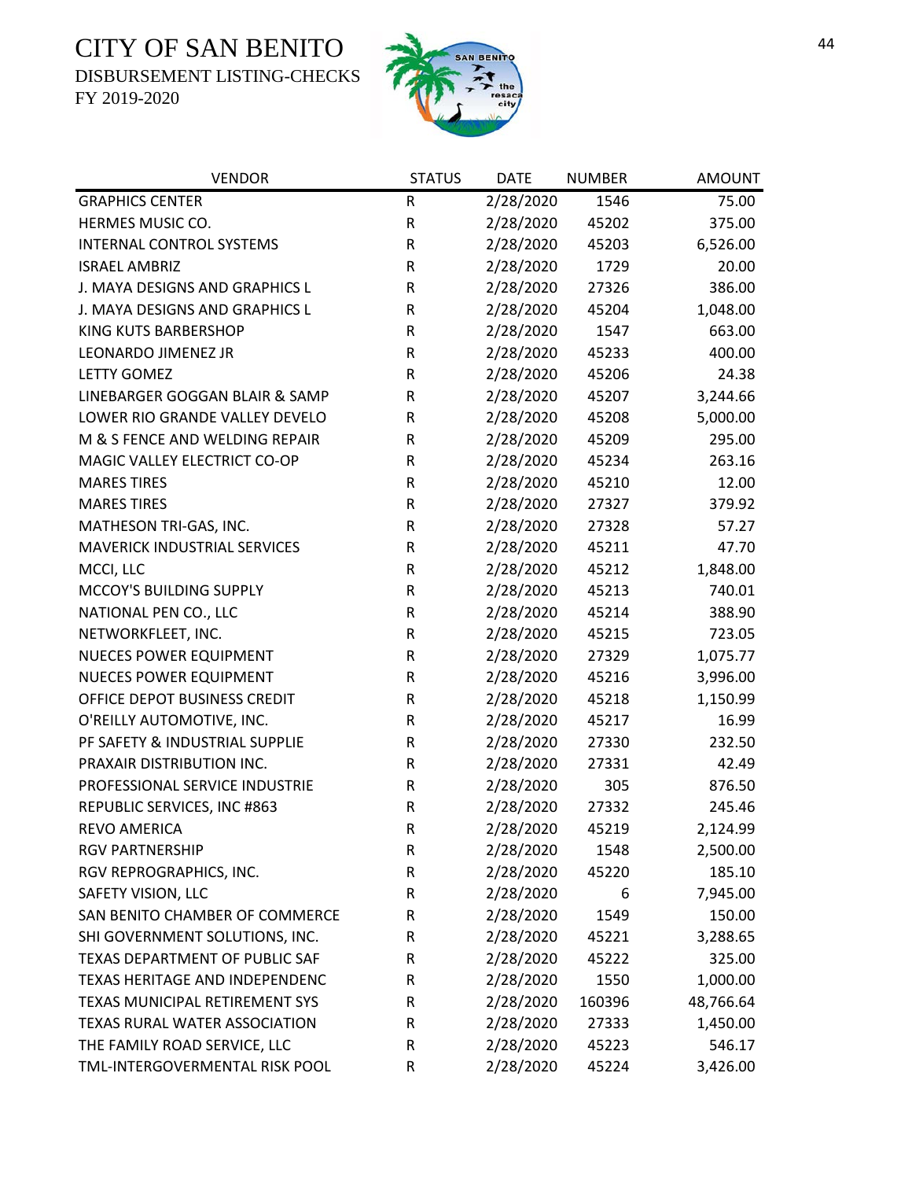CITY OF SAN BENITO
DISBURSEMENT LISTING-CHECKS
FY 2019-2020

| VENDOR | STATUS | DATE | NUMBER | AMOUNT |
|---|---|---|---|---|
| GRAPHICS CENTER | R | 2/28/2020 | 1546 | 75.00 |
| HERMES MUSIC CO. | R | 2/28/2020 | 45202 | 375.00 |
| INTERNAL CONTROL SYSTEMS | R | 2/28/2020 | 45203 | 6,526.00 |
| ISRAEL AMBRIZ | R | 2/28/2020 | 1729 | 20.00 |
| J. MAYA DESIGNS AND GRAPHICS L | R | 2/28/2020 | 27326 | 386.00 |
| J. MAYA DESIGNS AND GRAPHICS L | R | 2/28/2020 | 45204 | 1,048.00 |
| KING KUTS BARBERSHOP | R | 2/28/2020 | 1547 | 663.00 |
| LEONARDO JIMENEZ JR | R | 2/28/2020 | 45233 | 400.00 |
| LETTY GOMEZ | R | 2/28/2020 | 45206 | 24.38 |
| LINEBARGER GOGGAN BLAIR & SAMP | R | 2/28/2020 | 45207 | 3,244.66 |
| LOWER RIO GRANDE VALLEY DEVELO | R | 2/28/2020 | 45208 | 5,000.00 |
| M & S FENCE AND WELDING REPAIR | R | 2/28/2020 | 45209 | 295.00 |
| MAGIC VALLEY ELECTRICT CO-OP | R | 2/28/2020 | 45234 | 263.16 |
| MARES TIRES | R | 2/28/2020 | 45210 | 12.00 |
| MARES TIRES | R | 2/28/2020 | 27327 | 379.92 |
| MATHESON TRI-GAS, INC. | R | 2/28/2020 | 27328 | 57.27 |
| MAVERICK INDUSTRIAL SERVICES | R | 2/28/2020 | 45211 | 47.70 |
| MCCI, LLC | R | 2/28/2020 | 45212 | 1,848.00 |
| MCCOY'S BUILDING SUPPLY | R | 2/28/2020 | 45213 | 740.01 |
| NATIONAL PEN CO., LLC | R | 2/28/2020 | 45214 | 388.90 |
| NETWORKFLEET, INC. | R | 2/28/2020 | 45215 | 723.05 |
| NUECES POWER EQUIPMENT | R | 2/28/2020 | 27329 | 1,075.77 |
| NUECES POWER EQUIPMENT | R | 2/28/2020 | 45216 | 3,996.00 |
| OFFICE DEPOT BUSINESS CREDIT | R | 2/28/2020 | 45218 | 1,150.99 |
| O'REILLY AUTOMOTIVE, INC. | R | 2/28/2020 | 45217 | 16.99 |
| PF SAFETY & INDUSTRIAL SUPPLIE | R | 2/28/2020 | 27330 | 232.50 |
| PRAXAIR DISTRIBUTION INC. | R | 2/28/2020 | 27331 | 42.49 |
| PROFESSIONAL SERVICE INDUSTRIE | R | 2/28/2020 | 305 | 876.50 |
| REPUBLIC SERVICES, INC #863 | R | 2/28/2020 | 27332 | 245.46 |
| REVO AMERICA | R | 2/28/2020 | 45219 | 2,124.99 |
| RGV PARTNERSHIP | R | 2/28/2020 | 1548 | 2,500.00 |
| RGV REPROGRAPHICS, INC. | R | 2/28/2020 | 45220 | 185.10 |
| SAFETY VISION, LLC | R | 2/28/2020 | 6 | 7,945.00 |
| SAN BENITO CHAMBER OF COMMERCE | R | 2/28/2020 | 1549 | 150.00 |
| SHI GOVERNMENT SOLUTIONS, INC. | R | 2/28/2020 | 45221 | 3,288.65 |
| TEXAS DEPARTMENT OF PUBLIC SAF | R | 2/28/2020 | 45222 | 325.00 |
| TEXAS HERITAGE AND INDEPENDENC | R | 2/28/2020 | 1550 | 1,000.00 |
| TEXAS MUNICIPAL RETIREMENT SYS | R | 2/28/2020 | 160396 | 48,766.64 |
| TEXAS RURAL WATER ASSOCIATION | R | 2/28/2020 | 27333 | 1,450.00 |
| THE FAMILY ROAD SERVICE, LLC | R | 2/28/2020 | 45223 | 546.17 |
| TML-INTERGOVERMENTAL RISK POOL | R | 2/28/2020 | 45224 | 3,426.00 |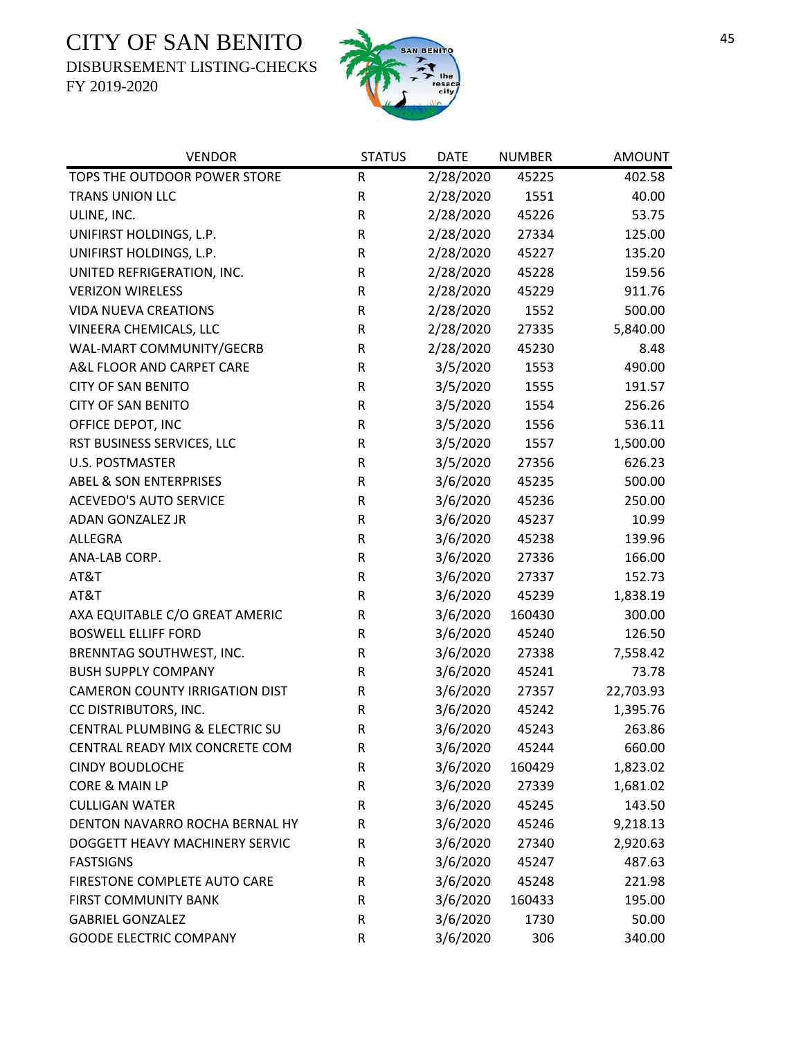CITY OF SAN BENITO
DISBURSEMENT LISTING-CHECKS
FY 2019-2020

| VENDOR | STATUS | DATE | NUMBER | AMOUNT |
|---|---|---|---|---|
| TOPS THE OUTDOOR POWER STORE | R | 2/28/2020 | 45225 | 402.58 |
| TRANS UNION LLC | R | 2/28/2020 | 1551 | 40.00 |
| ULINE, INC. | R | 2/28/2020 | 45226 | 53.75 |
| UNIFIRST HOLDINGS, L.P. | R | 2/28/2020 | 27334 | 125.00 |
| UNIFIRST HOLDINGS, L.P. | R | 2/28/2020 | 45227 | 135.20 |
| UNITED REFRIGERATION, INC. | R | 2/28/2020 | 45228 | 159.56 |
| VERIZON WIRELESS | R | 2/28/2020 | 45229 | 911.76 |
| VIDA NUEVA CREATIONS | R | 2/28/2020 | 1552 | 500.00 |
| VINEERA CHEMICALS, LLC | R | 2/28/2020 | 27335 | 5,840.00 |
| WAL-MART COMMUNITY/GECRB | R | 2/28/2020 | 45230 | 8.48 |
| A&L FLOOR AND CARPET CARE | R | 3/5/2020 | 1553 | 490.00 |
| CITY OF SAN BENITO | R | 3/5/2020 | 1555 | 191.57 |
| CITY OF SAN BENITO | R | 3/5/2020 | 1554 | 256.26 |
| OFFICE DEPOT, INC | R | 3/5/2020 | 1556 | 536.11 |
| RST BUSINESS SERVICES, LLC | R | 3/5/2020 | 1557 | 1,500.00 |
| U.S. POSTMASTER | R | 3/5/2020 | 27356 | 626.23 |
| ABEL & SON ENTERPRISES | R | 3/6/2020 | 45235 | 500.00 |
| ACEVEDO'S AUTO SERVICE | R | 3/6/2020 | 45236 | 250.00 |
| ADAN GONZALEZ JR | R | 3/6/2020 | 45237 | 10.99 |
| ALLEGRA | R | 3/6/2020 | 45238 | 139.96 |
| ANA-LAB CORP. | R | 3/6/2020 | 27336 | 166.00 |
| AT&T | R | 3/6/2020 | 27337 | 152.73 |
| AT&T | R | 3/6/2020 | 45239 | 1,838.19 |
| AXA EQUITABLE C/O GREAT AMERIC | R | 3/6/2020 | 160430 | 300.00 |
| BOSWELL ELLIFF FORD | R | 3/6/2020 | 45240 | 126.50 |
| BRENNTAG SOUTHWEST, INC. | R | 3/6/2020 | 27338 | 7,558.42 |
| BUSH SUPPLY COMPANY | R | 3/6/2020 | 45241 | 73.78 |
| CAMERON COUNTY IRRIGATION DIST | R | 3/6/2020 | 27357 | 22,703.93 |
| CC DISTRIBUTORS, INC. | R | 3/6/2020 | 45242 | 1,395.76 |
| CENTRAL PLUMBING & ELECTRIC SU | R | 3/6/2020 | 45243 | 263.86 |
| CENTRAL READY MIX CONCRETE COM | R | 3/6/2020 | 45244 | 660.00 |
| CINDY BOUDLOCHE | R | 3/6/2020 | 160429 | 1,823.02 |
| CORE & MAIN LP | R | 3/6/2020 | 27339 | 1,681.02 |
| CULLIGAN WATER | R | 3/6/2020 | 45245 | 143.50 |
| DENTON NAVARRO ROCHA BERNAL HY | R | 3/6/2020 | 45246 | 9,218.13 |
| DOGGETT HEAVY MACHINERY SERVIC | R | 3/6/2020 | 27340 | 2,920.63 |
| FASTSIGNS | R | 3/6/2020 | 45247 | 487.63 |
| FIRESTONE COMPLETE AUTO CARE | R | 3/6/2020 | 45248 | 221.98 |
| FIRST COMMUNITY BANK | R | 3/6/2020 | 160433 | 195.00 |
| GABRIEL GONZALEZ | R | 3/6/2020 | 1730 | 50.00 |
| GOODE ELECTRIC COMPANY | R | 3/6/2020 | 306 | 340.00 |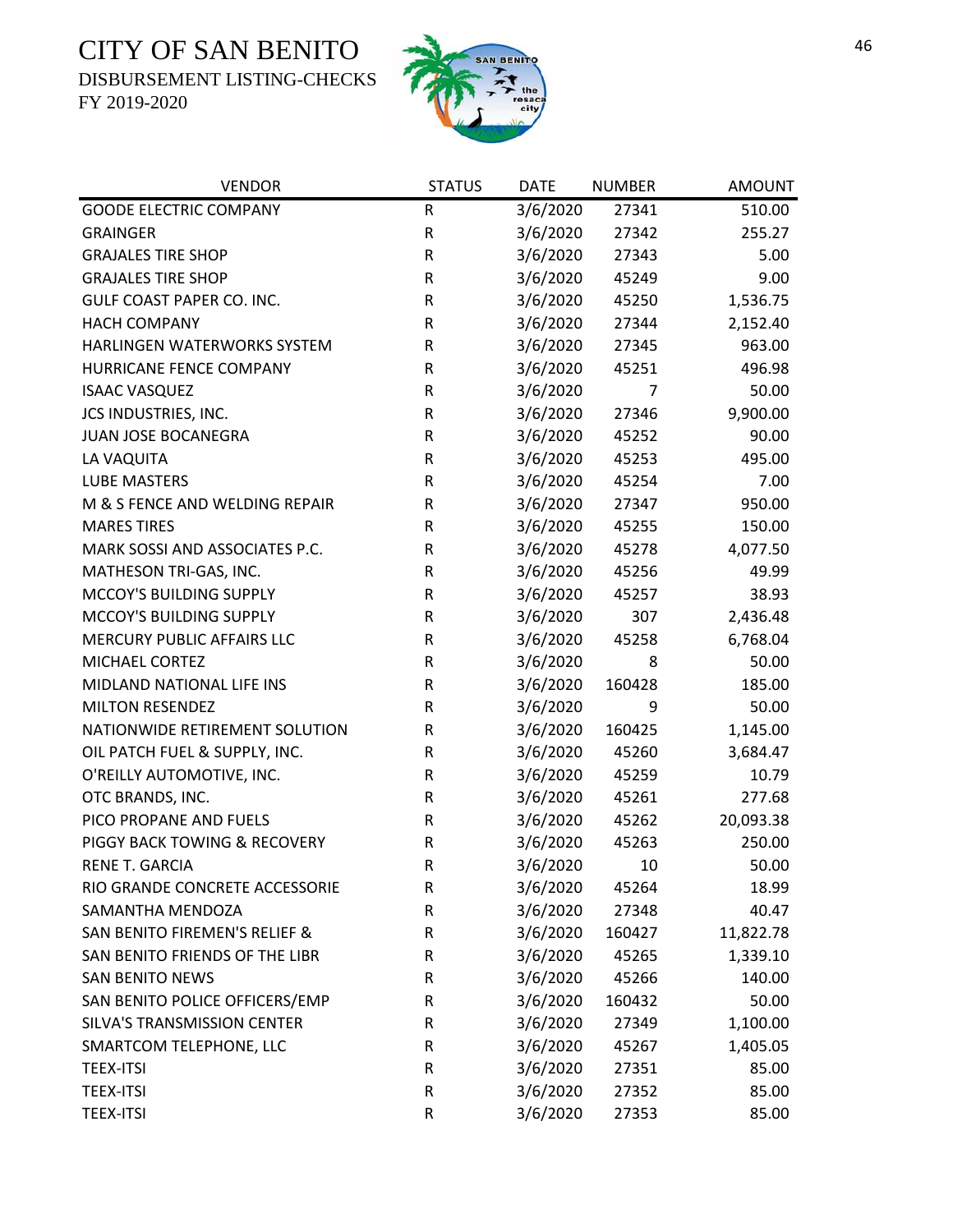# CITY OF SAN BENITO

DISBURSEMENT LISTING-CHECKS

FY 2019-2020

| VENDOR | STATUS | DATE | NUMBER | AMOUNT |
|---|---|---|---|---|
| GOODE ELECTRIC COMPANY | R | 3/6/2020 | 27341 | 510.00 |
| GRAINGER | R | 3/6/2020 | 27342 | 255.27 |
| GRAJALES TIRE SHOP | R | 3/6/2020 | 27343 | 5.00 |
| GRAJALES TIRE SHOP | R | 3/6/2020 | 45249 | 9.00 |
| GULF COAST PAPER CO. INC. | R | 3/6/2020 | 45250 | 1,536.75 |
| HACH COMPANY | R | 3/6/2020 | 27344 | 2,152.40 |
| HARLINGEN WATERWORKS SYSTEM | R | 3/6/2020 | 27345 | 963.00 |
| HURRICANE FENCE COMPANY | R | 3/6/2020 | 45251 | 496.98 |
| ISAAC VASQUEZ | R | 3/6/2020 | 7 | 50.00 |
| JCS INDUSTRIES, INC. | R | 3/6/2020 | 27346 | 9,900.00 |
| JUAN JOSE BOCANEGRA | R | 3/6/2020 | 45252 | 90.00 |
| LA VAQUITA | R | 3/6/2020 | 45253 | 495.00 |
| LUBE MASTERS | R | 3/6/2020 | 45254 | 7.00 |
| M & S FENCE AND WELDING REPAIR | R | 3/6/2020 | 27347 | 950.00 |
| MARES TIRES | R | 3/6/2020 | 45255 | 150.00 |
| MARK SOSSI AND ASSOCIATES P.C. | R | 3/6/2020 | 45278 | 4,077.50 |
| MATHESON TRI-GAS, INC. | R | 3/6/2020 | 45256 | 49.99 |
| MCCOY'S BUILDING SUPPLY | R | 3/6/2020 | 45257 | 38.93 |
| MCCOY'S BUILDING SUPPLY | R | 3/6/2020 | 307 | 2,436.48 |
| MERCURY PUBLIC AFFAIRS LLC | R | 3/6/2020 | 45258 | 6,768.04 |
| MICHAEL CORTEZ | R | 3/6/2020 | 8 | 50.00 |
| MIDLAND NATIONAL LIFE INS | R | 3/6/2020 | 160428 | 185.00 |
| MILTON RESENDEZ | R | 3/6/2020 | 9 | 50.00 |
| NATIONWIDE RETIREMENT SOLUTION | R | 3/6/2020 | 160425 | 1,145.00 |
| OIL PATCH FUEL & SUPPLY, INC. | R | 3/6/2020 | 45260 | 3,684.47 |
| O'REILLY AUTOMOTIVE, INC. | R | 3/6/2020 | 45259 | 10.79 |
| OTC BRANDS, INC. | R | 3/6/2020 | 45261 | 277.68 |
| PICO PROPANE AND FUELS | R | 3/6/2020 | 45262 | 20,093.38 |
| PIGGY BACK TOWING & RECOVERY | R | 3/6/2020 | 45263 | 250.00 |
| RENE T. GARCIA | R | 3/6/2020 | 10 | 50.00 |
| RIO GRANDE CONCRETE ACCESSORIE | R | 3/6/2020 | 45264 | 18.99 |
| SAMANTHA MENDOZA | R | 3/6/2020 | 27348 | 40.47 |
| SAN BENITO FIREMEN'S RELIEF & | R | 3/6/2020 | 160427 | 11,822.78 |
| SAN BENITO FRIENDS OF THE LIBR | R | 3/6/2020 | 45265 | 1,339.10 |
| SAN BENITO NEWS | R | 3/6/2020 | 45266 | 140.00 |
| SAN BENITO POLICE OFFICERS/EMP | R | 3/6/2020 | 160432 | 50.00 |
| SILVA'S TRANSMISSION CENTER | R | 3/6/2020 | 27349 | 1,100.00 |
| SMARTCOM TELEPHONE, LLC | R | 3/6/2020 | 45267 | 1,405.05 |
| TEEX-ITSI | R | 3/6/2020 | 27351 | 85.00 |
| TEEX-ITSI | R | 3/6/2020 | 27352 | 85.00 |
| TEEX-ITSI | R | 3/6/2020 | 27353 | 85.00 |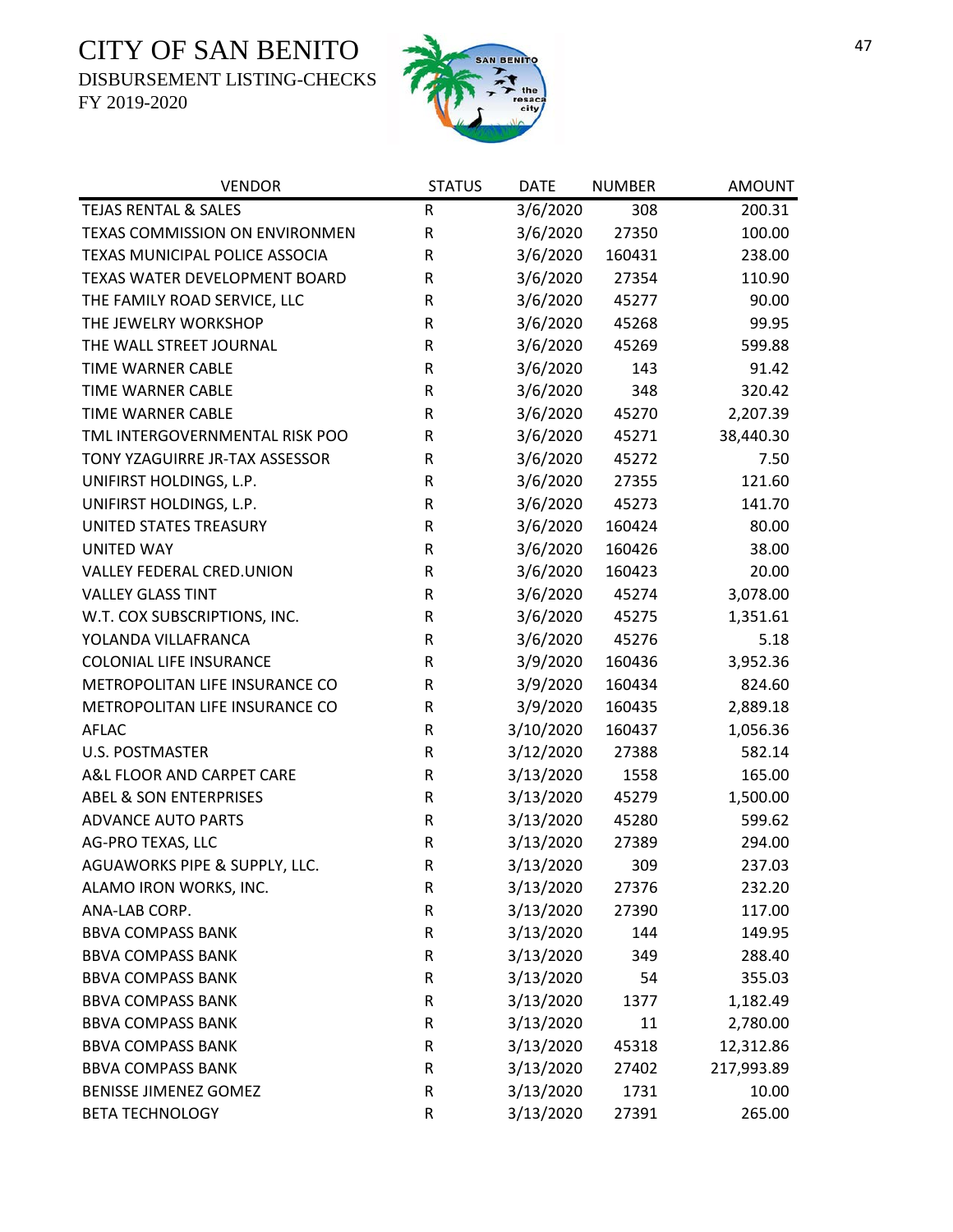# CITY OF SAN BENITO

DISBURSEMENT LISTING-CHECKS

FY 2019-2020

| VENDOR | STATUS | DATE | NUMBER | AMOUNT |
|---|---|---|---|---|
| TEJAS RENTAL & SALES | R | 3/6/2020 | 308 | 200.31 |
| TEXAS COMMISSION ON ENVIRONMEN | R | 3/6/2020 | 27350 | 100.00 |
| TEXAS MUNICIPAL POLICE ASSOCIA | R | 3/6/2020 | 160431 | 238.00 |
| TEXAS WATER DEVELOPMENT BOARD | R | 3/6/2020 | 27354 | 110.90 |
| THE FAMILY ROAD SERVICE, LLC | R | 3/6/2020 | 45277 | 90.00 |
| THE JEWELRY WORKSHOP | R | 3/6/2020 | 45268 | 99.95 |
| THE WALL STREET JOURNAL | R | 3/6/2020 | 45269 | 599.88 |
| TIME WARNER CABLE | R | 3/6/2020 | 143 | 91.42 |
| TIME WARNER CABLE | R | 3/6/2020 | 348 | 320.42 |
| TIME WARNER CABLE | R | 3/6/2020 | 45270 | 2,207.39 |
| TML INTERGOVERNMENTAL RISK POO | R | 3/6/2020 | 45271 | 38,440.30 |
| TONY YZAGUIRRE JR-TAX ASSESSOR | R | 3/6/2020 | 45272 | 7.50 |
| UNIFIRST HOLDINGS, L.P. | R | 3/6/2020 | 27355 | 121.60 |
| UNIFIRST HOLDINGS, L.P. | R | 3/6/2020 | 45273 | 141.70 |
| UNITED STATES TREASURY | R | 3/6/2020 | 160424 | 80.00 |
| UNITED WAY | R | 3/6/2020 | 160426 | 38.00 |
| VALLEY FEDERAL CRED.UNION | R | 3/6/2020 | 160423 | 20.00 |
| VALLEY GLASS TINT | R | 3/6/2020 | 45274 | 3,078.00 |
| W.T. COX SUBSCRIPTIONS, INC. | R | 3/6/2020 | 45275 | 1,351.61 |
| YOLANDA VILLAFRANCA | R | 3/6/2020 | 45276 | 5.18 |
| COLONIAL LIFE INSURANCE | R | 3/9/2020 | 160436 | 3,952.36 |
| METROPOLITAN LIFE INSURANCE CO | R | 3/9/2020 | 160434 | 824.60 |
| METROPOLITAN LIFE INSURANCE CO | R | 3/9/2020 | 160435 | 2,889.18 |
| AFLAC | R | 3/10/2020 | 160437 | 1,056.36 |
| U.S. POSTMASTER | R | 3/12/2020 | 27388 | 582.14 |
| A&L FLOOR AND CARPET CARE | R | 3/13/2020 | 1558 | 165.00 |
| ABEL & SON ENTERPRISES | R | 3/13/2020 | 45279 | 1,500.00 |
| ADVANCE AUTO PARTS | R | 3/13/2020 | 45280 | 599.62 |
| AG-PRO TEXAS, LLC | R | 3/13/2020 | 27389 | 294.00 |
| AGUAWORKS PIPE & SUPPLY, LLC. | R | 3/13/2020 | 309 | 237.03 |
| ALAMO IRON WORKS, INC. | R | 3/13/2020 | 27376 | 232.20 |
| ANA-LAB CORP. | R | 3/13/2020 | 27390 | 117.00 |
| BBVA COMPASS BANK | R | 3/13/2020 | 144 | 149.95 |
| BBVA COMPASS BANK | R | 3/13/2020 | 349 | 288.40 |
| BBVA COMPASS BANK | R | 3/13/2020 | 54 | 355.03 |
| BBVA COMPASS BANK | R | 3/13/2020 | 1377 | 1,182.49 |
| BBVA COMPASS BANK | R | 3/13/2020 | 11 | 2,780.00 |
| BBVA COMPASS BANK | R | 3/13/2020 | 45318 | 12,312.86 |
| BBVA COMPASS BANK | R | 3/13/2020 | 27402 | 217,993.89 |
| BENISSE JIMENEZ GOMEZ | R | 3/13/2020 | 1731 | 10.00 |
| BETA TECHNOLOGY | R | 3/13/2020 | 27391 | 265.00 |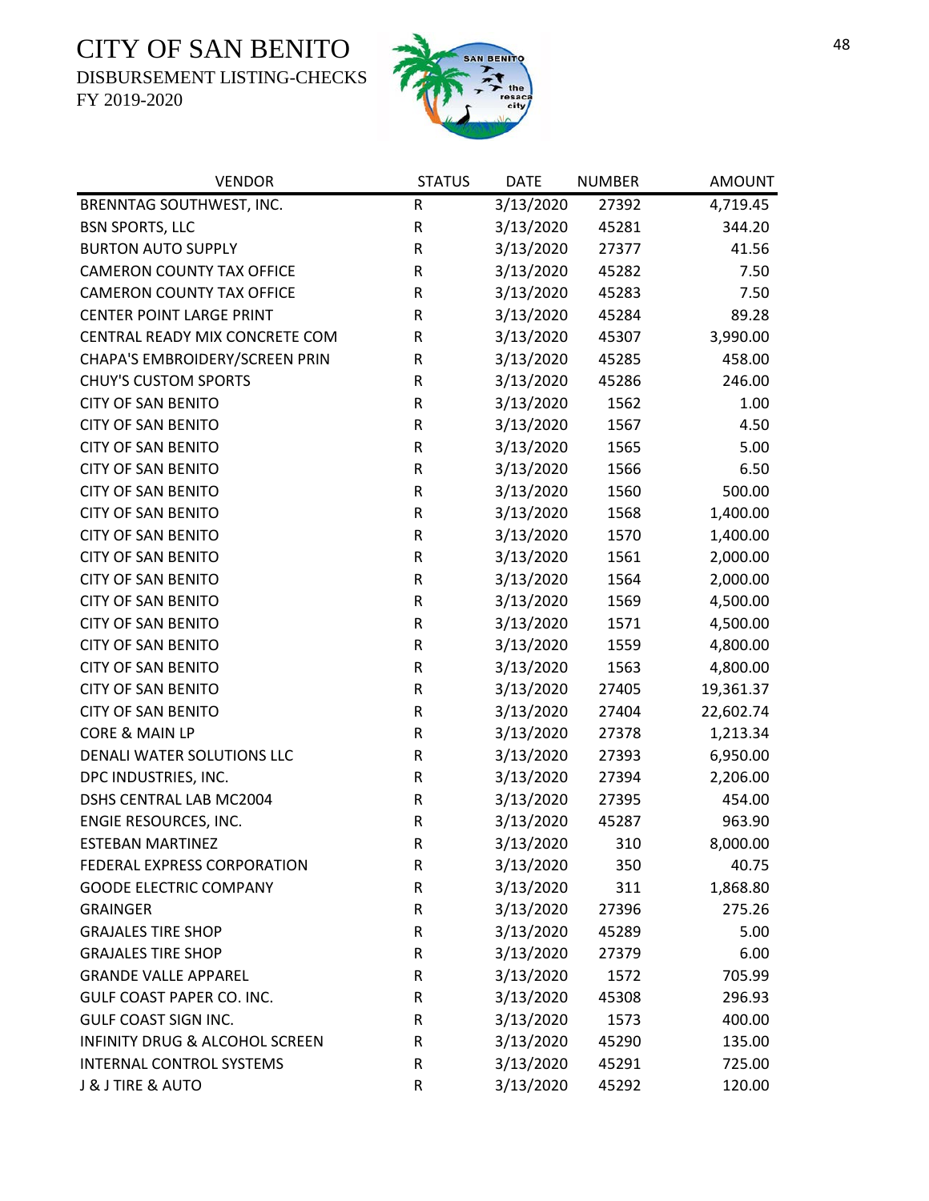# CITY OF SAN BENITO

DISBURSEMENT LISTING-CHECKS

FY 2019-2020

| VENDOR | STATUS | DATE | NUMBER | AMOUNT |
|---|---|---|---|---|
| BRENNTAG SOUTHWEST, INC. | R | 3/13/2020 | 27392 | 4,719.45 |
| BSN SPORTS, LLC | R | 3/13/2020 | 45281 | 344.20 |
| BURTON AUTO SUPPLY | R | 3/13/2020 | 27377 | 41.56 |
| CAMERON COUNTY TAX OFFICE | R | 3/13/2020 | 45282 | 7.50 |
| CAMERON COUNTY TAX OFFICE | R | 3/13/2020 | 45283 | 7.50 |
| CENTER POINT LARGE PRINT | R | 3/13/2020 | 45284 | 89.28 |
| CENTRAL READY MIX CONCRETE COM | R | 3/13/2020 | 45307 | 3,990.00 |
| CHAPA'S EMBROIDERY/SCREEN PRIN | R | 3/13/2020 | 45285 | 458.00 |
| CHUY'S CUSTOM SPORTS | R | 3/13/2020 | 45286 | 246.00 |
| CITY OF SAN BENITO | R | 3/13/2020 | 1562 | 1.00 |
| CITY OF SAN BENITO | R | 3/13/2020 | 1567 | 4.50 |
| CITY OF SAN BENITO | R | 3/13/2020 | 1565 | 5.00 |
| CITY OF SAN BENITO | R | 3/13/2020 | 1566 | 6.50 |
| CITY OF SAN BENITO | R | 3/13/2020 | 1560 | 500.00 |
| CITY OF SAN BENITO | R | 3/13/2020 | 1568 | 1,400.00 |
| CITY OF SAN BENITO | R | 3/13/2020 | 1570 | 1,400.00 |
| CITY OF SAN BENITO | R | 3/13/2020 | 1561 | 2,000.00 |
| CITY OF SAN BENITO | R | 3/13/2020 | 1564 | 2,000.00 |
| CITY OF SAN BENITO | R | 3/13/2020 | 1569 | 4,500.00 |
| CITY OF SAN BENITO | R | 3/13/2020 | 1571 | 4,500.00 |
| CITY OF SAN BENITO | R | 3/13/2020 | 1559 | 4,800.00 |
| CITY OF SAN BENITO | R | 3/13/2020 | 1563 | 4,800.00 |
| CITY OF SAN BENITO | R | 3/13/2020 | 27405 | 19,361.37 |
| CITY OF SAN BENITO | R | 3/13/2020 | 27404 | 22,602.74 |
| CORE & MAIN LP | R | 3/13/2020 | 27378 | 1,213.34 |
| DENALI WATER SOLUTIONS LLC | R | 3/13/2020 | 27393 | 6,950.00 |
| DPC INDUSTRIES, INC. | R | 3/13/2020 | 27394 | 2,206.00 |
| DSHS CENTRAL LAB MC2004 | R | 3/13/2020 | 27395 | 454.00 |
| ENGIE RESOURCES, INC. | R | 3/13/2020 | 45287 | 963.90 |
| ESTEBAN MARTINEZ | R | 3/13/2020 | 310 | 8,000.00 |
| FEDERAL EXPRESS CORPORATION | R | 3/13/2020 | 350 | 40.75 |
| GOODE ELECTRIC COMPANY | R | 3/13/2020 | 311 | 1,868.80 |
| GRAINGER | R | 3/13/2020 | 27396 | 275.26 |
| GRAJALES TIRE SHOP | R | 3/13/2020 | 45289 | 5.00 |
| GRAJALES TIRE SHOP | R | 3/13/2020 | 27379 | 6.00 |
| GRANDE VALLE APPAREL | R | 3/13/2020 | 1572 | 705.99 |
| GULF COAST PAPER CO. INC. | R | 3/13/2020 | 45308 | 296.93 |
| GULF COAST SIGN INC. | R | 3/13/2020 | 1573 | 400.00 |
| INFINITY DRUG & ALCOHOL SCREEN | R | 3/13/2020 | 45290 | 135.00 |
| INTERNAL CONTROL SYSTEMS | R | 3/13/2020 | 45291 | 725.00 |
| J & J TIRE & AUTO | R | 3/13/2020 | 45292 | 120.00 |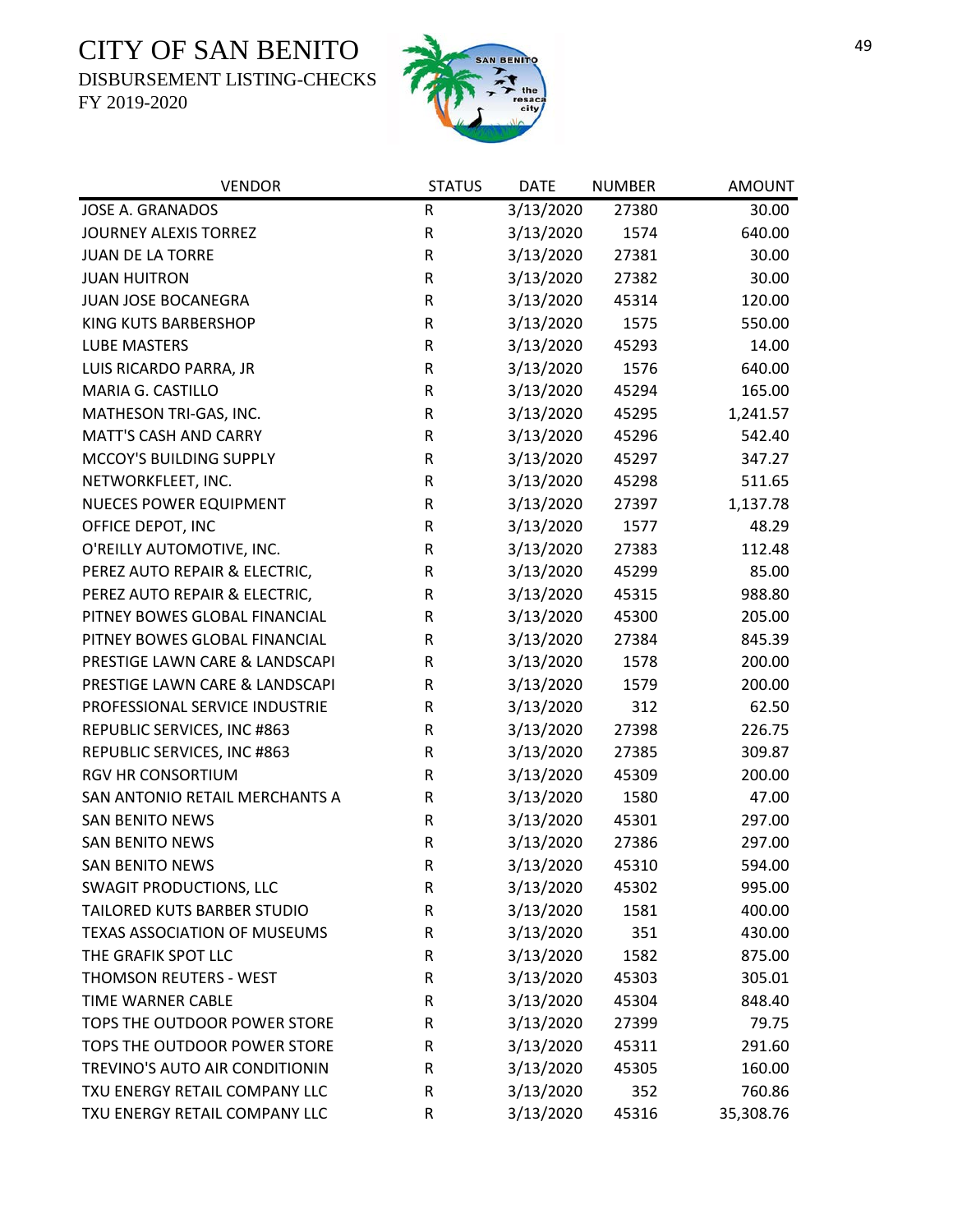# CITY OF SAN BENITO

DISBURSEMENT LISTING-CHECKS

FY 2019-2020

| VENDOR | STATUS | DATE | NUMBER | AMOUNT |
|---|---|---|---|---|
| JOSE A. GRANADOS | R | 3/13/2020 | 27380 | 30.00 |
| JOURNEY ALEXIS TORREZ | R | 3/13/2020 | 1574 | 640.00 |
| JUAN DE LA TORRE | R | 3/13/2020 | 27381 | 30.00 |
| JUAN HUITRON | R | 3/13/2020 | 27382 | 30.00 |
| JUAN JOSE BOCANEGRA | R | 3/13/2020 | 45314 | 120.00 |
| KING KUTS BARBERSHOP | R | 3/13/2020 | 1575 | 550.00 |
| LUBE MASTERS | R | 3/13/2020 | 45293 | 14.00 |
| LUIS RICARDO PARRA, JR | R | 3/13/2020 | 1576 | 640.00 |
| MARIA G. CASTILLO | R | 3/13/2020 | 45294 | 165.00 |
| MATHESON TRI-GAS, INC. | R | 3/13/2020 | 45295 | 1,241.57 |
| MATT'S CASH AND CARRY | R | 3/13/2020 | 45296 | 542.40 |
| MCCOY'S BUILDING SUPPLY | R | 3/13/2020 | 45297 | 347.27 |
| NETWORKFLEET, INC. | R | 3/13/2020 | 45298 | 511.65 |
| NUECES POWER EQUIPMENT | R | 3/13/2020 | 27397 | 1,137.78 |
| OFFICE DEPOT, INC | R | 3/13/2020 | 1577 | 48.29 |
| O'REILLY AUTOMOTIVE, INC. | R | 3/13/2020 | 27383 | 112.48 |
| PEREZ AUTO REPAIR & ELECTRIC, | R | 3/13/2020 | 45299 | 85.00 |
| PEREZ AUTO REPAIR & ELECTRIC, | R | 3/13/2020 | 45315 | 988.80 |
| PITNEY BOWES GLOBAL FINANCIAL | R | 3/13/2020 | 45300 | 205.00 |
| PITNEY BOWES GLOBAL FINANCIAL | R | 3/13/2020 | 27384 | 845.39 |
| PRESTIGE LAWN CARE & LANDSCAPI | R | 3/13/2020 | 1578 | 200.00 |
| PRESTIGE LAWN CARE & LANDSCAPI | R | 3/13/2020 | 1579 | 200.00 |
| PROFESSIONAL SERVICE INDUSTRIE | R | 3/13/2020 | 312 | 62.50 |
| REPUBLIC SERVICES, INC #863 | R | 3/13/2020 | 27398 | 226.75 |
| REPUBLIC SERVICES, INC #863 | R | 3/13/2020 | 27385 | 309.87 |
| RGV HR CONSORTIUM | R | 3/13/2020 | 45309 | 200.00 |
| SAN ANTONIO RETAIL MERCHANTS A | R | 3/13/2020 | 1580 | 47.00 |
| SAN BENITO NEWS | R | 3/13/2020 | 45301 | 297.00 |
| SAN BENITO NEWS | R | 3/13/2020 | 27386 | 297.00 |
| SAN BENITO NEWS | R | 3/13/2020 | 45310 | 594.00 |
| SWAGIT PRODUCTIONS, LLC | R | 3/13/2020 | 45302 | 995.00 |
| TAILORED KUTS BARBER STUDIO | R | 3/13/2020 | 1581 | 400.00 |
| TEXAS ASSOCIATION OF MUSEUMS | R | 3/13/2020 | 351 | 430.00 |
| THE GRAFIK SPOT LLC | R | 3/13/2020 | 1582 | 875.00 |
| THOMSON REUTERS - WEST | R | 3/13/2020 | 45303 | 305.01 |
| TIME WARNER CABLE | R | 3/13/2020 | 45304 | 848.40 |
| TOPS THE OUTDOOR POWER STORE | R | 3/13/2020 | 27399 | 79.75 |
| TOPS THE OUTDOOR POWER STORE | R | 3/13/2020 | 45311 | 291.60 |
| TREVINO'S AUTO AIR CONDITIONIN | R | 3/13/2020 | 45305 | 160.00 |
| TXU ENERGY RETAIL COMPANY LLC | R | 3/13/2020 | 352 | 760.86 |
| TXU ENERGY RETAIL COMPANY LLC | R | 3/13/2020 | 45316 | 35,308.76 |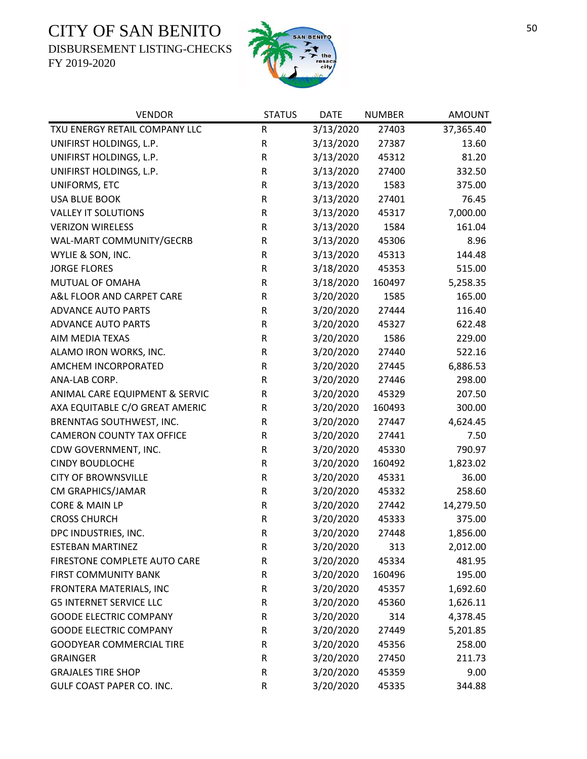# CITY OF SAN BENITO

DISBURSEMENT LISTING-CHECKS

FY 2019-2020

| VENDOR | STATUS | DATE | NUMBER | AMOUNT |
|---|---|---|---|---|
| TXU ENERGY RETAIL COMPANY LLC | R | 3/13/2020 | 27403 | 37,365.40 |
| UNIFIRST HOLDINGS, L.P. | R | 3/13/2020 | 27387 | 13.60 |
| UNIFIRST HOLDINGS, L.P. | R | 3/13/2020 | 45312 | 81.20 |
| UNIFIRST HOLDINGS, L.P. | R | 3/13/2020 | 27400 | 332.50 |
| UNIFORMS, ETC | R | 3/13/2020 | 1583 | 375.00 |
| USA BLUE BOOK | R | 3/13/2020 | 27401 | 76.45 |
| VALLEY IT SOLUTIONS | R | 3/13/2020 | 45317 | 7,000.00 |
| VERIZON WIRELESS | R | 3/13/2020 | 1584 | 161.04 |
| WAL-MART COMMUNITY/GECRB | R | 3/13/2020 | 45306 | 8.96 |
| WYLIE & SON, INC. | R | 3/13/2020 | 45313 | 144.48 |
| JORGE FLORES | R | 3/18/2020 | 45353 | 515.00 |
| MUTUAL OF OMAHA | R | 3/18/2020 | 160497 | 5,258.35 |
| A&L FLOOR AND CARPET CARE | R | 3/20/2020 | 1585 | 165.00 |
| ADVANCE AUTO PARTS | R | 3/20/2020 | 27444 | 116.40 |
| ADVANCE AUTO PARTS | R | 3/20/2020 | 45327 | 622.48 |
| AIM MEDIA TEXAS | R | 3/20/2020 | 1586 | 229.00 |
| ALAMO IRON WORKS, INC. | R | 3/20/2020 | 27440 | 522.16 |
| AMCHEM INCORPORATED | R | 3/20/2020 | 27445 | 6,886.53 |
| ANA-LAB CORP. | R | 3/20/2020 | 27446 | 298.00 |
| ANIMAL CARE EQUIPMENT & SERVIC | R | 3/20/2020 | 45329 | 207.50 |
| AXA EQUITABLE C/O GREAT AMERIC | R | 3/20/2020 | 160493 | 300.00 |
| BRENNTAG SOUTHWEST, INC. | R | 3/20/2020 | 27447 | 4,624.45 |
| CAMERON COUNTY TAX OFFICE | R | 3/20/2020 | 27441 | 7.50 |
| CDW GOVERNMENT, INC. | R | 3/20/2020 | 45330 | 790.97 |
| CINDY BOUDLOCHE | R | 3/20/2020 | 160492 | 1,823.02 |
| CITY OF BROWNSVILLE | R | 3/20/2020 | 45331 | 36.00 |
| CM GRAPHICS/JAMAR | R | 3/20/2020 | 45332 | 258.60 |
| CORE & MAIN LP | R | 3/20/2020 | 27442 | 14,279.50 |
| CROSS CHURCH | R | 3/20/2020 | 45333 | 375.00 |
| DPC INDUSTRIES, INC. | R | 3/20/2020 | 27448 | 1,856.00 |
| ESTEBAN MARTINEZ | R | 3/20/2020 | 313 | 2,012.00 |
| FIRESTONE COMPLETE AUTO CARE | R | 3/20/2020 | 45334 | 481.95 |
| FIRST COMMUNITY BANK | R | 3/20/2020 | 160496 | 195.00 |
| FRONTERA MATERIALS, INC | R | 3/20/2020 | 45357 | 1,692.60 |
| G5 INTERNET SERVICE LLC | R | 3/20/2020 | 45360 | 1,626.11 |
| GOODE ELECTRIC COMPANY | R | 3/20/2020 | 314 | 4,378.45 |
| GOODE ELECTRIC COMPANY | R | 3/20/2020 | 27449 | 5,201.85 |
| GOODYEAR COMMERCIAL TIRE | R | 3/20/2020 | 45356 | 258.00 |
| GRAINGER | R | 3/20/2020 | 27450 | 211.73 |
| GRAJALES TIRE SHOP | R | 3/20/2020 | 45359 | 9.00 |
| GULF COAST PAPER CO. INC. | R | 3/20/2020 | 45335 | 344.88 |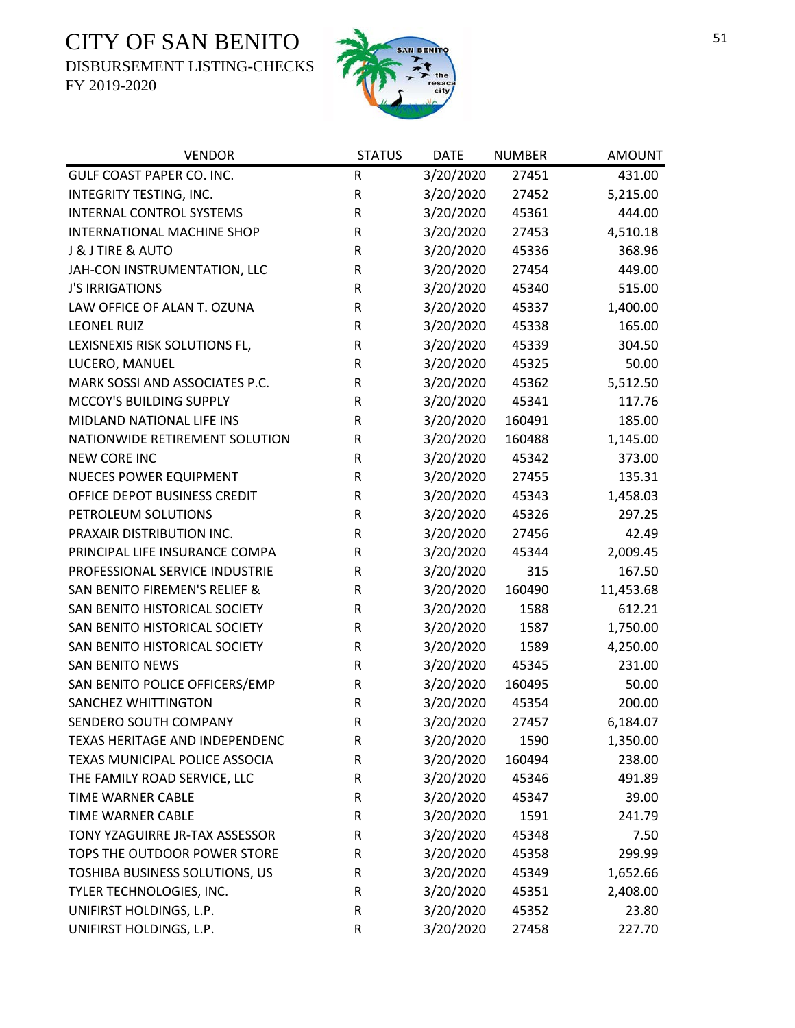# CITY OF SAN BENITO

DISBURSEMENT LISTING-CHECKS

FY 2019-2020

| VENDOR | STATUS | DATE | NUMBER | AMOUNT |
|---|---|---|---|---|
| GULF COAST PAPER CO. INC. | R | 3/20/2020 | 27451 | 431.00 |
| INTEGRITY TESTING, INC. | R | 3/20/2020 | 27452 | 5,215.00 |
| INTERNAL CONTROL SYSTEMS | R | 3/20/2020 | 45361 | 444.00 |
| INTERNATIONAL MACHINE SHOP | R | 3/20/2020 | 27453 | 4,510.18 |
| J & J TIRE & AUTO | R | 3/20/2020 | 45336 | 368.96 |
| JAH-CON INSTRUMENTATION, LLC | R | 3/20/2020 | 27454 | 449.00 |
| J'S IRRIGATIONS | R | 3/20/2020 | 45340 | 515.00 |
| LAW OFFICE OF ALAN T. OZUNA | R | 3/20/2020 | 45337 | 1,400.00 |
| LEONEL RUIZ | R | 3/20/2020 | 45338 | 165.00 |
| LEXISNEXIS RISK SOLUTIONS FL, | R | 3/20/2020 | 45339 | 304.50 |
| LUCERO, MANUEL | R | 3/20/2020 | 45325 | 50.00 |
| MARK SOSSI AND ASSOCIATES P.C. | R | 3/20/2020 | 45362 | 5,512.50 |
| MCCOY'S BUILDING SUPPLY | R | 3/20/2020 | 45341 | 117.76 |
| MIDLAND NATIONAL LIFE INS | R | 3/20/2020 | 160491 | 185.00 |
| NATIONWIDE RETIREMENT SOLUTION | R | 3/20/2020 | 160488 | 1,145.00 |
| NEW CORE INC | R | 3/20/2020 | 45342 | 373.00 |
| NUECES POWER EQUIPMENT | R | 3/20/2020 | 27455 | 135.31 |
| OFFICE DEPOT BUSINESS CREDIT | R | 3/20/2020 | 45343 | 1,458.03 |
| PETROLEUM SOLUTIONS | R | 3/20/2020 | 45326 | 297.25 |
| PRAXAIR DISTRIBUTION INC. | R | 3/20/2020 | 27456 | 42.49 |
| PRINCIPAL LIFE INSURANCE COMPA | R | 3/20/2020 | 45344 | 2,009.45 |
| PROFESSIONAL SERVICE INDUSTRIE | R | 3/20/2020 | 315 | 167.50 |
| SAN BENITO FIREMEN'S RELIEF & | R | 3/20/2020 | 160490 | 11,453.68 |
| SAN BENITO HISTORICAL SOCIETY | R | 3/20/2020 | 1588 | 612.21 |
| SAN BENITO HISTORICAL SOCIETY | R | 3/20/2020 | 1587 | 1,750.00 |
| SAN BENITO HISTORICAL SOCIETY | R | 3/20/2020 | 1589 | 4,250.00 |
| SAN BENITO NEWS | R | 3/20/2020 | 45345 | 231.00 |
| SAN BENITO POLICE OFFICERS/EMP | R | 3/20/2020 | 160495 | 50.00 |
| SANCHEZ WHITTINGTON | R | 3/20/2020 | 45354 | 200.00 |
| SENDERO SOUTH COMPANY | R | 3/20/2020 | 27457 | 6,184.07 |
| TEXAS HERITAGE AND INDEPENDENC | R | 3/20/2020 | 1590 | 1,350.00 |
| TEXAS MUNICIPAL POLICE ASSOCIA | R | 3/20/2020 | 160494 | 238.00 |
| THE FAMILY ROAD SERVICE, LLC | R | 3/20/2020 | 45346 | 491.89 |
| TIME WARNER CABLE | R | 3/20/2020 | 45347 | 39.00 |
| TIME WARNER CABLE | R | 3/20/2020 | 1591 | 241.79 |
| TONY YZAGUIRRE JR-TAX ASSESSOR | R | 3/20/2020 | 45348 | 7.50 |
| TOPS THE OUTDOOR POWER STORE | R | 3/20/2020 | 45358 | 299.99 |
| TOSHIBA BUSINESS SOLUTIONS, US | R | 3/20/2020 | 45349 | 1,652.66 |
| TYLER TECHNOLOGIES, INC. | R | 3/20/2020 | 45351 | 2,408.00 |
| UNIFIRST HOLDINGS, L.P. | R | 3/20/2020 | 45352 | 23.80 |
| UNIFIRST HOLDINGS, L.P. | R | 3/20/2020 | 27458 | 227.70 |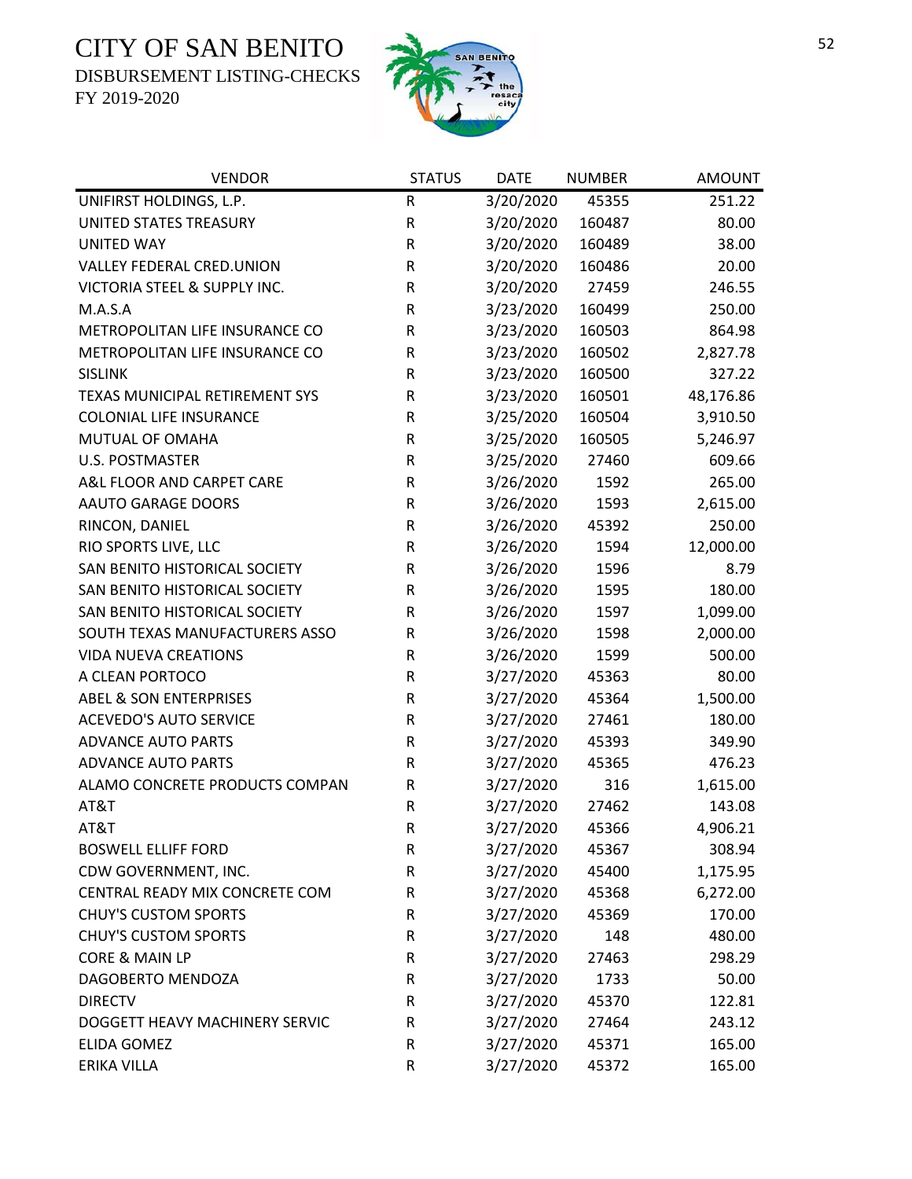# CITY OF SAN BENITO

DISBURSEMENT LISTING-CHECKS

FY 2019-2020

| VENDOR | STATUS | DATE | NUMBER | AMOUNT |
|---|---|---|---|---|
| UNIFIRST HOLDINGS, L.P. | R | 3/20/2020 | 45355 | 251.22 |
| UNITED STATES TREASURY | R | 3/20/2020 | 160487 | 80.00 |
| UNITED WAY | R | 3/20/2020 | 160489 | 38.00 |
| VALLEY FEDERAL CRED.UNION | R | 3/20/2020 | 160486 | 20.00 |
| VICTORIA STEEL & SUPPLY INC. | R | 3/20/2020 | 27459 | 246.55 |
| M.A.S.A | R | 3/23/2020 | 160499 | 250.00 |
| METROPOLITAN LIFE INSURANCE CO | R | 3/23/2020 | 160503 | 864.98 |
| METROPOLITAN LIFE INSURANCE CO | R | 3/23/2020 | 160502 | 2,827.78 |
| SISLINK | R | 3/23/2020 | 160500 | 327.22 |
| TEXAS MUNICIPAL RETIREMENT SYS | R | 3/23/2020 | 160501 | 48,176.86 |
| COLONIAL LIFE INSURANCE | R | 3/25/2020 | 160504 | 3,910.50 |
| MUTUAL OF OMAHA | R | 3/25/2020 | 160505 | 5,246.97 |
| U.S. POSTMASTER | R | 3/25/2020 | 27460 | 609.66 |
| A&L FLOOR AND CARPET CARE | R | 3/26/2020 | 1592 | 265.00 |
| AAUTO GARAGE DOORS | R | 3/26/2020 | 1593 | 2,615.00 |
| RINCON, DANIEL | R | 3/26/2020 | 45392 | 250.00 |
| RIO SPORTS LIVE, LLC | R | 3/26/2020 | 1594 | 12,000.00 |
| SAN BENITO HISTORICAL SOCIETY | R | 3/26/2020 | 1596 | 8.79 |
| SAN BENITO HISTORICAL SOCIETY | R | 3/26/2020 | 1595 | 180.00 |
| SAN BENITO HISTORICAL SOCIETY | R | 3/26/2020 | 1597 | 1,099.00 |
| SOUTH TEXAS MANUFACTURERS ASSO | R | 3/26/2020 | 1598 | 2,000.00 |
| VIDA NUEVA CREATIONS | R | 3/26/2020 | 1599 | 500.00 |
| A CLEAN PORTOCO | R | 3/27/2020 | 45363 | 80.00 |
| ABEL & SON ENTERPRISES | R | 3/27/2020 | 45364 | 1,500.00 |
| ACEVEDO'S AUTO SERVICE | R | 3/27/2020 | 27461 | 180.00 |
| ADVANCE AUTO PARTS | R | 3/27/2020 | 45393 | 349.90 |
| ADVANCE AUTO PARTS | R | 3/27/2020 | 45365 | 476.23 |
| ALAMO CONCRETE PRODUCTS COMPAN | R | 3/27/2020 | 316 | 1,615.00 |
| AT&T | R | 3/27/2020 | 27462 | 143.08 |
| AT&T | R | 3/27/2020 | 45366 | 4,906.21 |
| BOSWELL ELLIFF FORD | R | 3/27/2020 | 45367 | 308.94 |
| CDW GOVERNMENT, INC. | R | 3/27/2020 | 45400 | 1,175.95 |
| CENTRAL READY MIX CONCRETE COM | R | 3/27/2020 | 45368 | 6,272.00 |
| CHUY'S CUSTOM SPORTS | R | 3/27/2020 | 45369 | 170.00 |
| CHUY'S CUSTOM SPORTS | R | 3/27/2020 | 148 | 480.00 |
| CORE & MAIN LP | R | 3/27/2020 | 27463 | 298.29 |
| DAGOBERTO MENDOZA | R | 3/27/2020 | 1733 | 50.00 |
| DIRECTV | R | 3/27/2020 | 45370 | 122.81 |
| DOGGETT HEAVY MACHINERY SERVIC | R | 3/27/2020 | 27464 | 243.12 |
| ELIDA GOMEZ | R | 3/27/2020 | 45371 | 165.00 |
| ERIKA VILLA | R | 3/27/2020 | 45372 | 165.00 |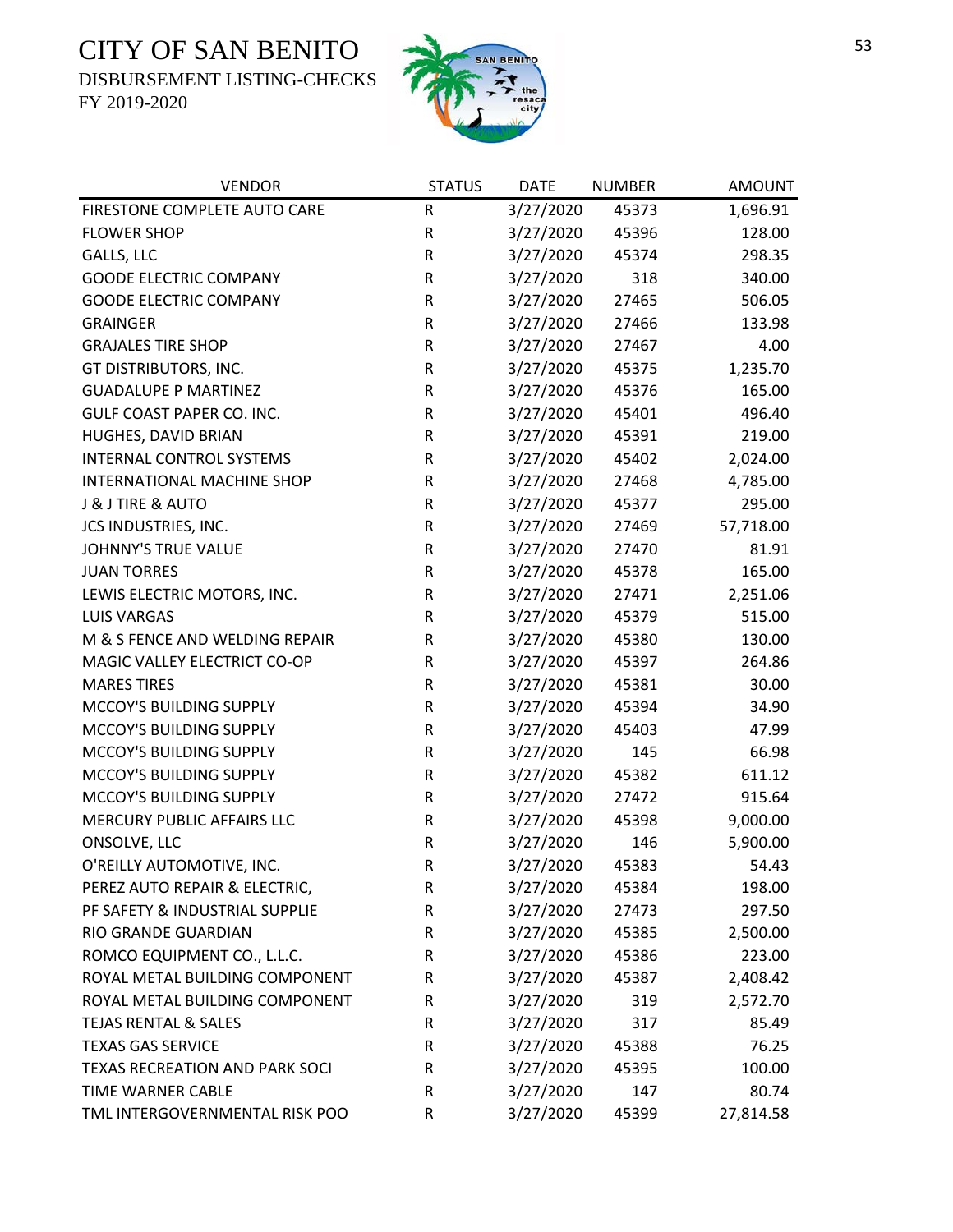# CITY OF SAN BENITO

DISBURSEMENT LISTING-CHECKS

FY 2019-2020

| VENDOR | STATUS | DATE | NUMBER | AMOUNT |
|---|---|---|---|---|
| FIRESTONE COMPLETE AUTO CARE | R | 3/27/2020 | 45373 | 1,696.91 |
| FLOWER SHOP | R | 3/27/2020 | 45396 | 128.00 |
| GALLS, LLC | R | 3/27/2020 | 45374 | 298.35 |
| GOODE ELECTRIC COMPANY | R | 3/27/2020 | 318 | 340.00 |
| GOODE ELECTRIC COMPANY | R | 3/27/2020 | 27465 | 506.05 |
| GRAINGER | R | 3/27/2020 | 27466 | 133.98 |
| GRAJALES TIRE SHOP | R | 3/27/2020 | 27467 | 4.00 |
| GT DISTRIBUTORS, INC. | R | 3/27/2020 | 45375 | 1,235.70 |
| GUADALUPE P MARTINEZ | R | 3/27/2020 | 45376 | 165.00 |
| GULF COAST PAPER CO. INC. | R | 3/27/2020 | 45401 | 496.40 |
| HUGHES, DAVID BRIAN | R | 3/27/2020 | 45391 | 219.00 |
| INTERNAL CONTROL SYSTEMS | R | 3/27/2020 | 45402 | 2,024.00 |
| INTERNATIONAL MACHINE SHOP | R | 3/27/2020 | 27468 | 4,785.00 |
| J & J TIRE & AUTO | R | 3/27/2020 | 45377 | 295.00 |
| JCS INDUSTRIES, INC. | R | 3/27/2020 | 27469 | 57,718.00 |
| JOHNNY'S TRUE VALUE | R | 3/27/2020 | 27470 | 81.91 |
| JUAN TORRES | R | 3/27/2020 | 45378 | 165.00 |
| LEWIS ELECTRIC MOTORS, INC. | R | 3/27/2020 | 27471 | 2,251.06 |
| LUIS VARGAS | R | 3/27/2020 | 45379 | 515.00 |
| M & S FENCE AND WELDING REPAIR | R | 3/27/2020 | 45380 | 130.00 |
| MAGIC VALLEY ELECTRICT CO-OP | R | 3/27/2020 | 45397 | 264.86 |
| MARES TIRES | R | 3/27/2020 | 45381 | 30.00 |
| MCCOY'S BUILDING SUPPLY | R | 3/27/2020 | 45394 | 34.90 |
| MCCOY'S BUILDING SUPPLY | R | 3/27/2020 | 45403 | 47.99 |
| MCCOY'S BUILDING SUPPLY | R | 3/27/2020 | 145 | 66.98 |
| MCCOY'S BUILDING SUPPLY | R | 3/27/2020 | 45382 | 611.12 |
| MCCOY'S BUILDING SUPPLY | R | 3/27/2020 | 27472 | 915.64 |
| MERCURY PUBLIC AFFAIRS LLC | R | 3/27/2020 | 45398 | 9,000.00 |
| ONSOLVE, LLC | R | 3/27/2020 | 146 | 5,900.00 |
| O'REILLY AUTOMOTIVE, INC. | R | 3/27/2020 | 45383 | 54.43 |
| PEREZ AUTO REPAIR & ELECTRIC, | R | 3/27/2020 | 45384 | 198.00 |
| PF SAFETY & INDUSTRIAL SUPPLIE | R | 3/27/2020 | 27473 | 297.50 |
| RIO GRANDE GUARDIAN | R | 3/27/2020 | 45385 | 2,500.00 |
| ROMCO EQUIPMENT CO., L.L.C. | R | 3/27/2020 | 45386 | 223.00 |
| ROYAL METAL BUILDING COMPONENT | R | 3/27/2020 | 45387 | 2,408.42 |
| ROYAL METAL BUILDING COMPONENT | R | 3/27/2020 | 319 | 2,572.70 |
| TEJAS RENTAL & SALES | R | 3/27/2020 | 317 | 85.49 |
| TEXAS GAS SERVICE | R | 3/27/2020 | 45388 | 76.25 |
| TEXAS RECREATION AND PARK SOCI | R | 3/27/2020 | 45395 | 100.00 |
| TIME WARNER CABLE | R | 3/27/2020 | 147 | 80.74 |
| TML INTERGOVERNMENTAL RISK POO | R | 3/27/2020 | 45399 | 27,814.58 |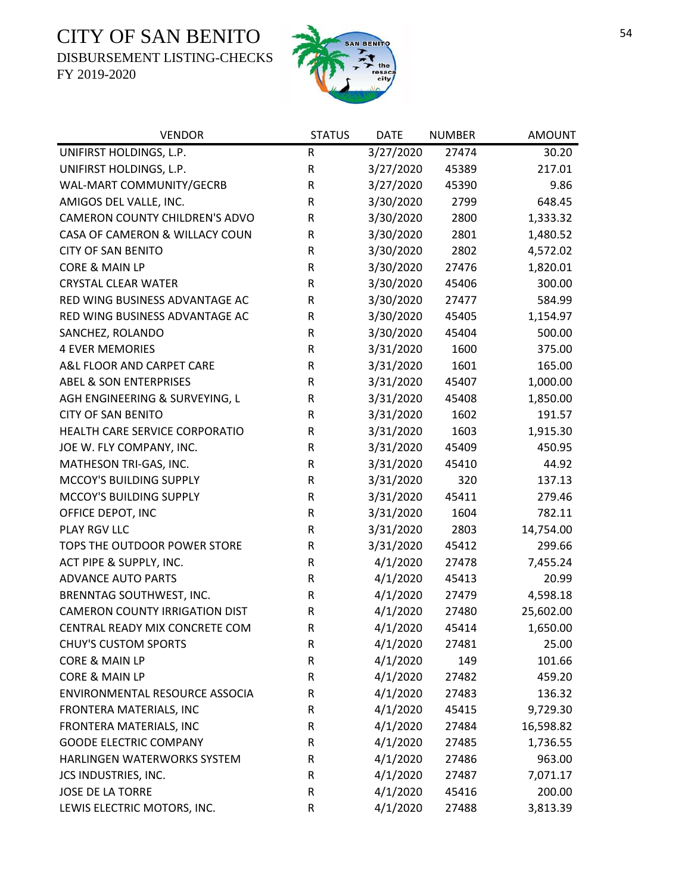# CITY OF SAN BENITO

DISBURSEMENT LISTING-CHECKS

FY 2019-2020

| VENDOR | STATUS | DATE | NUMBER | AMOUNT |
|---|---|---|---|---|
| UNIFIRST HOLDINGS, L.P. | R | 3/27/2020 | 27474 | 30.20 |
| UNIFIRST HOLDINGS, L.P. | R | 3/27/2020 | 45389 | 217.01 |
| WAL-MART COMMUNITY/GECRB | R | 3/27/2020 | 45390 | 9.86 |
| AMIGOS DEL VALLE, INC. | R | 3/30/2020 | 2799 | 648.45 |
| CAMERON COUNTY CHILDREN'S ADVO | R | 3/30/2020 | 2800 | 1,333.32 |
| CASA OF CAMERON & WILLACY COUN | R | 3/30/2020 | 2801 | 1,480.52 |
| CITY OF SAN BENITO | R | 3/30/2020 | 2802 | 4,572.02 |
| CORE & MAIN LP | R | 3/30/2020 | 27476 | 1,820.01 |
| CRYSTAL CLEAR WATER | R | 3/30/2020 | 45406 | 300.00 |
| RED WING BUSINESS ADVANTAGE AC | R | 3/30/2020 | 27477 | 584.99 |
| RED WING BUSINESS ADVANTAGE AC | R | 3/30/2020 | 45405 | 1,154.97 |
| SANCHEZ, ROLANDO | R | 3/30/2020 | 45404 | 500.00 |
| 4 EVER MEMORIES | R | 3/31/2020 | 1600 | 375.00 |
| A&L FLOOR AND CARPET CARE | R | 3/31/2020 | 1601 | 165.00 |
| ABEL & SON ENTERPRISES | R | 3/31/2020 | 45407 | 1,000.00 |
| AGH ENGINEERING & SURVEYING, L | R | 3/31/2020 | 45408 | 1,850.00 |
| CITY OF SAN BENITO | R | 3/31/2020 | 1602 | 191.57 |
| HEALTH CARE SERVICE CORPORATIO | R | 3/31/2020 | 1603 | 1,915.30 |
| JOE W. FLY COMPANY, INC. | R | 3/31/2020 | 45409 | 450.95 |
| MATHESON TRI-GAS, INC. | R | 3/31/2020 | 45410 | 44.92 |
| MCCOY'S BUILDING SUPPLY | R | 3/31/2020 | 320 | 137.13 |
| MCCOY'S BUILDING SUPPLY | R | 3/31/2020 | 45411 | 279.46 |
| OFFICE DEPOT, INC | R | 3/31/2020 | 1604 | 782.11 |
| PLAY RGV LLC | R | 3/31/2020 | 2803 | 14,754.00 |
| TOPS THE OUTDOOR POWER STORE | R | 3/31/2020 | 45412 | 299.66 |
| ACT PIPE & SUPPLY, INC. | R | 4/1/2020 | 27478 | 7,455.24 |
| ADVANCE AUTO PARTS | R | 4/1/2020 | 45413 | 20.99 |
| BRENNTAG SOUTHWEST, INC. | R | 4/1/2020 | 27479 | 4,598.18 |
| CAMERON COUNTY IRRIGATION DIST | R | 4/1/2020 | 27480 | 25,602.00 |
| CENTRAL READY MIX CONCRETE COM | R | 4/1/2020 | 45414 | 1,650.00 |
| CHUY'S CUSTOM SPORTS | R | 4/1/2020 | 27481 | 25.00 |
| CORE & MAIN LP | R | 4/1/2020 | 149 | 101.66 |
| CORE & MAIN LP | R | 4/1/2020 | 27482 | 459.20 |
| ENVIRONMENTAL RESOURCE ASSOCIA | R | 4/1/2020 | 27483 | 136.32 |
| FRONTERA MATERIALS, INC | R | 4/1/2020 | 45415 | 9,729.30 |
| FRONTERA MATERIALS, INC | R | 4/1/2020 | 27484 | 16,598.82 |
| GOODE ELECTRIC COMPANY | R | 4/1/2020 | 27485 | 1,736.55 |
| HARLINGEN WATERWORKS SYSTEM | R | 4/1/2020 | 27486 | 963.00 |
| JCS INDUSTRIES, INC. | R | 4/1/2020 | 27487 | 7,071.17 |
| JOSE DE LA TORRE | R | 4/1/2020 | 45416 | 200.00 |
| LEWIS ELECTRIC MOTORS, INC. | R | 4/1/2020 | 27488 | 3,813.39 |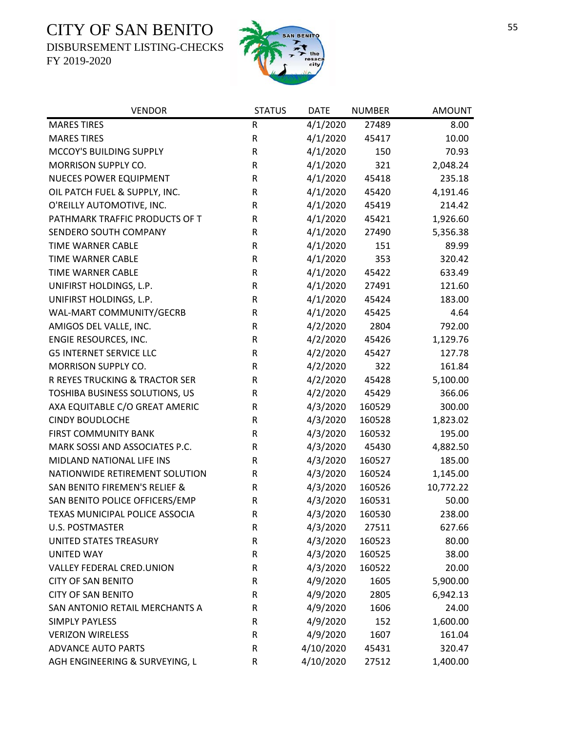# CITY OF SAN BENITO

DISBURSEMENT LISTING-CHECKS

FY 2019-2020

| VENDOR | STATUS | DATE | NUMBER | AMOUNT |
|---|---|---|---|---|
| MARES TIRES | R | 4/1/2020 | 27489 | 8.00 |
| MARES TIRES | R | 4/1/2020 | 45417 | 10.00 |
| MCCOY'S BUILDING SUPPLY | R | 4/1/2020 | 150 | 70.93 |
| MORRISON SUPPLY CO. | R | 4/1/2020 | 321 | 2,048.24 |
| NUECES POWER EQUIPMENT | R | 4/1/2020 | 45418 | 235.18 |
| OIL PATCH FUEL & SUPPLY, INC. | R | 4/1/2020 | 45420 | 4,191.46 |
| O'REILLY AUTOMOTIVE, INC. | R | 4/1/2020 | 45419 | 214.42 |
| PATHMARK TRAFFIC PRODUCTS OF T | R | 4/1/2020 | 45421 | 1,926.60 |
| SENDERO SOUTH COMPANY | R | 4/1/2020 | 27490 | 5,356.38 |
| TIME WARNER CABLE | R | 4/1/2020 | 151 | 89.99 |
| TIME WARNER CABLE | R | 4/1/2020 | 353 | 320.42 |
| TIME WARNER CABLE | R | 4/1/2020 | 45422 | 633.49 |
| UNIFIRST HOLDINGS, L.P. | R | 4/1/2020 | 27491 | 121.60 |
| UNIFIRST HOLDINGS, L.P. | R | 4/1/2020 | 45424 | 183.00 |
| WAL-MART COMMUNITY/GECRB | R | 4/1/2020 | 45425 | 4.64 |
| AMIGOS DEL VALLE, INC. | R | 4/2/2020 | 2804 | 792.00 |
| ENGIE RESOURCES, INC. | R | 4/2/2020 | 45426 | 1,129.76 |
| G5 INTERNET SERVICE LLC | R | 4/2/2020 | 45427 | 127.78 |
| MORRISON SUPPLY CO. | R | 4/2/2020 | 322 | 161.84 |
| R REYES TRUCKING & TRACTOR SER | R | 4/2/2020 | 45428 | 5,100.00 |
| TOSHIBA BUSINESS SOLUTIONS, US | R | 4/2/2020 | 45429 | 366.06 |
| AXA EQUITABLE C/O GREAT AMERIC | R | 4/3/2020 | 160529 | 300.00 |
| CINDY BOUDLOCHE | R | 4/3/2020 | 160528 | 1,823.02 |
| FIRST COMMUNITY BANK | R | 4/3/2020 | 160532 | 195.00 |
| MARK SOSSI AND ASSOCIATES P.C. | R | 4/3/2020 | 45430 | 4,882.50 |
| MIDLAND NATIONAL LIFE INS | R | 4/3/2020 | 160527 | 185.00 |
| NATIONWIDE RETIREMENT SOLUTION | R | 4/3/2020 | 160524 | 1,145.00 |
| SAN BENITO FIREMEN'S RELIEF & | R | 4/3/2020 | 160526 | 10,772.22 |
| SAN BENITO POLICE OFFICERS/EMP | R | 4/3/2020 | 160531 | 50.00 |
| TEXAS MUNICIPAL POLICE ASSOCIA | R | 4/3/2020 | 160530 | 238.00 |
| U.S. POSTMASTER | R | 4/3/2020 | 27511 | 627.66 |
| UNITED STATES TREASURY | R | 4/3/2020 | 160523 | 80.00 |
| UNITED WAY | R | 4/3/2020 | 160525 | 38.00 |
| VALLEY FEDERAL CRED.UNION | R | 4/3/2020 | 160522 | 20.00 |
| CITY OF SAN BENITO | R | 4/9/2020 | 1605 | 5,900.00 |
| CITY OF SAN BENITO | R | 4/9/2020 | 2805 | 6,942.13 |
| SAN ANTONIO RETAIL MERCHANTS A | R | 4/9/2020 | 1606 | 24.00 |
| SIMPLY PAYLESS | R | 4/9/2020 | 152 | 1,600.00 |
| VERIZON WIRELESS | R | 4/9/2020 | 1607 | 161.04 |
| ADVANCE AUTO PARTS | R | 4/10/2020 | 45431 | 320.47 |
| AGH ENGINEERING & SURVEYING, L | R | 4/10/2020 | 27512 | 1,400.00 |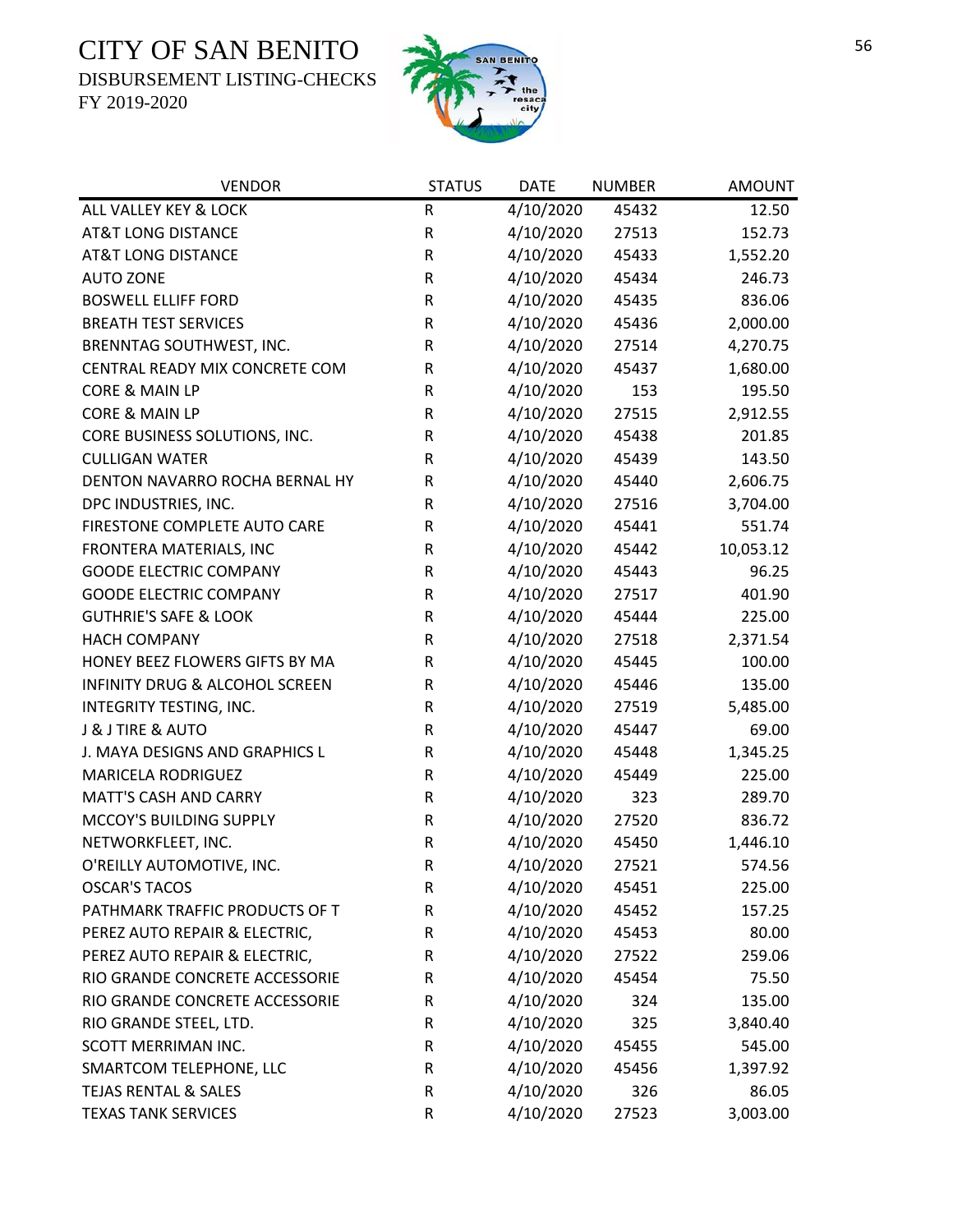# CITY OF SAN BENITO

DISBURSEMENT LISTING-CHECKS

FY 2019-2020

| VENDOR | STATUS | DATE | NUMBER | AMOUNT |
|---|---|---|---|---|
| ALL VALLEY KEY & LOCK | R | 4/10/2020 | 45432 | 12.50 |
| AT&T LONG DISTANCE | R | 4/10/2020 | 27513 | 152.73 |
| AT&T LONG DISTANCE | R | 4/10/2020 | 45433 | 1,552.20 |
| AUTO ZONE | R | 4/10/2020 | 45434 | 246.73 |
| BOSWELL ELLIFF FORD | R | 4/10/2020 | 45435 | 836.06 |
| BREATH TEST SERVICES | R | 4/10/2020 | 45436 | 2,000.00 |
| BRENNTAG SOUTHWEST, INC. | R | 4/10/2020 | 27514 | 4,270.75 |
| CENTRAL READY MIX CONCRETE COM | R | 4/10/2020 | 45437 | 1,680.00 |
| CORE & MAIN LP | R | 4/10/2020 | 153 | 195.50 |
| CORE & MAIN LP | R | 4/10/2020 | 27515 | 2,912.55 |
| CORE BUSINESS SOLUTIONS, INC. | R | 4/10/2020 | 45438 | 201.85 |
| CULLIGAN WATER | R | 4/10/2020 | 45439 | 143.50 |
| DENTON NAVARRO ROCHA BERNAL HY | R | 4/10/2020 | 45440 | 2,606.75 |
| DPC INDUSTRIES, INC. | R | 4/10/2020 | 27516 | 3,704.00 |
| FIRESTONE COMPLETE AUTO CARE | R | 4/10/2020 | 45441 | 551.74 |
| FRONTERA MATERIALS, INC | R | 4/10/2020 | 45442 | 10,053.12 |
| GOODE ELECTRIC COMPANY | R | 4/10/2020 | 45443 | 96.25 |
| GOODE ELECTRIC COMPANY | R | 4/10/2020 | 27517 | 401.90 |
| GUTHRIE'S SAFE & LOOK | R | 4/10/2020 | 45444 | 225.00 |
| HACH COMPANY | R | 4/10/2020 | 27518 | 2,371.54 |
| HONEY BEEZ FLOWERS GIFTS BY MA | R | 4/10/2020 | 45445 | 100.00 |
| INFINITY DRUG & ALCOHOL SCREEN | R | 4/10/2020 | 45446 | 135.00 |
| INTEGRITY TESTING, INC. | R | 4/10/2020 | 27519 | 5,485.00 |
| J & J TIRE & AUTO | R | 4/10/2020 | 45447 | 69.00 |
| J. MAYA DESIGNS AND GRAPHICS L | R | 4/10/2020 | 45448 | 1,345.25 |
| MARICELA RODRIGUEZ | R | 4/10/2020 | 45449 | 225.00 |
| MATT'S CASH AND CARRY | R | 4/10/2020 | 323 | 289.70 |
| MCCOY'S BUILDING SUPPLY | R | 4/10/2020 | 27520 | 836.72 |
| NETWORKFLEET, INC. | R | 4/10/2020 | 45450 | 1,446.10 |
| O'REILLY AUTOMOTIVE, INC. | R | 4/10/2020 | 27521 | 574.56 |
| OSCAR'S TACOS | R | 4/10/2020 | 45451 | 225.00 |
| PATHMARK TRAFFIC PRODUCTS OF T | R | 4/10/2020 | 45452 | 157.25 |
| PEREZ AUTO REPAIR & ELECTRIC, | R | 4/10/2020 | 45453 | 80.00 |
| PEREZ AUTO REPAIR & ELECTRIC, | R | 4/10/2020 | 27522 | 259.06 |
| RIO GRANDE CONCRETE ACCESSORIE | R | 4/10/2020 | 45454 | 75.50 |
| RIO GRANDE CONCRETE ACCESSORIE | R | 4/10/2020 | 324 | 135.00 |
| RIO GRANDE STEEL, LTD. | R | 4/10/2020 | 325 | 3,840.40 |
| SCOTT MERRIMAN INC. | R | 4/10/2020 | 45455 | 545.00 |
| SMARTCOM TELEPHONE, LLC | R | 4/10/2020 | 45456 | 1,397.92 |
| TEJAS RENTAL & SALES | R | 4/10/2020 | 326 | 86.05 |
| TEXAS TANK SERVICES | R | 4/10/2020 | 27523 | 3,003.00 |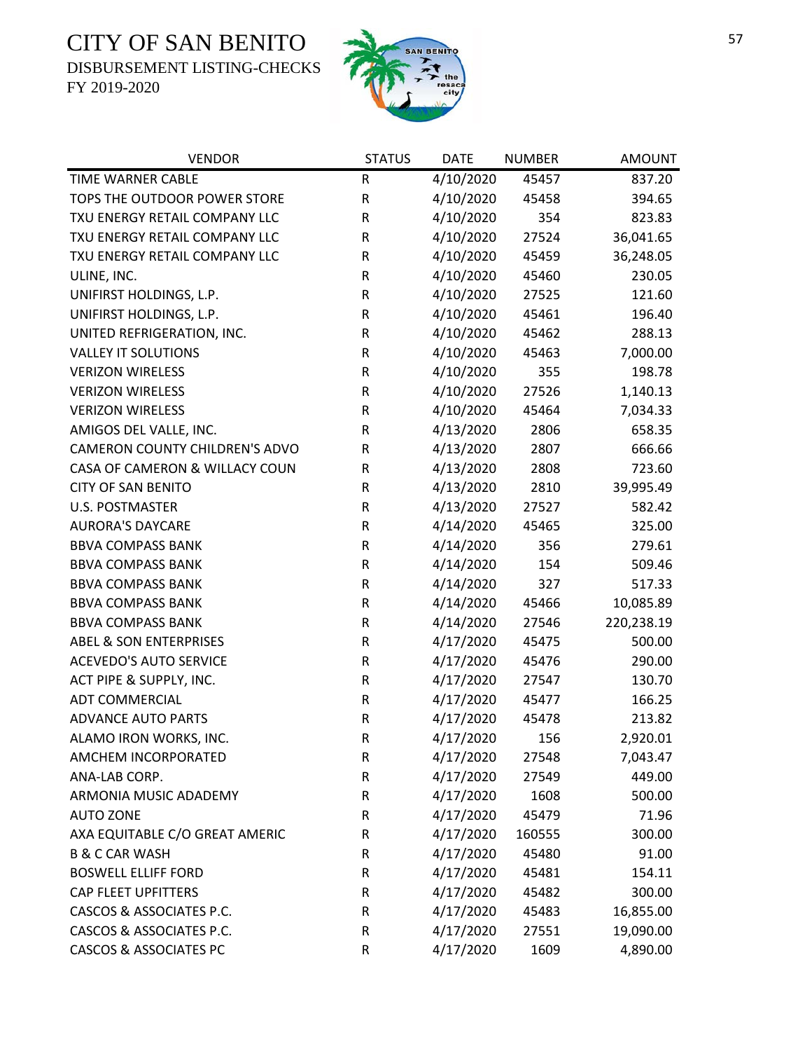# CITY OF SAN BENITO

DISBURSEMENT LISTING-CHECKS

FY 2019-2020

| VENDOR | STATUS | DATE | NUMBER | AMOUNT |
|---|---|---|---|---|
| TIME WARNER CABLE | R | 4/10/2020 | 45457 | 837.20 |
| TOPS THE OUTDOOR POWER STORE | R | 4/10/2020 | 45458 | 394.65 |
| TXU ENERGY RETAIL COMPANY LLC | R | 4/10/2020 | 354 | 823.83 |
| TXU ENERGY RETAIL COMPANY LLC | R | 4/10/2020 | 27524 | 36,041.65 |
| TXU ENERGY RETAIL COMPANY LLC | R | 4/10/2020 | 45459 | 36,248.05 |
| ULINE, INC. | R | 4/10/2020 | 45460 | 230.05 |
| UNIFIRST HOLDINGS, L.P. | R | 4/10/2020 | 27525 | 121.60 |
| UNIFIRST HOLDINGS, L.P. | R | 4/10/2020 | 45461 | 196.40 |
| UNITED REFRIGERATION, INC. | R | 4/10/2020 | 45462 | 288.13 |
| VALLEY IT SOLUTIONS | R | 4/10/2020 | 45463 | 7,000.00 |
| VERIZON WIRELESS | R | 4/10/2020 | 355 | 198.78 |
| VERIZON WIRELESS | R | 4/10/2020 | 27526 | 1,140.13 |
| VERIZON WIRELESS | R | 4/10/2020 | 45464 | 7,034.33 |
| AMIGOS DEL VALLE, INC. | R | 4/13/2020 | 2806 | 658.35 |
| CAMERON COUNTY CHILDREN'S ADVO | R | 4/13/2020 | 2807 | 666.66 |
| CASA OF CAMERON & WILLACY COUN | R | 4/13/2020 | 2808 | 723.60 |
| CITY OF SAN BENITO | R | 4/13/2020 | 2810 | 39,995.49 |
| U.S. POSTMASTER | R | 4/13/2020 | 27527 | 582.42 |
| AURORA'S DAYCARE | R | 4/14/2020 | 45465 | 325.00 |
| BBVA COMPASS BANK | R | 4/14/2020 | 356 | 279.61 |
| BBVA COMPASS BANK | R | 4/14/2020 | 154 | 509.46 |
| BBVA COMPASS BANK | R | 4/14/2020 | 327 | 517.33 |
| BBVA COMPASS BANK | R | 4/14/2020 | 45466 | 10,085.89 |
| BBVA COMPASS BANK | R | 4/14/2020 | 27546 | 220,238.19 |
| ABEL & SON ENTERPRISES | R | 4/17/2020 | 45475 | 500.00 |
| ACEVEDO'S AUTO SERVICE | R | 4/17/2020 | 45476 | 290.00 |
| ACT PIPE & SUPPLY, INC. | R | 4/17/2020 | 27547 | 130.70 |
| ADT COMMERCIAL | R | 4/17/2020 | 45477 | 166.25 |
| ADVANCE AUTO PARTS | R | 4/17/2020 | 45478 | 213.82 |
| ALAMO IRON WORKS, INC. | R | 4/17/2020 | 156 | 2,920.01 |
| AMCHEM INCORPORATED | R | 4/17/2020 | 27548 | 7,043.47 |
| ANA-LAB CORP. | R | 4/17/2020 | 27549 | 449.00 |
| ARMONIA MUSIC ADADEMY | R | 4/17/2020 | 1608 | 500.00 |
| AUTO ZONE | R | 4/17/2020 | 45479 | 71.96 |
| AXA EQUITABLE C/O GREAT AMERIC | R | 4/17/2020 | 160555 | 300.00 |
| B & C CAR WASH | R | 4/17/2020 | 45480 | 91.00 |
| BOSWELL ELLIFF FORD | R | 4/17/2020 | 45481 | 154.11 |
| CAP FLEET UPFITTERS | R | 4/17/2020 | 45482 | 300.00 |
| CASCOS & ASSOCIATES P.C. | R | 4/17/2020 | 45483 | 16,855.00 |
| CASCOS & ASSOCIATES P.C. | R | 4/17/2020 | 27551 | 19,090.00 |
| CASCOS & ASSOCIATES PC | R | 4/17/2020 | 1609 | 4,890.00 |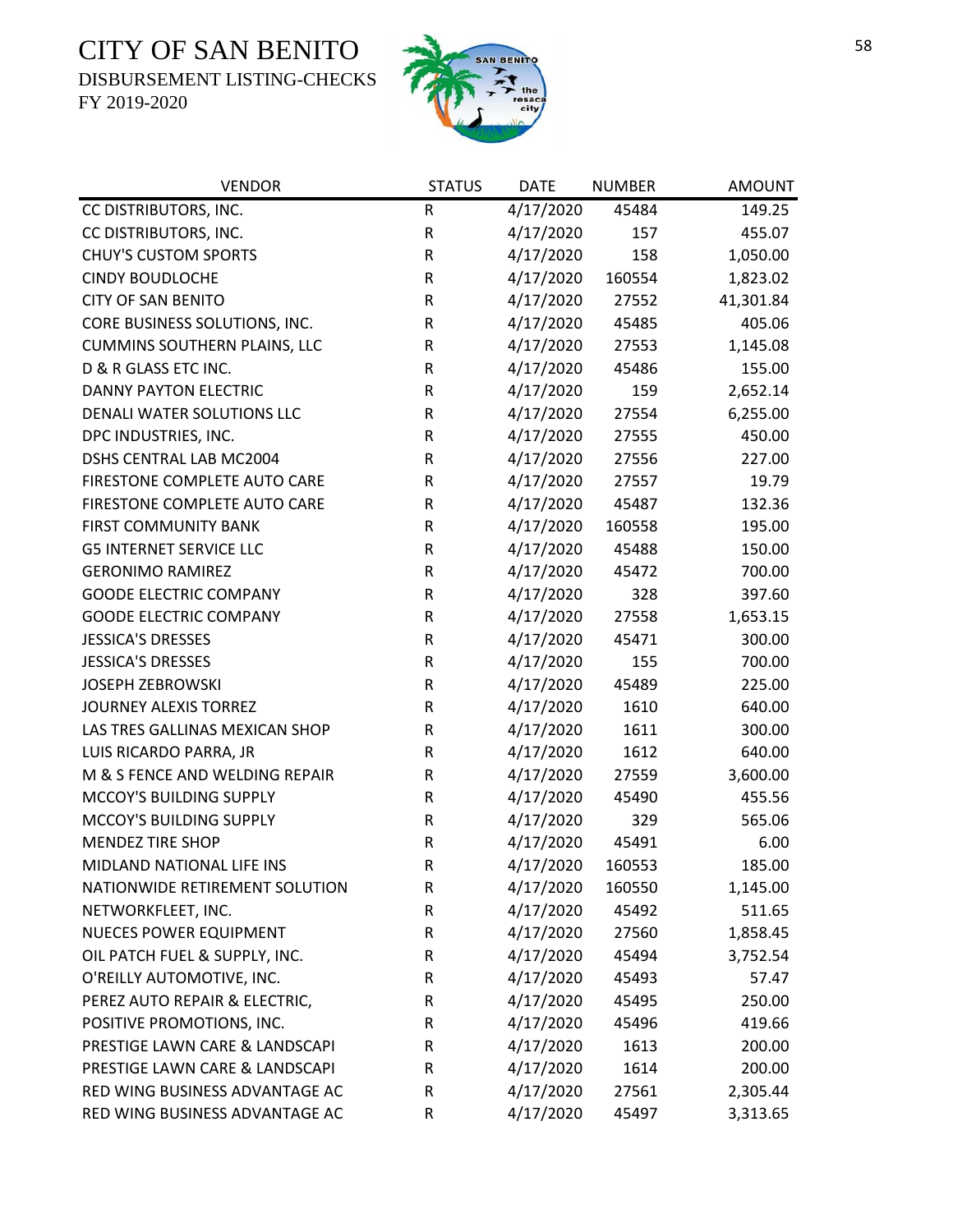# CITY OF SAN BENITO

DISBURSEMENT LISTING-CHECKS

FY 2019-2020

| VENDOR | STATUS | DATE | NUMBER | AMOUNT |
|---|---|---|---|---|
| CC DISTRIBUTORS, INC. | R | 4/17/2020 | 45484 | 149.25 |
| CC DISTRIBUTORS, INC. | R | 4/17/2020 | 157 | 455.07 |
| CHUY'S CUSTOM SPORTS | R | 4/17/2020 | 158 | 1,050.00 |
| CINDY BOUDLOCHE | R | 4/17/2020 | 160554 | 1,823.02 |
| CITY OF SAN BENITO | R | 4/17/2020 | 27552 | 41,301.84 |
| CORE BUSINESS SOLUTIONS, INC. | R | 4/17/2020 | 45485 | 405.06 |
| CUMMINS SOUTHERN PLAINS, LLC | R | 4/17/2020 | 27553 | 1,145.08 |
| D & R GLASS ETC INC. | R | 4/17/2020 | 45486 | 155.00 |
| DANNY PAYTON ELECTRIC | R | 4/17/2020 | 159 | 2,652.14 |
| DENALI WATER SOLUTIONS LLC | R | 4/17/2020 | 27554 | 6,255.00 |
| DPC INDUSTRIES, INC. | R | 4/17/2020 | 27555 | 450.00 |
| DSHS CENTRAL LAB MC2004 | R | 4/17/2020 | 27556 | 227.00 |
| FIRESTONE COMPLETE AUTO CARE | R | 4/17/2020 | 27557 | 19.79 |
| FIRESTONE COMPLETE AUTO CARE | R | 4/17/2020 | 45487 | 132.36 |
| FIRST COMMUNITY BANK | R | 4/17/2020 | 160558 | 195.00 |
| G5 INTERNET SERVICE LLC | R | 4/17/2020 | 45488 | 150.00 |
| GERONIMO RAMIREZ | R | 4/17/2020 | 45472 | 700.00 |
| GOODE ELECTRIC COMPANY | R | 4/17/2020 | 328 | 397.60 |
| GOODE ELECTRIC COMPANY | R | 4/17/2020 | 27558 | 1,653.15 |
| JESSICA'S DRESSES | R | 4/17/2020 | 45471 | 300.00 |
| JESSICA'S DRESSES | R | 4/17/2020 | 155 | 700.00 |
| JOSEPH ZEBROWSKI | R | 4/17/2020 | 45489 | 225.00 |
| JOURNEY ALEXIS TORREZ | R | 4/17/2020 | 1610 | 640.00 |
| LAS TRES GALLINAS MEXICAN SHOP | R | 4/17/2020 | 1611 | 300.00 |
| LUIS RICARDO PARRA, JR | R | 4/17/2020 | 1612 | 640.00 |
| M & S FENCE AND WELDING REPAIR | R | 4/17/2020 | 27559 | 3,600.00 |
| MCCOY'S BUILDING SUPPLY | R | 4/17/2020 | 45490 | 455.56 |
| MCCOY'S BUILDING SUPPLY | R | 4/17/2020 | 329 | 565.06 |
| MENDEZ TIRE SHOP | R | 4/17/2020 | 45491 | 6.00 |
| MIDLAND NATIONAL LIFE INS | R | 4/17/2020 | 160553 | 185.00 |
| NATIONWIDE RETIREMENT SOLUTION | R | 4/17/2020 | 160550 | 1,145.00 |
| NETWORKFLEET, INC. | R | 4/17/2020 | 45492 | 511.65 |
| NUECES POWER EQUIPMENT | R | 4/17/2020 | 27560 | 1,858.45 |
| OIL PATCH FUEL & SUPPLY, INC. | R | 4/17/2020 | 45494 | 3,752.54 |
| O'REILLY AUTOMOTIVE, INC. | R | 4/17/2020 | 45493 | 57.47 |
| PEREZ AUTO REPAIR & ELECTRIC, | R | 4/17/2020 | 45495 | 250.00 |
| POSITIVE PROMOTIONS, INC. | R | 4/17/2020 | 45496 | 419.66 |
| PRESTIGE LAWN CARE & LANDSCAPI | R | 4/17/2020 | 1613 | 200.00 |
| PRESTIGE LAWN CARE & LANDSCAPI | R | 4/17/2020 | 1614 | 200.00 |
| RED WING BUSINESS ADVANTAGE AC | R | 4/17/2020 | 27561 | 2,305.44 |
| RED WING BUSINESS ADVANTAGE AC | R | 4/17/2020 | 45497 | 3,313.65 |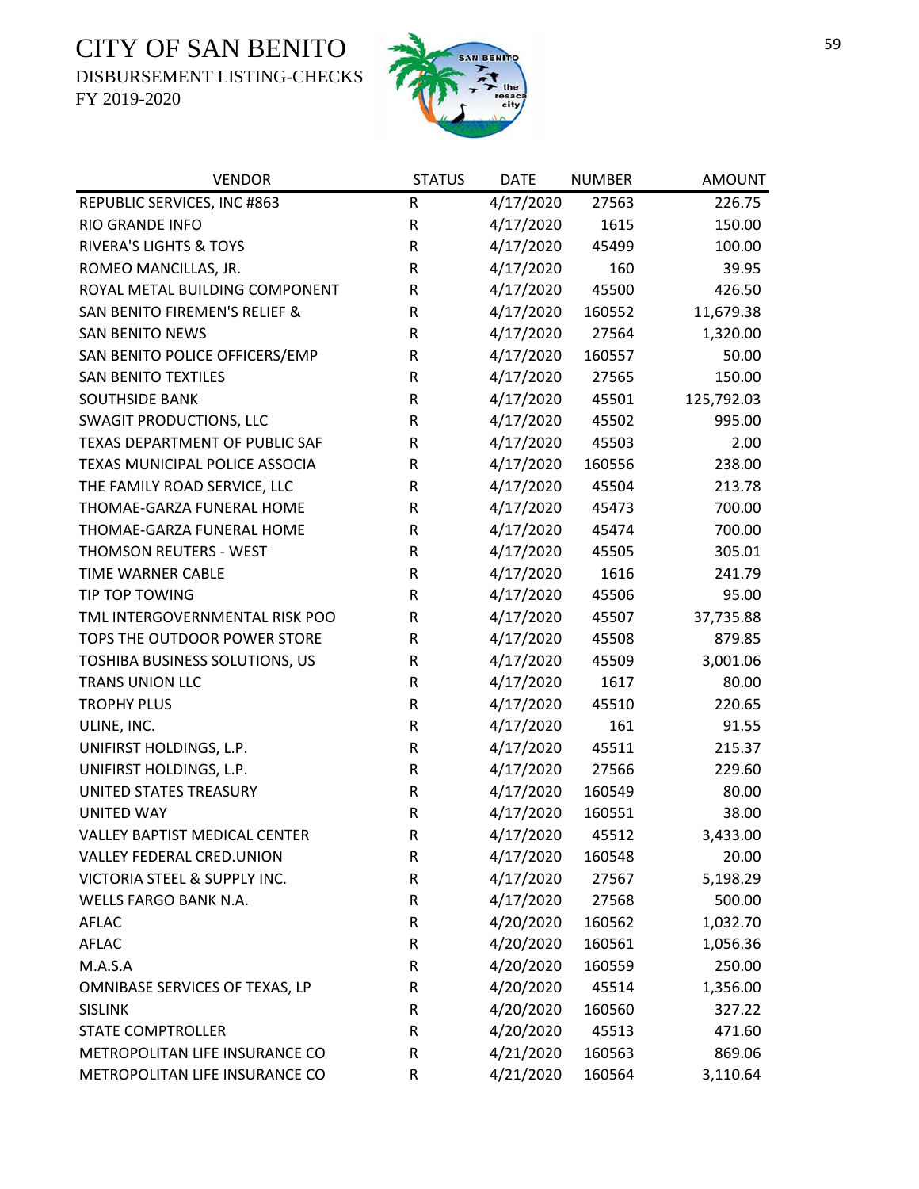# CITY OF SAN BENITO

DISBURSEMENT LISTING-CHECKS

FY 2019-2020

| VENDOR | STATUS | DATE | NUMBER | AMOUNT |
|---|---|---|---|---|
| REPUBLIC SERVICES, INC #863 | R | 4/17/2020 | 27563 | 226.75 |
| RIO GRANDE INFO | R | 4/17/2020 | 1615 | 150.00 |
| RIVERA'S LIGHTS & TOYS | R | 4/17/2020 | 45499 | 100.00 |
| ROMEO MANCILLAS, JR. | R | 4/17/2020 | 160 | 39.95 |
| ROYAL METAL BUILDING COMPONENT | R | 4/17/2020 | 45500 | 426.50 |
| SAN BENITO FIREMEN'S RELIEF & | R | 4/17/2020 | 160552 | 11,679.38 |
| SAN BENITO NEWS | R | 4/17/2020 | 27564 | 1,320.00 |
| SAN BENITO POLICE OFFICERS/EMP | R | 4/17/2020 | 160557 | 50.00 |
| SAN BENITO TEXTILES | R | 4/17/2020 | 27565 | 150.00 |
| SOUTHSIDE BANK | R | 4/17/2020 | 45501 | 125,792.03 |
| SWAGIT PRODUCTIONS, LLC | R | 4/17/2020 | 45502 | 995.00 |
| TEXAS DEPARTMENT OF PUBLIC SAF | R | 4/17/2020 | 45503 | 2.00 |
| TEXAS MUNICIPAL POLICE ASSOCIA | R | 4/17/2020 | 160556 | 238.00 |
| THE FAMILY ROAD SERVICE, LLC | R | 4/17/2020 | 45504 | 213.78 |
| THOMAE-GARZA FUNERAL HOME | R | 4/17/2020 | 45473 | 700.00 |
| THOMAE-GARZA FUNERAL HOME | R | 4/17/2020 | 45474 | 700.00 |
| THOMSON REUTERS - WEST | R | 4/17/2020 | 45505 | 305.01 |
| TIME WARNER CABLE | R | 4/17/2020 | 1616 | 241.79 |
| TIP TOP TOWING | R | 4/17/2020 | 45506 | 95.00 |
| TML INTERGOVERNMENTAL RISK POO | R | 4/17/2020 | 45507 | 37,735.88 |
| TOPS THE OUTDOOR POWER STORE | R | 4/17/2020 | 45508 | 879.85 |
| TOSHIBA BUSINESS SOLUTIONS, US | R | 4/17/2020 | 45509 | 3,001.06 |
| TRANS UNION LLC | R | 4/17/2020 | 1617 | 80.00 |
| TROPHY PLUS | R | 4/17/2020 | 45510 | 220.65 |
| ULINE, INC. | R | 4/17/2020 | 161 | 91.55 |
| UNIFIRST HOLDINGS, L.P. | R | 4/17/2020 | 45511 | 215.37 |
| UNIFIRST HOLDINGS, L.P. | R | 4/17/2020 | 27566 | 229.60 |
| UNITED STATES TREASURY | R | 4/17/2020 | 160549 | 80.00 |
| UNITED WAY | R | 4/17/2020 | 160551 | 38.00 |
| VALLEY BAPTIST MEDICAL CENTER | R | 4/17/2020 | 45512 | 3,433.00 |
| VALLEY FEDERAL CRED.UNION | R | 4/17/2020 | 160548 | 20.00 |
| VICTORIA STEEL & SUPPLY INC. | R | 4/17/2020 | 27567 | 5,198.29 |
| WELLS FARGO BANK N.A. | R | 4/17/2020 | 27568 | 500.00 |
| AFLAC | R | 4/20/2020 | 160562 | 1,032.70 |
| AFLAC | R | 4/20/2020 | 160561 | 1,056.36 |
| M.A.S.A | R | 4/20/2020 | 160559 | 250.00 |
| OMNIBASE SERVICES OF TEXAS, LP | R | 4/20/2020 | 45514 | 1,356.00 |
| SISLINK | R | 4/20/2020 | 160560 | 327.22 |
| STATE COMPTROLLER | R | 4/20/2020 | 45513 | 471.60 |
| METROPOLITAN LIFE INSURANCE CO | R | 4/21/2020 | 160563 | 869.06 |
| METROPOLITAN LIFE INSURANCE CO | R | 4/21/2020 | 160564 | 3,110.64 |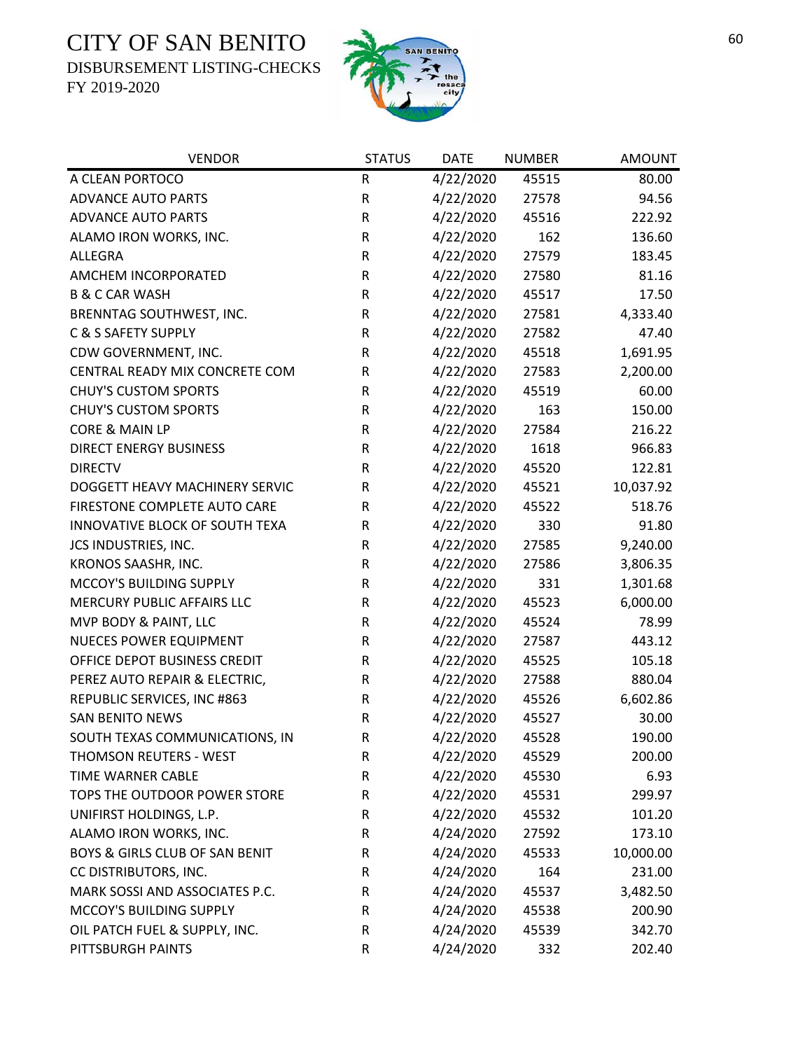# CITY OF SAN BENITO

DISBURSEMENT LISTING-CHECKS

FY 2019-2020

| VENDOR | STATUS | DATE | NUMBER | AMOUNT |
|---|---|---|---|---|
| A CLEAN PORTOCO | R | 4/22/2020 | 45515 | 80.00 |
| ADVANCE AUTO PARTS | R | 4/22/2020 | 27578 | 94.56 |
| ADVANCE AUTO PARTS | R | 4/22/2020 | 45516 | 222.92 |
| ALAMO IRON WORKS, INC. | R | 4/22/2020 | 162 | 136.60 |
| ALLEGRA | R | 4/22/2020 | 27579 | 183.45 |
| AMCHEM INCORPORATED | R | 4/22/2020 | 27580 | 81.16 |
| B & C CAR WASH | R | 4/22/2020 | 45517 | 17.50 |
| BRENNTAG SOUTHWEST, INC. | R | 4/22/2020 | 27581 | 4,333.40 |
| C & S SAFETY SUPPLY | R | 4/22/2020 | 27582 | 47.40 |
| CDW GOVERNMENT, INC. | R | 4/22/2020 | 45518 | 1,691.95 |
| CENTRAL READY MIX CONCRETE COM | R | 4/22/2020 | 27583 | 2,200.00 |
| CHUY'S CUSTOM SPORTS | R | 4/22/2020 | 45519 | 60.00 |
| CHUY'S CUSTOM SPORTS | R | 4/22/2020 | 163 | 150.00 |
| CORE & MAIN LP | R | 4/22/2020 | 27584 | 216.22 |
| DIRECT ENERGY BUSINESS | R | 4/22/2020 | 1618 | 966.83 |
| DIRECTV | R | 4/22/2020 | 45520 | 122.81 |
| DOGGETT HEAVY MACHINERY SERVIC | R | 4/22/2020 | 45521 | 10,037.92 |
| FIRESTONE COMPLETE AUTO CARE | R | 4/22/2020 | 45522 | 518.76 |
| INNOVATIVE BLOCK OF SOUTH TEXA | R | 4/22/2020 | 330 | 91.80 |
| JCS INDUSTRIES, INC. | R | 4/22/2020 | 27585 | 9,240.00 |
| KRONOS SAASHR, INC. | R | 4/22/2020 | 27586 | 3,806.35 |
| MCCOY'S BUILDING SUPPLY | R | 4/22/2020 | 331 | 1,301.68 |
| MERCURY PUBLIC AFFAIRS LLC | R | 4/22/2020 | 45523 | 6,000.00 |
| MVP BODY & PAINT, LLC | R | 4/22/2020 | 45524 | 78.99 |
| NUECES POWER EQUIPMENT | R | 4/22/2020 | 27587 | 443.12 |
| OFFICE DEPOT BUSINESS CREDIT | R | 4/22/2020 | 45525 | 105.18 |
| PEREZ AUTO REPAIR & ELECTRIC, | R | 4/22/2020 | 27588 | 880.04 |
| REPUBLIC SERVICES, INC #863 | R | 4/22/2020 | 45526 | 6,602.86 |
| SAN BENITO NEWS | R | 4/22/2020 | 45527 | 30.00 |
| SOUTH TEXAS COMMUNICATIONS, IN | R | 4/22/2020 | 45528 | 190.00 |
| THOMSON REUTERS - WEST | R | 4/22/2020 | 45529 | 200.00 |
| TIME WARNER CABLE | R | 4/22/2020 | 45530 | 6.93 |
| TOPS THE OUTDOOR POWER STORE | R | 4/22/2020 | 45531 | 299.97 |
| UNIFIRST HOLDINGS, L.P. | R | 4/22/2020 | 45532 | 101.20 |
| ALAMO IRON WORKS, INC. | R | 4/24/2020 | 27592 | 173.10 |
| BOYS & GIRLS CLUB OF SAN BENIT | R | 4/24/2020 | 45533 | 10,000.00 |
| CC DISTRIBUTORS, INC. | R | 4/24/2020 | 164 | 231.00 |
| MARK SOSSI AND ASSOCIATES P.C. | R | 4/24/2020 | 45537 | 3,482.50 |
| MCCOY'S BUILDING SUPPLY | R | 4/24/2020 | 45538 | 200.90 |
| OIL PATCH FUEL & SUPPLY, INC. | R | 4/24/2020 | 45539 | 342.70 |
| PITTSBURGH PAINTS | R | 4/24/2020 | 332 | 202.40 |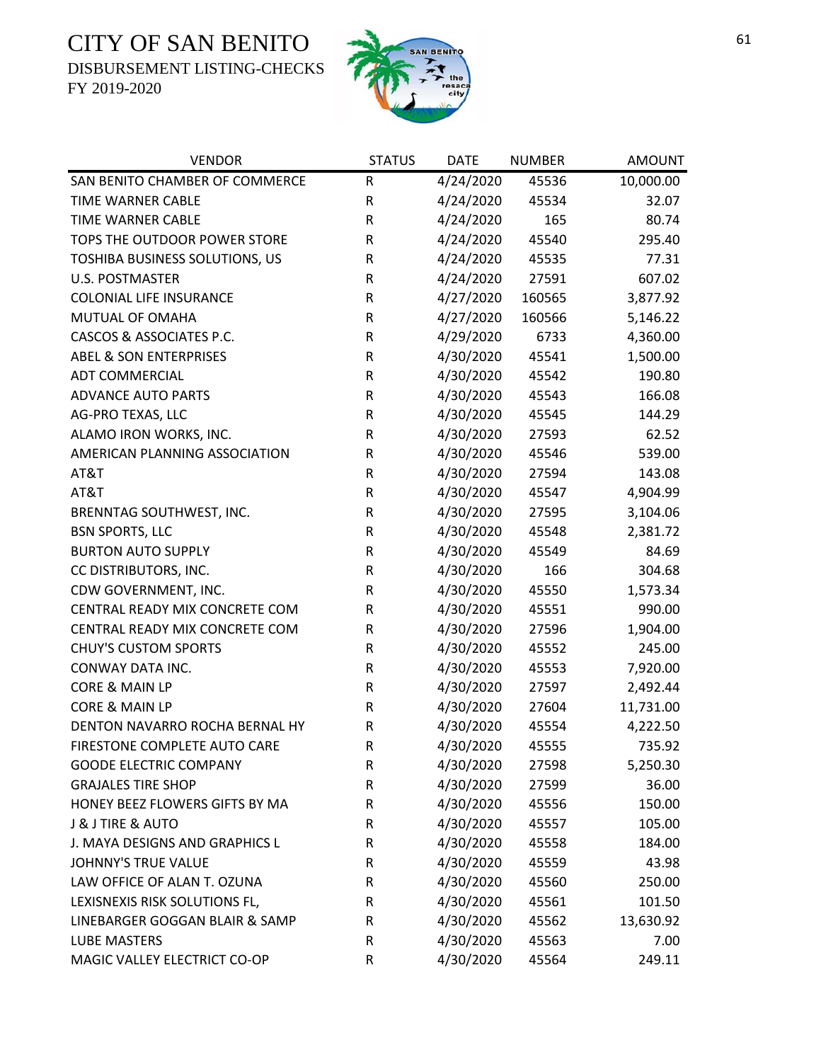# CITY OF SAN BENITO

DISBURSEMENT LISTING-CHECKS

FY 2019-2020

| VENDOR | STATUS | DATE | NUMBER | AMOUNT |
|---|---|---|---|---|
| SAN BENITO CHAMBER OF COMMERCE | R | 4/24/2020 | 45536 | 10,000.00 |
| TIME WARNER CABLE | R | 4/24/2020 | 45534 | 32.07 |
| TIME WARNER CABLE | R | 4/24/2020 | 165 | 80.74 |
| TOPS THE OUTDOOR POWER STORE | R | 4/24/2020 | 45540 | 295.40 |
| TOSHIBA BUSINESS SOLUTIONS, US | R | 4/24/2020 | 45535 | 77.31 |
| U.S. POSTMASTER | R | 4/24/2020 | 27591 | 607.02 |
| COLONIAL LIFE INSURANCE | R | 4/27/2020 | 160565 | 3,877.92 |
| MUTUAL OF OMAHA | R | 4/27/2020 | 160566 | 5,146.22 |
| CASCOS & ASSOCIATES P.C. | R | 4/29/2020 | 6733 | 4,360.00 |
| ABEL & SON ENTERPRISES | R | 4/30/2020 | 45541 | 1,500.00 |
| ADT COMMERCIAL | R | 4/30/2020 | 45542 | 190.80 |
| ADVANCE AUTO PARTS | R | 4/30/2020 | 45543 | 166.08 |
| AG-PRO TEXAS, LLC | R | 4/30/2020 | 45545 | 144.29 |
| ALAMO IRON WORKS, INC. | R | 4/30/2020 | 27593 | 62.52 |
| AMERICAN PLANNING ASSOCIATION | R | 4/30/2020 | 45546 | 539.00 |
| AT&T | R | 4/30/2020 | 27594 | 143.08 |
| AT&T | R | 4/30/2020 | 45547 | 4,904.99 |
| BRENNTAG SOUTHWEST, INC. | R | 4/30/2020 | 27595 | 3,104.06 |
| BSN SPORTS, LLC | R | 4/30/2020 | 45548 | 2,381.72 |
| BURTON AUTO SUPPLY | R | 4/30/2020 | 45549 | 84.69 |
| CC DISTRIBUTORS, INC. | R | 4/30/2020 | 166 | 304.68 |
| CDW GOVERNMENT, INC. | R | 4/30/2020 | 45550 | 1,573.34 |
| CENTRAL READY MIX CONCRETE COM | R | 4/30/2020 | 45551 | 990.00 |
| CENTRAL READY MIX CONCRETE COM | R | 4/30/2020 | 27596 | 1,904.00 |
| CHUY'S CUSTOM SPORTS | R | 4/30/2020 | 45552 | 245.00 |
| CONWAY DATA INC. | R | 4/30/2020 | 45553 | 7,920.00 |
| CORE & MAIN LP | R | 4/30/2020 | 27597 | 2,492.44 |
| CORE & MAIN LP | R | 4/30/2020 | 27604 | 11,731.00 |
| DENTON NAVARRO ROCHA BERNAL HY | R | 4/30/2020 | 45554 | 4,222.50 |
| FIRESTONE COMPLETE AUTO CARE | R | 4/30/2020 | 45555 | 735.92 |
| GOODE ELECTRIC COMPANY | R | 4/30/2020 | 27598 | 5,250.30 |
| GRAJALES TIRE SHOP | R | 4/30/2020 | 27599 | 36.00 |
| HONEY BEEZ FLOWERS GIFTS BY MA | R | 4/30/2020 | 45556 | 150.00 |
| J & J TIRE & AUTO | R | 4/30/2020 | 45557 | 105.00 |
| J. MAYA DESIGNS AND GRAPHICS L | R | 4/30/2020 | 45558 | 184.00 |
| JOHNNY'S TRUE VALUE | R | 4/30/2020 | 45559 | 43.98 |
| LAW OFFICE OF ALAN T. OZUNA | R | 4/30/2020 | 45560 | 250.00 |
| LEXISNEXIS RISK SOLUTIONS FL, | R | 4/30/2020 | 45561 | 101.50 |
| LINEBARGER GOGGAN BLAIR & SAMP | R | 4/30/2020 | 45562 | 13,630.92 |
| LUBE MASTERS | R | 4/30/2020 | 45563 | 7.00 |
| MAGIC VALLEY ELECTRICT CO-OP | R | 4/30/2020 | 45564 | 249.11 |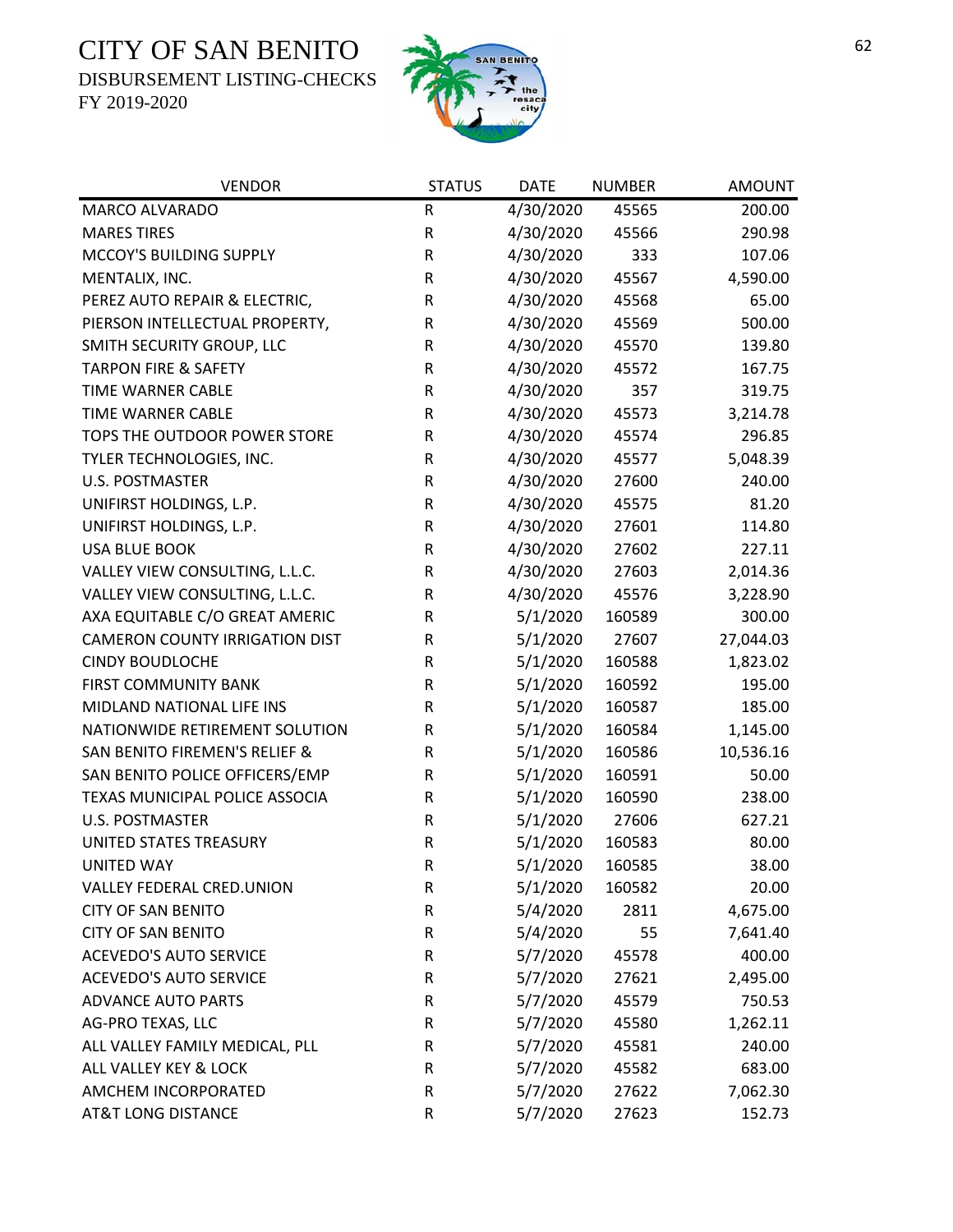# CITY OF SAN BENITO

DISBURSEMENT LISTING-CHECKS

FY 2019-2020

| VENDOR | STATUS | DATE | NUMBER | AMOUNT |
|---|---|---|---|---|
| MARCO ALVARADO | R | 4/30/2020 | 45565 | 200.00 |
| MARES TIRES | R | 4/30/2020 | 45566 | 290.98 |
| MCCOY'S BUILDING SUPPLY | R | 4/30/2020 | 333 | 107.06 |
| MENTALIX, INC. | R | 4/30/2020 | 45567 | 4,590.00 |
| PEREZ AUTO REPAIR & ELECTRIC, | R | 4/30/2020 | 45568 | 65.00 |
| PIERSON INTELLECTUAL PROPERTY, | R | 4/30/2020 | 45569 | 500.00 |
| SMITH SECURITY GROUP, LLC | R | 4/30/2020 | 45570 | 139.80 |
| TARPON FIRE & SAFETY | R | 4/30/2020 | 45572 | 167.75 |
| TIME WARNER CABLE | R | 4/30/2020 | 357 | 319.75 |
| TIME WARNER CABLE | R | 4/30/2020 | 45573 | 3,214.78 |
| TOPS THE OUTDOOR POWER STORE | R | 4/30/2020 | 45574 | 296.85 |
| TYLER TECHNOLOGIES, INC. | R | 4/30/2020 | 45577 | 5,048.39 |
| U.S. POSTMASTER | R | 4/30/2020 | 27600 | 240.00 |
| UNIFIRST HOLDINGS, L.P. | R | 4/30/2020 | 45575 | 81.20 |
| UNIFIRST HOLDINGS, L.P. | R | 4/30/2020 | 27601 | 114.80 |
| USA BLUE BOOK | R | 4/30/2020 | 27602 | 227.11 |
| VALLEY VIEW CONSULTING, L.L.C. | R | 4/30/2020 | 27603 | 2,014.36 |
| VALLEY VIEW CONSULTING, L.L.C. | R | 4/30/2020 | 45576 | 3,228.90 |
| AXA EQUITABLE C/O GREAT AMERIC | R | 5/1/2020 | 160589 | 300.00 |
| CAMERON COUNTY IRRIGATION DIST | R | 5/1/2020 | 27607 | 27,044.03 |
| CINDY BOUDLOCHE | R | 5/1/2020 | 160588 | 1,823.02 |
| FIRST COMMUNITY BANK | R | 5/1/2020 | 160592 | 195.00 |
| MIDLAND NATIONAL LIFE INS | R | 5/1/2020 | 160587 | 185.00 |
| NATIONWIDE RETIREMENT SOLUTION | R | 5/1/2020 | 160584 | 1,145.00 |
| SAN BENITO FIREMEN'S RELIEF & | R | 5/1/2020 | 160586 | 10,536.16 |
| SAN BENITO POLICE OFFICERS/EMP | R | 5/1/2020 | 160591 | 50.00 |
| TEXAS MUNICIPAL POLICE ASSOCIA | R | 5/1/2020 | 160590 | 238.00 |
| U.S. POSTMASTER | R | 5/1/2020 | 27606 | 627.21 |
| UNITED STATES TREASURY | R | 5/1/2020 | 160583 | 80.00 |
| UNITED WAY | R | 5/1/2020 | 160585 | 38.00 |
| VALLEY FEDERAL CRED.UNION | R | 5/1/2020 | 160582 | 20.00 |
| CITY OF SAN BENITO | R | 5/4/2020 | 2811 | 4,675.00 |
| CITY OF SAN BENITO | R | 5/4/2020 | 55 | 7,641.40 |
| ACEVEDO'S AUTO SERVICE | R | 5/7/2020 | 45578 | 400.00 |
| ACEVEDO'S AUTO SERVICE | R | 5/7/2020 | 27621 | 2,495.00 |
| ADVANCE AUTO PARTS | R | 5/7/2020 | 45579 | 750.53 |
| AG-PRO TEXAS, LLC | R | 5/7/2020 | 45580 | 1,262.11 |
| ALL VALLEY FAMILY MEDICAL, PLL | R | 5/7/2020 | 45581 | 240.00 |
| ALL VALLEY KEY & LOCK | R | 5/7/2020 | 45582 | 683.00 |
| AMCHEM INCORPORATED | R | 5/7/2020 | 27622 | 7,062.30 |
| AT&T LONG DISTANCE | R | 5/7/2020 | 27623 | 152.73 |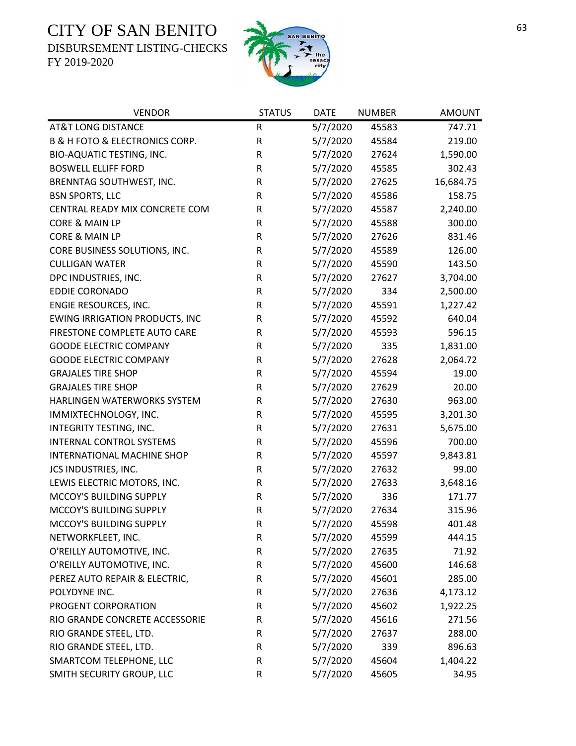# CITY OF SAN BENITO

DISBURSEMENT LISTING-CHECKS

FY 2019-2020

| VENDOR | STATUS | DATE | NUMBER | AMOUNT |
|---|---|---|---|---|
| AT&T LONG DISTANCE | R | 5/7/2020 | 45583 | 747.71 |
| B & H FOTO & ELECTRONICS CORP. | R | 5/7/2020 | 45584 | 219.00 |
| BIO-AQUATIC TESTING, INC. | R | 5/7/2020 | 27624 | 1,590.00 |
| BOSWELL ELLIFF FORD | R | 5/7/2020 | 45585 | 302.43 |
| BRENNTAG SOUTHWEST, INC. | R | 5/7/2020 | 27625 | 16,684.75 |
| BSN SPORTS, LLC | R | 5/7/2020 | 45586 | 158.75 |
| CENTRAL READY MIX CONCRETE COM | R | 5/7/2020 | 45587 | 2,240.00 |
| CORE & MAIN LP | R | 5/7/2020 | 45588 | 300.00 |
| CORE & MAIN LP | R | 5/7/2020 | 27626 | 831.46 |
| CORE BUSINESS SOLUTIONS, INC. | R | 5/7/2020 | 45589 | 126.00 |
| CULLIGAN WATER | R | 5/7/2020 | 45590 | 143.50 |
| DPC INDUSTRIES, INC. | R | 5/7/2020 | 27627 | 3,704.00 |
| EDDIE CORONADO | R | 5/7/2020 | 334 | 2,500.00 |
| ENGIE RESOURCES, INC. | R | 5/7/2020 | 45591 | 1,227.42 |
| EWING IRRIGATION PRODUCTS, INC | R | 5/7/2020 | 45592 | 640.04 |
| FIRESTONE COMPLETE AUTO CARE | R | 5/7/2020 | 45593 | 596.15 |
| GOODE ELECTRIC COMPANY | R | 5/7/2020 | 335 | 1,831.00 |
| GOODE ELECTRIC COMPANY | R | 5/7/2020 | 27628 | 2,064.72 |
| GRAJALES TIRE SHOP | R | 5/7/2020 | 45594 | 19.00 |
| GRAJALES TIRE SHOP | R | 5/7/2020 | 27629 | 20.00 |
| HARLINGEN WATERWORKS SYSTEM | R | 5/7/2020 | 27630 | 963.00 |
| IMMIXTECHNOLOGY, INC. | R | 5/7/2020 | 45595 | 3,201.30 |
| INTEGRITY TESTING, INC. | R | 5/7/2020 | 27631 | 5,675.00 |
| INTERNAL CONTROL SYSTEMS | R | 5/7/2020 | 45596 | 700.00 |
| INTERNATIONAL MACHINE SHOP | R | 5/7/2020 | 45597 | 9,843.81 |
| JCS INDUSTRIES, INC. | R | 5/7/2020 | 27632 | 99.00 |
| LEWIS ELECTRIC MOTORS, INC. | R | 5/7/2020 | 27633 | 3,648.16 |
| MCCOY'S BUILDING SUPPLY | R | 5/7/2020 | 336 | 171.77 |
| MCCOY'S BUILDING SUPPLY | R | 5/7/2020 | 27634 | 315.96 |
| MCCOY'S BUILDING SUPPLY | R | 5/7/2020 | 45598 | 401.48 |
| NETWORKFLEET, INC. | R | 5/7/2020 | 45599 | 444.15 |
| O'REILLY AUTOMOTIVE, INC. | R | 5/7/2020 | 27635 | 71.92 |
| O'REILLY AUTOMOTIVE, INC. | R | 5/7/2020 | 45600 | 146.68 |
| PEREZ AUTO REPAIR & ELECTRIC, | R | 5/7/2020 | 45601 | 285.00 |
| POLYDYNE INC. | R | 5/7/2020 | 27636 | 4,173.12 |
| PROGENT CORPORATION | R | 5/7/2020 | 45602 | 1,922.25 |
| RIO GRANDE CONCRETE ACCESSORIE | R | 5/7/2020 | 45616 | 271.56 |
| RIO GRANDE STEEL, LTD. | R | 5/7/2020 | 27637 | 288.00 |
| RIO GRANDE STEEL, LTD. | R | 5/7/2020 | 339 | 896.63 |
| SMARTCOM TELEPHONE, LLC | R | 5/7/2020 | 45604 | 1,404.22 |
| SMITH SECURITY GROUP, LLC | R | 5/7/2020 | 45605 | 34.95 |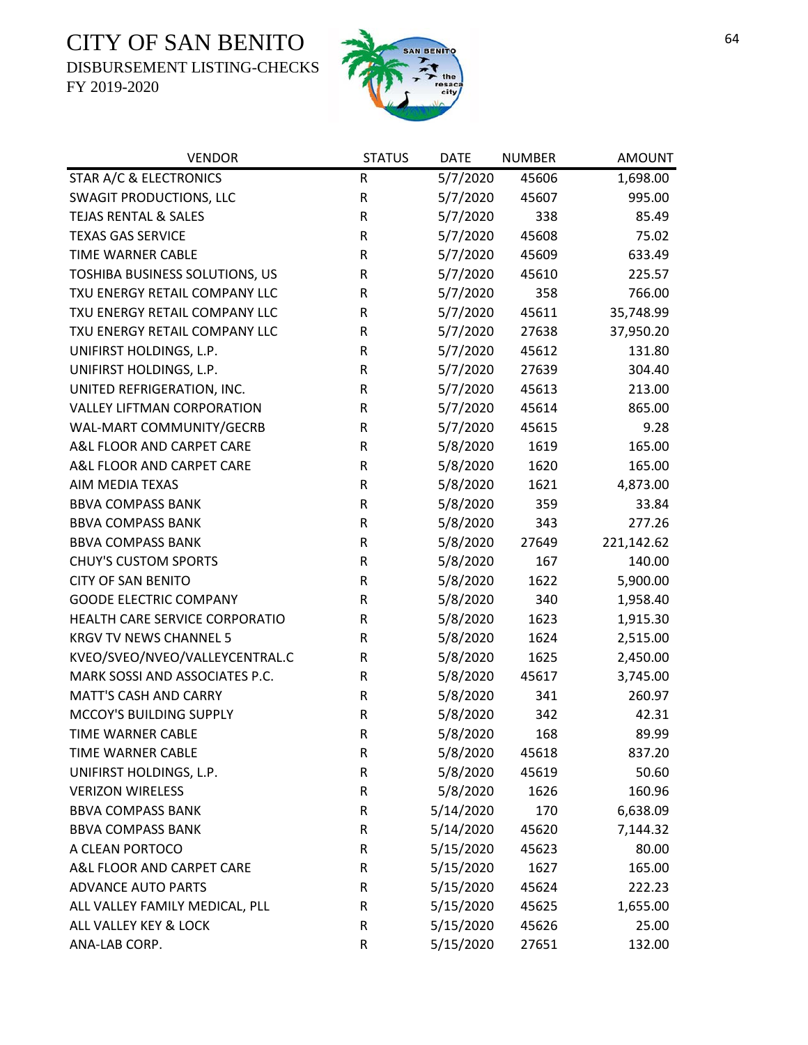# CITY OF SAN BENITO

DISBURSEMENT LISTING-CHECKS

FY 2019-2020

| VENDOR | STATUS | DATE | NUMBER | AMOUNT |
|---|---|---|---|---|
| STAR A/C & ELECTRONICS | R | 5/7/2020 | 45606 | 1,698.00 |
| SWAGIT PRODUCTIONS, LLC | R | 5/7/2020 | 45607 | 995.00 |
| TEJAS RENTAL & SALES | R | 5/7/2020 | 338 | 85.49 |
| TEXAS GAS SERVICE | R | 5/7/2020 | 45608 | 75.02 |
| TIME WARNER CABLE | R | 5/7/2020 | 45609 | 633.49 |
| TOSHIBA BUSINESS SOLUTIONS, US | R | 5/7/2020 | 45610 | 225.57 |
| TXU ENERGY RETAIL COMPANY LLC | R | 5/7/2020 | 358 | 766.00 |
| TXU ENERGY RETAIL COMPANY LLC | R | 5/7/2020 | 45611 | 35,748.99 |
| TXU ENERGY RETAIL COMPANY LLC | R | 5/7/2020 | 27638 | 37,950.20 |
| UNIFIRST HOLDINGS, L.P. | R | 5/7/2020 | 45612 | 131.80 |
| UNIFIRST HOLDINGS, L.P. | R | 5/7/2020 | 27639 | 304.40 |
| UNITED REFRIGERATION, INC. | R | 5/7/2020 | 45613 | 213.00 |
| VALLEY LIFTMAN CORPORATION | R | 5/7/2020 | 45614 | 865.00 |
| WAL-MART COMMUNITY/GECRB | R | 5/7/2020 | 45615 | 9.28 |
| A&L FLOOR AND CARPET CARE | R | 5/8/2020 | 1619 | 165.00 |
| A&L FLOOR AND CARPET CARE | R | 5/8/2020 | 1620 | 165.00 |
| AIM MEDIA TEXAS | R | 5/8/2020 | 1621 | 4,873.00 |
| BBVA COMPASS BANK | R | 5/8/2020 | 359 | 33.84 |
| BBVA COMPASS BANK | R | 5/8/2020 | 343 | 277.26 |
| BBVA COMPASS BANK | R | 5/8/2020 | 27649 | 221,142.62 |
| CHUY'S CUSTOM SPORTS | R | 5/8/2020 | 167 | 140.00 |
| CITY OF SAN BENITO | R | 5/8/2020 | 1622 | 5,900.00 |
| GOODE ELECTRIC COMPANY | R | 5/8/2020 | 340 | 1,958.40 |
| HEALTH CARE SERVICE CORPORATIO | R | 5/8/2020 | 1623 | 1,915.30 |
| KRGV TV NEWS CHANNEL 5 | R | 5/8/2020 | 1624 | 2,515.00 |
| KVEO/SVEO/NVEO/VALLEYCENTRAL.C | R | 5/8/2020 | 1625 | 2,450.00 |
| MARK SOSSI AND ASSOCIATES P.C. | R | 5/8/2020 | 45617 | 3,745.00 |
| MATT'S CASH AND CARRY | R | 5/8/2020 | 341 | 260.97 |
| MCCOY'S BUILDING SUPPLY | R | 5/8/2020 | 342 | 42.31 |
| TIME WARNER CABLE | R | 5/8/2020 | 168 | 89.99 |
| TIME WARNER CABLE | R | 5/8/2020 | 45618 | 837.20 |
| UNIFIRST HOLDINGS, L.P. | R | 5/8/2020 | 45619 | 50.60 |
| VERIZON WIRELESS | R | 5/8/2020 | 1626 | 160.96 |
| BBVA COMPASS BANK | R | 5/14/2020 | 170 | 6,638.09 |
| BBVA COMPASS BANK | R | 5/14/2020 | 45620 | 7,144.32 |
| A CLEAN PORTOCO | R | 5/15/2020 | 45623 | 80.00 |
| A&L FLOOR AND CARPET CARE | R | 5/15/2020 | 1627 | 165.00 |
| ADVANCE AUTO PARTS | R | 5/15/2020 | 45624 | 222.23 |
| ALL VALLEY FAMILY MEDICAL, PLL | R | 5/15/2020 | 45625 | 1,655.00 |
| ALL VALLEY KEY & LOCK | R | 5/15/2020 | 45626 | 25.00 |
| ANA-LAB CORP. | R | 5/15/2020 | 27651 | 132.00 |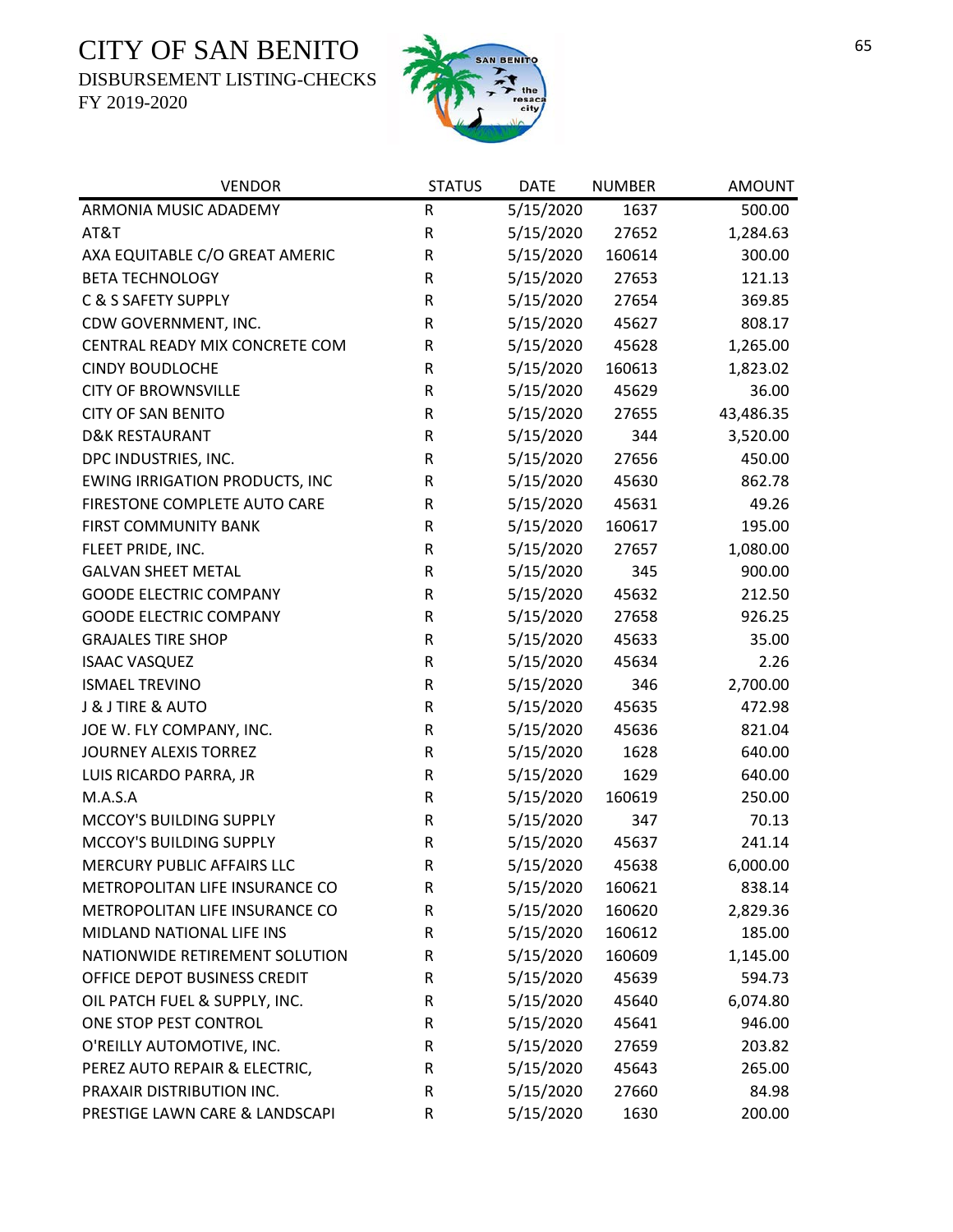# CITY OF SAN BENITO

DISBURSEMENT LISTING-CHECKS

FY 2019-2020

| VENDOR | STATUS | DATE | NUMBER | AMOUNT |
|---|---|---|---|---|
| ARMONIA MUSIC ADADEMY | R | 5/15/2020 | 1637 | 500.00 |
| AT&T | R | 5/15/2020 | 27652 | 1,284.63 |
| AXA EQUITABLE C/O GREAT AMERIC | R | 5/15/2020 | 160614 | 300.00 |
| BETA TECHNOLOGY | R | 5/15/2020 | 27653 | 121.13 |
| C & S SAFETY SUPPLY | R | 5/15/2020 | 27654 | 369.85 |
| CDW GOVERNMENT, INC. | R | 5/15/2020 | 45627 | 808.17 |
| CENTRAL READY MIX CONCRETE COM | R | 5/15/2020 | 45628 | 1,265.00 |
| CINDY BOUDLOCHE | R | 5/15/2020 | 160613 | 1,823.02 |
| CITY OF BROWNSVILLE | R | 5/15/2020 | 45629 | 36.00 |
| CITY OF SAN BENITO | R | 5/15/2020 | 27655 | 43,486.35 |
| D&K RESTAURANT | R | 5/15/2020 | 344 | 3,520.00 |
| DPC INDUSTRIES, INC. | R | 5/15/2020 | 27656 | 450.00 |
| EWING IRRIGATION PRODUCTS, INC | R | 5/15/2020 | 45630 | 862.78 |
| FIRESTONE COMPLETE AUTO CARE | R | 5/15/2020 | 45631 | 49.26 |
| FIRST COMMUNITY BANK | R | 5/15/2020 | 160617 | 195.00 |
| FLEET PRIDE, INC. | R | 5/15/2020 | 27657 | 1,080.00 |
| GALVAN SHEET METAL | R | 5/15/2020 | 345 | 900.00 |
| GOODE ELECTRIC COMPANY | R | 5/15/2020 | 45632 | 212.50 |
| GOODE ELECTRIC COMPANY | R | 5/15/2020 | 27658 | 926.25 |
| GRAJALES TIRE SHOP | R | 5/15/2020 | 45633 | 35.00 |
| ISAAC VASQUEZ | R | 5/15/2020 | 45634 | 2.26 |
| ISMAEL TREVINO | R | 5/15/2020 | 346 | 2,700.00 |
| J & J TIRE & AUTO | R | 5/15/2020 | 45635 | 472.98 |
| JOE W. FLY COMPANY, INC. | R | 5/15/2020 | 45636 | 821.04 |
| JOURNEY ALEXIS TORREZ | R | 5/15/2020 | 1628 | 640.00 |
| LUIS RICARDO PARRA, JR | R | 5/15/2020 | 1629 | 640.00 |
| M.A.S.A | R | 5/15/2020 | 160619 | 250.00 |
| MCCOY'S BUILDING SUPPLY | R | 5/15/2020 | 347 | 70.13 |
| MCCOY'S BUILDING SUPPLY | R | 5/15/2020 | 45637 | 241.14 |
| MERCURY PUBLIC AFFAIRS LLC | R | 5/15/2020 | 45638 | 6,000.00 |
| METROPOLITAN LIFE INSURANCE CO | R | 5/15/2020 | 160621 | 838.14 |
| METROPOLITAN LIFE INSURANCE CO | R | 5/15/2020 | 160620 | 2,829.36 |
| MIDLAND NATIONAL LIFE INS | R | 5/15/2020 | 160612 | 185.00 |
| NATIONWIDE RETIREMENT SOLUTION | R | 5/15/2020 | 160609 | 1,145.00 |
| OFFICE DEPOT BUSINESS CREDIT | R | 5/15/2020 | 45639 | 594.73 |
| OIL PATCH FUEL & SUPPLY, INC. | R | 5/15/2020 | 45640 | 6,074.80 |
| ONE STOP PEST CONTROL | R | 5/15/2020 | 45641 | 946.00 |
| O'REILLY AUTOMOTIVE, INC. | R | 5/15/2020 | 27659 | 203.82 |
| PEREZ AUTO REPAIR & ELECTRIC, | R | 5/15/2020 | 45643 | 265.00 |
| PRAXAIR DISTRIBUTION INC. | R | 5/15/2020 | 27660 | 84.98 |
| PRESTIGE LAWN CARE & LANDSCAPI | R | 5/15/2020 | 1630 | 200.00 |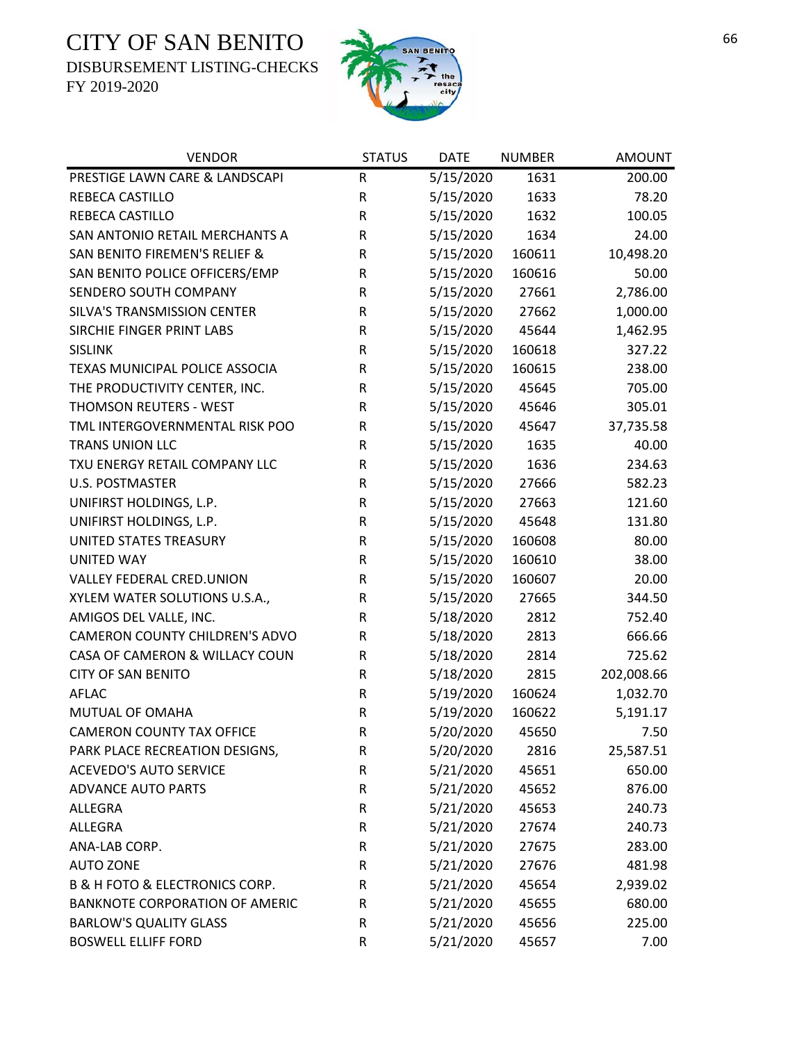# CITY OF SAN BENITO

DISBURSEMENT LISTING-CHECKS

FY 2019-2020

| VENDOR | STATUS | DATE | NUMBER | AMOUNT |
|---|---|---|---|---|
| PRESTIGE LAWN CARE & LANDSCAPI | R | 5/15/2020 | 1631 | 200.00 |
| REBECA CASTILLO | R | 5/15/2020 | 1633 | 78.20 |
| REBECA CASTILLO | R | 5/15/2020 | 1632 | 100.05 |
| SAN ANTONIO RETAIL MERCHANTS A | R | 5/15/2020 | 1634 | 24.00 |
| SAN BENITO FIREMEN'S RELIEF & | R | 5/15/2020 | 160611 | 10,498.20 |
| SAN BENITO POLICE OFFICERS/EMP | R | 5/15/2020 | 160616 | 50.00 |
| SENDERO SOUTH COMPANY | R | 5/15/2020 | 27661 | 2,786.00 |
| SILVA'S TRANSMISSION CENTER | R | 5/15/2020 | 27662 | 1,000.00 |
| SIRCHIE FINGER PRINT LABS | R | 5/15/2020 | 45644 | 1,462.95 |
| SISLINK | R | 5/15/2020 | 160618 | 327.22 |
| TEXAS MUNICIPAL POLICE ASSOCIA | R | 5/15/2020 | 160615 | 238.00 |
| THE PRODUCTIVITY CENTER, INC. | R | 5/15/2020 | 45645 | 705.00 |
| THOMSON REUTERS - WEST | R | 5/15/2020 | 45646 | 305.01 |
| TML INTERGOVERNMENTAL RISK POO | R | 5/15/2020 | 45647 | 37,735.58 |
| TRANS UNION LLC | R | 5/15/2020 | 1635 | 40.00 |
| TXU ENERGY RETAIL COMPANY LLC | R | 5/15/2020 | 1636 | 234.63 |
| U.S. POSTMASTER | R | 5/15/2020 | 27666 | 582.23 |
| UNIFIRST HOLDINGS, L.P. | R | 5/15/2020 | 27663 | 121.60 |
| UNIFIRST HOLDINGS, L.P. | R | 5/15/2020 | 45648 | 131.80 |
| UNITED STATES TREASURY | R | 5/15/2020 | 160608 | 80.00 |
| UNITED WAY | R | 5/15/2020 | 160610 | 38.00 |
| VALLEY FEDERAL CRED.UNION | R | 5/15/2020 | 160607 | 20.00 |
| XYLEM WATER SOLUTIONS U.S.A., | R | 5/15/2020 | 27665 | 344.50 |
| AMIGOS DEL VALLE, INC. | R | 5/18/2020 | 2812 | 752.40 |
| CAMERON COUNTY CHILDREN'S ADVO | R | 5/18/2020 | 2813 | 666.66 |
| CASA OF CAMERON & WILLACY COUN | R | 5/18/2020 | 2814 | 725.62 |
| CITY OF SAN BENITO | R | 5/18/2020 | 2815 | 202,008.66 |
| AFLAC | R | 5/19/2020 | 160624 | 1,032.70 |
| MUTUAL OF OMAHA | R | 5/19/2020 | 160622 | 5,191.17 |
| CAMERON COUNTY TAX OFFICE | R | 5/20/2020 | 45650 | 7.50 |
| PARK PLACE RECREATION DESIGNS, | R | 5/20/2020 | 2816 | 25,587.51 |
| ACEVEDO'S AUTO SERVICE | R | 5/21/2020 | 45651 | 650.00 |
| ADVANCE AUTO PARTS | R | 5/21/2020 | 45652 | 876.00 |
| ALLEGRA | R | 5/21/2020 | 45653 | 240.73 |
| ALLEGRA | R | 5/21/2020 | 27674 | 240.73 |
| ANA-LAB CORP. | R | 5/21/2020 | 27675 | 283.00 |
| AUTO ZONE | R | 5/21/2020 | 27676 | 481.98 |
| B & H FOTO & ELECTRONICS CORP. | R | 5/21/2020 | 45654 | 2,939.02 |
| BANKNOTE CORPORATION OF AMERIC | R | 5/21/2020 | 45655 | 680.00 |
| BARLOW'S QUALITY GLASS | R | 5/21/2020 | 45656 | 225.00 |
| BOSWELL ELLIFF FORD | R | 5/21/2020 | 45657 | 7.00 |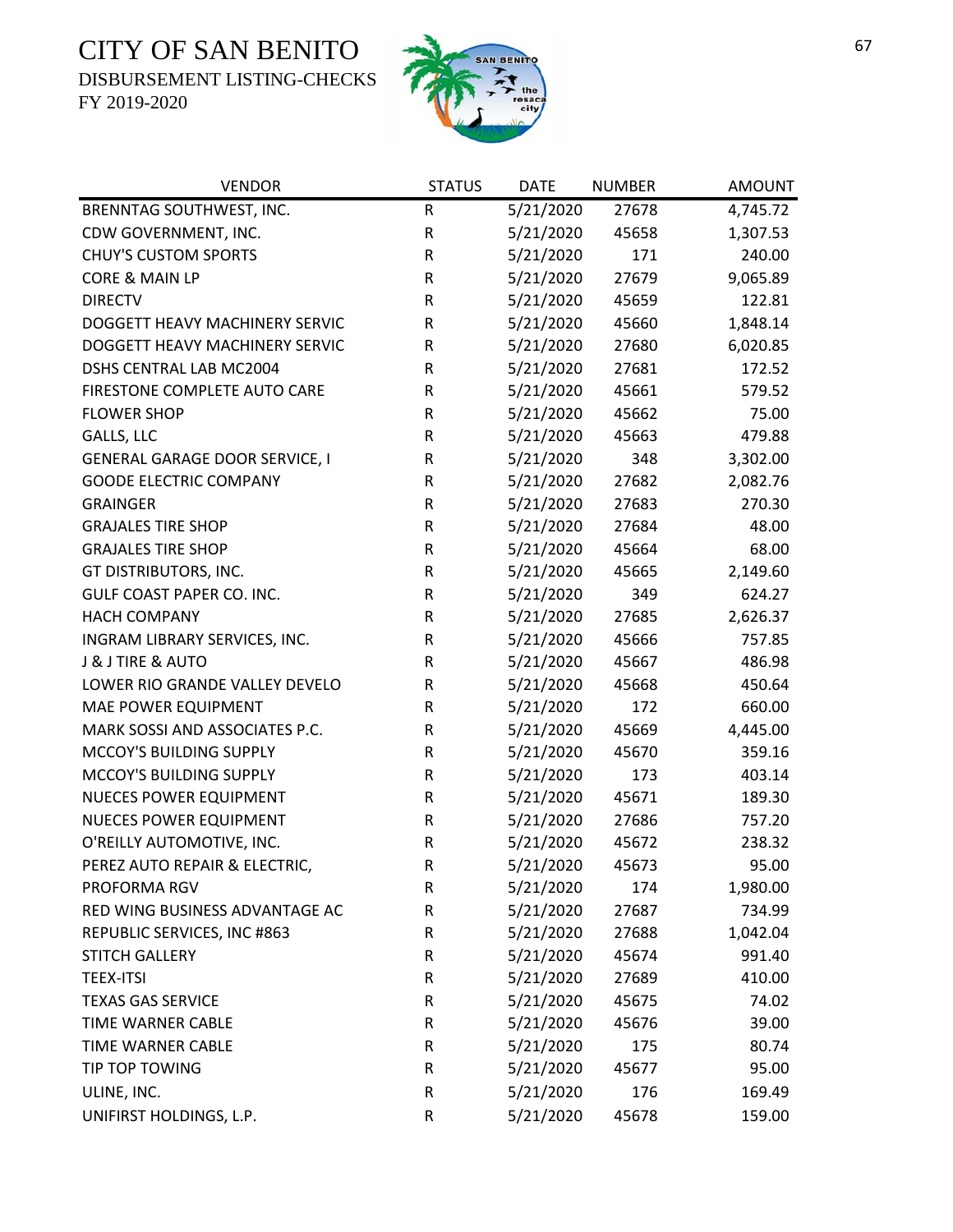# CITY OF SAN BENITO

DISBURSEMENT LISTING-CHECKS

FY 2019-2020

| VENDOR | STATUS | DATE | NUMBER | AMOUNT |
|---|---|---|---|---|
| BRENNTAG SOUTHWEST, INC. | R | 5/21/2020 | 27678 | 4,745.72 |
| CDW GOVERNMENT, INC. | R | 5/21/2020 | 45658 | 1,307.53 |
| CHUY'S CUSTOM SPORTS | R | 5/21/2020 | 171 | 240.00 |
| CORE & MAIN LP | R | 5/21/2020 | 27679 | 9,065.89 |
| DIRECTV | R | 5/21/2020 | 45659 | 122.81 |
| DOGGETT HEAVY MACHINERY SERVIC | R | 5/21/2020 | 45660 | 1,848.14 |
| DOGGETT HEAVY MACHINERY SERVIC | R | 5/21/2020 | 27680 | 6,020.85 |
| DSHS CENTRAL LAB MC2004 | R | 5/21/2020 | 27681 | 172.52 |
| FIRESTONE COMPLETE AUTO CARE | R | 5/21/2020 | 45661 | 579.52 |
| FLOWER SHOP | R | 5/21/2020 | 45662 | 75.00 |
| GALLS, LLC | R | 5/21/2020 | 45663 | 479.88 |
| GENERAL GARAGE DOOR SERVICE, I | R | 5/21/2020 | 348 | 3,302.00 |
| GOODE ELECTRIC COMPANY | R | 5/21/2020 | 27682 | 2,082.76 |
| GRAINGER | R | 5/21/2020 | 27683 | 270.30 |
| GRAJALES TIRE SHOP | R | 5/21/2020 | 27684 | 48.00 |
| GRAJALES TIRE SHOP | R | 5/21/2020 | 45664 | 68.00 |
| GT DISTRIBUTORS, INC. | R | 5/21/2020 | 45665 | 2,149.60 |
| GULF COAST PAPER CO. INC. | R | 5/21/2020 | 349 | 624.27 |
| HACH COMPANY | R | 5/21/2020 | 27685 | 2,626.37 |
| INGRAM LIBRARY SERVICES, INC. | R | 5/21/2020 | 45666 | 757.85 |
| J & J TIRE & AUTO | R | 5/21/2020 | 45667 | 486.98 |
| LOWER RIO GRANDE VALLEY DEVELO | R | 5/21/2020 | 45668 | 450.64 |
| MAE POWER EQUIPMENT | R | 5/21/2020 | 172 | 660.00 |
| MARK SOSSI AND ASSOCIATES P.C. | R | 5/21/2020 | 45669 | 4,445.00 |
| MCCOY'S BUILDING SUPPLY | R | 5/21/2020 | 45670 | 359.16 |
| MCCOY'S BUILDING SUPPLY | R | 5/21/2020 | 173 | 403.14 |
| NUECES POWER EQUIPMENT | R | 5/21/2020 | 45671 | 189.30 |
| NUECES POWER EQUIPMENT | R | 5/21/2020 | 27686 | 757.20 |
| O'REILLY AUTOMOTIVE, INC. | R | 5/21/2020 | 45672 | 238.32 |
| PEREZ AUTO REPAIR & ELECTRIC, | R | 5/21/2020 | 45673 | 95.00 |
| PROFORMA RGV | R | 5/21/2020 | 174 | 1,980.00 |
| RED WING BUSINESS ADVANTAGE AC | R | 5/21/2020 | 27687 | 734.99 |
| REPUBLIC SERVICES, INC #863 | R | 5/21/2020 | 27688 | 1,042.04 |
| STITCH GALLERY | R | 5/21/2020 | 45674 | 991.40 |
| TEEX-ITSI | R | 5/21/2020 | 27689 | 410.00 |
| TEXAS GAS SERVICE | R | 5/21/2020 | 45675 | 74.02 |
| TIME WARNER CABLE | R | 5/21/2020 | 45676 | 39.00 |
| TIME WARNER CABLE | R | 5/21/2020 | 175 | 80.74 |
| TIP TOP TOWING | R | 5/21/2020 | 45677 | 95.00 |
| ULINE, INC. | R | 5/21/2020 | 176 | 169.49 |
| UNIFIRST HOLDINGS, L.P. | R | 5/21/2020 | 45678 | 159.00 |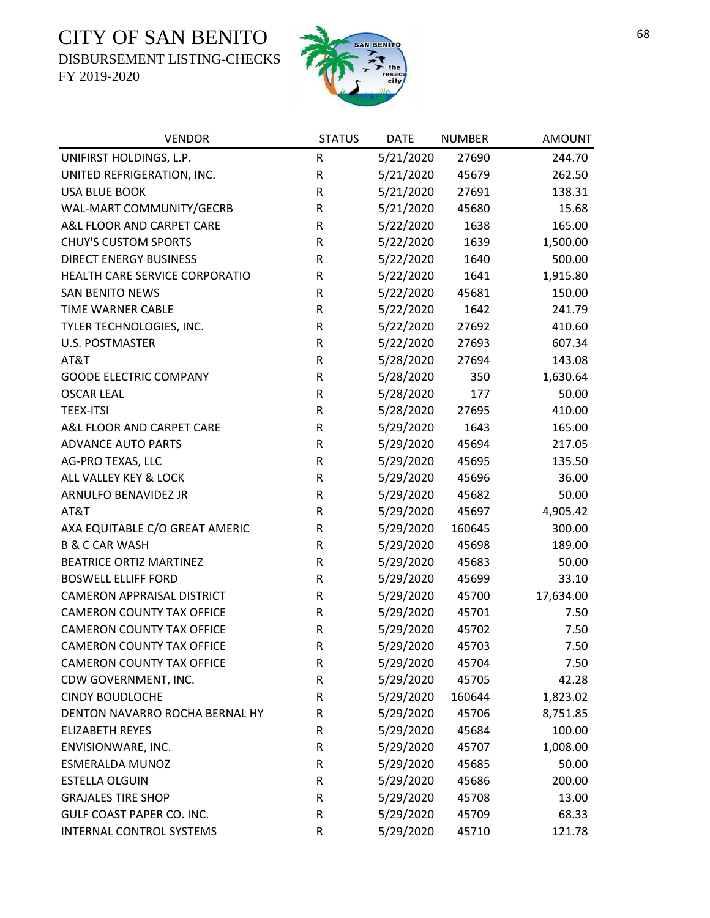# CITY OF SAN BENITO

DISBURSEMENT LISTING-CHECKS

FY 2019-2020

| VENDOR | STATUS | DATE | NUMBER | AMOUNT |
|---|---|---|---|---|
| UNIFIRST HOLDINGS, L.P. | R | 5/21/2020 | 27690 | 244.70 |
| UNITED REFRIGERATION, INC. | R | 5/21/2020 | 45679 | 262.50 |
| USA BLUE BOOK | R | 5/21/2020 | 27691 | 138.31 |
| WAL-MART COMMUNITY/GECRB | R | 5/21/2020 | 45680 | 15.68 |
| A&L FLOOR AND CARPET CARE | R | 5/22/2020 | 1638 | 165.00 |
| CHUY'S CUSTOM SPORTS | R | 5/22/2020 | 1639 | 1,500.00 |
| DIRECT ENERGY BUSINESS | R | 5/22/2020 | 1640 | 500.00 |
| HEALTH CARE SERVICE CORPORATIO | R | 5/22/2020 | 1641 | 1,915.80 |
| SAN BENITO NEWS | R | 5/22/2020 | 45681 | 150.00 |
| TIME WARNER CABLE | R | 5/22/2020 | 1642 | 241.79 |
| TYLER TECHNOLOGIES, INC. | R | 5/22/2020 | 27692 | 410.60 |
| U.S. POSTMASTER | R | 5/22/2020 | 27693 | 607.34 |
| AT&T | R | 5/28/2020 | 27694 | 143.08 |
| GOODE ELECTRIC COMPANY | R | 5/28/2020 | 350 | 1,630.64 |
| OSCAR LEAL | R | 5/28/2020 | 177 | 50.00 |
| TEEX-ITSI | R | 5/28/2020 | 27695 | 410.00 |
| A&L FLOOR AND CARPET CARE | R | 5/29/2020 | 1643 | 165.00 |
| ADVANCE AUTO PARTS | R | 5/29/2020 | 45694 | 217.05 |
| AG-PRO TEXAS, LLC | R | 5/29/2020 | 45695 | 135.50 |
| ALL VALLEY KEY & LOCK | R | 5/29/2020 | 45696 | 36.00 |
| ARNULFO BENAVIDEZ JR | R | 5/29/2020 | 45682 | 50.00 |
| AT&T | R | 5/29/2020 | 45697 | 4,905.42 |
| AXA EQUITABLE C/O GREAT AMERIC | R | 5/29/2020 | 160645 | 300.00 |
| B & C CAR WASH | R | 5/29/2020 | 45698 | 189.00 |
| BEATRICE ORTIZ MARTINEZ | R | 5/29/2020 | 45683 | 50.00 |
| BOSWELL ELLIFF FORD | R | 5/29/2020 | 45699 | 33.10 |
| CAMERON APPRAISAL DISTRICT | R | 5/29/2020 | 45700 | 17,634.00 |
| CAMERON COUNTY TAX OFFICE | R | 5/29/2020 | 45701 | 7.50 |
| CAMERON COUNTY TAX OFFICE | R | 5/29/2020 | 45702 | 7.50 |
| CAMERON COUNTY TAX OFFICE | R | 5/29/2020 | 45703 | 7.50 |
| CAMERON COUNTY TAX OFFICE | R | 5/29/2020 | 45704 | 7.50 |
| CDW GOVERNMENT, INC. | R | 5/29/2020 | 45705 | 42.28 |
| CINDY BOUDLOCHE | R | 5/29/2020 | 160644 | 1,823.02 |
| DENTON NAVARRO ROCHA BERNAL HY | R | 5/29/2020 | 45706 | 8,751.85 |
| ELIZABETH REYES | R | 5/29/2020 | 45684 | 100.00 |
| ENVISIONWARE, INC. | R | 5/29/2020 | 45707 | 1,008.00 |
| ESMERALDA MUNOZ | R | 5/29/2020 | 45685 | 50.00 |
| ESTELLA OLGUIN | R | 5/29/2020 | 45686 | 200.00 |
| GRAJALES TIRE SHOP | R | 5/29/2020 | 45708 | 13.00 |
| GULF COAST PAPER CO. INC. | R | 5/29/2020 | 45709 | 68.33 |
| INTERNAL CONTROL SYSTEMS | R | 5/29/2020 | 45710 | 121.78 |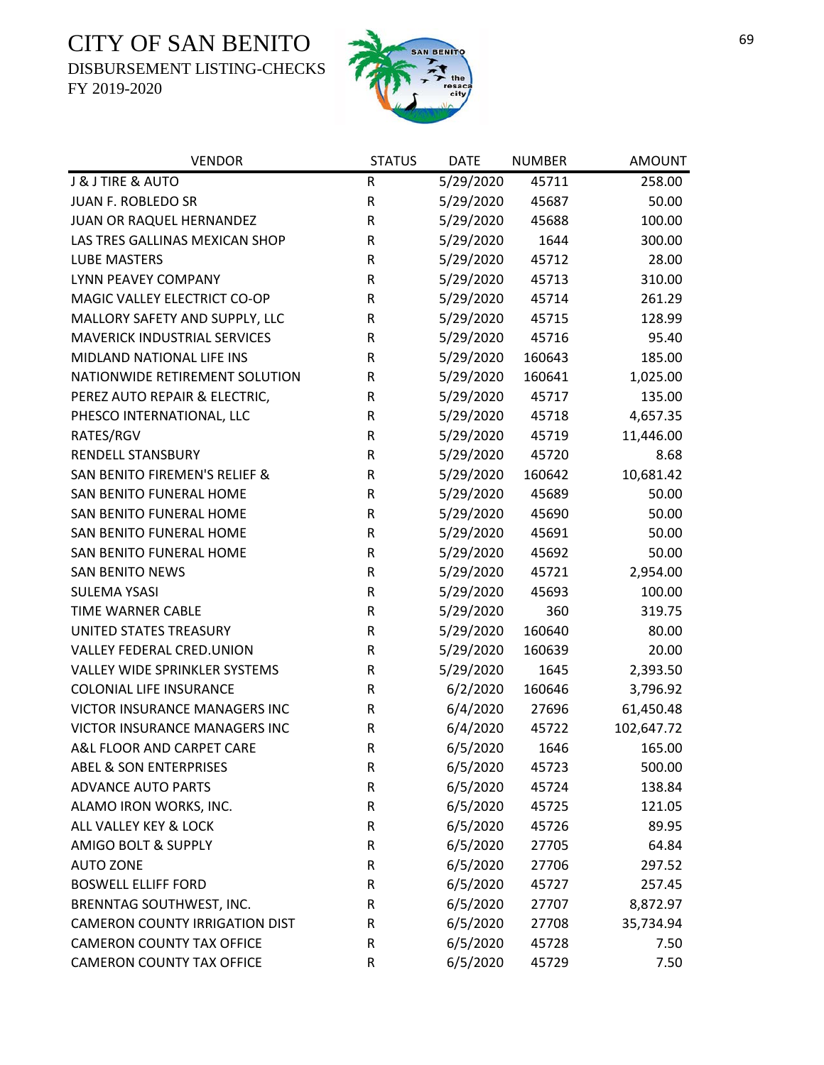# CITY OF SAN BENITO

DISBURSEMENT LISTING-CHECKS

FY 2019-2020

| VENDOR | STATUS | DATE | NUMBER | AMOUNT |
|---|---|---|---|---|
| J & J TIRE & AUTO | R | 5/29/2020 | 45711 | 258.00 |
| JUAN F. ROBLEDO SR | R | 5/29/2020 | 45687 | 50.00 |
| JUAN OR RAQUEL HERNANDEZ | R | 5/29/2020 | 45688 | 100.00 |
| LAS TRES GALLINAS MEXICAN SHOP | R | 5/29/2020 | 1644 | 300.00 |
| LUBE MASTERS | R | 5/29/2020 | 45712 | 28.00 |
| LYNN PEAVEY COMPANY | R | 5/29/2020 | 45713 | 310.00 |
| MAGIC VALLEY ELECTRIC CO-OP | R | 5/29/2020 | 45714 | 261.29 |
| MALLORY SAFETY AND SUPPLY, LLC | R | 5/29/2020 | 45715 | 128.99 |
| MAVERICK INDUSTRIAL SERVICES | R | 5/29/2020 | 45716 | 95.40 |
| MIDLAND NATIONAL LIFE INS | R | 5/29/2020 | 160643 | 185.00 |
| NATIONWIDE RETIREMENT SOLUTION | R | 5/29/2020 | 160641 | 1,025.00 |
| PEREZ AUTO REPAIR & ELECTRIC, | R | 5/29/2020 | 45717 | 135.00 |
| PHESCO INTERNATIONAL, LLC | R | 5/29/2020 | 45718 | 4,657.35 |
| RATES/RGV | R | 5/29/2020 | 45719 | 11,446.00 |
| RENDELL STANSBURY | R | 5/29/2020 | 45720 | 8.68 |
| SAN BENITO FIREMEN'S RELIEF & | R | 5/29/2020 | 160642 | 10,681.42 |
| SAN BENITO FUNERAL HOME | R | 5/29/2020 | 45689 | 50.00 |
| SAN BENITO FUNERAL HOME | R | 5/29/2020 | 45690 | 50.00 |
| SAN BENITO FUNERAL HOME | R | 5/29/2020 | 45691 | 50.00 |
| SAN BENITO FUNERAL HOME | R | 5/29/2020 | 45692 | 50.00 |
| SAN BENITO NEWS | R | 5/29/2020 | 45721 | 2,954.00 |
| SULEMA YSASI | R | 5/29/2020 | 45693 | 100.00 |
| TIME WARNER CABLE | R | 5/29/2020 | 360 | 319.75 |
| UNITED STATES TREASURY | R | 5/29/2020 | 160640 | 80.00 |
| VALLEY FEDERAL CRED.UNION | R | 5/29/2020 | 160639 | 20.00 |
| VALLEY WIDE SPRINKLER SYSTEMS | R | 5/29/2020 | 1645 | 2,393.50 |
| COLONIAL LIFE INSURANCE | R | 6/2/2020 | 160646 | 3,796.92 |
| VICTOR INSURANCE MANAGERS INC | R | 6/4/2020 | 27696 | 61,450.48 |
| VICTOR INSURANCE MANAGERS INC | R | 6/4/2020 | 45722 | 102,647.72 |
| A&L FLOOR AND CARPET CARE | R | 6/5/2020 | 1646 | 165.00 |
| ABEL & SON ENTERPRISES | R | 6/5/2020 | 45723 | 500.00 |
| ADVANCE AUTO PARTS | R | 6/5/2020 | 45724 | 138.84 |
| ALAMO IRON WORKS, INC. | R | 6/5/2020 | 45725 | 121.05 |
| ALL VALLEY KEY & LOCK | R | 6/5/2020 | 45726 | 89.95 |
| AMIGO BOLT & SUPPLY | R | 6/5/2020 | 27705 | 64.84 |
| AUTO ZONE | R | 6/5/2020 | 27706 | 297.52 |
| BOSWELL ELLIFF FORD | R | 6/5/2020 | 45727 | 257.45 |
| BRENNTAG SOUTHWEST, INC. | R | 6/5/2020 | 27707 | 8,872.97 |
| CAMERON COUNTY IRRIGATION DIST | R | 6/5/2020 | 27708 | 35,734.94 |
| CAMERON COUNTY TAX OFFICE | R | 6/5/2020 | 45728 | 7.50 |
| CAMERON COUNTY TAX OFFICE | R | 6/5/2020 | 45729 | 7.50 |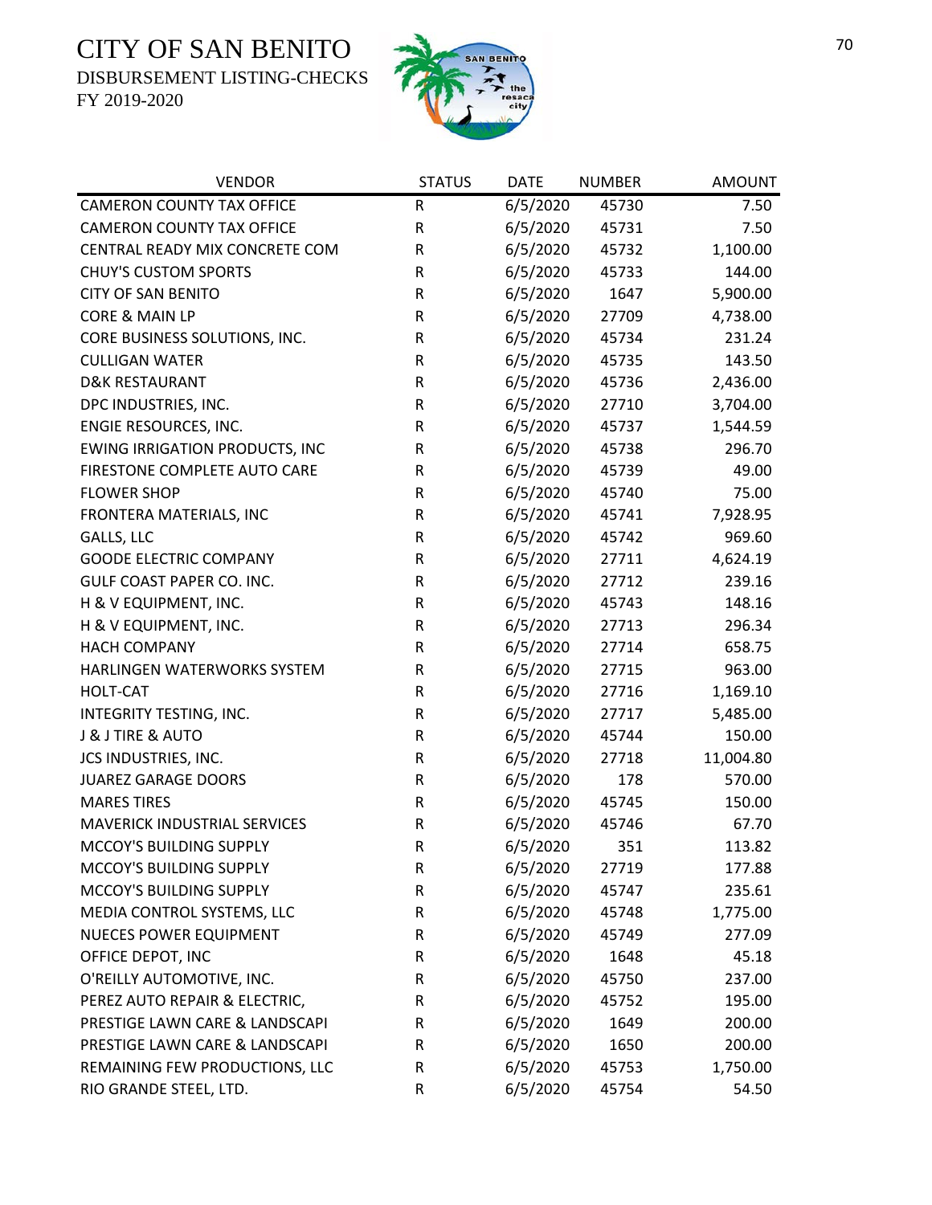# CITY OF SAN BENITO

DISBURSEMENT LISTING-CHECKS

FY 2019-2020

| VENDOR | STATUS | DATE | NUMBER | AMOUNT |
|---|---|---|---|---|
| CAMERON COUNTY TAX OFFICE | R | 6/5/2020 | 45730 | 7.50 |
| CAMERON COUNTY TAX OFFICE | R | 6/5/2020 | 45731 | 7.50 |
| CENTRAL READY MIX CONCRETE COM | R | 6/5/2020 | 45732 | 1,100.00 |
| CHUY'S CUSTOM SPORTS | R | 6/5/2020 | 45733 | 144.00 |
| CITY OF SAN BENITO | R | 6/5/2020 | 1647 | 5,900.00 |
| CORE & MAIN LP | R | 6/5/2020 | 27709 | 4,738.00 |
| CORE BUSINESS SOLUTIONS, INC. | R | 6/5/2020 | 45734 | 231.24 |
| CULLIGAN WATER | R | 6/5/2020 | 45735 | 143.50 |
| D&K RESTAURANT | R | 6/5/2020 | 45736 | 2,436.00 |
| DPC INDUSTRIES, INC. | R | 6/5/2020 | 27710 | 3,704.00 |
| ENGIE RESOURCES, INC. | R | 6/5/2020 | 45737 | 1,544.59 |
| EWING IRRIGATION PRODUCTS, INC | R | 6/5/2020 | 45738 | 296.70 |
| FIRESTONE COMPLETE AUTO CARE | R | 6/5/2020 | 45739 | 49.00 |
| FLOWER SHOP | R | 6/5/2020 | 45740 | 75.00 |
| FRONTERA MATERIALS, INC | R | 6/5/2020 | 45741 | 7,928.95 |
| GALLS, LLC | R | 6/5/2020 | 45742 | 969.60 |
| GOODE ELECTRIC COMPANY | R | 6/5/2020 | 27711 | 4,624.19 |
| GULF COAST PAPER CO. INC. | R | 6/5/2020 | 27712 | 239.16 |
| H & V EQUIPMENT, INC. | R | 6/5/2020 | 45743 | 148.16 |
| H & V EQUIPMENT, INC. | R | 6/5/2020 | 27713 | 296.34 |
| HACH COMPANY | R | 6/5/2020 | 27714 | 658.75 |
| HARLINGEN WATERWORKS SYSTEM | R | 6/5/2020 | 27715 | 963.00 |
| HOLT-CAT | R | 6/5/2020 | 27716 | 1,169.10 |
| INTEGRITY TESTING, INC. | R | 6/5/2020 | 27717 | 5,485.00 |
| J & J TIRE & AUTO | R | 6/5/2020 | 45744 | 150.00 |
| JCS INDUSTRIES, INC. | R | 6/5/2020 | 27718 | 11,004.80 |
| JUAREZ GARAGE DOORS | R | 6/5/2020 | 178 | 570.00 |
| MARES TIRES | R | 6/5/2020 | 45745 | 150.00 |
| MAVERICK INDUSTRIAL SERVICES | R | 6/5/2020 | 45746 | 67.70 |
| MCCOY'S BUILDING SUPPLY | R | 6/5/2020 | 351 | 113.82 |
| MCCOY'S BUILDING SUPPLY | R | 6/5/2020 | 27719 | 177.88 |
| MCCOY'S BUILDING SUPPLY | R | 6/5/2020 | 45747 | 235.61 |
| MEDIA CONTROL SYSTEMS, LLC | R | 6/5/2020 | 45748 | 1,775.00 |
| NUECES POWER EQUIPMENT | R | 6/5/2020 | 45749 | 277.09 |
| OFFICE DEPOT, INC | R | 6/5/2020 | 1648 | 45.18 |
| O'REILLY AUTOMOTIVE, INC. | R | 6/5/2020 | 45750 | 237.00 |
| PEREZ AUTO REPAIR & ELECTRIC, | R | 6/5/2020 | 45752 | 195.00 |
| PRESTIGE LAWN CARE & LANDSCAPI | R | 6/5/2020 | 1649 | 200.00 |
| PRESTIGE LAWN CARE & LANDSCAPI | R | 6/5/2020 | 1650 | 200.00 |
| REMAINING FEW PRODUCTIONS, LLC | R | 6/5/2020 | 45753 | 1,750.00 |
| RIO GRANDE STEEL, LTD. | R | 6/5/2020 | 45754 | 54.50 |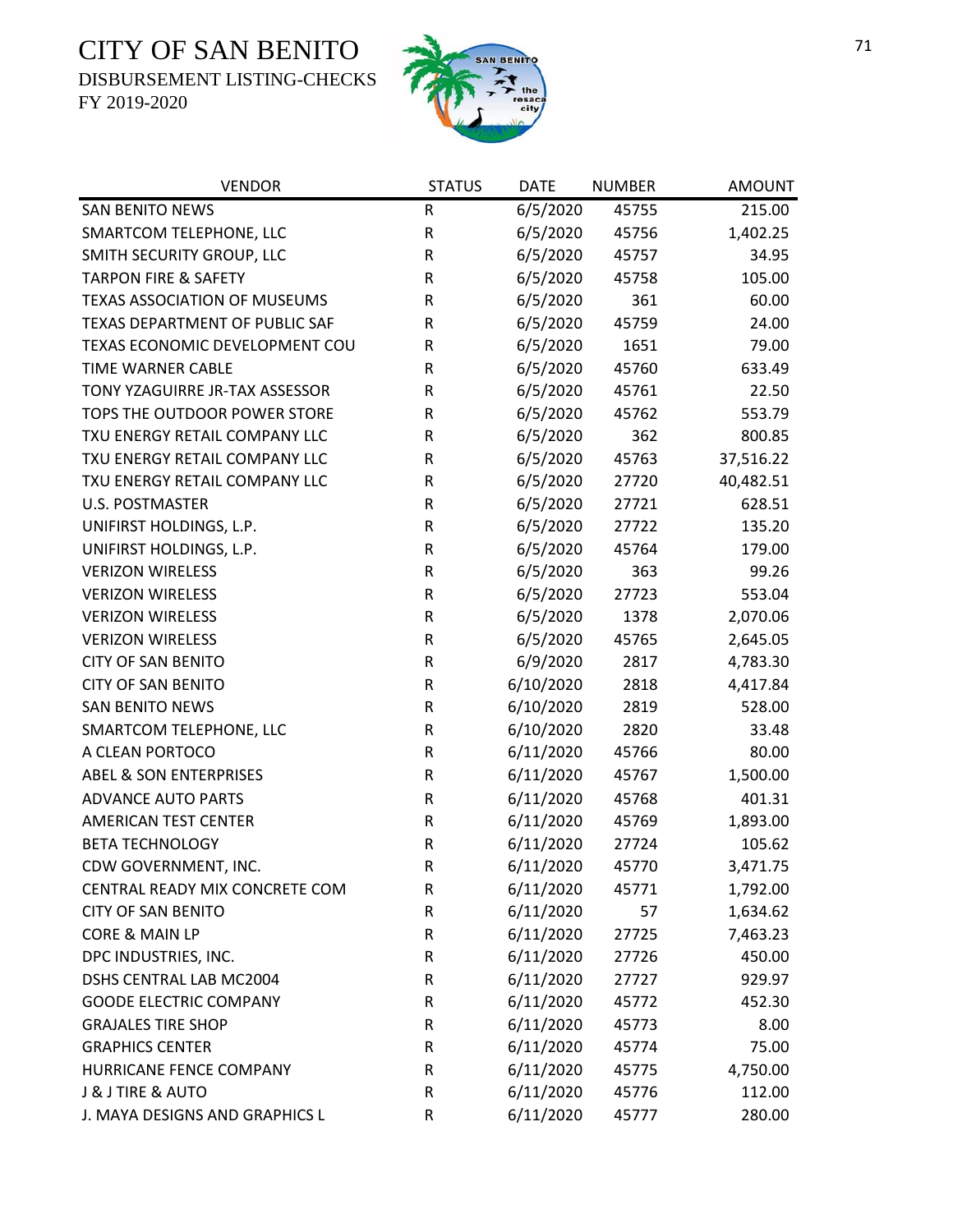# CITY OF SAN BENITO

DISBURSEMENT LISTING-CHECKS

FY 2019-2020

| VENDOR | STATUS | DATE | NUMBER | AMOUNT |
|---|---|---|---|---|
| SAN BENITO NEWS | R | 6/5/2020 | 45755 | 215.00 |
| SMARTCOM TELEPHONE, LLC | R | 6/5/2020 | 45756 | 1,402.25 |
| SMITH SECURITY GROUP, LLC | R | 6/5/2020 | 45757 | 34.95 |
| TARPON FIRE & SAFETY | R | 6/5/2020 | 45758 | 105.00 |
| TEXAS ASSOCIATION OF MUSEUMS | R | 6/5/2020 | 361 | 60.00 |
| TEXAS DEPARTMENT OF PUBLIC SAF | R | 6/5/2020 | 45759 | 24.00 |
| TEXAS ECONOMIC DEVELOPMENT COU | R | 6/5/2020 | 1651 | 79.00 |
| TIME WARNER CABLE | R | 6/5/2020 | 45760 | 633.49 |
| TONY YZAGUIRRE JR-TAX ASSESSOR | R | 6/5/2020 | 45761 | 22.50 |
| TOPS THE OUTDOOR POWER STORE | R | 6/5/2020 | 45762 | 553.79 |
| TXU ENERGY RETAIL COMPANY LLC | R | 6/5/2020 | 362 | 800.85 |
| TXU ENERGY RETAIL COMPANY LLC | R | 6/5/2020 | 45763 | 37,516.22 |
| TXU ENERGY RETAIL COMPANY LLC | R | 6/5/2020 | 27720 | 40,482.51 |
| U.S. POSTMASTER | R | 6/5/2020 | 27721 | 628.51 |
| UNIFIRST HOLDINGS, L.P. | R | 6/5/2020 | 27722 | 135.20 |
| UNIFIRST HOLDINGS, L.P. | R | 6/5/2020 | 45764 | 179.00 |
| VERIZON WIRELESS | R | 6/5/2020 | 363 | 99.26 |
| VERIZON WIRELESS | R | 6/5/2020 | 27723 | 553.04 |
| VERIZON WIRELESS | R | 6/5/2020 | 1378 | 2,070.06 |
| VERIZON WIRELESS | R | 6/5/2020 | 45765 | 2,645.05 |
| CITY OF SAN BENITO | R | 6/9/2020 | 2817 | 4,783.30 |
| CITY OF SAN BENITO | R | 6/10/2020 | 2818 | 4,417.84 |
| SAN BENITO NEWS | R | 6/10/2020 | 2819 | 528.00 |
| SMARTCOM TELEPHONE, LLC | R | 6/10/2020 | 2820 | 33.48 |
| A CLEAN PORTOCO | R | 6/11/2020 | 45766 | 80.00 |
| ABEL & SON ENTERPRISES | R | 6/11/2020 | 45767 | 1,500.00 |
| ADVANCE AUTO PARTS | R | 6/11/2020 | 45768 | 401.31 |
| AMERICAN TEST CENTER | R | 6/11/2020 | 45769 | 1,893.00 |
| BETA TECHNOLOGY | R | 6/11/2020 | 27724 | 105.62 |
| CDW GOVERNMENT, INC. | R | 6/11/2020 | 45770 | 3,471.75 |
| CENTRAL READY MIX CONCRETE COM | R | 6/11/2020 | 45771 | 1,792.00 |
| CITY OF SAN BENITO | R | 6/11/2020 | 57 | 1,634.62 |
| CORE & MAIN LP | R | 6/11/2020 | 27725 | 7,463.23 |
| DPC INDUSTRIES, INC. | R | 6/11/2020 | 27726 | 450.00 |
| DSHS CENTRAL LAB MC2004 | R | 6/11/2020 | 27727 | 929.97 |
| GOODE ELECTRIC COMPANY | R | 6/11/2020 | 45772 | 452.30 |
| GRAJALES TIRE SHOP | R | 6/11/2020 | 45773 | 8.00 |
| GRAPHICS CENTER | R | 6/11/2020 | 45774 | 75.00 |
| HURRICANE FENCE COMPANY | R | 6/11/2020 | 45775 | 4,750.00 |
| J & J TIRE & AUTO | R | 6/11/2020 | 45776 | 112.00 |
| J. MAYA DESIGNS AND GRAPHICS L | R | 6/11/2020 | 45777 | 280.00 |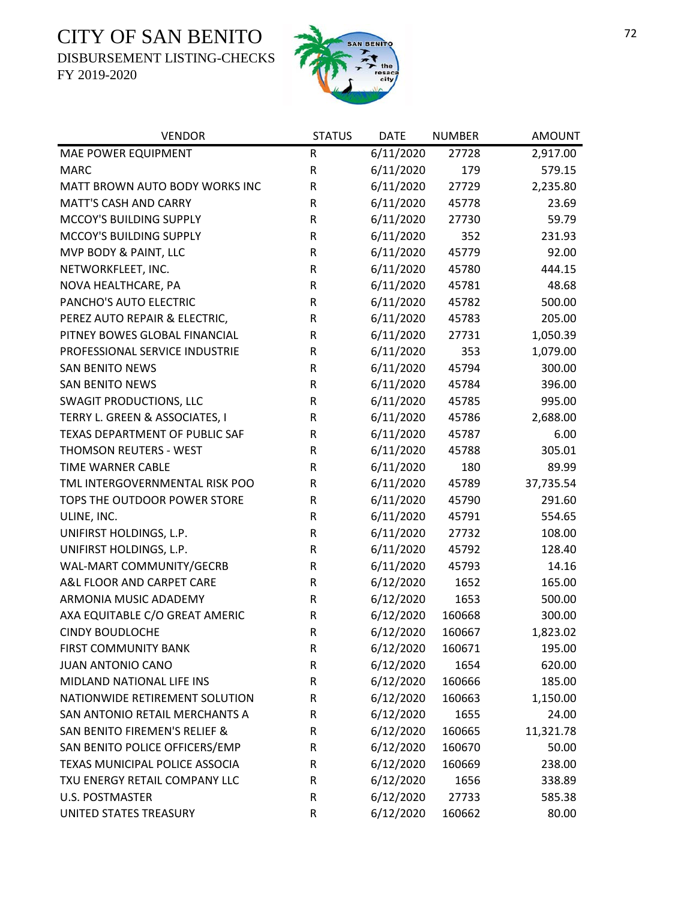# CITY OF SAN BENITO

DISBURSEMENT LISTING-CHECKS

FY 2019-2020

| VENDOR | STATUS | DATE | NUMBER | AMOUNT |
|---|---|---|---|---|
| MAE POWER EQUIPMENT | R | 6/11/2020 | 27728 | 2,917.00 |
| MARC | R | 6/11/2020 | 179 | 579.15 |
| MATT BROWN AUTO BODY WORKS INC | R | 6/11/2020 | 27729 | 2,235.80 |
| MATT'S CASH AND CARRY | R | 6/11/2020 | 45778 | 23.69 |
| MCCOY'S BUILDING SUPPLY | R | 6/11/2020 | 27730 | 59.79 |
| MCCOY'S BUILDING SUPPLY | R | 6/11/2020 | 352 | 231.93 |
| MVP BODY & PAINT, LLC | R | 6/11/2020 | 45779 | 92.00 |
| NETWORKFLEET, INC. | R | 6/11/2020 | 45780 | 444.15 |
| NOVA HEALTHCARE, PA | R | 6/11/2020 | 45781 | 48.68 |
| PANCHO'S AUTO ELECTRIC | R | 6/11/2020 | 45782 | 500.00 |
| PEREZ AUTO REPAIR & ELECTRIC, | R | 6/11/2020 | 45783 | 205.00 |
| PITNEY BOWES GLOBAL FINANCIAL | R | 6/11/2020 | 27731 | 1,050.39 |
| PROFESSIONAL SERVICE INDUSTRIE | R | 6/11/2020 | 353 | 1,079.00 |
| SAN BENITO NEWS | R | 6/11/2020 | 45794 | 300.00 |
| SAN BENITO NEWS | R | 6/11/2020 | 45784 | 396.00 |
| SWAGIT PRODUCTIONS, LLC | R | 6/11/2020 | 45785 | 995.00 |
| TERRY L. GREEN & ASSOCIATES, I | R | 6/11/2020 | 45786 | 2,688.00 |
| TEXAS DEPARTMENT OF PUBLIC SAF | R | 6/11/2020 | 45787 | 6.00 |
| THOMSON REUTERS - WEST | R | 6/11/2020 | 45788 | 305.01 |
| TIME WARNER CABLE | R | 6/11/2020 | 180 | 89.99 |
| TML INTERGOVERNMENTAL RISK POO | R | 6/11/2020 | 45789 | 37,735.54 |
| TOPS THE OUTDOOR POWER STORE | R | 6/11/2020 | 45790 | 291.60 |
| ULINE, INC. | R | 6/11/2020 | 45791 | 554.65 |
| UNIFIRST HOLDINGS, L.P. | R | 6/11/2020 | 27732 | 108.00 |
| UNIFIRST HOLDINGS, L.P. | R | 6/11/2020 | 45792 | 128.40 |
| WAL-MART COMMUNITY/GECRB | R | 6/11/2020 | 45793 | 14.16 |
| A&L FLOOR AND CARPET CARE | R | 6/12/2020 | 1652 | 165.00 |
| ARMONIA MUSIC ADADEMY | R | 6/12/2020 | 1653 | 500.00 |
| AXA EQUITABLE C/O GREAT AMERIC | R | 6/12/2020 | 160668 | 300.00 |
| CINDY BOUDLOCHE | R | 6/12/2020 | 160667 | 1,823.02 |
| FIRST COMMUNITY BANK | R | 6/12/2020 | 160671 | 195.00 |
| JUAN ANTONIO CANO | R | 6/12/2020 | 1654 | 620.00 |
| MIDLAND NATIONAL LIFE INS | R | 6/12/2020 | 160666 | 185.00 |
| NATIONWIDE RETIREMENT SOLUTION | R | 6/12/2020 | 160663 | 1,150.00 |
| SAN ANTONIO RETAIL MERCHANTS A | R | 6/12/2020 | 1655 | 24.00 |
| SAN BENITO FIREMEN'S RELIEF & | R | 6/12/2020 | 160665 | 11,321.78 |
| SAN BENITO POLICE OFFICERS/EMP | R | 6/12/2020 | 160670 | 50.00 |
| TEXAS MUNICIPAL POLICE ASSOCIA | R | 6/12/2020 | 160669 | 238.00 |
| TXU ENERGY RETAIL COMPANY LLC | R | 6/12/2020 | 1656 | 338.89 |
| U.S. POSTMASTER | R | 6/12/2020 | 27733 | 585.38 |
| UNITED STATES TREASURY | R | 6/12/2020 | 160662 | 80.00 |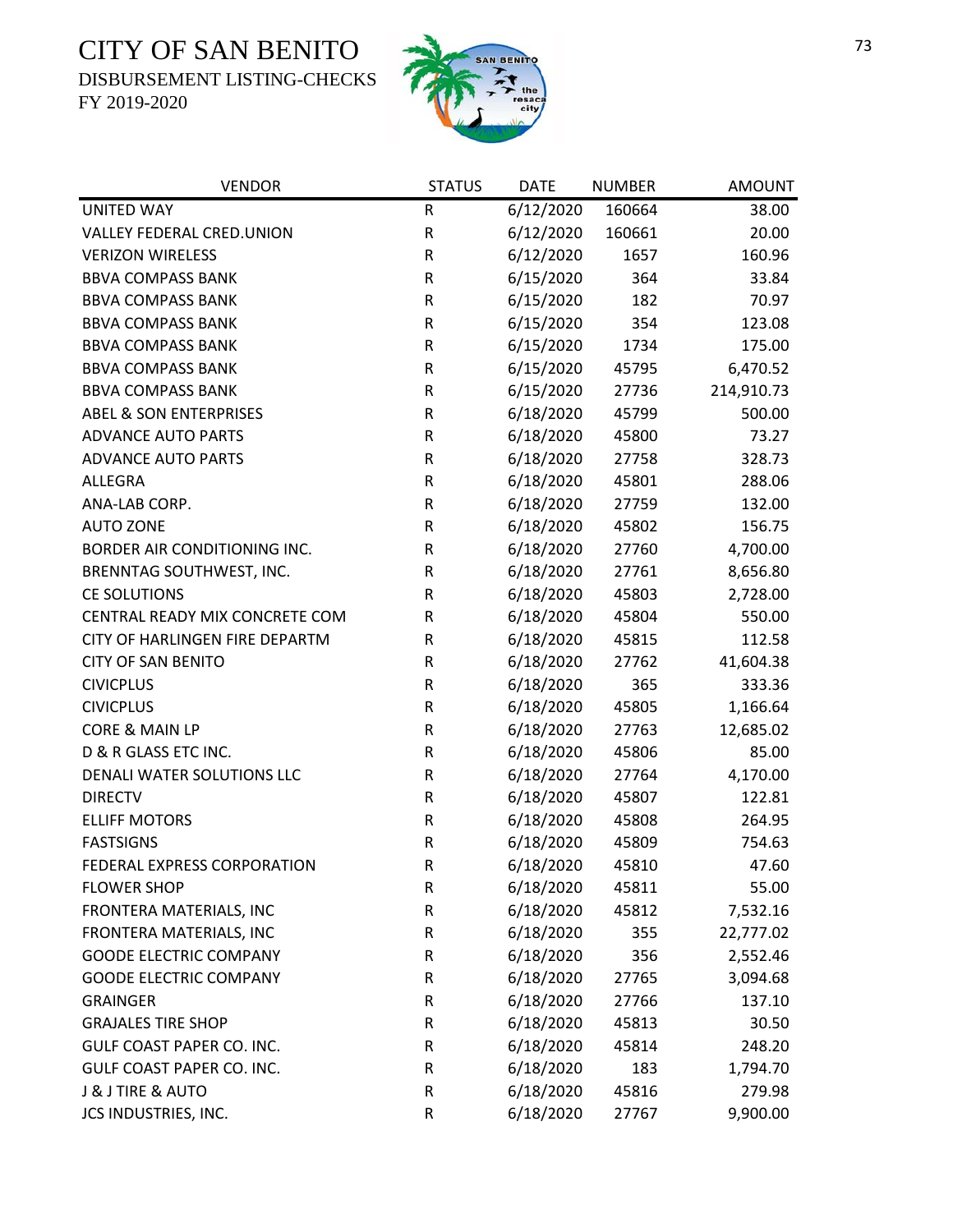# CITY OF SAN BENITO

DISBURSEMENT LISTING-CHECKS

FY 2019-2020

| VENDOR | STATUS | DATE | NUMBER | AMOUNT |
|---|---|---|---|---|
| UNITED WAY | R | 6/12/2020 | 160664 | 38.00 |
| VALLEY FEDERAL CRED.UNION | R | 6/12/2020 | 160661 | 20.00 |
| VERIZON WIRELESS | R | 6/12/2020 | 1657 | 160.96 |
| BBVA COMPASS BANK | R | 6/15/2020 | 364 | 33.84 |
| BBVA COMPASS BANK | R | 6/15/2020 | 182 | 70.97 |
| BBVA COMPASS BANK | R | 6/15/2020 | 354 | 123.08 |
| BBVA COMPASS BANK | R | 6/15/2020 | 1734 | 175.00 |
| BBVA COMPASS BANK | R | 6/15/2020 | 45795 | 6,470.52 |
| BBVA COMPASS BANK | R | 6/15/2020 | 27736 | 214,910.73 |
| ABEL & SON ENTERPRISES | R | 6/18/2020 | 45799 | 500.00 |
| ADVANCE AUTO PARTS | R | 6/18/2020 | 45800 | 73.27 |
| ADVANCE AUTO PARTS | R | 6/18/2020 | 27758 | 328.73 |
| ALLEGRA | R | 6/18/2020 | 45801 | 288.06 |
| ANA-LAB CORP. | R | 6/18/2020 | 27759 | 132.00 |
| AUTO ZONE | R | 6/18/2020 | 45802 | 156.75 |
| BORDER AIR CONDITIONING INC. | R | 6/18/2020 | 27760 | 4,700.00 |
| BRENNTAG SOUTHWEST, INC. | R | 6/18/2020 | 27761 | 8,656.80 |
| CE SOLUTIONS | R | 6/18/2020 | 45803 | 2,728.00 |
| CENTRAL READY MIX CONCRETE COM | R | 6/18/2020 | 45804 | 550.00 |
| CITY OF HARLINGEN FIRE DEPARTM | R | 6/18/2020 | 45815 | 112.58 |
| CITY OF SAN BENITO | R | 6/18/2020 | 27762 | 41,604.38 |
| CIVICPLUS | R | 6/18/2020 | 365 | 333.36 |
| CIVICPLUS | R | 6/18/2020 | 45805 | 1,166.64 |
| CORE & MAIN LP | R | 6/18/2020 | 27763 | 12,685.02 |
| D & R GLASS ETC INC. | R | 6/18/2020 | 45806 | 85.00 |
| DENALI WATER SOLUTIONS LLC | R | 6/18/2020 | 27764 | 4,170.00 |
| DIRECTV | R | 6/18/2020 | 45807 | 122.81 |
| ELLIFF MOTORS | R | 6/18/2020 | 45808 | 264.95 |
| FASTSIGNS | R | 6/18/2020 | 45809 | 754.63 |
| FEDERAL EXPRESS CORPORATION | R | 6/18/2020 | 45810 | 47.60 |
| FLOWER SHOP | R | 6/18/2020 | 45811 | 55.00 |
| FRONTERA MATERIALS, INC | R | 6/18/2020 | 45812 | 7,532.16 |
| FRONTERA MATERIALS, INC | R | 6/18/2020 | 355 | 22,777.02 |
| GOODE ELECTRIC COMPANY | R | 6/18/2020 | 356 | 2,552.46 |
| GOODE ELECTRIC COMPANY | R | 6/18/2020 | 27765 | 3,094.68 |
| GRAINGER | R | 6/18/2020 | 27766 | 137.10 |
| GRAJALES TIRE SHOP | R | 6/18/2020 | 45813 | 30.50 |
| GULF COAST PAPER CO. INC. | R | 6/18/2020 | 45814 | 248.20 |
| GULF COAST PAPER CO. INC. | R | 6/18/2020 | 183 | 1,794.70 |
| J & J TIRE & AUTO | R | 6/18/2020 | 45816 | 279.98 |
| JCS INDUSTRIES, INC. | R | 6/18/2020 | 27767 | 9,900.00 |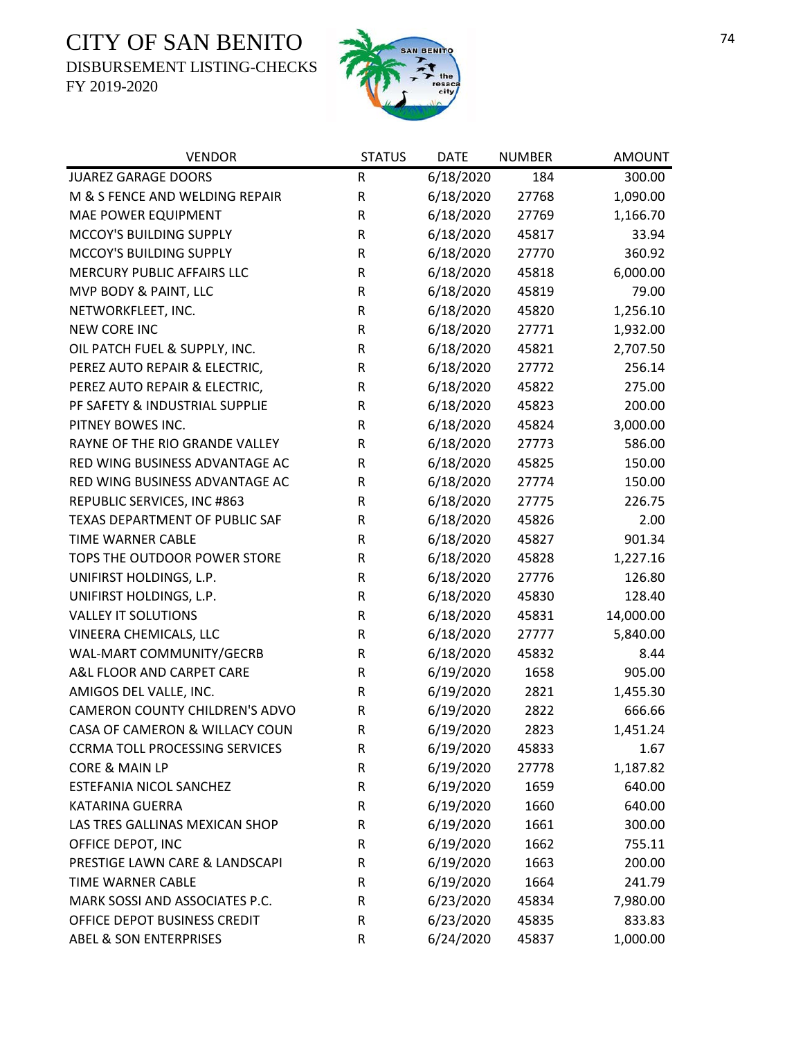# CITY OF SAN BENITO

DISBURSEMENT LISTING-CHECKS

FY 2019-2020

| VENDOR | STATUS | DATE | NUMBER | AMOUNT |
|---|---|---|---|---|
| JUAREZ GARAGE DOORS | R | 6/18/2020 | 184 | 300.00 |
| M & S FENCE AND WELDING REPAIR | R | 6/18/2020 | 27768 | 1,090.00 |
| MAE POWER EQUIPMENT | R | 6/18/2020 | 27769 | 1,166.70 |
| MCCOY'S BUILDING SUPPLY | R | 6/18/2020 | 45817 | 33.94 |
| MCCOY'S BUILDING SUPPLY | R | 6/18/2020 | 27770 | 360.92 |
| MERCURY PUBLIC AFFAIRS LLC | R | 6/18/2020 | 45818 | 6,000.00 |
| MVP BODY & PAINT, LLC | R | 6/18/2020 | 45819 | 79.00 |
| NETWORKFLEET, INC. | R | 6/18/2020 | 45820 | 1,256.10 |
| NEW CORE INC | R | 6/18/2020 | 27771 | 1,932.00 |
| OIL PATCH FUEL & SUPPLY, INC. | R | 6/18/2020 | 45821 | 2,707.50 |
| PEREZ AUTO REPAIR & ELECTRIC, | R | 6/18/2020 | 27772 | 256.14 |
| PEREZ AUTO REPAIR & ELECTRIC, | R | 6/18/2020 | 45822 | 275.00 |
| PF SAFETY & INDUSTRIAL SUPPLIE | R | 6/18/2020 | 45823 | 200.00 |
| PITNEY BOWES INC. | R | 6/18/2020 | 45824 | 3,000.00 |
| RAYNE OF THE RIO GRANDE VALLEY | R | 6/18/2020 | 27773 | 586.00 |
| RED WING BUSINESS ADVANTAGE AC | R | 6/18/2020 | 45825 | 150.00 |
| RED WING BUSINESS ADVANTAGE AC | R | 6/18/2020 | 27774 | 150.00 |
| REPUBLIC SERVICES, INC #863 | R | 6/18/2020 | 27775 | 226.75 |
| TEXAS DEPARTMENT OF PUBLIC SAF | R | 6/18/2020 | 45826 | 2.00 |
| TIME WARNER CABLE | R | 6/18/2020 | 45827 | 901.34 |
| TOPS THE OUTDOOR POWER STORE | R | 6/18/2020 | 45828 | 1,227.16 |
| UNIFIRST HOLDINGS, L.P. | R | 6/18/2020 | 27776 | 126.80 |
| UNIFIRST HOLDINGS, L.P. | R | 6/18/2020 | 45830 | 128.40 |
| VALLEY IT SOLUTIONS | R | 6/18/2020 | 45831 | 14,000.00 |
| VINEERA CHEMICALS, LLC | R | 6/18/2020 | 27777 | 5,840.00 |
| WAL-MART COMMUNITY/GECRB | R | 6/18/2020 | 45832 | 8.44 |
| A&L FLOOR AND CARPET CARE | R | 6/19/2020 | 1658 | 905.00 |
| AMIGOS DEL VALLE, INC. | R | 6/19/2020 | 2821 | 1,455.30 |
| CAMERON COUNTY CHILDREN'S ADVO | R | 6/19/2020 | 2822 | 666.66 |
| CASA OF CAMERON & WILLACY COUN | R | 6/19/2020 | 2823 | 1,451.24 |
| CCRMA TOLL PROCESSING SERVICES | R | 6/19/2020 | 45833 | 1.67 |
| CORE & MAIN LP | R | 6/19/2020 | 27778 | 1,187.82 |
| ESTEFANIA NICOL SANCHEZ | R | 6/19/2020 | 1659 | 640.00 |
| KATARINA GUERRA | R | 6/19/2020 | 1660 | 640.00 |
| LAS TRES GALLINAS MEXICAN SHOP | R | 6/19/2020 | 1661 | 300.00 |
| OFFICE DEPOT, INC | R | 6/19/2020 | 1662 | 755.11 |
| PRESTIGE LAWN CARE & LANDSCAPI | R | 6/19/2020 | 1663 | 200.00 |
| TIME WARNER CABLE | R | 6/19/2020 | 1664 | 241.79 |
| MARK SOSSI AND ASSOCIATES P.C. | R | 6/23/2020 | 45834 | 7,980.00 |
| OFFICE DEPOT BUSINESS CREDIT | R | 6/23/2020 | 45835 | 833.83 |
| ABEL & SON ENTERPRISES | R | 6/24/2020 | 45837 | 1,000.00 |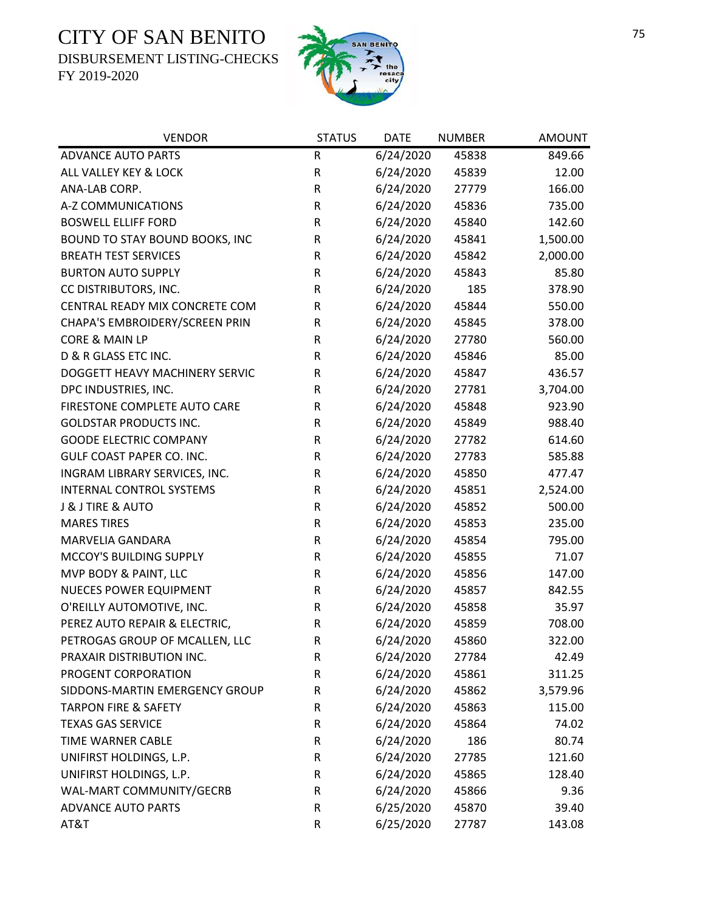# CITY OF SAN BENITO
DISBURSEMENT LISTING-CHECKS
FY 2019-2020

| VENDOR | STATUS | DATE | NUMBER | AMOUNT |
|---|---|---|---|---|
| ADVANCE AUTO PARTS | R | 6/24/2020 | 45838 | 849.66 |
| ALL VALLEY KEY & LOCK | R | 6/24/2020 | 45839 | 12.00 |
| ANA-LAB CORP. | R | 6/24/2020 | 27779 | 166.00 |
| A-Z COMMUNICATIONS | R | 6/24/2020 | 45836 | 735.00 |
| BOSWELL ELLIFF FORD | R | 6/24/2020 | 45840 | 142.60 |
| BOUND TO STAY BOUND BOOKS, INC | R | 6/24/2020 | 45841 | 1,500.00 |
| BREATH TEST SERVICES | R | 6/24/2020 | 45842 | 2,000.00 |
| BURTON AUTO SUPPLY | R | 6/24/2020 | 45843 | 85.80 |
| CC DISTRIBUTORS, INC. | R | 6/24/2020 | 185 | 378.90 |
| CENTRAL READY MIX CONCRETE COM | R | 6/24/2020 | 45844 | 550.00 |
| CHAPA'S EMBROIDERY/SCREEN PRIN | R | 6/24/2020 | 45845 | 378.00 |
| CORE & MAIN LP | R | 6/24/2020 | 27780 | 560.00 |
| D & R GLASS ETC INC. | R | 6/24/2020 | 45846 | 85.00 |
| DOGGETT HEAVY MACHINERY SERVIC | R | 6/24/2020 | 45847 | 436.57 |
| DPC INDUSTRIES, INC. | R | 6/24/2020 | 27781 | 3,704.00 |
| FIRESTONE COMPLETE AUTO CARE | R | 6/24/2020 | 45848 | 923.90 |
| GOLDSTAR PRODUCTS INC. | R | 6/24/2020 | 45849 | 988.40 |
| GOODE ELECTRIC COMPANY | R | 6/24/2020 | 27782 | 614.60 |
| GULF COAST PAPER CO. INC. | R | 6/24/2020 | 27783 | 585.88 |
| INGRAM LIBRARY SERVICES, INC. | R | 6/24/2020 | 45850 | 477.47 |
| INTERNAL CONTROL SYSTEMS | R | 6/24/2020 | 45851 | 2,524.00 |
| J & J TIRE & AUTO | R | 6/24/2020 | 45852 | 500.00 |
| MARES TIRES | R | 6/24/2020 | 45853 | 235.00 |
| MARVELIA GANDARA | R | 6/24/2020 | 45854 | 795.00 |
| MCCOY'S BUILDING SUPPLY | R | 6/24/2020 | 45855 | 71.07 |
| MVP BODY & PAINT, LLC | R | 6/24/2020 | 45856 | 147.00 |
| NUECES POWER EQUIPMENT | R | 6/24/2020 | 45857 | 842.55 |
| O'REILLY AUTOMOTIVE, INC. | R | 6/24/2020 | 45858 | 35.97 |
| PEREZ AUTO REPAIR & ELECTRIC, | R | 6/24/2020 | 45859 | 708.00 |
| PETROGAS GROUP OF MCALLEN, LLC | R | 6/24/2020 | 45860 | 322.00 |
| PRAXAIR DISTRIBUTION INC. | R | 6/24/2020 | 27784 | 42.49 |
| PROGENT CORPORATION | R | 6/24/2020 | 45861 | 311.25 |
| SIDDONS-MARTIN EMERGENCY GROUP | R | 6/24/2020 | 45862 | 3,579.96 |
| TARPON FIRE & SAFETY | R | 6/24/2020 | 45863 | 115.00 |
| TEXAS GAS SERVICE | R | 6/24/2020 | 45864 | 74.02 |
| TIME WARNER CABLE | R | 6/24/2020 | 186 | 80.74 |
| UNIFIRST HOLDINGS, L.P. | R | 6/24/2020 | 27785 | 121.60 |
| UNIFIRST HOLDINGS, L.P. | R | 6/24/2020 | 45865 | 128.40 |
| WAL-MART COMMUNITY/GECRB | R | 6/24/2020 | 45866 | 9.36 |
| ADVANCE AUTO PARTS | R | 6/25/2020 | 45870 | 39.40 |
| AT&T | R | 6/25/2020 | 27787 | 143.08 |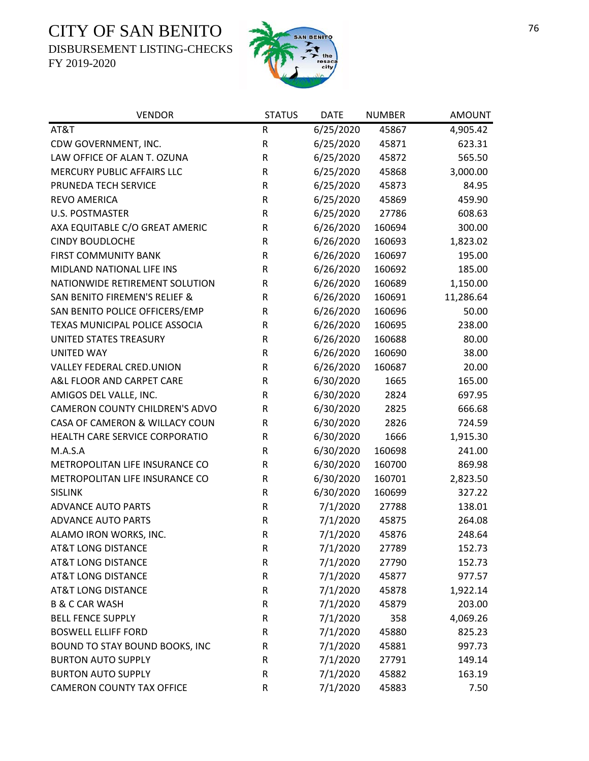# CITY OF SAN BENITO

DISBURSEMENT LISTING-CHECKS

FY 2019-2020

| VENDOR | STATUS | DATE | NUMBER | AMOUNT |
|---|---|---|---|---|
| AT&T | R | 6/25/2020 | 45867 | 4,905.42 |
| CDW GOVERNMENT, INC. | R | 6/25/2020 | 45871 | 623.31 |
| LAW OFFICE OF ALAN T. OZUNA | R | 6/25/2020 | 45872 | 565.50 |
| MERCURY PUBLIC AFFAIRS LLC | R | 6/25/2020 | 45868 | 3,000.00 |
| PRUNEDA TECH SERVICE | R | 6/25/2020 | 45873 | 84.95 |
| REVO AMERICA | R | 6/25/2020 | 45869 | 459.90 |
| U.S. POSTMASTER | R | 6/25/2020 | 27786 | 608.63 |
| AXA EQUITABLE C/O GREAT AMERIC | R | 6/26/2020 | 160694 | 300.00 |
| CINDY BOUDLOCHE | R | 6/26/2020 | 160693 | 1,823.02 |
| FIRST COMMUNITY BANK | R | 6/26/2020 | 160697 | 195.00 |
| MIDLAND NATIONAL LIFE INS | R | 6/26/2020 | 160692 | 185.00 |
| NATIONWIDE RETIREMENT SOLUTION | R | 6/26/2020 | 160689 | 1,150.00 |
| SAN BENITO FIREMEN'S RELIEF & | R | 6/26/2020 | 160691 | 11,286.64 |
| SAN BENITO POLICE OFFICERS/EMP | R | 6/26/2020 | 160696 | 50.00 |
| TEXAS MUNICIPAL POLICE ASSOCIA | R | 6/26/2020 | 160695 | 238.00 |
| UNITED STATES TREASURY | R | 6/26/2020 | 160688 | 80.00 |
| UNITED WAY | R | 6/26/2020 | 160690 | 38.00 |
| VALLEY FEDERAL CRED.UNION | R | 6/26/2020 | 160687 | 20.00 |
| A&L FLOOR AND CARPET CARE | R | 6/30/2020 | 1665 | 165.00 |
| AMIGOS DEL VALLE, INC. | R | 6/30/2020 | 2824 | 697.95 |
| CAMERON COUNTY CHILDREN'S ADVO | R | 6/30/2020 | 2825 | 666.68 |
| CASA OF CAMERON & WILLACY COUN | R | 6/30/2020 | 2826 | 724.59 |
| HEALTH CARE SERVICE CORPORATIO | R | 6/30/2020 | 1666 | 1,915.30 |
| M.A.S.A | R | 6/30/2020 | 160698 | 241.00 |
| METROPOLITAN LIFE INSURANCE CO | R | 6/30/2020 | 160700 | 869.98 |
| METROPOLITAN LIFE INSURANCE CO | R | 6/30/2020 | 160701 | 2,823.50 |
| SISLINK | R | 6/30/2020 | 160699 | 327.22 |
| ADVANCE AUTO PARTS | R | 7/1/2020 | 27788 | 138.01 |
| ADVANCE AUTO PARTS | R | 7/1/2020 | 45875 | 264.08 |
| ALAMO IRON WORKS, INC. | R | 7/1/2020 | 45876 | 248.64 |
| AT&T LONG DISTANCE | R | 7/1/2020 | 27789 | 152.73 |
| AT&T LONG DISTANCE | R | 7/1/2020 | 27790 | 152.73 |
| AT&T LONG DISTANCE | R | 7/1/2020 | 45877 | 977.57 |
| AT&T LONG DISTANCE | R | 7/1/2020 | 45878 | 1,922.14 |
| B & C CAR WASH | R | 7/1/2020 | 45879 | 203.00 |
| BELL FENCE SUPPLY | R | 7/1/2020 | 358 | 4,069.26 |
| BOSWELL ELLIFF FORD | R | 7/1/2020 | 45880 | 825.23 |
| BOUND TO STAY BOUND BOOKS, INC | R | 7/1/2020 | 45881 | 997.73 |
| BURTON AUTO SUPPLY | R | 7/1/2020 | 27791 | 149.14 |
| BURTON AUTO SUPPLY | R | 7/1/2020 | 45882 | 163.19 |
| CAMERON COUNTY TAX OFFICE | R | 7/1/2020 | 45883 | 7.50 |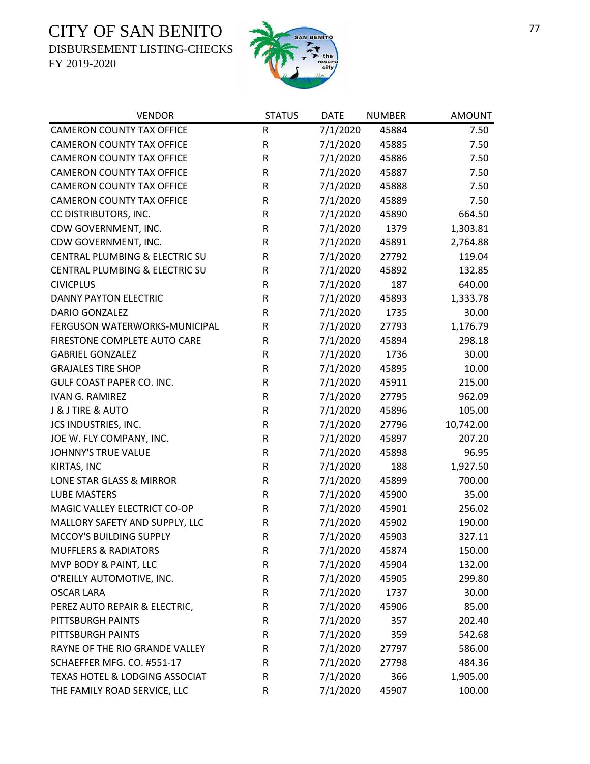# CITY OF SAN BENITO

DISBURSEMENT LISTING-CHECKS

FY 2019-2020

| VENDOR | STATUS | DATE | NUMBER | AMOUNT |
|---|---|---|---|---|
| CAMERON COUNTY TAX OFFICE | R | 7/1/2020 | 45884 | 7.50 |
| CAMERON COUNTY TAX OFFICE | R | 7/1/2020 | 45885 | 7.50 |
| CAMERON COUNTY TAX OFFICE | R | 7/1/2020 | 45886 | 7.50 |
| CAMERON COUNTY TAX OFFICE | R | 7/1/2020 | 45887 | 7.50 |
| CAMERON COUNTY TAX OFFICE | R | 7/1/2020 | 45888 | 7.50 |
| CAMERON COUNTY TAX OFFICE | R | 7/1/2020 | 45889 | 7.50 |
| CC DISTRIBUTORS, INC. | R | 7/1/2020 | 45890 | 664.50 |
| CDW GOVERNMENT, INC. | R | 7/1/2020 | 1379 | 1,303.81 |
| CDW GOVERNMENT, INC. | R | 7/1/2020 | 45891 | 2,764.88 |
| CENTRAL PLUMBING & ELECTRIC SU | R | 7/1/2020 | 27792 | 119.04 |
| CENTRAL PLUMBING & ELECTRIC SU | R | 7/1/2020 | 45892 | 132.85 |
| CIVICPLUS | R | 7/1/2020 | 187 | 640.00 |
| DANNY PAYTON ELECTRIC | R | 7/1/2020 | 45893 | 1,333.78 |
| DARIO GONZALEZ | R | 7/1/2020 | 1735 | 30.00 |
| FERGUSON WATERWORKS-MUNICIPAL | R | 7/1/2020 | 27793 | 1,176.79 |
| FIRESTONE COMPLETE AUTO CARE | R | 7/1/2020 | 45894 | 298.18 |
| GABRIEL GONZALEZ | R | 7/1/2020 | 1736 | 30.00 |
| GRAJALES TIRE SHOP | R | 7/1/2020 | 45895 | 10.00 |
| GULF COAST PAPER CO. INC. | R | 7/1/2020 | 45911 | 215.00 |
| IVAN G. RAMIREZ | R | 7/1/2020 | 27795 | 962.09 |
| J & J TIRE & AUTO | R | 7/1/2020 | 45896 | 105.00 |
| JCS INDUSTRIES, INC. | R | 7/1/2020 | 27796 | 10,742.00 |
| JOE W. FLY COMPANY, INC. | R | 7/1/2020 | 45897 | 207.20 |
| JOHNNY'S TRUE VALUE | R | 7/1/2020 | 45898 | 96.95 |
| KIRTAS, INC | R | 7/1/2020 | 188 | 1,927.50 |
| LONE STAR GLASS & MIRROR | R | 7/1/2020 | 45899 | 700.00 |
| LUBE MASTERS | R | 7/1/2020 | 45900 | 35.00 |
| MAGIC VALLEY ELECTRICT CO-OP | R | 7/1/2020 | 45901 | 256.02 |
| MALLORY SAFETY AND SUPPLY, LLC | R | 7/1/2020 | 45902 | 190.00 |
| MCCOY'S BUILDING SUPPLY | R | 7/1/2020 | 45903 | 327.11 |
| MUFFLERS & RADIATORS | R | 7/1/2020 | 45874 | 150.00 |
| MVP BODY & PAINT, LLC | R | 7/1/2020 | 45904 | 132.00 |
| O'REILLY AUTOMOTIVE, INC. | R | 7/1/2020 | 45905 | 299.80 |
| OSCAR LARA | R | 7/1/2020 | 1737 | 30.00 |
| PEREZ AUTO REPAIR & ELECTRIC, | R | 7/1/2020 | 45906 | 85.00 |
| PITTSBURGH PAINTS | R | 7/1/2020 | 357 | 202.40 |
| PITTSBURGH PAINTS | R | 7/1/2020 | 359 | 542.68 |
| RAYNE OF THE RIO GRANDE VALLEY | R | 7/1/2020 | 27797 | 586.00 |
| SCHAEFFER MFG. CO. #551-17 | R | 7/1/2020 | 27798 | 484.36 |
| TEXAS HOTEL & LODGING ASSOCIAT | R | 7/1/2020 | 366 | 1,905.00 |
| THE FAMILY ROAD SERVICE, LLC | R | 7/1/2020 | 45907 | 100.00 |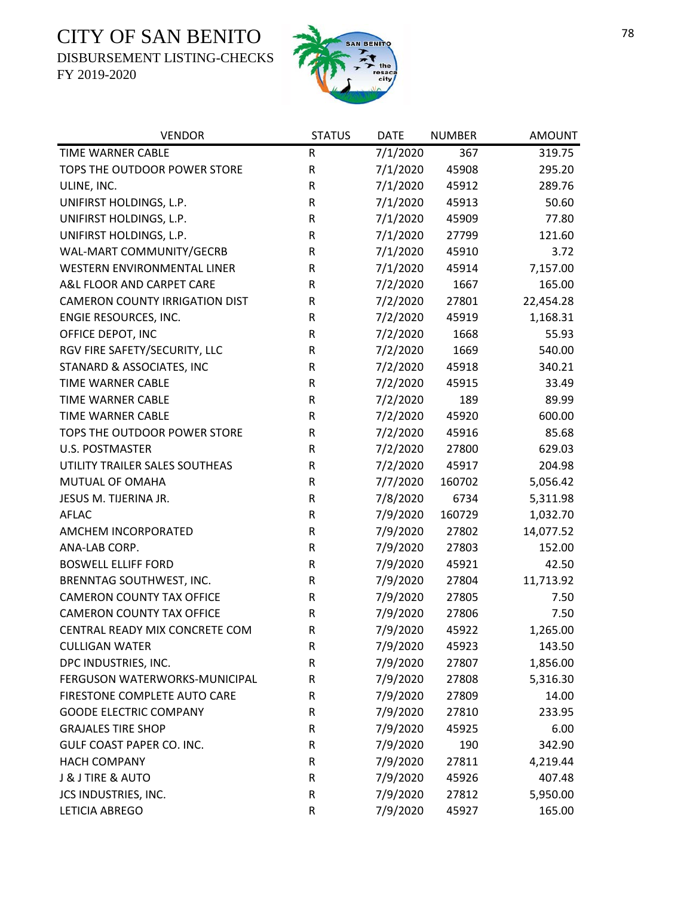# CITY OF SAN BENITO
DISBURSEMENT LISTING-CHECKS
FY 2019-2020

| VENDOR | STATUS | DATE | NUMBER | AMOUNT |
|---|---|---|---|---|
| TIME WARNER CABLE | R | 7/1/2020 | 367 | 319.75 |
| TOPS THE OUTDOOR POWER STORE | R | 7/1/2020 | 45908 | 295.20 |
| ULINE, INC. | R | 7/1/2020 | 45912 | 289.76 |
| UNIFIRST HOLDINGS, L.P. | R | 7/1/2020 | 45913 | 50.60 |
| UNIFIRST HOLDINGS, L.P. | R | 7/1/2020 | 45909 | 77.80 |
| UNIFIRST HOLDINGS, L.P. | R | 7/1/2020 | 27799 | 121.60 |
| WAL-MART COMMUNITY/GECRB | R | 7/1/2020 | 45910 | 3.72 |
| WESTERN ENVIRONMENTAL LINER | R | 7/1/2020 | 45914 | 7,157.00 |
| A&L FLOOR AND CARPET CARE | R | 7/2/2020 | 1667 | 165.00 |
| CAMERON COUNTY IRRIGATION DIST | R | 7/2/2020 | 27801 | 22,454.28 |
| ENGIE RESOURCES, INC. | R | 7/2/2020 | 45919 | 1,168.31 |
| OFFICE DEPOT, INC | R | 7/2/2020 | 1668 | 55.93 |
| RGV FIRE SAFETY/SECURITY, LLC | R | 7/2/2020 | 1669 | 540.00 |
| STANARD & ASSOCIATES, INC | R | 7/2/2020 | 45918 | 340.21 |
| TIME WARNER CABLE | R | 7/2/2020 | 45915 | 33.49 |
| TIME WARNER CABLE | R | 7/2/2020 | 189 | 89.99 |
| TIME WARNER CABLE | R | 7/2/2020 | 45920 | 600.00 |
| TOPS THE OUTDOOR POWER STORE | R | 7/2/2020 | 45916 | 85.68 |
| U.S. POSTMASTER | R | 7/2/2020 | 27800 | 629.03 |
| UTILITY TRAILER SALES SOUTHEAS | R | 7/2/2020 | 45917 | 204.98 |
| MUTUAL OF OMAHA | R | 7/7/2020 | 160702 | 5,056.42 |
| JESUS M. TIJERINA JR. | R | 7/8/2020 | 6734 | 5,311.98 |
| AFLAC | R | 7/9/2020 | 160729 | 1,032.70 |
| AMCHEM INCORPORATED | R | 7/9/2020 | 27802 | 14,077.52 |
| ANA-LAB CORP. | R | 7/9/2020 | 27803 | 152.00 |
| BOSWELL ELLIFF FORD | R | 7/9/2020 | 45921 | 42.50 |
| BRENNTAG SOUTHWEST, INC. | R | 7/9/2020 | 27804 | 11,713.92 |
| CAMERON COUNTY TAX OFFICE | R | 7/9/2020 | 27805 | 7.50 |
| CAMERON COUNTY TAX OFFICE | R | 7/9/2020 | 27806 | 7.50 |
| CENTRAL READY MIX CONCRETE COM | R | 7/9/2020 | 45922 | 1,265.00 |
| CULLIGAN WATER | R | 7/9/2020 | 45923 | 143.50 |
| DPC INDUSTRIES, INC. | R | 7/9/2020 | 27807 | 1,856.00 |
| FERGUSON WATERWORKS-MUNICIPAL | R | 7/9/2020 | 27808 | 5,316.30 |
| FIRESTONE COMPLETE AUTO CARE | R | 7/9/2020 | 27809 | 14.00 |
| GOODE ELECTRIC COMPANY | R | 7/9/2020 | 27810 | 233.95 |
| GRAJALES TIRE SHOP | R | 7/9/2020 | 45925 | 6.00 |
| GULF COAST PAPER CO. INC. | R | 7/9/2020 | 190 | 342.90 |
| HACH COMPANY | R | 7/9/2020 | 27811 | 4,219.44 |
| J & J TIRE & AUTO | R | 7/9/2020 | 45926 | 407.48 |
| JCS INDUSTRIES, INC. | R | 7/9/2020 | 27812 | 5,950.00 |
| LETICIA ABREGO | R | 7/9/2020 | 45927 | 165.00 |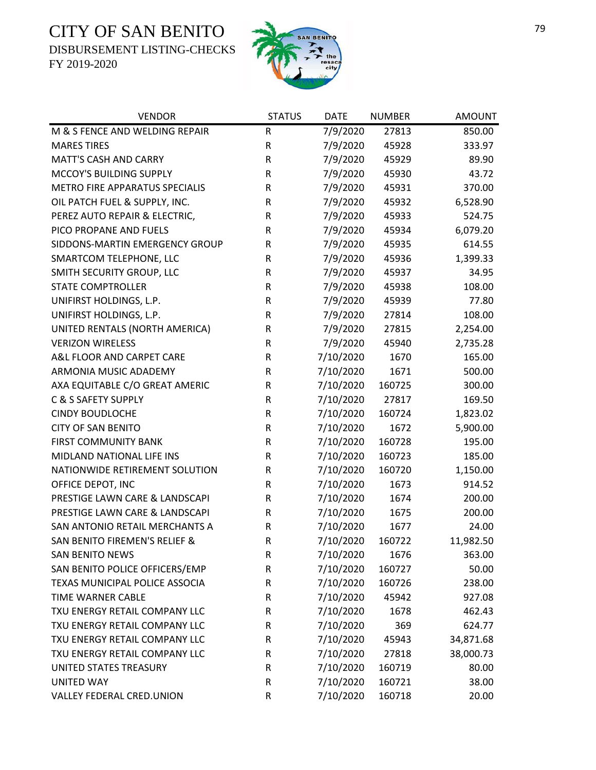# CITY OF SAN BENITO

DISBURSEMENT LISTING-CHECKS

FY 2019-2020

| VENDOR | STATUS | DATE | NUMBER | AMOUNT |
|---|---|---|---|---|
| M & S FENCE AND WELDING REPAIR | R | 7/9/2020 | 27813 | 850.00 |
| MARES TIRES | R | 7/9/2020 | 45928 | 333.97 |
| MATT'S CASH AND CARRY | R | 7/9/2020 | 45929 | 89.90 |
| MCCOY'S BUILDING SUPPLY | R | 7/9/2020 | 45930 | 43.72 |
| METRO FIRE APPARATUS SPECIALIS | R | 7/9/2020 | 45931 | 370.00 |
| OIL PATCH FUEL & SUPPLY, INC. | R | 7/9/2020 | 45932 | 6,528.90 |
| PEREZ AUTO REPAIR & ELECTRIC, | R | 7/9/2020 | 45933 | 524.75 |
| PICO PROPANE AND FUELS | R | 7/9/2020 | 45934 | 6,079.20 |
| SIDDONS-MARTIN EMERGENCY GROUP | R | 7/9/2020 | 45935 | 614.55 |
| SMARTCOM TELEPHONE, LLC | R | 7/9/2020 | 45936 | 1,399.33 |
| SMITH SECURITY GROUP, LLC | R | 7/9/2020 | 45937 | 34.95 |
| STATE COMPTROLLER | R | 7/9/2020 | 45938 | 108.00 |
| UNIFIRST HOLDINGS, L.P. | R | 7/9/2020 | 45939 | 77.80 |
| UNIFIRST HOLDINGS, L.P. | R | 7/9/2020 | 27814 | 108.00 |
| UNITED RENTALS (NORTH AMERICA) | R | 7/9/2020 | 27815 | 2,254.00 |
| VERIZON WIRELESS | R | 7/9/2020 | 45940 | 2,735.28 |
| A&L FLOOR AND CARPET CARE | R | 7/10/2020 | 1670 | 165.00 |
| ARMONIA MUSIC ADADEMY | R | 7/10/2020 | 1671 | 500.00 |
| AXA EQUITABLE C/O GREAT AMERIC | R | 7/10/2020 | 160725 | 300.00 |
| C & S SAFETY SUPPLY | R | 7/10/2020 | 27817 | 169.50 |
| CINDY BOUDLOCHE | R | 7/10/2020 | 160724 | 1,823.02 |
| CITY OF SAN BENITO | R | 7/10/2020 | 1672 | 5,900.00 |
| FIRST COMMUNITY BANK | R | 7/10/2020 | 160728 | 195.00 |
| MIDLAND NATIONAL LIFE INS | R | 7/10/2020 | 160723 | 185.00 |
| NATIONWIDE RETIREMENT SOLUTION | R | 7/10/2020 | 160720 | 1,150.00 |
| OFFICE DEPOT, INC | R | 7/10/2020 | 1673 | 914.52 |
| PRESTIGE LAWN CARE & LANDSCAPI | R | 7/10/2020 | 1674 | 200.00 |
| PRESTIGE LAWN CARE & LANDSCAPI | R | 7/10/2020 | 1675 | 200.00 |
| SAN ANTONIO RETAIL MERCHANTS A | R | 7/10/2020 | 1677 | 24.00 |
| SAN BENITO FIREMEN'S RELIEF & | R | 7/10/2020 | 160722 | 11,982.50 |
| SAN BENITO NEWS | R | 7/10/2020 | 1676 | 363.00 |
| SAN BENITO POLICE OFFICERS/EMP | R | 7/10/2020 | 160727 | 50.00 |
| TEXAS MUNICIPAL POLICE ASSOCIA | R | 7/10/2020 | 160726 | 238.00 |
| TIME WARNER CABLE | R | 7/10/2020 | 45942 | 927.08 |
| TXU ENERGY RETAIL COMPANY LLC | R | 7/10/2020 | 1678 | 462.43 |
| TXU ENERGY RETAIL COMPANY LLC | R | 7/10/2020 | 369 | 624.77 |
| TXU ENERGY RETAIL COMPANY LLC | R | 7/10/2020 | 45943 | 34,871.68 |
| TXU ENERGY RETAIL COMPANY LLC | R | 7/10/2020 | 27818 | 38,000.73 |
| UNITED STATES TREASURY | R | 7/10/2020 | 160719 | 80.00 |
| UNITED WAY | R | 7/10/2020 | 160721 | 38.00 |
| VALLEY FEDERAL CRED.UNION | R | 7/10/2020 | 160718 | 20.00 |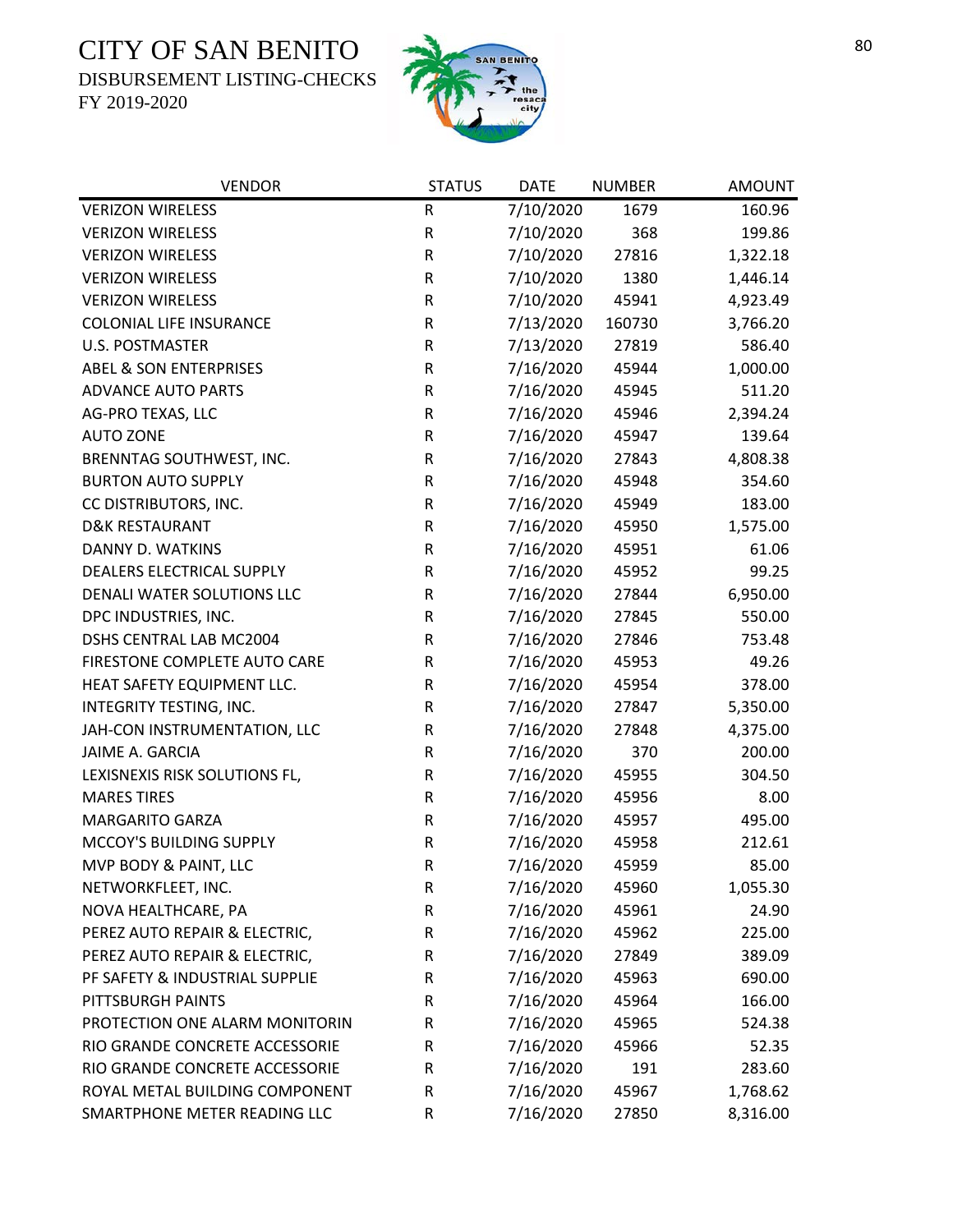# CITY OF SAN BENITO

DISBURSEMENT LISTING-CHECKS

FY 2019-2020

| VENDOR | STATUS | DATE | NUMBER | AMOUNT |
|---|---|---|---|---|
| VERIZON WIRELESS | R | 7/10/2020 | 1679 | 160.96 |
| VERIZON WIRELESS | R | 7/10/2020 | 368 | 199.86 |
| VERIZON WIRELESS | R | 7/10/2020 | 27816 | 1,322.18 |
| VERIZON WIRELESS | R | 7/10/2020 | 1380 | 1,446.14 |
| VERIZON WIRELESS | R | 7/10/2020 | 45941 | 4,923.49 |
| COLONIAL LIFE INSURANCE | R | 7/13/2020 | 160730 | 3,766.20 |
| U.S. POSTMASTER | R | 7/13/2020 | 27819 | 586.40 |
| ABEL & SON ENTERPRISES | R | 7/16/2020 | 45944 | 1,000.00 |
| ADVANCE AUTO PARTS | R | 7/16/2020 | 45945 | 511.20 |
| AG-PRO TEXAS, LLC | R | 7/16/2020 | 45946 | 2,394.24 |
| AUTO ZONE | R | 7/16/2020 | 45947 | 139.64 |
| BRENNTAG SOUTHWEST, INC. | R | 7/16/2020 | 27843 | 4,808.38 |
| BURTON AUTO SUPPLY | R | 7/16/2020 | 45948 | 354.60 |
| CC DISTRIBUTORS, INC. | R | 7/16/2020 | 45949 | 183.00 |
| D&K RESTAURANT | R | 7/16/2020 | 45950 | 1,575.00 |
| DANNY D. WATKINS | R | 7/16/2020 | 45951 | 61.06 |
| DEALERS ELECTRICAL SUPPLY | R | 7/16/2020 | 45952 | 99.25 |
| DENALI WATER SOLUTIONS LLC | R | 7/16/2020 | 27844 | 6,950.00 |
| DPC INDUSTRIES, INC. | R | 7/16/2020 | 27845 | 550.00 |
| DSHS CENTRAL LAB MC2004 | R | 7/16/2020 | 27846 | 753.48 |
| FIRESTONE COMPLETE AUTO CARE | R | 7/16/2020 | 45953 | 49.26 |
| HEAT SAFETY EQUIPMENT LLC. | R | 7/16/2020 | 45954 | 378.00 |
| INTEGRITY TESTING, INC. | R | 7/16/2020 | 27847 | 5,350.00 |
| JAH-CON INSTRUMENTATION, LLC | R | 7/16/2020 | 27848 | 4,375.00 |
| JAIME A. GARCIA | R | 7/16/2020 | 370 | 200.00 |
| LEXISNEXIS RISK SOLUTIONS FL, | R | 7/16/2020 | 45955 | 304.50 |
| MARES TIRES | R | 7/16/2020 | 45956 | 8.00 |
| MARGARITO GARZA | R | 7/16/2020 | 45957 | 495.00 |
| MCCOY'S BUILDING SUPPLY | R | 7/16/2020 | 45958 | 212.61 |
| MVP BODY & PAINT, LLC | R | 7/16/2020 | 45959 | 85.00 |
| NETWORKFLEET, INC. | R | 7/16/2020 | 45960 | 1,055.30 |
| NOVA HEALTHCARE, PA | R | 7/16/2020 | 45961 | 24.90 |
| PEREZ AUTO REPAIR & ELECTRIC, | R | 7/16/2020 | 45962 | 225.00 |
| PEREZ AUTO REPAIR & ELECTRIC, | R | 7/16/2020 | 27849 | 389.09 |
| PF SAFETY & INDUSTRIAL SUPPLIE | R | 7/16/2020 | 45963 | 690.00 |
| PITTSBURGH PAINTS | R | 7/16/2020 | 45964 | 166.00 |
| PROTECTION ONE ALARM MONITORIN | R | 7/16/2020 | 45965 | 524.38 |
| RIO GRANDE CONCRETE ACCESSORIE | R | 7/16/2020 | 45966 | 52.35 |
| RIO GRANDE CONCRETE ACCESSORIE | R | 7/16/2020 | 191 | 283.60 |
| ROYAL METAL BUILDING COMPONENT | R | 7/16/2020 | 45967 | 1,768.62 |
| SMARTPHONE METER READING LLC | R | 7/16/2020 | 27850 | 8,316.00 |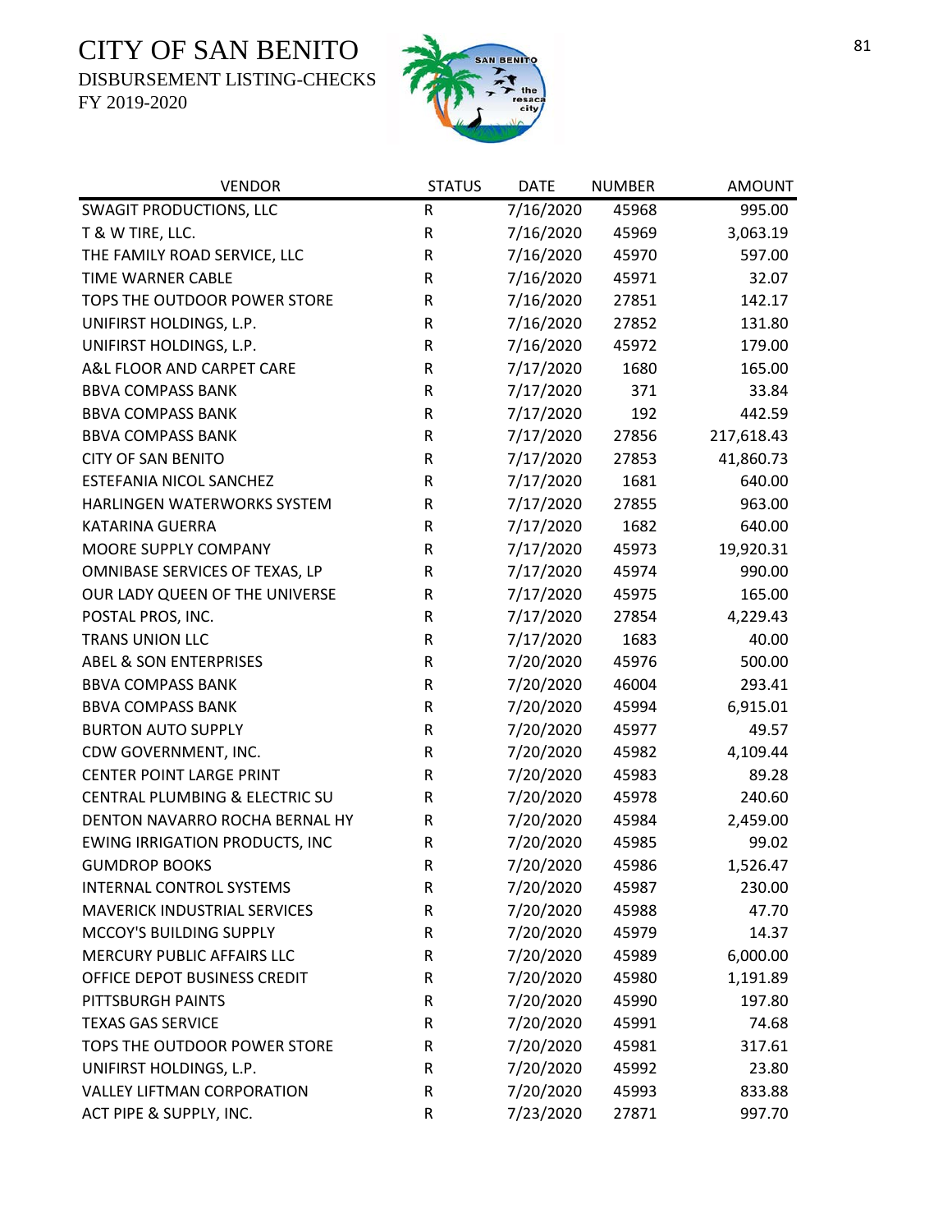CITY OF SAN BENITO
DISBURSEMENT LISTING-CHECKS
FY 2019-2020

| VENDOR | STATUS | DATE | NUMBER | AMOUNT |
|---|---|---|---|---|
| SWAGIT PRODUCTIONS, LLC | R | 7/16/2020 | 45968 | 995.00 |
| T & W TIRE, LLC. | R | 7/16/2020 | 45969 | 3,063.19 |
| THE FAMILY ROAD SERVICE, LLC | R | 7/16/2020 | 45970 | 597.00 |
| TIME WARNER CABLE | R | 7/16/2020 | 45971 | 32.07 |
| TOPS THE OUTDOOR POWER STORE | R | 7/16/2020 | 27851 | 142.17 |
| UNIFIRST HOLDINGS, L.P. | R | 7/16/2020 | 27852 | 131.80 |
| UNIFIRST HOLDINGS, L.P. | R | 7/16/2020 | 45972 | 179.00 |
| A&L FLOOR AND CARPET CARE | R | 7/17/2020 | 1680 | 165.00 |
| BBVA COMPASS BANK | R | 7/17/2020 | 371 | 33.84 |
| BBVA COMPASS BANK | R | 7/17/2020 | 192 | 442.59 |
| BBVA COMPASS BANK | R | 7/17/2020 | 27856 | 217,618.43 |
| CITY OF SAN BENITO | R | 7/17/2020 | 27853 | 41,860.73 |
| ESTEFANIA NICOL SANCHEZ | R | 7/17/2020 | 1681 | 640.00 |
| HARLINGEN WATERWORKS SYSTEM | R | 7/17/2020 | 27855 | 963.00 |
| KATARINA GUERRA | R | 7/17/2020 | 1682 | 640.00 |
| MOORE SUPPLY COMPANY | R | 7/17/2020 | 45973 | 19,920.31 |
| OMNIBASE SERVICES OF TEXAS, LP | R | 7/17/2020 | 45974 | 990.00 |
| OUR LADY QUEEN OF THE UNIVERSE | R | 7/17/2020 | 45975 | 165.00 |
| POSTAL PROS, INC. | R | 7/17/2020 | 27854 | 4,229.43 |
| TRANS UNION LLC | R | 7/17/2020 | 1683 | 40.00 |
| ABEL & SON ENTERPRISES | R | 7/20/2020 | 45976 | 500.00 |
| BBVA COMPASS BANK | R | 7/20/2020 | 46004 | 293.41 |
| BBVA COMPASS BANK | R | 7/20/2020 | 45994 | 6,915.01 |
| BURTON AUTO SUPPLY | R | 7/20/2020 | 45977 | 49.57 |
| CDW GOVERNMENT, INC. | R | 7/20/2020 | 45982 | 4,109.44 |
| CENTER POINT LARGE PRINT | R | 7/20/2020 | 45983 | 89.28 |
| CENTRAL PLUMBING & ELECTRIC SU | R | 7/20/2020 | 45978 | 240.60 |
| DENTON NAVARRO ROCHA BERNAL HY | R | 7/20/2020 | 45984 | 2,459.00 |
| EWING IRRIGATION PRODUCTS, INC | R | 7/20/2020 | 45985 | 99.02 |
| GUMDROP BOOKS | R | 7/20/2020 | 45986 | 1,526.47 |
| INTERNAL CONTROL SYSTEMS | R | 7/20/2020 | 45987 | 230.00 |
| MAVERICK INDUSTRIAL SERVICES | R | 7/20/2020 | 45988 | 47.70 |
| MCCOY'S BUILDING SUPPLY | R | 7/20/2020 | 45979 | 14.37 |
| MERCURY PUBLIC AFFAIRS LLC | R | 7/20/2020 | 45989 | 6,000.00 |
| OFFICE DEPOT BUSINESS CREDIT | R | 7/20/2020 | 45980 | 1,191.89 |
| PITTSBURGH PAINTS | R | 7/20/2020 | 45990 | 197.80 |
| TEXAS GAS SERVICE | R | 7/20/2020 | 45991 | 74.68 |
| TOPS THE OUTDOOR POWER STORE | R | 7/20/2020 | 45981 | 317.61 |
| UNIFIRST HOLDINGS, L.P. | R | 7/20/2020 | 45992 | 23.80 |
| VALLEY LIFTMAN CORPORATION | R | 7/20/2020 | 45993 | 833.88 |
| ACT PIPE & SUPPLY, INC. | R | 7/23/2020 | 27871 | 997.70 |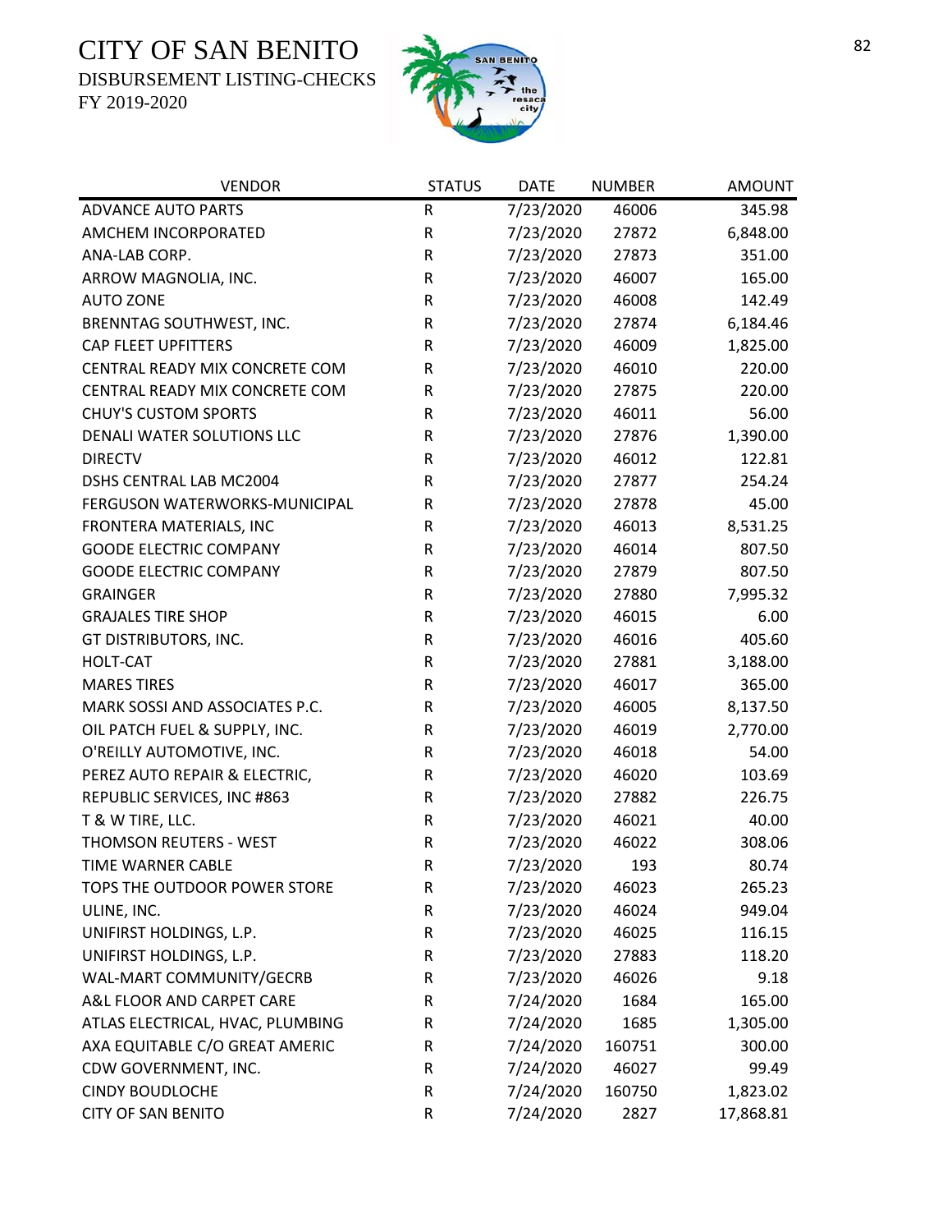# CITY OF SAN BENITO

DISBURSEMENT LISTING-CHECKS

FY 2019-2020

| VENDOR | STATUS | DATE | NUMBER | AMOUNT |
|---|---|---|---|---|
| ADVANCE AUTO PARTS | R | 7/23/2020 | 46006 | 345.98 |
| AMCHEM INCORPORATED | R | 7/23/2020 | 27872 | 6,848.00 |
| ANA-LAB CORP. | R | 7/23/2020 | 27873 | 351.00 |
| ARROW MAGNOLIA, INC. | R | 7/23/2020 | 46007 | 165.00 |
| AUTO ZONE | R | 7/23/2020 | 46008 | 142.49 |
| BRENNTAG SOUTHWEST, INC. | R | 7/23/2020 | 27874 | 6,184.46 |
| CAP FLEET UPFITTERS | R | 7/23/2020 | 46009 | 1,825.00 |
| CENTRAL READY MIX CONCRETE COM | R | 7/23/2020 | 46010 | 220.00 |
| CENTRAL READY MIX CONCRETE COM | R | 7/23/2020 | 27875 | 220.00 |
| CHUY'S CUSTOM SPORTS | R | 7/23/2020 | 46011 | 56.00 |
| DENALI WATER SOLUTIONS LLC | R | 7/23/2020 | 27876 | 1,390.00 |
| DIRECTV | R | 7/23/2020 | 46012 | 122.81 |
| DSHS CENTRAL LAB MC2004 | R | 7/23/2020 | 27877 | 254.24 |
| FERGUSON WATERWORKS-MUNICIPAL | R | 7/23/2020 | 27878 | 45.00 |
| FRONTERA MATERIALS, INC | R | 7/23/2020 | 46013 | 8,531.25 |
| GOODE ELECTRIC COMPANY | R | 7/23/2020 | 46014 | 807.50 |
| GOODE ELECTRIC COMPANY | R | 7/23/2020 | 27879 | 807.50 |
| GRAINGER | R | 7/23/2020 | 27880 | 7,995.32 |
| GRAJALES TIRE SHOP | R | 7/23/2020 | 46015 | 6.00 |
| GT DISTRIBUTORS, INC. | R | 7/23/2020 | 46016 | 405.60 |
| HOLT-CAT | R | 7/23/2020 | 27881 | 3,188.00 |
| MARES TIRES | R | 7/23/2020 | 46017 | 365.00 |
| MARK SOSSI AND ASSOCIATES P.C. | R | 7/23/2020 | 46005 | 8,137.50 |
| OIL PATCH FUEL & SUPPLY, INC. | R | 7/23/2020 | 46019 | 2,770.00 |
| O'REILLY AUTOMOTIVE, INC. | R | 7/23/2020 | 46018 | 54.00 |
| PEREZ AUTO REPAIR & ELECTRIC, | R | 7/23/2020 | 46020 | 103.69 |
| REPUBLIC SERVICES, INC #863 | R | 7/23/2020 | 27882 | 226.75 |
| T & W TIRE, LLC. | R | 7/23/2020 | 46021 | 40.00 |
| THOMSON REUTERS - WEST | R | 7/23/2020 | 46022 | 308.06 |
| TIME WARNER CABLE | R | 7/23/2020 | 193 | 80.74 |
| TOPS THE OUTDOOR POWER STORE | R | 7/23/2020 | 46023 | 265.23 |
| ULINE, INC. | R | 7/23/2020 | 46024 | 949.04 |
| UNIFIRST HOLDINGS, L.P. | R | 7/23/2020 | 46025 | 116.15 |
| UNIFIRST HOLDINGS, L.P. | R | 7/23/2020 | 27883 | 118.20 |
| WAL-MART COMMUNITY/GECRB | R | 7/23/2020 | 46026 | 9.18 |
| A&L FLOOR AND CARPET CARE | R | 7/24/2020 | 1684 | 165.00 |
| ATLAS ELECTRICAL, HVAC, PLUMBING | R | 7/24/2020 | 1685 | 1,305.00 |
| AXA EQUITABLE C/O GREAT AMERIC | R | 7/24/2020 | 160751 | 300.00 |
| CDW GOVERNMENT, INC. | R | 7/24/2020 | 46027 | 99.49 |
| CINDY BOUDLOCHE | R | 7/24/2020 | 160750 | 1,823.02 |
| CITY OF SAN BENITO | R | 7/24/2020 | 2827 | 17,868.81 |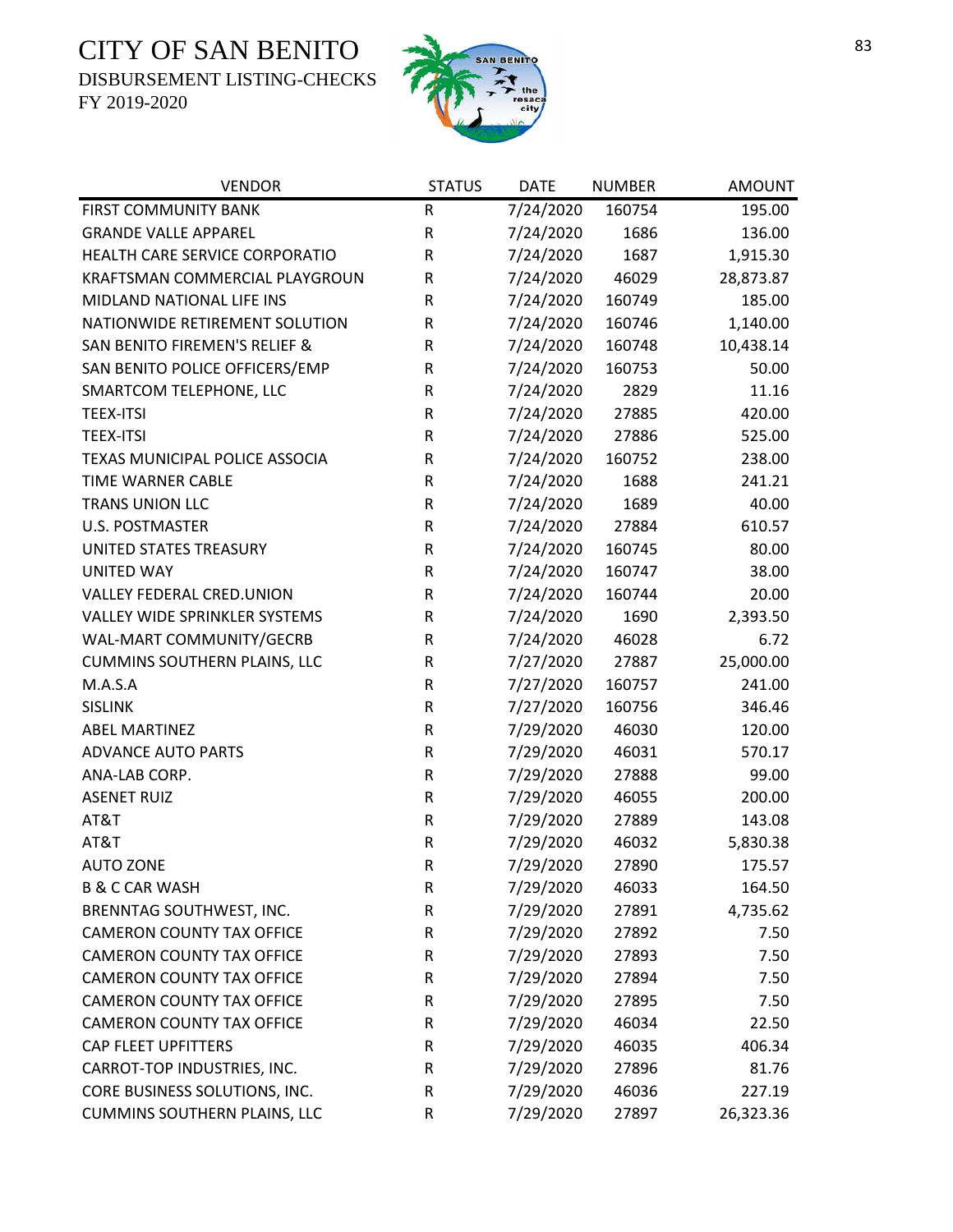# CITY OF SAN BENITO

DISBURSEMENT LISTING-CHECKS

FY 2019-2020

| VENDOR | STATUS | DATE | NUMBER | AMOUNT |
|---|---|---|---|---|
| FIRST COMMUNITY BANK | R | 7/24/2020 | 160754 | 195.00 |
| GRANDE VALLE APPAREL | R | 7/24/2020 | 1686 | 136.00 |
| HEALTH CARE SERVICE CORPORATIO | R | 7/24/2020 | 1687 | 1,915.30 |
| KRAFTSMAN COMMERCIAL PLAYGROUN | R | 7/24/2020 | 46029 | 28,873.87 |
| MIDLAND NATIONAL LIFE INS | R | 7/24/2020 | 160749 | 185.00 |
| NATIONWIDE RETIREMENT SOLUTION | R | 7/24/2020 | 160746 | 1,140.00 |
| SAN BENITO FIREMEN'S RELIEF & | R | 7/24/2020 | 160748 | 10,438.14 |
| SAN BENITO POLICE OFFICERS/EMP | R | 7/24/2020 | 160753 | 50.00 |
| SMARTCOM TELEPHONE, LLC | R | 7/24/2020 | 2829 | 11.16 |
| TEEX-ITSI | R | 7/24/2020 | 27885 | 420.00 |
| TEEX-ITSI | R | 7/24/2020 | 27886 | 525.00 |
| TEXAS MUNICIPAL POLICE ASSOCIA | R | 7/24/2020 | 160752 | 238.00 |
| TIME WARNER CABLE | R | 7/24/2020 | 1688 | 241.21 |
| TRANS UNION LLC | R | 7/24/2020 | 1689 | 40.00 |
| U.S. POSTMASTER | R | 7/24/2020 | 27884 | 610.57 |
| UNITED STATES TREASURY | R | 7/24/2020 | 160745 | 80.00 |
| UNITED WAY | R | 7/24/2020 | 160747 | 38.00 |
| VALLEY FEDERAL CRED.UNION | R | 7/24/2020 | 160744 | 20.00 |
| VALLEY WIDE SPRINKLER SYSTEMS | R | 7/24/2020 | 1690 | 2,393.50 |
| WAL-MART COMMUNITY/GECRB | R | 7/24/2020 | 46028 | 6.72 |
| CUMMINS SOUTHERN PLAINS, LLC | R | 7/27/2020 | 27887 | 25,000.00 |
| M.A.S.A | R | 7/27/2020 | 160757 | 241.00 |
| SISLINK | R | 7/27/2020 | 160756 | 346.46 |
| ABEL MARTINEZ | R | 7/29/2020 | 46030 | 120.00 |
| ADVANCE AUTO PARTS | R | 7/29/2020 | 46031 | 570.17 |
| ANA-LAB CORP. | R | 7/29/2020 | 27888 | 99.00 |
| ASENET RUIZ | R | 7/29/2020 | 46055 | 200.00 |
| AT&T | R | 7/29/2020 | 27889 | 143.08 |
| AT&T | R | 7/29/2020 | 46032 | 5,830.38 |
| AUTO ZONE | R | 7/29/2020 | 27890 | 175.57 |
| B & C CAR WASH | R | 7/29/2020 | 46033 | 164.50 |
| BRENNTAG SOUTHWEST, INC. | R | 7/29/2020 | 27891 | 4,735.62 |
| CAMERON COUNTY TAX OFFICE | R | 7/29/2020 | 27892 | 7.50 |
| CAMERON COUNTY TAX OFFICE | R | 7/29/2020 | 27893 | 7.50 |
| CAMERON COUNTY TAX OFFICE | R | 7/29/2020 | 27894 | 7.50 |
| CAMERON COUNTY TAX OFFICE | R | 7/29/2020 | 27895 | 7.50 |
| CAMERON COUNTY TAX OFFICE | R | 7/29/2020 | 46034 | 22.50 |
| CAP FLEET UPFITTERS | R | 7/29/2020 | 46035 | 406.34 |
| CARROT-TOP INDUSTRIES, INC. | R | 7/29/2020 | 27896 | 81.76 |
| CORE BUSINESS SOLUTIONS, INC. | R | 7/29/2020 | 46036 | 227.19 |
| CUMMINS SOUTHERN PLAINS, LLC | R | 7/29/2020 | 27897 | 26,323.36 |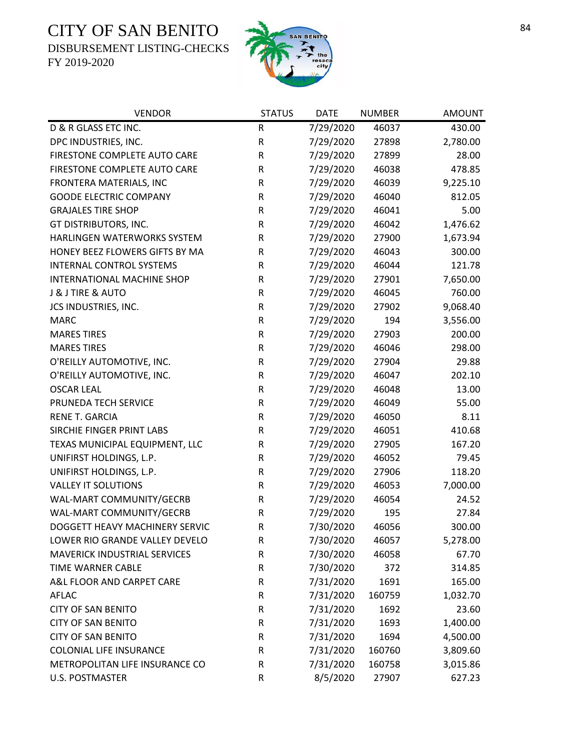# CITY OF SAN BENITO

DISBURSEMENT LISTING-CHECKS

FY 2019-2020

| VENDOR | STATUS | DATE | NUMBER | AMOUNT |
|---|---|---|---|---|
| D & R GLASS ETC INC. | R | 7/29/2020 | 46037 | 430.00 |
| DPC INDUSTRIES, INC. | R | 7/29/2020 | 27898 | 2,780.00 |
| FIRESTONE COMPLETE AUTO CARE | R | 7/29/2020 | 27899 | 28.00 |
| FIRESTONE COMPLETE AUTO CARE | R | 7/29/2020 | 46038 | 478.85 |
| FRONTERA MATERIALS, INC | R | 7/29/2020 | 46039 | 9,225.10 |
| GOODE ELECTRIC COMPANY | R | 7/29/2020 | 46040 | 812.05 |
| GRAJALES TIRE SHOP | R | 7/29/2020 | 46041 | 5.00 |
| GT DISTRIBUTORS, INC. | R | 7/29/2020 | 46042 | 1,476.62 |
| HARLINGEN WATERWORKS SYSTEM | R | 7/29/2020 | 27900 | 1,673.94 |
| HONEY BEEZ FLOWERS GIFTS BY MA | R | 7/29/2020 | 46043 | 300.00 |
| INTERNAL CONTROL SYSTEMS | R | 7/29/2020 | 46044 | 121.78 |
| INTERNATIONAL MACHINE SHOP | R | 7/29/2020 | 27901 | 7,650.00 |
| J & J TIRE & AUTO | R | 7/29/2020 | 46045 | 760.00 |
| JCS INDUSTRIES, INC. | R | 7/29/2020 | 27902 | 9,068.40 |
| MARC | R | 7/29/2020 | 194 | 3,556.00 |
| MARES TIRES | R | 7/29/2020 | 27903 | 200.00 |
| MARES TIRES | R | 7/29/2020 | 46046 | 298.00 |
| O'REILLY AUTOMOTIVE, INC. | R | 7/29/2020 | 27904 | 29.88 |
| O'REILLY AUTOMOTIVE, INC. | R | 7/29/2020 | 46047 | 202.10 |
| OSCAR LEAL | R | 7/29/2020 | 46048 | 13.00 |
| PRUNEDA TECH SERVICE | R | 7/29/2020 | 46049 | 55.00 |
| RENE T. GARCIA | R | 7/29/2020 | 46050 | 8.11 |
| SIRCHIE FINGER PRINT LABS | R | 7/29/2020 | 46051 | 410.68 |
| TEXAS MUNICIPAL EQUIPMENT, LLC | R | 7/29/2020 | 27905 | 167.20 |
| UNIFIRST HOLDINGS, L.P. | R | 7/29/2020 | 46052 | 79.45 |
| UNIFIRST HOLDINGS, L.P. | R | 7/29/2020 | 27906 | 118.20 |
| VALLEY IT SOLUTIONS | R | 7/29/2020 | 46053 | 7,000.00 |
| WAL-MART COMMUNITY/GECRB | R | 7/29/2020 | 46054 | 24.52 |
| WAL-MART COMMUNITY/GECRB | R | 7/29/2020 | 195 | 27.84 |
| DOGGETT HEAVY MACHINERY SERVIC | R | 7/30/2020 | 46056 | 300.00 |
| LOWER RIO GRANDE VALLEY DEVELO | R | 7/30/2020 | 46057 | 5,278.00 |
| MAVERICK INDUSTRIAL SERVICES | R | 7/30/2020 | 46058 | 67.70 |
| TIME WARNER CABLE | R | 7/30/2020 | 372 | 314.85 |
| A&L FLOOR AND CARPET CARE | R | 7/31/2020 | 1691 | 165.00 |
| AFLAC | R | 7/31/2020 | 160759 | 1,032.70 |
| CITY OF SAN BENITO | R | 7/31/2020 | 1692 | 23.60 |
| CITY OF SAN BENITO | R | 7/31/2020 | 1693 | 1,400.00 |
| CITY OF SAN BENITO | R | 7/31/2020 | 1694 | 4,500.00 |
| COLONIAL LIFE INSURANCE | R | 7/31/2020 | 160760 | 3,809.60 |
| METROPOLITAN LIFE INSURANCE CO | R | 7/31/2020 | 160758 | 3,015.86 |
| U.S. POSTMASTER | R | 8/5/2020 | 27907 | 627.23 |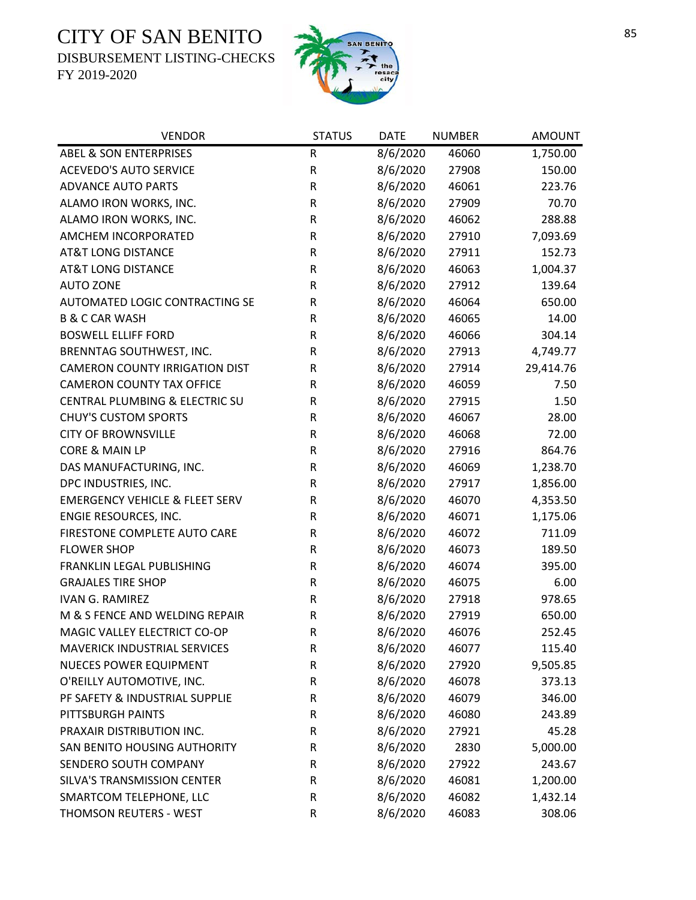# CITY OF SAN BENITO

DISBURSEMENT LISTING-CHECKS

FY 2019-2020

| VENDOR | STATUS | DATE | NUMBER | AMOUNT |
|---|---|---|---|---|
| ABEL & SON ENTERPRISES | R | 8/6/2020 | 46060 | 1,750.00 |
| ACEVEDO'S AUTO SERVICE | R | 8/6/2020 | 27908 | 150.00 |
| ADVANCE AUTO PARTS | R | 8/6/2020 | 46061 | 223.76 |
| ALAMO IRON WORKS, INC. | R | 8/6/2020 | 27909 | 70.70 |
| ALAMO IRON WORKS, INC. | R | 8/6/2020 | 46062 | 288.88 |
| AMCHEM INCORPORATED | R | 8/6/2020 | 27910 | 7,093.69 |
| AT&T LONG DISTANCE | R | 8/6/2020 | 27911 | 152.73 |
| AT&T LONG DISTANCE | R | 8/6/2020 | 46063 | 1,004.37 |
| AUTO ZONE | R | 8/6/2020 | 27912 | 139.64 |
| AUTOMATED LOGIC CONTRACTING SE | R | 8/6/2020 | 46064 | 650.00 |
| B & C CAR WASH | R | 8/6/2020 | 46065 | 14.00 |
| BOSWELL ELLIFF FORD | R | 8/6/2020 | 46066 | 304.14 |
| BRENNTAG SOUTHWEST, INC. | R | 8/6/2020 | 27913 | 4,749.77 |
| CAMERON COUNTY IRRIGATION DIST | R | 8/6/2020 | 27914 | 29,414.76 |
| CAMERON COUNTY TAX OFFICE | R | 8/6/2020 | 46059 | 7.50 |
| CENTRAL PLUMBING & ELECTRIC SU | R | 8/6/2020 | 27915 | 1.50 |
| CHUY'S CUSTOM SPORTS | R | 8/6/2020 | 46067 | 28.00 |
| CITY OF BROWNSVILLE | R | 8/6/2020 | 46068 | 72.00 |
| CORE & MAIN LP | R | 8/6/2020 | 27916 | 864.76 |
| DAS MANUFACTURING, INC. | R | 8/6/2020 | 46069 | 1,238.70 |
| DPC INDUSTRIES, INC. | R | 8/6/2020 | 27917 | 1,856.00 |
| EMERGENCY VEHICLE & FLEET SERV | R | 8/6/2020 | 46070 | 4,353.50 |
| ENGIE RESOURCES, INC. | R | 8/6/2020 | 46071 | 1,175.06 |
| FIRESTONE COMPLETE AUTO CARE | R | 8/6/2020 | 46072 | 711.09 |
| FLOWER SHOP | R | 8/6/2020 | 46073 | 189.50 |
| FRANKLIN LEGAL PUBLISHING | R | 8/6/2020 | 46074 | 395.00 |
| GRAJALES TIRE SHOP | R | 8/6/2020 | 46075 | 6.00 |
| IVAN G. RAMIREZ | R | 8/6/2020 | 27918 | 978.65 |
| M & S FENCE AND WELDING REPAIR | R | 8/6/2020 | 27919 | 650.00 |
| MAGIC VALLEY ELECTRICT CO-OP | R | 8/6/2020 | 46076 | 252.45 |
| MAVERICK INDUSTRIAL SERVICES | R | 8/6/2020 | 46077 | 115.40 |
| NUECES POWER EQUIPMENT | R | 8/6/2020 | 27920 | 9,505.85 |
| O'REILLY AUTOMOTIVE, INC. | R | 8/6/2020 | 46078 | 373.13 |
| PF SAFETY & INDUSTRIAL SUPPLIE | R | 8/6/2020 | 46079 | 346.00 |
| PITTSBURGH PAINTS | R | 8/6/2020 | 46080 | 243.89 |
| PRAXAIR DISTRIBUTION INC. | R | 8/6/2020 | 27921 | 45.28 |
| SAN BENITO HOUSING AUTHORITY | R | 8/6/2020 | 2830 | 5,000.00 |
| SENDERO SOUTH COMPANY | R | 8/6/2020 | 27922 | 243.67 |
| SILVA'S TRANSMISSION CENTER | R | 8/6/2020 | 46081 | 1,200.00 |
| SMARTCOM TELEPHONE, LLC | R | 8/6/2020 | 46082 | 1,432.14 |
| THOMSON REUTERS - WEST | R | 8/6/2020 | 46083 | 308.06 |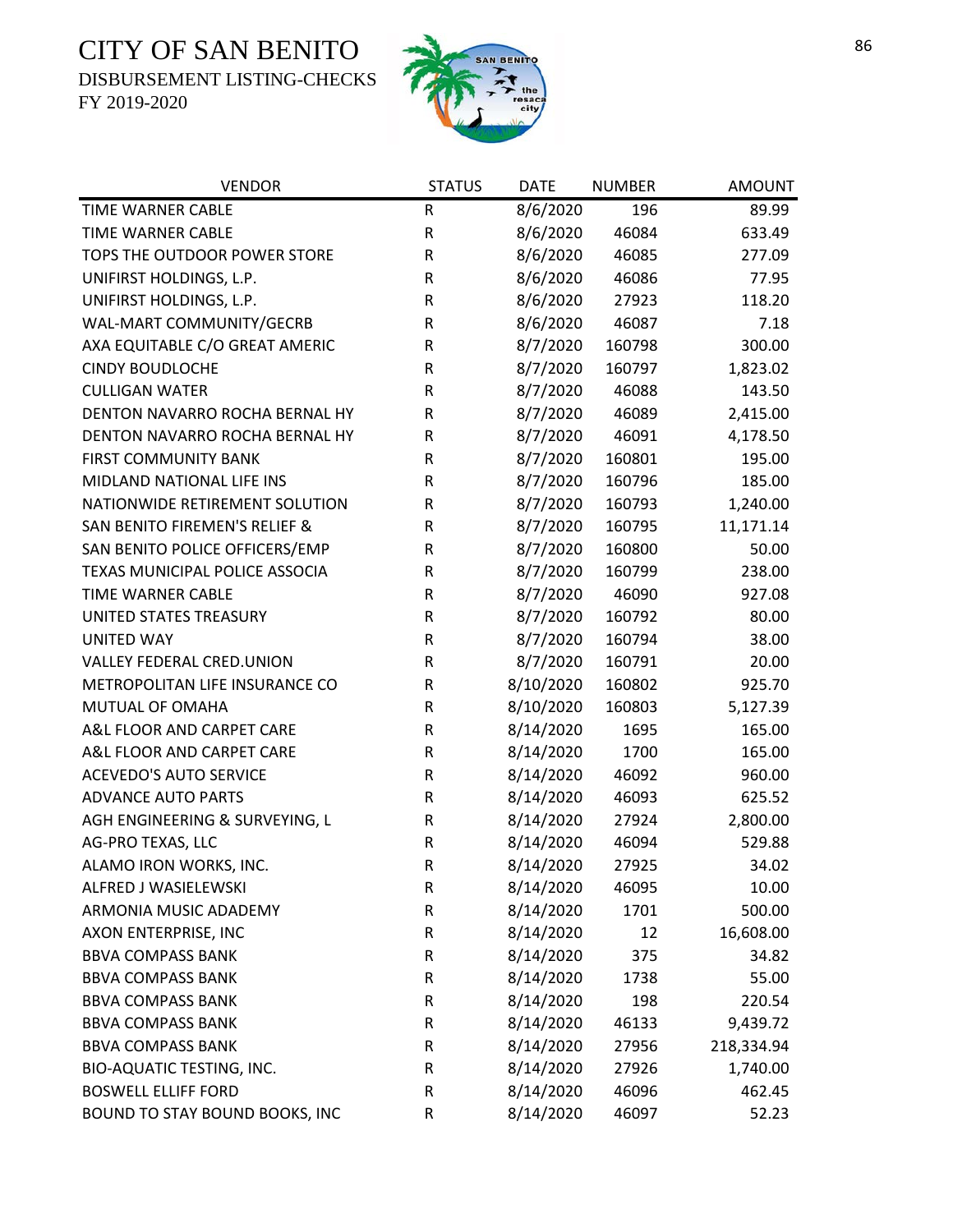# CITY OF SAN BENITO

DISBURSEMENT LISTING-CHECKS

FY 2019-2020

| VENDOR | STATUS | DATE | NUMBER | AMOUNT |
|---|---|---|---|---|
| TIME WARNER CABLE | R | 8/6/2020 | 196 | 89.99 |
| TIME WARNER CABLE | R | 8/6/2020 | 46084 | 633.49 |
| TOPS THE OUTDOOR POWER STORE | R | 8/6/2020 | 46085 | 277.09 |
| UNIFIRST HOLDINGS, L.P. | R | 8/6/2020 | 46086 | 77.95 |
| UNIFIRST HOLDINGS, L.P. | R | 8/6/2020 | 27923 | 118.20 |
| WAL-MART COMMUNITY/GECRB | R | 8/6/2020 | 46087 | 7.18 |
| AXA EQUITABLE C/O GREAT AMERIC | R | 8/7/2020 | 160798 | 300.00 |
| CINDY BOUDLOCHE | R | 8/7/2020 | 160797 | 1,823.02 |
| CULLIGAN WATER | R | 8/7/2020 | 46088 | 143.50 |
| DENTON NAVARRO ROCHA BERNAL HY | R | 8/7/2020 | 46089 | 2,415.00 |
| DENTON NAVARRO ROCHA BERNAL HY | R | 8/7/2020 | 46091 | 4,178.50 |
| FIRST COMMUNITY BANK | R | 8/7/2020 | 160801 | 195.00 |
| MIDLAND NATIONAL LIFE INS | R | 8/7/2020 | 160796 | 185.00 |
| NATIONWIDE RETIREMENT SOLUTION | R | 8/7/2020 | 160793 | 1,240.00 |
| SAN BENITO FIREMEN'S RELIEF & | R | 8/7/2020 | 160795 | 11,171.14 |
| SAN BENITO POLICE OFFICERS/EMP | R | 8/7/2020 | 160800 | 50.00 |
| TEXAS MUNICIPAL POLICE ASSOCIA | R | 8/7/2020 | 160799 | 238.00 |
| TIME WARNER CABLE | R | 8/7/2020 | 46090 | 927.08 |
| UNITED STATES TREASURY | R | 8/7/2020 | 160792 | 80.00 |
| UNITED WAY | R | 8/7/2020 | 160794 | 38.00 |
| VALLEY FEDERAL CRED.UNION | R | 8/7/2020 | 160791 | 20.00 |
| METROPOLITAN LIFE INSURANCE CO | R | 8/10/2020 | 160802 | 925.70 |
| MUTUAL OF OMAHA | R | 8/10/2020 | 160803 | 5,127.39 |
| A&L FLOOR AND CARPET CARE | R | 8/14/2020 | 1695 | 165.00 |
| A&L FLOOR AND CARPET CARE | R | 8/14/2020 | 1700 | 165.00 |
| ACEVEDO'S AUTO SERVICE | R | 8/14/2020 | 46092 | 960.00 |
| ADVANCE AUTO PARTS | R | 8/14/2020 | 46093 | 625.52 |
| AGH ENGINEERING & SURVEYING, L | R | 8/14/2020 | 27924 | 2,800.00 |
| AG-PRO TEXAS, LLC | R | 8/14/2020 | 46094 | 529.88 |
| ALAMO IRON WORKS, INC. | R | 8/14/2020 | 27925 | 34.02 |
| ALFRED J WASIELEWSKI | R | 8/14/2020 | 46095 | 10.00 |
| ARMONIA MUSIC ADADEMY | R | 8/14/2020 | 1701 | 500.00 |
| AXON ENTERPRISE, INC | R | 8/14/2020 | 12 | 16,608.00 |
| BBVA COMPASS BANK | R | 8/14/2020 | 375 | 34.82 |
| BBVA COMPASS BANK | R | 8/14/2020 | 1738 | 55.00 |
| BBVA COMPASS BANK | R | 8/14/2020 | 198 | 220.54 |
| BBVA COMPASS BANK | R | 8/14/2020 | 46133 | 9,439.72 |
| BBVA COMPASS BANK | R | 8/14/2020 | 27956 | 218,334.94 |
| BIO-AQUATIC TESTING, INC. | R | 8/14/2020 | 27926 | 1,740.00 |
| BOSWELL ELLIFF FORD | R | 8/14/2020 | 46096 | 462.45 |
| BOUND TO STAY BOUND BOOKS, INC | R | 8/14/2020 | 46097 | 52.23 |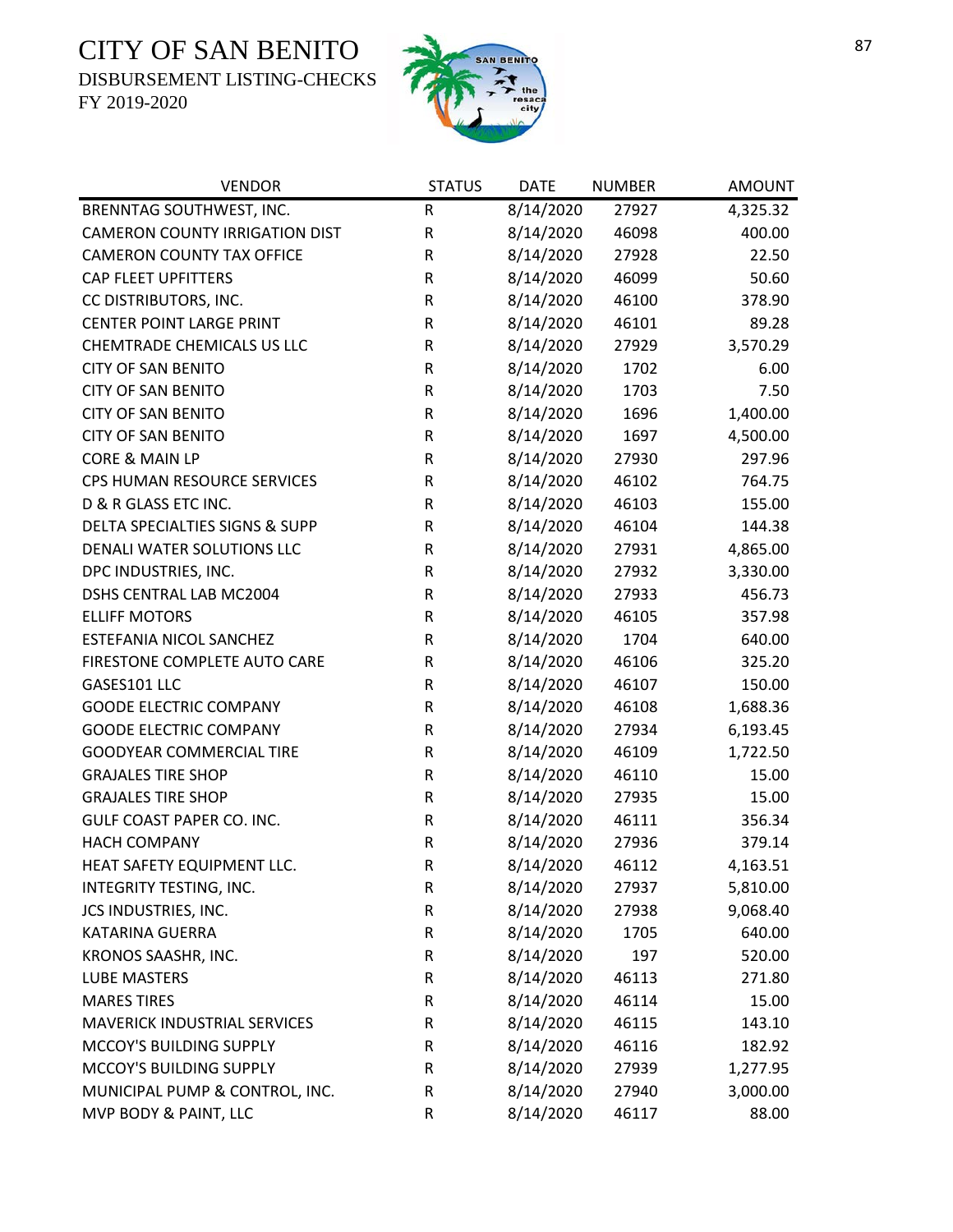# CITY OF SAN BENITO

DISBURSEMENT LISTING-CHECKS

FY 2019-2020

| VENDOR | STATUS | DATE | NUMBER | AMOUNT |
|---|---|---|---|---|
| BRENNTAG SOUTHWEST, INC. | R | 8/14/2020 | 27927 | 4,325.32 |
| CAMERON COUNTY IRRIGATION DIST | R | 8/14/2020 | 46098 | 400.00 |
| CAMERON COUNTY TAX OFFICE | R | 8/14/2020 | 27928 | 22.50 |
| CAP FLEET UPFITTERS | R | 8/14/2020 | 46099 | 50.60 |
| CC DISTRIBUTORS, INC. | R | 8/14/2020 | 46100 | 378.90 |
| CENTER POINT LARGE PRINT | R | 8/14/2020 | 46101 | 89.28 |
| CHEMTRADE CHEMICALS US LLC | R | 8/14/2020 | 27929 | 3,570.29 |
| CITY OF SAN BENITO | R | 8/14/2020 | 1702 | 6.00 |
| CITY OF SAN BENITO | R | 8/14/2020 | 1703 | 7.50 |
| CITY OF SAN BENITO | R | 8/14/2020 | 1696 | 1,400.00 |
| CITY OF SAN BENITO | R | 8/14/2020 | 1697 | 4,500.00 |
| CORE & MAIN LP | R | 8/14/2020 | 27930 | 297.96 |
| CPS HUMAN RESOURCE SERVICES | R | 8/14/2020 | 46102 | 764.75 |
| D & R GLASS ETC INC. | R | 8/14/2020 | 46103 | 155.00 |
| DELTA SPECIALTIES SIGNS & SUPP | R | 8/14/2020 | 46104 | 144.38 |
| DENALI WATER SOLUTIONS LLC | R | 8/14/2020 | 27931 | 4,865.00 |
| DPC INDUSTRIES, INC. | R | 8/14/2020 | 27932 | 3,330.00 |
| DSHS CENTRAL LAB MC2004 | R | 8/14/2020 | 27933 | 456.73 |
| ELLIFF MOTORS | R | 8/14/2020 | 46105 | 357.98 |
| ESTEFANIA NICOL SANCHEZ | R | 8/14/2020 | 1704 | 640.00 |
| FIRESTONE COMPLETE AUTO CARE | R | 8/14/2020 | 46106 | 325.20 |
| GASES101 LLC | R | 8/14/2020 | 46107 | 150.00 |
| GOODE ELECTRIC COMPANY | R | 8/14/2020 | 46108 | 1,688.36 |
| GOODE ELECTRIC COMPANY | R | 8/14/2020 | 27934 | 6,193.45 |
| GOODYEAR COMMERCIAL TIRE | R | 8/14/2020 | 46109 | 1,722.50 |
| GRAJALES TIRE SHOP | R | 8/14/2020 | 46110 | 15.00 |
| GRAJALES TIRE SHOP | R | 8/14/2020 | 27935 | 15.00 |
| GULF COAST PAPER CO. INC. | R | 8/14/2020 | 46111 | 356.34 |
| HACH COMPANY | R | 8/14/2020 | 27936 | 379.14 |
| HEAT SAFETY EQUIPMENT LLC. | R | 8/14/2020 | 46112 | 4,163.51 |
| INTEGRITY TESTING, INC. | R | 8/14/2020 | 27937 | 5,810.00 |
| JCS INDUSTRIES, INC. | R | 8/14/2020 | 27938 | 9,068.40 |
| KATARINA GUERRA | R | 8/14/2020 | 1705 | 640.00 |
| KRONOS SAASHR, INC. | R | 8/14/2020 | 197 | 520.00 |
| LUBE MASTERS | R | 8/14/2020 | 46113 | 271.80 |
| MARES TIRES | R | 8/14/2020 | 46114 | 15.00 |
| MAVERICK INDUSTRIAL SERVICES | R | 8/14/2020 | 46115 | 143.10 |
| MCCOY'S BUILDING SUPPLY | R | 8/14/2020 | 46116 | 182.92 |
| MCCOY'S BUILDING SUPPLY | R | 8/14/2020 | 27939 | 1,277.95 |
| MUNICIPAL PUMP & CONTROL, INC. | R | 8/14/2020 | 27940 | 3,000.00 |
| MVP BODY & PAINT, LLC | R | 8/14/2020 | 46117 | 88.00 |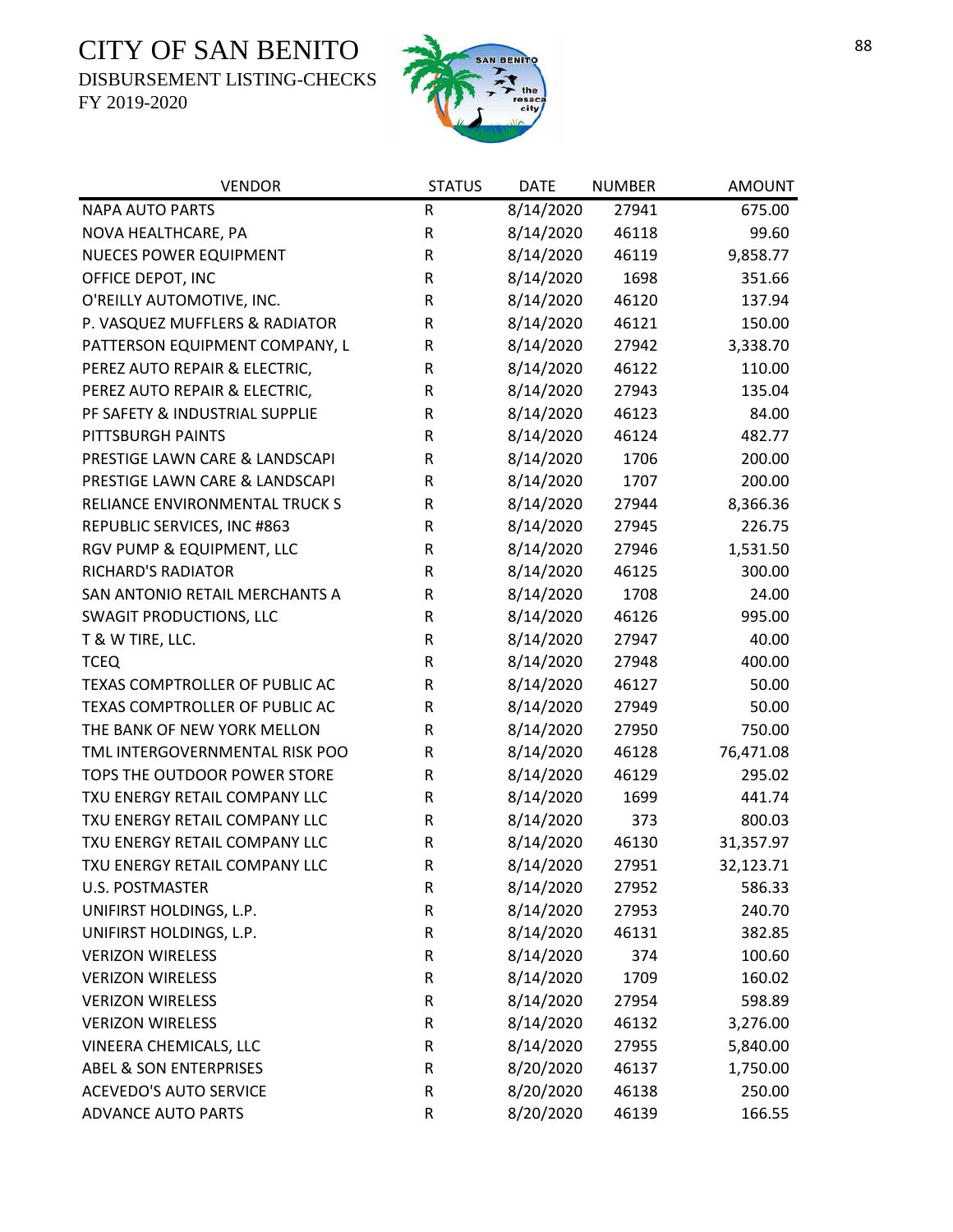# CITY OF SAN BENITO

DISBURSEMENT LISTING-CHECKS

FY 2019-2020

| VENDOR | STATUS | DATE | NUMBER | AMOUNT |
|---|---|---|---|---|
| NAPA AUTO PARTS | R | 8/14/2020 | 27941 | 675.00 |
| NOVA HEALTHCARE, PA | R | 8/14/2020 | 46118 | 99.60 |
| NUECES POWER EQUIPMENT | R | 8/14/2020 | 46119 | 9,858.77 |
| OFFICE DEPOT, INC | R | 8/14/2020 | 1698 | 351.66 |
| O'REILLY AUTOMOTIVE, INC. | R | 8/14/2020 | 46120 | 137.94 |
| P. VASQUEZ MUFFLERS & RADIATOR | R | 8/14/2020 | 46121 | 150.00 |
| PATTERSON EQUIPMENT COMPANY, L | R | 8/14/2020 | 27942 | 3,338.70 |
| PEREZ AUTO REPAIR & ELECTRIC, | R | 8/14/2020 | 46122 | 110.00 |
| PEREZ AUTO REPAIR & ELECTRIC, | R | 8/14/2020 | 27943 | 135.04 |
| PF SAFETY & INDUSTRIAL SUPPLIE | R | 8/14/2020 | 46123 | 84.00 |
| PITTSBURGH PAINTS | R | 8/14/2020 | 46124 | 482.77 |
| PRESTIGE LAWN CARE & LANDSCAPI | R | 8/14/2020 | 1706 | 200.00 |
| PRESTIGE LAWN CARE & LANDSCAPI | R | 8/14/2020 | 1707 | 200.00 |
| RELIANCE ENVIRONMENTAL TRUCK S | R | 8/14/2020 | 27944 | 8,366.36 |
| REPUBLIC SERVICES, INC #863 | R | 8/14/2020 | 27945 | 226.75 |
| RGV PUMP & EQUIPMENT, LLC | R | 8/14/2020 | 27946 | 1,531.50 |
| RICHARD'S RADIATOR | R | 8/14/2020 | 46125 | 300.00 |
| SAN ANTONIO RETAIL MERCHANTS A | R | 8/14/2020 | 1708 | 24.00 |
| SWAGIT PRODUCTIONS, LLC | R | 8/14/2020 | 46126 | 995.00 |
| T & W TIRE, LLC. | R | 8/14/2020 | 27947 | 40.00 |
| TCEQ | R | 8/14/2020 | 27948 | 400.00 |
| TEXAS COMPTROLLER OF PUBLIC AC | R | 8/14/2020 | 46127 | 50.00 |
| TEXAS COMPTROLLER OF PUBLIC AC | R | 8/14/2020 | 27949 | 50.00 |
| THE BANK OF NEW YORK MELLON | R | 8/14/2020 | 27950 | 750.00 |
| TML INTERGOVERNMENTAL RISK POO | R | 8/14/2020 | 46128 | 76,471.08 |
| TOPS THE OUTDOOR POWER STORE | R | 8/14/2020 | 46129 | 295.02 |
| TXU ENERGY RETAIL COMPANY LLC | R | 8/14/2020 | 1699 | 441.74 |
| TXU ENERGY RETAIL COMPANY LLC | R | 8/14/2020 | 373 | 800.03 |
| TXU ENERGY RETAIL COMPANY LLC | R | 8/14/2020 | 46130 | 31,357.97 |
| TXU ENERGY RETAIL COMPANY LLC | R | 8/14/2020 | 27951 | 32,123.71 |
| U.S. POSTMASTER | R | 8/14/2020 | 27952 | 586.33 |
| UNIFIRST HOLDINGS, L.P. | R | 8/14/2020 | 27953 | 240.70 |
| UNIFIRST HOLDINGS, L.P. | R | 8/14/2020 | 46131 | 382.85 |
| VERIZON WIRELESS | R | 8/14/2020 | 374 | 100.60 |
| VERIZON WIRELESS | R | 8/14/2020 | 1709 | 160.02 |
| VERIZON WIRELESS | R | 8/14/2020 | 27954 | 598.89 |
| VERIZON WIRELESS | R | 8/14/2020 | 46132 | 3,276.00 |
| VINEERA CHEMICALS, LLC | R | 8/14/2020 | 27955 | 5,840.00 |
| ABEL & SON ENTERPRISES | R | 8/20/2020 | 46137 | 1,750.00 |
| ACEVEDO'S AUTO SERVICE | R | 8/20/2020 | 46138 | 250.00 |
| ADVANCE AUTO PARTS | R | 8/20/2020 | 46139 | 166.55 |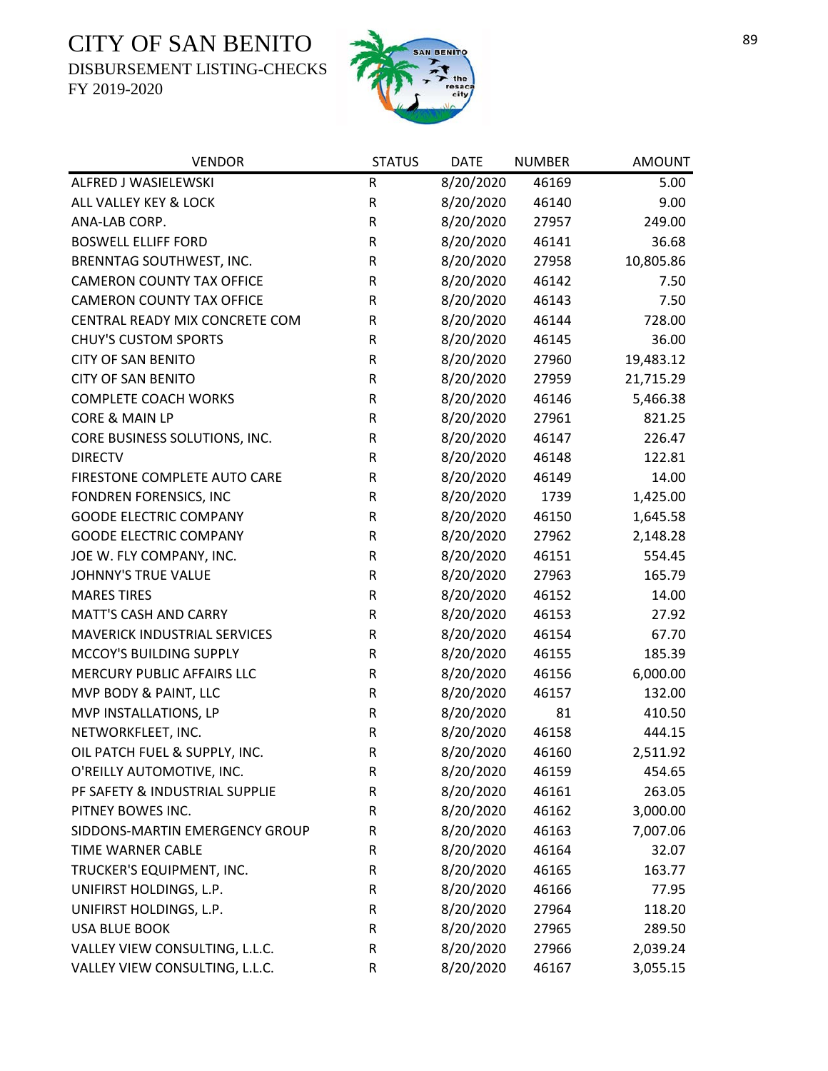# CITY OF SAN BENITO

DISBURSEMENT LISTING-CHECKS

FY 2019-2020

| VENDOR | STATUS | DATE | NUMBER | AMOUNT |
|---|---|---|---|---|
| ALFRED J WASIELEWSKI | R | 8/20/2020 | 46169 | 5.00 |
| ALL VALLEY KEY & LOCK | R | 8/20/2020 | 46140 | 9.00 |
| ANA-LAB CORP. | R | 8/20/2020 | 27957 | 249.00 |
| BOSWELL ELLIFF FORD | R | 8/20/2020 | 46141 | 36.68 |
| BRENNTAG SOUTHWEST, INC. | R | 8/20/2020 | 27958 | 10,805.86 |
| CAMERON COUNTY TAX OFFICE | R | 8/20/2020 | 46142 | 7.50 |
| CAMERON COUNTY TAX OFFICE | R | 8/20/2020 | 46143 | 7.50 |
| CENTRAL READY MIX CONCRETE COM | R | 8/20/2020 | 46144 | 728.00 |
| CHUY'S CUSTOM SPORTS | R | 8/20/2020 | 46145 | 36.00 |
| CITY OF SAN BENITO | R | 8/20/2020 | 27960 | 19,483.12 |
| CITY OF SAN BENITO | R | 8/20/2020 | 27959 | 21,715.29 |
| COMPLETE COACH WORKS | R | 8/20/2020 | 46146 | 5,466.38 |
| CORE & MAIN LP | R | 8/20/2020 | 27961 | 821.25 |
| CORE BUSINESS SOLUTIONS, INC. | R | 8/20/2020 | 46147 | 226.47 |
| DIRECTV | R | 8/20/2020 | 46148 | 122.81 |
| FIRESTONE COMPLETE AUTO CARE | R | 8/20/2020 | 46149 | 14.00 |
| FONDREN FORENSICS, INC | R | 8/20/2020 | 1739 | 1,425.00 |
| GOODE ELECTRIC COMPANY | R | 8/20/2020 | 46150 | 1,645.58 |
| GOODE ELECTRIC COMPANY | R | 8/20/2020 | 27962 | 2,148.28 |
| JOE W. FLY COMPANY, INC. | R | 8/20/2020 | 46151 | 554.45 |
| JOHNNY'S TRUE VALUE | R | 8/20/2020 | 27963 | 165.79 |
| MARES TIRES | R | 8/20/2020 | 46152 | 14.00 |
| MATT'S CASH AND CARRY | R | 8/20/2020 | 46153 | 27.92 |
| MAVERICK INDUSTRIAL SERVICES | R | 8/20/2020 | 46154 | 67.70 |
| MCCOY'S BUILDING SUPPLY | R | 8/20/2020 | 46155 | 185.39 |
| MERCURY PUBLIC AFFAIRS LLC | R | 8/20/2020 | 46156 | 6,000.00 |
| MVP BODY & PAINT, LLC | R | 8/20/2020 | 46157 | 132.00 |
| MVP INSTALLATIONS, LP | R | 8/20/2020 | 81 | 410.50 |
| NETWORKFLEET, INC. | R | 8/20/2020 | 46158 | 444.15 |
| OIL PATCH FUEL & SUPPLY, INC. | R | 8/20/2020 | 46160 | 2,511.92 |
| O'REILLY AUTOMOTIVE, INC. | R | 8/20/2020 | 46159 | 454.65 |
| PF SAFETY & INDUSTRIAL SUPPLIE | R | 8/20/2020 | 46161 | 263.05 |
| PITNEY BOWES INC. | R | 8/20/2020 | 46162 | 3,000.00 |
| SIDDONS-MARTIN EMERGENCY GROUP | R | 8/20/2020 | 46163 | 7,007.06 |
| TIME WARNER CABLE | R | 8/20/2020 | 46164 | 32.07 |
| TRUCKER'S EQUIPMENT, INC. | R | 8/20/2020 | 46165 | 163.77 |
| UNIFIRST HOLDINGS, L.P. | R | 8/20/2020 | 46166 | 77.95 |
| UNIFIRST HOLDINGS, L.P. | R | 8/20/2020 | 27964 | 118.20 |
| USA BLUE BOOK | R | 8/20/2020 | 27965 | 289.50 |
| VALLEY VIEW CONSULTING, L.L.C. | R | 8/20/2020 | 27966 | 2,039.24 |
| VALLEY VIEW CONSULTING, L.L.C. | R | 8/20/2020 | 46167 | 3,055.15 |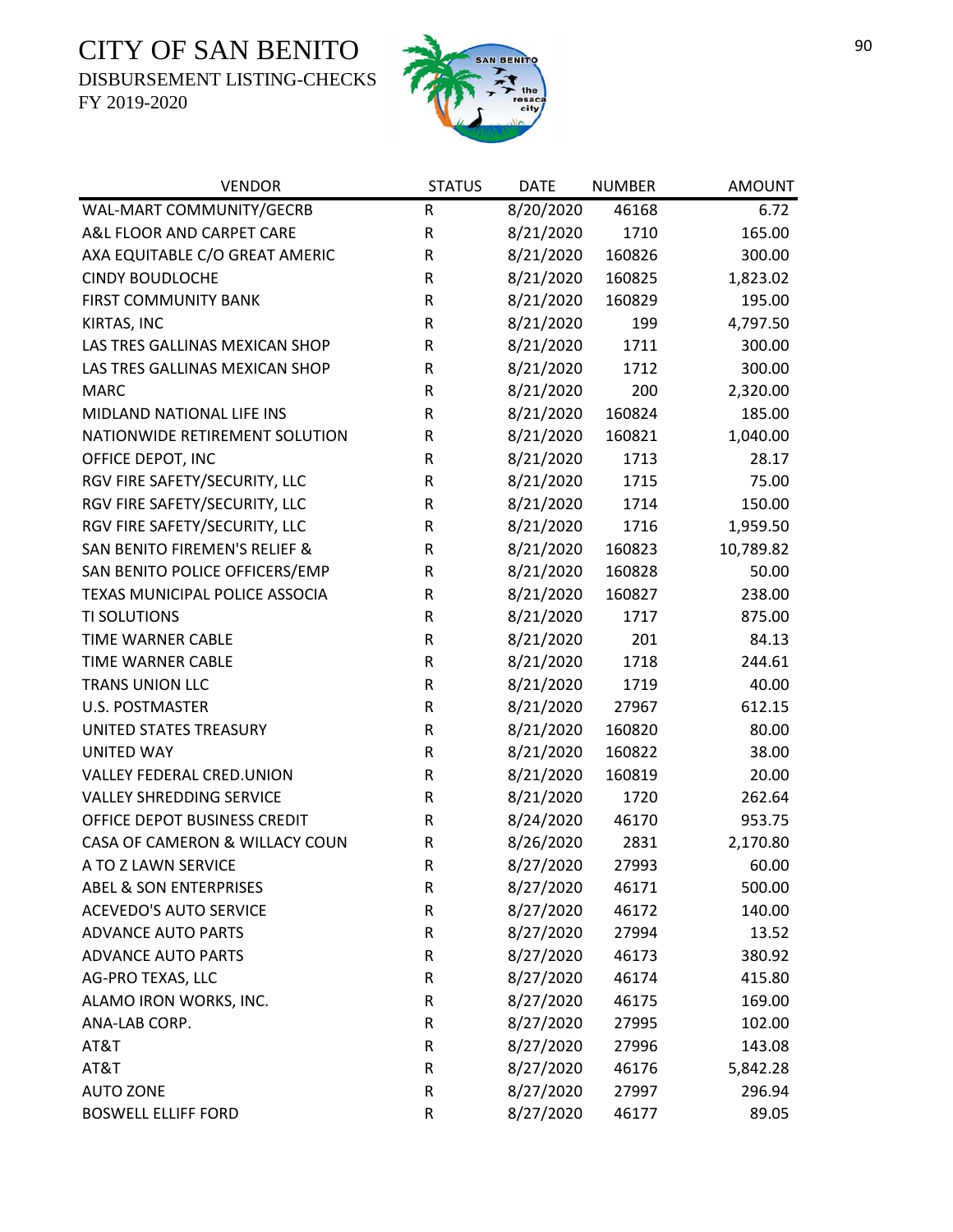# CITY OF SAN BENITO

DISBURSEMENT LISTING-CHECKS

FY 2019-2020

| VENDOR | STATUS | DATE | NUMBER | AMOUNT |
|---|---|---|---|---|
| WAL-MART COMMUNITY/GECRB | R | 8/20/2020 | 46168 | 6.72 |
| A&L FLOOR AND CARPET CARE | R | 8/21/2020 | 1710 | 165.00 |
| AXA EQUITABLE C/O GREAT AMERIC | R | 8/21/2020 | 160826 | 300.00 |
| CINDY BOUDLOCHE | R | 8/21/2020 | 160825 | 1,823.02 |
| FIRST COMMUNITY BANK | R | 8/21/2020 | 160829 | 195.00 |
| KIRTAS, INC | R | 8/21/2020 | 199 | 4,797.50 |
| LAS TRES GALLINAS MEXICAN SHOP | R | 8/21/2020 | 1711 | 300.00 |
| LAS TRES GALLINAS MEXICAN SHOP | R | 8/21/2020 | 1712 | 300.00 |
| MARC | R | 8/21/2020 | 200 | 2,320.00 |
| MIDLAND NATIONAL LIFE INS | R | 8/21/2020 | 160824 | 185.00 |
| NATIONWIDE RETIREMENT SOLUTION | R | 8/21/2020 | 160821 | 1,040.00 |
| OFFICE DEPOT, INC | R | 8/21/2020 | 1713 | 28.17 |
| RGV FIRE SAFETY/SECURITY, LLC | R | 8/21/2020 | 1715 | 75.00 |
| RGV FIRE SAFETY/SECURITY, LLC | R | 8/21/2020 | 1714 | 150.00 |
| RGV FIRE SAFETY/SECURITY, LLC | R | 8/21/2020 | 1716 | 1,959.50 |
| SAN BENITO FIREMEN'S RELIEF & | R | 8/21/2020 | 160823 | 10,789.82 |
| SAN BENITO POLICE OFFICERS/EMP | R | 8/21/2020 | 160828 | 50.00 |
| TEXAS MUNICIPAL POLICE ASSOCIA | R | 8/21/2020 | 160827 | 238.00 |
| TI SOLUTIONS | R | 8/21/2020 | 1717 | 875.00 |
| TIME WARNER CABLE | R | 8/21/2020 | 201 | 84.13 |
| TIME WARNER CABLE | R | 8/21/2020 | 1718 | 244.61 |
| TRANS UNION LLC | R | 8/21/2020 | 1719 | 40.00 |
| U.S. POSTMASTER | R | 8/21/2020 | 27967 | 612.15 |
| UNITED STATES TREASURY | R | 8/21/2020 | 160820 | 80.00 |
| UNITED WAY | R | 8/21/2020 | 160822 | 38.00 |
| VALLEY FEDERAL CRED.UNION | R | 8/21/2020 | 160819 | 20.00 |
| VALLEY SHREDDING SERVICE | R | 8/21/2020 | 1720 | 262.64 |
| OFFICE DEPOT BUSINESS CREDIT | R | 8/24/2020 | 46170 | 953.75 |
| CASA OF CAMERON & WILLACY COUN | R | 8/26/2020 | 2831 | 2,170.80 |
| A TO Z LAWN SERVICE | R | 8/27/2020 | 27993 | 60.00 |
| ABEL & SON ENTERPRISES | R | 8/27/2020 | 46171 | 500.00 |
| ACEVEDO'S AUTO SERVICE | R | 8/27/2020 | 46172 | 140.00 |
| ADVANCE AUTO PARTS | R | 8/27/2020 | 27994 | 13.52 |
| ADVANCE AUTO PARTS | R | 8/27/2020 | 46173 | 380.92 |
| AG-PRO TEXAS, LLC | R | 8/27/2020 | 46174 | 415.80 |
| ALAMO IRON WORKS, INC. | R | 8/27/2020 | 46175 | 169.00 |
| ANA-LAB CORP. | R | 8/27/2020 | 27995 | 102.00 |
| AT&T | R | 8/27/2020 | 27996 | 143.08 |
| AT&T | R | 8/27/2020 | 46176 | 5,842.28 |
| AUTO ZONE | R | 8/27/2020 | 27997 | 296.94 |
| BOSWELL ELLIFF FORD | R | 8/27/2020 | 46177 | 89.05 |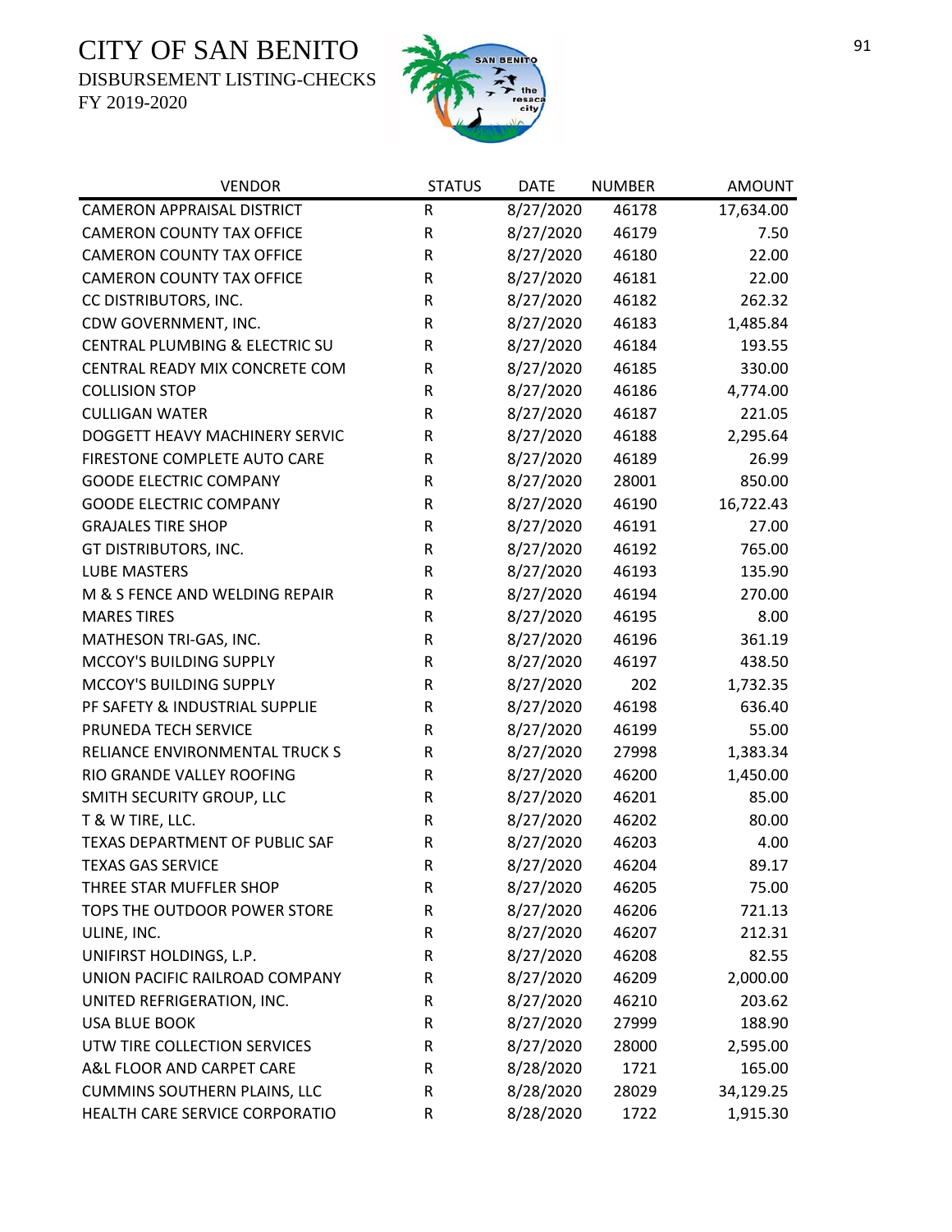# CITY OF SAN BENITO

DISBURSEMENT LISTING-CHECKS

FY 2019-2020

| VENDOR | STATUS | DATE | NUMBER | AMOUNT |
|---|---|---|---|---|
| CAMERON APPRAISAL DISTRICT | R | 8/27/2020 | 46178 | 17,634.00 |
| CAMERON COUNTY TAX OFFICE | R | 8/27/2020 | 46179 | 7.50 |
| CAMERON COUNTY TAX OFFICE | R | 8/27/2020 | 46180 | 22.00 |
| CAMERON COUNTY TAX OFFICE | R | 8/27/2020 | 46181 | 22.00 |
| CC DISTRIBUTORS, INC. | R | 8/27/2020 | 46182 | 262.32 |
| CDW GOVERNMENT, INC. | R | 8/27/2020 | 46183 | 1,485.84 |
| CENTRAL PLUMBING & ELECTRIC SU | R | 8/27/2020 | 46184 | 193.55 |
| CENTRAL READY MIX CONCRETE COM | R | 8/27/2020 | 46185 | 330.00 |
| COLLISION STOP | R | 8/27/2020 | 46186 | 4,774.00 |
| CULLIGAN WATER | R | 8/27/2020 | 46187 | 221.05 |
| DOGGETT HEAVY MACHINERY SERVIC | R | 8/27/2020 | 46188 | 2,295.64 |
| FIRESTONE COMPLETE AUTO CARE | R | 8/27/2020 | 46189 | 26.99 |
| GOODE ELECTRIC COMPANY | R | 8/27/2020 | 28001 | 850.00 |
| GOODE ELECTRIC COMPANY | R | 8/27/2020 | 46190 | 16,722.43 |
| GRAJALES TIRE SHOP | R | 8/27/2020 | 46191 | 27.00 |
| GT DISTRIBUTORS, INC. | R | 8/27/2020 | 46192 | 765.00 |
| LUBE MASTERS | R | 8/27/2020 | 46193 | 135.90 |
| M & S FENCE AND WELDING REPAIR | R | 8/27/2020 | 46194 | 270.00 |
| MARES TIRES | R | 8/27/2020 | 46195 | 8.00 |
| MATHESON TRI-GAS, INC. | R | 8/27/2020 | 46196 | 361.19 |
| MCCOY'S BUILDING SUPPLY | R | 8/27/2020 | 46197 | 438.50 |
| MCCOY'S BUILDING SUPPLY | R | 8/27/2020 | 202 | 1,732.35 |
| PF SAFETY & INDUSTRIAL SUPPLIE | R | 8/27/2020 | 46198 | 636.40 |
| PRUNEDA TECH SERVICE | R | 8/27/2020 | 46199 | 55.00 |
| RELIANCE ENVIRONMENTAL TRUCK S | R | 8/27/2020 | 27998 | 1,383.34 |
| RIO GRANDE VALLEY ROOFING | R | 8/27/2020 | 46200 | 1,450.00 |
| SMITH SECURITY GROUP, LLC | R | 8/27/2020 | 46201 | 85.00 |
| T & W TIRE, LLC. | R | 8/27/2020 | 46202 | 80.00 |
| TEXAS DEPARTMENT OF PUBLIC SAF | R | 8/27/2020 | 46203 | 4.00 |
| TEXAS GAS SERVICE | R | 8/27/2020 | 46204 | 89.17 |
| THREE STAR MUFFLER SHOP | R | 8/27/2020 | 46205 | 75.00 |
| TOPS THE OUTDOOR POWER STORE | R | 8/27/2020 | 46206 | 721.13 |
| ULINE, INC. | R | 8/27/2020 | 46207 | 212.31 |
| UNIFIRST HOLDINGS, L.P. | R | 8/27/2020 | 46208 | 82.55 |
| UNION PACIFIC RAILROAD COMPANY | R | 8/27/2020 | 46209 | 2,000.00 |
| UNITED REFRIGERATION, INC. | R | 8/27/2020 | 46210 | 203.62 |
| USA BLUE BOOK | R | 8/27/2020 | 27999 | 188.90 |
| UTW TIRE COLLECTION SERVICES | R | 8/27/2020 | 28000 | 2,595.00 |
| A&L FLOOR AND CARPET CARE | R | 8/28/2020 | 1721 | 165.00 |
| CUMMINS SOUTHERN PLAINS, LLC | R | 8/28/2020 | 28029 | 34,129.25 |
| HEALTH CARE SERVICE CORPORATIO | R | 8/28/2020 | 1722 | 1,915.30 |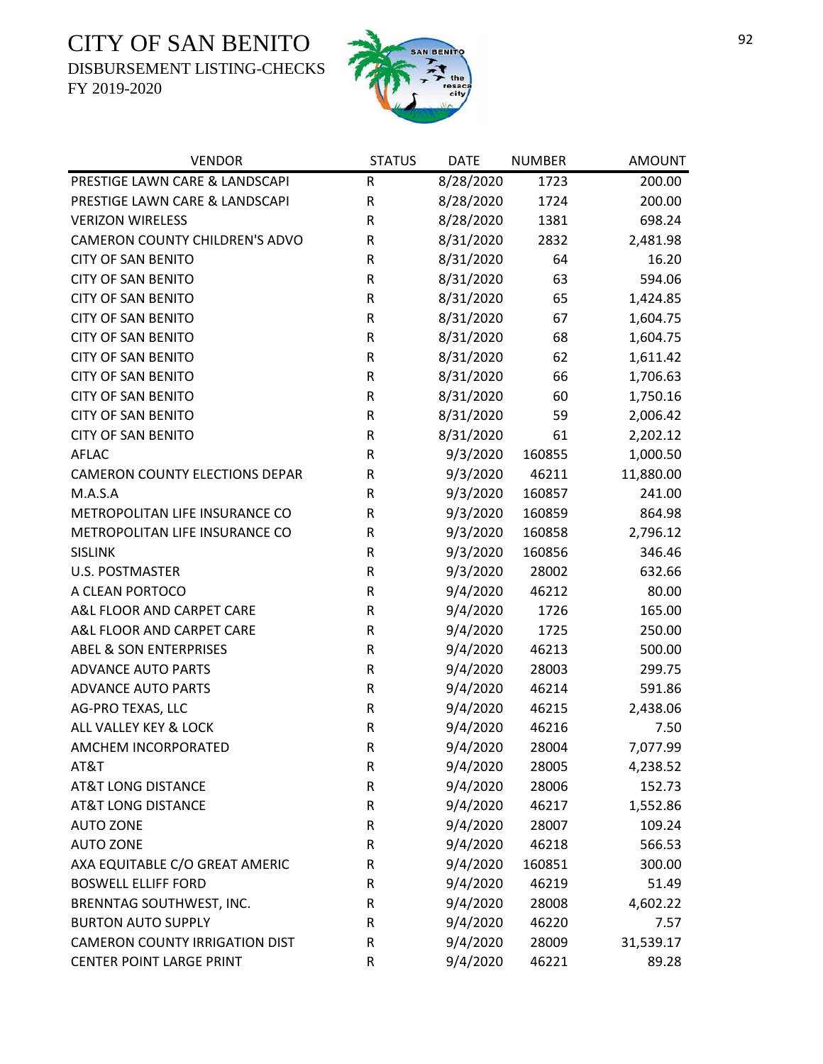# CITY OF SAN BENITO
DISBURSEMENT LISTING-CHECKS
FY 2019-2020

| VENDOR | STATUS | DATE | NUMBER | AMOUNT |
|---|---|---|---|---|
| PRESTIGE LAWN CARE & LANDSCAPI | R | 8/28/2020 | 1723 | 200.00 |
| PRESTIGE LAWN CARE & LANDSCAPI | R | 8/28/2020 | 1724 | 200.00 |
| VERIZON WIRELESS | R | 8/28/2020 | 1381 | 698.24 |
| CAMERON COUNTY CHILDREN'S ADVO | R | 8/31/2020 | 2832 | 2,481.98 |
| CITY OF SAN BENITO | R | 8/31/2020 | 64 | 16.20 |
| CITY OF SAN BENITO | R | 8/31/2020 | 63 | 594.06 |
| CITY OF SAN BENITO | R | 8/31/2020 | 65 | 1,424.85 |
| CITY OF SAN BENITO | R | 8/31/2020 | 67 | 1,604.75 |
| CITY OF SAN BENITO | R | 8/31/2020 | 68 | 1,604.75 |
| CITY OF SAN BENITO | R | 8/31/2020 | 62 | 1,611.42 |
| CITY OF SAN BENITO | R | 8/31/2020 | 66 | 1,706.63 |
| CITY OF SAN BENITO | R | 8/31/2020 | 60 | 1,750.16 |
| CITY OF SAN BENITO | R | 8/31/2020 | 59 | 2,006.42 |
| CITY OF SAN BENITO | R | 8/31/2020 | 61 | 2,202.12 |
| AFLAC | R | 9/3/2020 | 160855 | 1,000.50 |
| CAMERON COUNTY ELECTIONS DEPAR | R | 9/3/2020 | 46211 | 11,880.00 |
| M.A.S.A | R | 9/3/2020 | 160857 | 241.00 |
| METROPOLITAN LIFE INSURANCE CO | R | 9/3/2020 | 160859 | 864.98 |
| METROPOLITAN LIFE INSURANCE CO | R | 9/3/2020 | 160858 | 2,796.12 |
| SISLINK | R | 9/3/2020 | 160856 | 346.46 |
| U.S. POSTMASTER | R | 9/3/2020 | 28002 | 632.66 |
| A CLEAN PORTOCO | R | 9/4/2020 | 46212 | 80.00 |
| A&L FLOOR AND CARPET CARE | R | 9/4/2020 | 1726 | 165.00 |
| A&L FLOOR AND CARPET CARE | R | 9/4/2020 | 1725 | 250.00 |
| ABEL & SON ENTERPRISES | R | 9/4/2020 | 46213 | 500.00 |
| ADVANCE AUTO PARTS | R | 9/4/2020 | 28003 | 299.75 |
| ADVANCE AUTO PARTS | R | 9/4/2020 | 46214 | 591.86 |
| AG-PRO TEXAS, LLC | R | 9/4/2020 | 46215 | 2,438.06 |
| ALL VALLEY KEY & LOCK | R | 9/4/2020 | 46216 | 7.50 |
| AMCHEM INCORPORATED | R | 9/4/2020 | 28004 | 7,077.99 |
| AT&T | R | 9/4/2020 | 28005 | 4,238.52 |
| AT&T LONG DISTANCE | R | 9/4/2020 | 28006 | 152.73 |
| AT&T LONG DISTANCE | R | 9/4/2020 | 46217 | 1,552.86 |
| AUTO ZONE | R | 9/4/2020 | 28007 | 109.24 |
| AUTO ZONE | R | 9/4/2020 | 46218 | 566.53 |
| AXA EQUITABLE C/O GREAT AMERIC | R | 9/4/2020 | 160851 | 300.00 |
| BOSWELL ELLIFF FORD | R | 9/4/2020 | 46219 | 51.49 |
| BRENNTAG SOUTHWEST, INC. | R | 9/4/2020 | 28008 | 4,602.22 |
| BURTON AUTO SUPPLY | R | 9/4/2020 | 46220 | 7.57 |
| CAMERON COUNTY IRRIGATION DIST | R | 9/4/2020 | 28009 | 31,539.17 |
| CENTER POINT LARGE PRINT | R | 9/4/2020 | 46221 | 89.28 |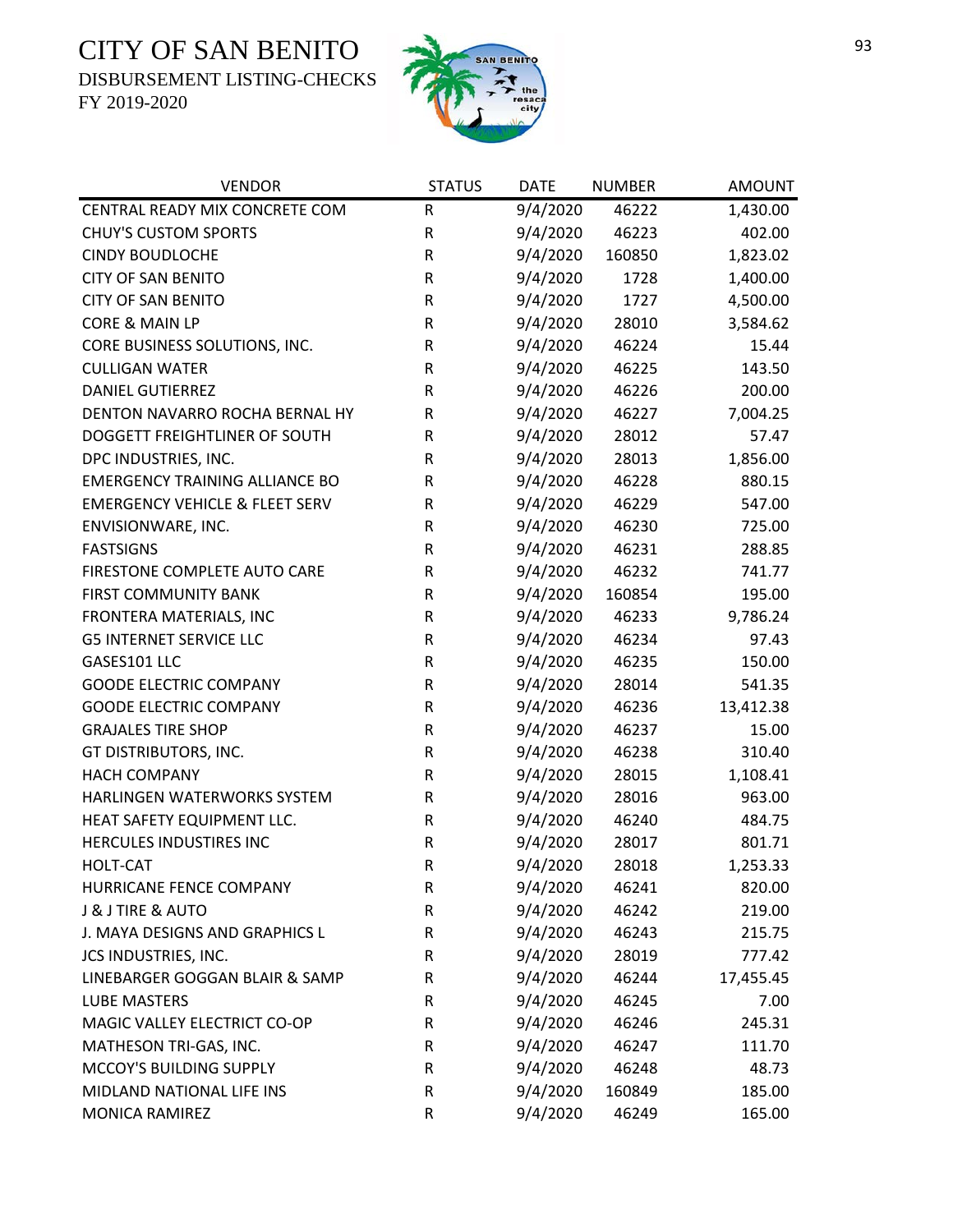# CITY OF SAN BENITO
DISBURSEMENT LISTING-CHECKS
FY 2019-2020

| VENDOR | STATUS | DATE | NUMBER | AMOUNT |
|---|---|---|---|---|
| CENTRAL READY MIX CONCRETE COM | R | 9/4/2020 | 46222 | 1,430.00 |
| CHUY'S CUSTOM SPORTS | R | 9/4/2020 | 46223 | 402.00 |
| CINDY BOUDLOCHE | R | 9/4/2020 | 160850 | 1,823.02 |
| CITY OF SAN BENITO | R | 9/4/2020 | 1728 | 1,400.00 |
| CITY OF SAN BENITO | R | 9/4/2020 | 1727 | 4,500.00 |
| CORE & MAIN LP | R | 9/4/2020 | 28010 | 3,584.62 |
| CORE BUSINESS SOLUTIONS, INC. | R | 9/4/2020 | 46224 | 15.44 |
| CULLIGAN WATER | R | 9/4/2020 | 46225 | 143.50 |
| DANIEL GUTIERREZ | R | 9/4/2020 | 46226 | 200.00 |
| DENTON NAVARRO ROCHA BERNAL HY | R | 9/4/2020 | 46227 | 7,004.25 |
| DOGGETT FREIGHTLINER OF SOUTH | R | 9/4/2020 | 28012 | 57.47 |
| DPC INDUSTRIES, INC. | R | 9/4/2020 | 28013 | 1,856.00 |
| EMERGENCY TRAINING ALLIANCE BO | R | 9/4/2020 | 46228 | 880.15 |
| EMERGENCY VEHICLE & FLEET SERV | R | 9/4/2020 | 46229 | 547.00 |
| ENVISIONWARE, INC. | R | 9/4/2020 | 46230 | 725.00 |
| FASTSIGNS | R | 9/4/2020 | 46231 | 288.85 |
| FIRESTONE COMPLETE AUTO CARE | R | 9/4/2020 | 46232 | 741.77 |
| FIRST COMMUNITY BANK | R | 9/4/2020 | 160854 | 195.00 |
| FRONTERA MATERIALS, INC | R | 9/4/2020 | 46233 | 9,786.24 |
| G5 INTERNET SERVICE LLC | R | 9/4/2020 | 46234 | 97.43 |
| GASES101 LLC | R | 9/4/2020 | 46235 | 150.00 |
| GOODE ELECTRIC COMPANY | R | 9/4/2020 | 28014 | 541.35 |
| GOODE ELECTRIC COMPANY | R | 9/4/2020 | 46236 | 13,412.38 |
| GRAJALES TIRE SHOP | R | 9/4/2020 | 46237 | 15.00 |
| GT DISTRIBUTORS, INC. | R | 9/4/2020 | 46238 | 310.40 |
| HACH COMPANY | R | 9/4/2020 | 28015 | 1,108.41 |
| HARLINGEN WATERWORKS SYSTEM | R | 9/4/2020 | 28016 | 963.00 |
| HEAT SAFETY EQUIPMENT LLC. | R | 9/4/2020 | 46240 | 484.75 |
| HERCULES INDUSTIRES INC | R | 9/4/2020 | 28017 | 801.71 |
| HOLT-CAT | R | 9/4/2020 | 28018 | 1,253.33 |
| HURRICANE FENCE COMPANY | R | 9/4/2020 | 46241 | 820.00 |
| J & J TIRE & AUTO | R | 9/4/2020 | 46242 | 219.00 |
| J. MAYA DESIGNS AND GRAPHICS L | R | 9/4/2020 | 46243 | 215.75 |
| JCS INDUSTRIES, INC. | R | 9/4/2020 | 28019 | 777.42 |
| LINEBARGER GOGGAN BLAIR & SAMP | R | 9/4/2020 | 46244 | 17,455.45 |
| LUBE MASTERS | R | 9/4/2020 | 46245 | 7.00 |
| MAGIC VALLEY ELECTRIC CO-OP | R | 9/4/2020 | 46246 | 245.31 |
| MATHESON TRI-GAS, INC. | R | 9/4/2020 | 46247 | 111.70 |
| MCCOY'S BUILDING SUPPLY | R | 9/4/2020 | 46248 | 48.73 |
| MIDLAND NATIONAL LIFE INS | R | 9/4/2020 | 160849 | 185.00 |
| MONICA RAMIREZ | R | 9/4/2020 | 46249 | 165.00 |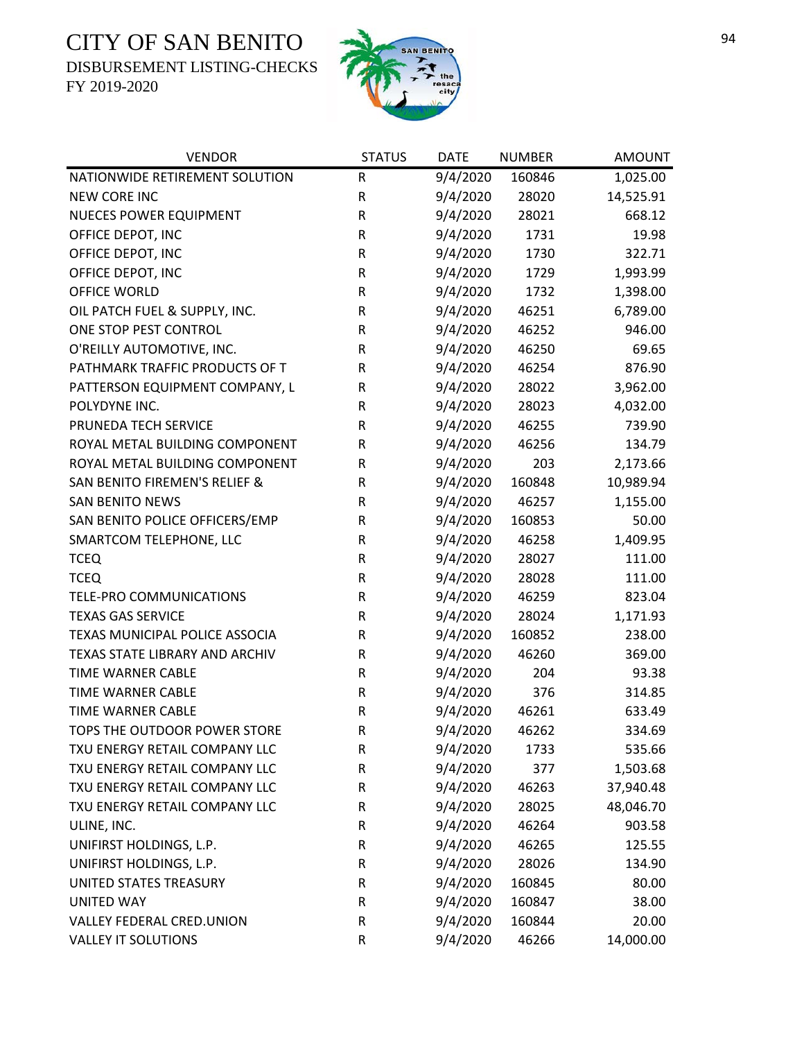# CITY OF SAN BENITO

DISBURSEMENT LISTING-CHECKS

FY 2019-2020

| VENDOR | STATUS | DATE | NUMBER | AMOUNT |
|---|---|---|---|---|
| NATIONWIDE RETIREMENT SOLUTION | R | 9/4/2020 | 160846 | 1,025.00 |
| NEW CORE INC | R | 9/4/2020 | 28020 | 14,525.91 |
| NUECES POWER EQUIPMENT | R | 9/4/2020 | 28021 | 668.12 |
| OFFICE DEPOT, INC | R | 9/4/2020 | 1731 | 19.98 |
| OFFICE DEPOT, INC | R | 9/4/2020 | 1730 | 322.71 |
| OFFICE DEPOT, INC | R | 9/4/2020 | 1729 | 1,993.99 |
| OFFICE WORLD | R | 9/4/2020 | 1732 | 1,398.00 |
| OIL PATCH FUEL & SUPPLY, INC. | R | 9/4/2020 | 46251 | 6,789.00 |
| ONE STOP PEST CONTROL | R | 9/4/2020 | 46252 | 946.00 |
| O'REILLY AUTOMOTIVE, INC. | R | 9/4/2020 | 46250 | 69.65 |
| PATHMARK TRAFFIC PRODUCTS OF T | R | 9/4/2020 | 46254 | 876.90 |
| PATTERSON EQUIPMENT COMPANY, L | R | 9/4/2020 | 28022 | 3,962.00 |
| POLYDYNE INC. | R | 9/4/2020 | 28023 | 4,032.00 |
| PRUNEDA TECH SERVICE | R | 9/4/2020 | 46255 | 739.90 |
| ROYAL METAL BUILDING COMPONENT | R | 9/4/2020 | 46256 | 134.79 |
| ROYAL METAL BUILDING COMPONENT | R | 9/4/2020 | 203 | 2,173.66 |
| SAN BENITO FIREMEN'S RELIEF & | R | 9/4/2020 | 160848 | 10,989.94 |
| SAN BENITO NEWS | R | 9/4/2020 | 46257 | 1,155.00 |
| SAN BENITO POLICE OFFICERS/EMP | R | 9/4/2020 | 160853 | 50.00 |
| SMARTCOM TELEPHONE, LLC | R | 9/4/2020 | 46258 | 1,409.95 |
| TCEQ | R | 9/4/2020 | 28027 | 111.00 |
| TCEQ | R | 9/4/2020 | 28028 | 111.00 |
| TELE-PRO COMMUNICATIONS | R | 9/4/2020 | 46259 | 823.04 |
| TEXAS GAS SERVICE | R | 9/4/2020 | 28024 | 1,171.93 |
| TEXAS MUNICIPAL POLICE ASSOCIA | R | 9/4/2020 | 160852 | 238.00 |
| TEXAS STATE LIBRARY AND ARCHIV | R | 9/4/2020 | 46260 | 369.00 |
| TIME WARNER CABLE | R | 9/4/2020 | 204 | 93.38 |
| TIME WARNER CABLE | R | 9/4/2020 | 376 | 314.85 |
| TIME WARNER CABLE | R | 9/4/2020 | 46261 | 633.49 |
| TOPS THE OUTDOOR POWER STORE | R | 9/4/2020 | 46262 | 334.69 |
| TXU ENERGY RETAIL COMPANY LLC | R | 9/4/2020 | 1733 | 535.66 |
| TXU ENERGY RETAIL COMPANY LLC | R | 9/4/2020 | 377 | 1,503.68 |
| TXU ENERGY RETAIL COMPANY LLC | R | 9/4/2020 | 46263 | 37,940.48 |
| TXU ENERGY RETAIL COMPANY LLC | R | 9/4/2020 | 28025 | 48,046.70 |
| ULINE, INC. | R | 9/4/2020 | 46264 | 903.58 |
| UNIFIRST HOLDINGS, L.P. | R | 9/4/2020 | 46265 | 125.55 |
| UNIFIRST HOLDINGS, L.P. | R | 9/4/2020 | 28026 | 134.90 |
| UNITED STATES TREASURY | R | 9/4/2020 | 160845 | 80.00 |
| UNITED WAY | R | 9/4/2020 | 160847 | 38.00 |
| VALLEY FEDERAL CRED.UNION | R | 9/4/2020 | 160844 | 20.00 |
| VALLEY IT SOLUTIONS | R | 9/4/2020 | 46266 | 14,000.00 |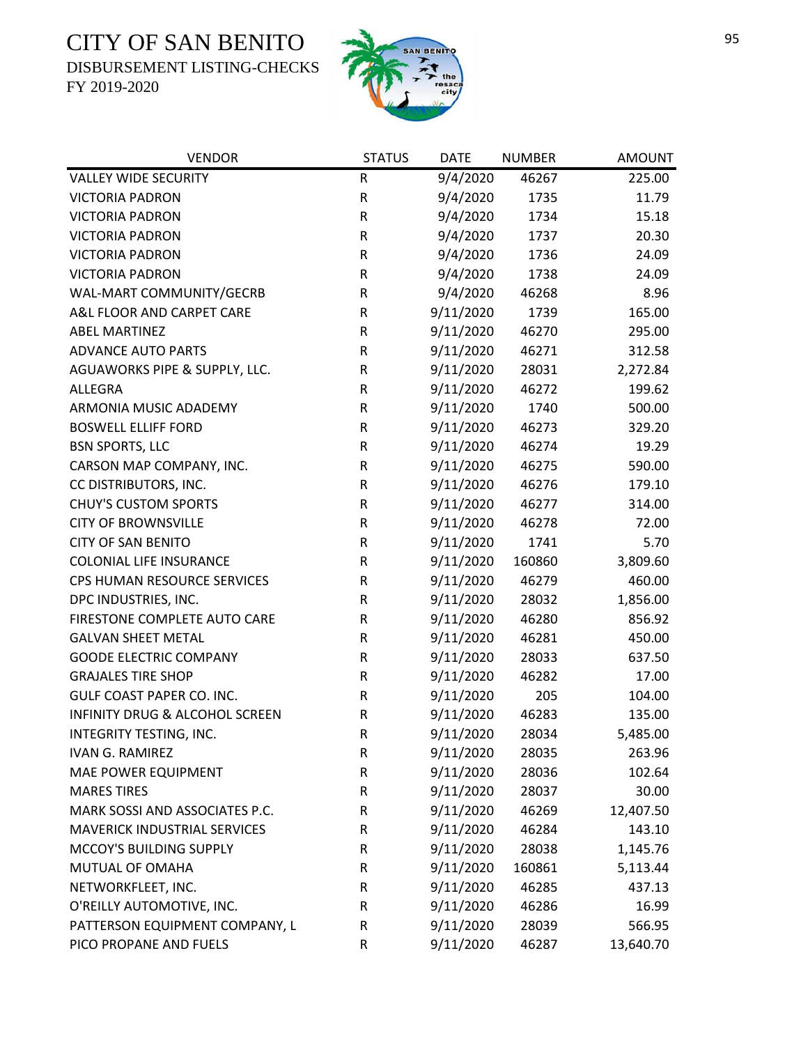# CITY OF SAN BENITO

DISBURSEMENT LISTING-CHECKS

FY 2019-2020

| VENDOR | STATUS | DATE | NUMBER | AMOUNT |
|---|---|---|---|---|
| VALLEY WIDE SECURITY | R | 9/4/2020 | 46267 | 225.00 |
| VICTORIA PADRON | R | 9/4/2020 | 1735 | 11.79 |
| VICTORIA PADRON | R | 9/4/2020 | 1734 | 15.18 |
| VICTORIA PADRON | R | 9/4/2020 | 1737 | 20.30 |
| VICTORIA PADRON | R | 9/4/2020 | 1736 | 24.09 |
| VICTORIA PADRON | R | 9/4/2020 | 1738 | 24.09 |
| WAL-MART COMMUNITY/GECRB | R | 9/4/2020 | 46268 | 8.96 |
| A&L FLOOR AND CARPET CARE | R | 9/11/2020 | 1739 | 165.00 |
| ABEL MARTINEZ | R | 9/11/2020 | 46270 | 295.00 |
| ADVANCE AUTO PARTS | R | 9/11/2020 | 46271 | 312.58 |
| AGUAWORKS PIPE & SUPPLY, LLC. | R | 9/11/2020 | 28031 | 2,272.84 |
| ALLEGRA | R | 9/11/2020 | 46272 | 199.62 |
| ARMONIA MUSIC ADADEMY | R | 9/11/2020 | 1740 | 500.00 |
| BOSWELL ELLIFF FORD | R | 9/11/2020 | 46273 | 329.20 |
| BSN SPORTS, LLC | R | 9/11/2020 | 46274 | 19.29 |
| CARSON MAP COMPANY, INC. | R | 9/11/2020 | 46275 | 590.00 |
| CC DISTRIBUTORS, INC. | R | 9/11/2020 | 46276 | 179.10 |
| CHUY'S CUSTOM SPORTS | R | 9/11/2020 | 46277 | 314.00 |
| CITY OF BROWNSVILLE | R | 9/11/2020 | 46278 | 72.00 |
| CITY OF SAN BENITO | R | 9/11/2020 | 1741 | 5.70 |
| COLONIAL LIFE INSURANCE | R | 9/11/2020 | 160860 | 3,809.60 |
| CPS HUMAN RESOURCE SERVICES | R | 9/11/2020 | 46279 | 460.00 |
| DPC INDUSTRIES, INC. | R | 9/11/2020 | 28032 | 1,856.00 |
| FIRESTONE COMPLETE AUTO CARE | R | 9/11/2020 | 46280 | 856.92 |
| GALVAN SHEET METAL | R | 9/11/2020 | 46281 | 450.00 |
| GOODE ELECTRIC COMPANY | R | 9/11/2020 | 28033 | 637.50 |
| GRAJALES TIRE SHOP | R | 9/11/2020 | 46282 | 17.00 |
| GULF COAST PAPER CO. INC. | R | 9/11/2020 | 205 | 104.00 |
| INFINITY DRUG & ALCOHOL SCREEN | R | 9/11/2020 | 46283 | 135.00 |
| INTEGRITY TESTING, INC. | R | 9/11/2020 | 28034 | 5,485.00 |
| IVAN G. RAMIREZ | R | 9/11/2020 | 28035 | 263.96 |
| MAE POWER EQUIPMENT | R | 9/11/2020 | 28036 | 102.64 |
| MARES TIRES | R | 9/11/2020 | 28037 | 30.00 |
| MARK SOSSI AND ASSOCIATES P.C. | R | 9/11/2020 | 46269 | 12,407.50 |
| MAVERICK INDUSTRIAL SERVICES | R | 9/11/2020 | 46284 | 143.10 |
| MCCOY'S BUILDING SUPPLY | R | 9/11/2020 | 28038 | 1,145.76 |
| MUTUAL OF OMAHA | R | 9/11/2020 | 160861 | 5,113.44 |
| NETWORKFLEET, INC. | R | 9/11/2020 | 46285 | 437.13 |
| O'REILLY AUTOMOTIVE, INC. | R | 9/11/2020 | 46286 | 16.99 |
| PATTERSON EQUIPMENT COMPANY, L | R | 9/11/2020 | 28039 | 566.95 |
| PICO PROPANE AND FUELS | R | 9/11/2020 | 46287 | 13,640.70 |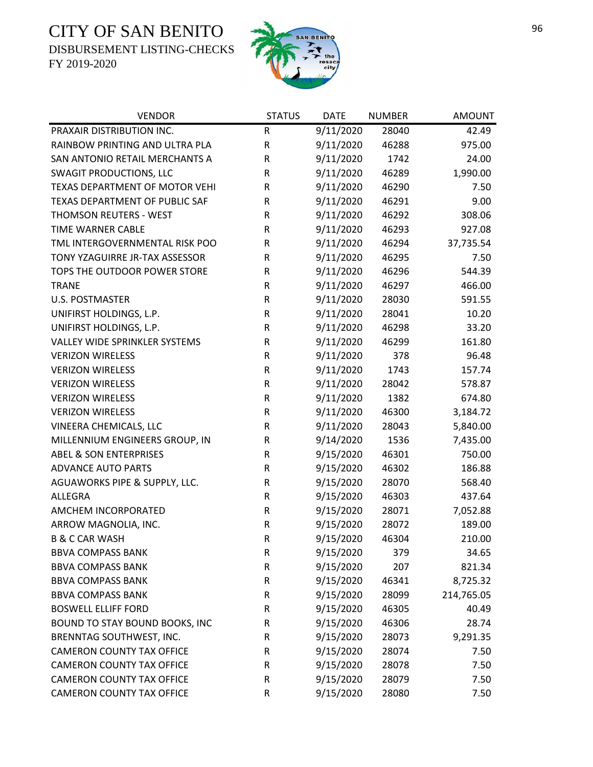# CITY OF SAN BENITO

DISBURSEMENT LISTING-CHECKS

FY 2019-2020

| VENDOR | STATUS | DATE | NUMBER | AMOUNT |
|---|---|---|---|---|
| PRAXAIR DISTRIBUTION INC. | R | 9/11/2020 | 28040 | 42.49 |
| RAINBOW PRINTING AND ULTRA PLA | R | 9/11/2020 | 46288 | 975.00 |
| SAN ANTONIO RETAIL MERCHANTS A | R | 9/11/2020 | 1742 | 24.00 |
| SWAGIT PRODUCTIONS, LLC | R | 9/11/2020 | 46289 | 1,990.00 |
| TEXAS DEPARTMENT OF MOTOR VEHI | R | 9/11/2020 | 46290 | 7.50 |
| TEXAS DEPARTMENT OF PUBLIC SAF | R | 9/11/2020 | 46291 | 9.00 |
| THOMSON REUTERS - WEST | R | 9/11/2020 | 46292 | 308.06 |
| TIME WARNER CABLE | R | 9/11/2020 | 46293 | 927.08 |
| TML INTERGOVERNMENTAL RISK POO | R | 9/11/2020 | 46294 | 37,735.54 |
| TONY YZAGUIRRE JR-TAX ASSESSOR | R | 9/11/2020 | 46295 | 7.50 |
| TOPS THE OUTDOOR POWER STORE | R | 9/11/2020 | 46296 | 544.39 |
| TRANE | R | 9/11/2020 | 46297 | 466.00 |
| U.S. POSTMASTER | R | 9/11/2020 | 28030 | 591.55 |
| UNIFIRST HOLDINGS, L.P. | R | 9/11/2020 | 28041 | 10.20 |
| UNIFIRST HOLDINGS, L.P. | R | 9/11/2020 | 46298 | 33.20 |
| VALLEY WIDE SPRINKLER SYSTEMS | R | 9/11/2020 | 46299 | 161.80 |
| VERIZON WIRELESS | R | 9/11/2020 | 378 | 96.48 |
| VERIZON WIRELESS | R | 9/11/2020 | 1743 | 157.74 |
| VERIZON WIRELESS | R | 9/11/2020 | 28042 | 578.87 |
| VERIZON WIRELESS | R | 9/11/2020 | 1382 | 674.80 |
| VERIZON WIRELESS | R | 9/11/2020 | 46300 | 3,184.72 |
| VINEERA CHEMICALS, LLC | R | 9/11/2020 | 28043 | 5,840.00 |
| MILLENNIUM ENGINEERS GROUP, IN | R | 9/14/2020 | 1536 | 7,435.00 |
| ABEL & SON ENTERPRISES | R | 9/15/2020 | 46301 | 750.00 |
| ADVANCE AUTO PARTS | R | 9/15/2020 | 46302 | 186.88 |
| AGUAWORKS PIPE & SUPPLY, LLC. | R | 9/15/2020 | 28070 | 568.40 |
| ALLEGRA | R | 9/15/2020 | 46303 | 437.64 |
| AMCHEM INCORPORATED | R | 9/15/2020 | 28071 | 7,052.88 |
| ARROW MAGNOLIA, INC. | R | 9/15/2020 | 28072 | 189.00 |
| B & C CAR WASH | R | 9/15/2020 | 46304 | 210.00 |
| BBVA COMPASS BANK | R | 9/15/2020 | 379 | 34.65 |
| BBVA COMPASS BANK | R | 9/15/2020 | 207 | 821.34 |
| BBVA COMPASS BANK | R | 9/15/2020 | 46341 | 8,725.32 |
| BBVA COMPASS BANK | R | 9/15/2020 | 28099 | 214,765.05 |
| BOSWELL ELLIFF FORD | R | 9/15/2020 | 46305 | 40.49 |
| BOUND TO STAY BOUND BOOKS, INC | R | 9/15/2020 | 46306 | 28.74 |
| BRENNTAG SOUTHWEST, INC. | R | 9/15/2020 | 28073 | 9,291.35 |
| CAMERON COUNTY TAX OFFICE | R | 9/15/2020 | 28074 | 7.50 |
| CAMERON COUNTY TAX OFFICE | R | 9/15/2020 | 28078 | 7.50 |
| CAMERON COUNTY TAX OFFICE | R | 9/15/2020 | 28079 | 7.50 |
| CAMERON COUNTY TAX OFFICE | R | 9/15/2020 | 28080 | 7.50 |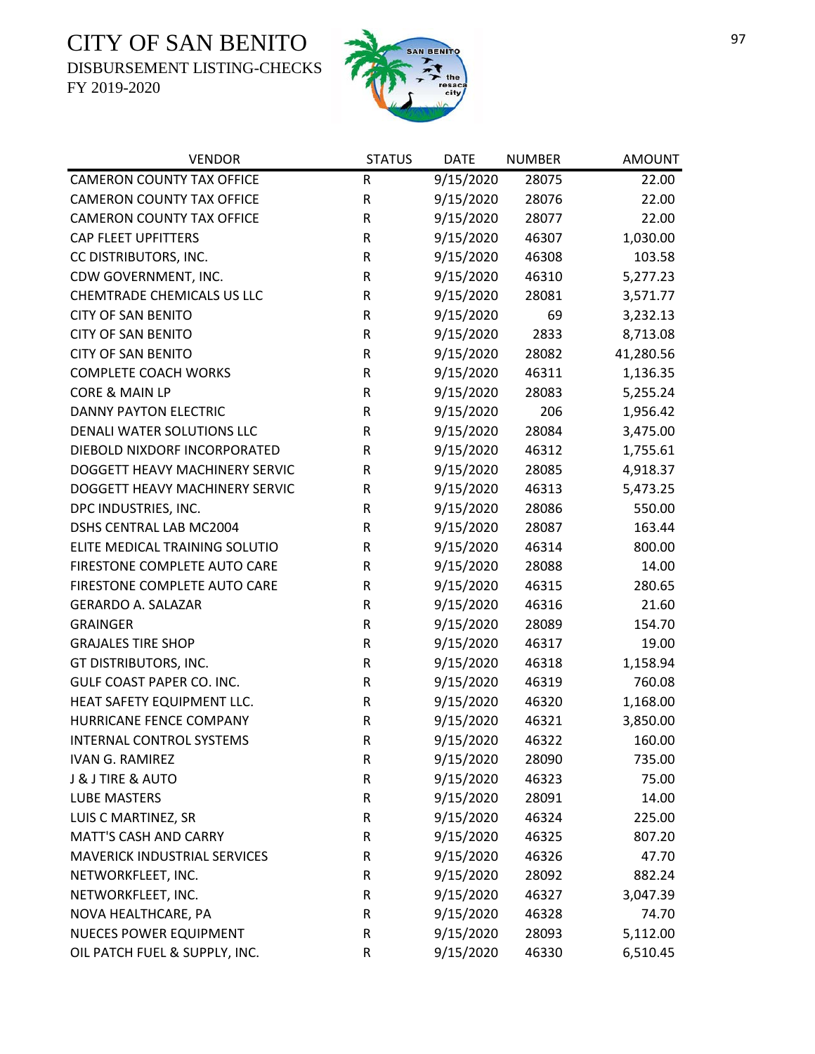# CITY OF SAN BENITO

DISBURSEMENT LISTING-CHECKS

FY 2019-2020

| VENDOR | STATUS | DATE | NUMBER | AMOUNT |
|---|---|---|---|---|
| CAMERON COUNTY TAX OFFICE | R | 9/15/2020 | 28075 | 22.00 |
| CAMERON COUNTY TAX OFFICE | R | 9/15/2020 | 28076 | 22.00 |
| CAMERON COUNTY TAX OFFICE | R | 9/15/2020 | 28077 | 22.00 |
| CAP FLEET UPFITTERS | R | 9/15/2020 | 46307 | 1,030.00 |
| CC DISTRIBUTORS, INC. | R | 9/15/2020 | 46308 | 103.58 |
| CDW GOVERNMENT, INC. | R | 9/15/2020 | 46310 | 5,277.23 |
| CHEMTRADE CHEMICALS US LLC | R | 9/15/2020 | 28081 | 3,571.77 |
| CITY OF SAN BENITO | R | 9/15/2020 | 69 | 3,232.13 |
| CITY OF SAN BENITO | R | 9/15/2020 | 2833 | 8,713.08 |
| CITY OF SAN BENITO | R | 9/15/2020 | 28082 | 41,280.56 |
| COMPLETE COACH WORKS | R | 9/15/2020 | 46311 | 1,136.35 |
| CORE & MAIN LP | R | 9/15/2020 | 28083 | 5,255.24 |
| DANNY PAYTON ELECTRIC | R | 9/15/2020 | 206 | 1,956.42 |
| DENALI WATER SOLUTIONS LLC | R | 9/15/2020 | 28084 | 3,475.00 |
| DIEBOLD NIXDORF INCORPORATED | R | 9/15/2020 | 46312 | 1,755.61 |
| DOGGETT HEAVY MACHINERY SERVIC | R | 9/15/2020 | 28085 | 4,918.37 |
| DOGGETT HEAVY MACHINERY SERVIC | R | 9/15/2020 | 46313 | 5,473.25 |
| DPC INDUSTRIES, INC. | R | 9/15/2020 | 28086 | 550.00 |
| DSHS CENTRAL LAB MC2004 | R | 9/15/2020 | 28087 | 163.44 |
| ELITE MEDICAL TRAINING SOLUTIO | R | 9/15/2020 | 46314 | 800.00 |
| FIRESTONE COMPLETE AUTO CARE | R | 9/15/2020 | 28088 | 14.00 |
| FIRESTONE COMPLETE AUTO CARE | R | 9/15/2020 | 46315 | 280.65 |
| GERARDO A. SALAZAR | R | 9/15/2020 | 46316 | 21.60 |
| GRAINGER | R | 9/15/2020 | 28089 | 154.70 |
| GRAJALES TIRE SHOP | R | 9/15/2020 | 46317 | 19.00 |
| GT DISTRIBUTORS, INC. | R | 9/15/2020 | 46318 | 1,158.94 |
| GULF COAST PAPER CO. INC. | R | 9/15/2020 | 46319 | 760.08 |
| HEAT SAFETY EQUIPMENT LLC. | R | 9/15/2020 | 46320 | 1,168.00 |
| HURRICANE FENCE COMPANY | R | 9/15/2020 | 46321 | 3,850.00 |
| INTERNAL CONTROL SYSTEMS | R | 9/15/2020 | 46322 | 160.00 |
| IVAN G. RAMIREZ | R | 9/15/2020 | 28090 | 735.00 |
| J & J TIRE & AUTO | R | 9/15/2020 | 46323 | 75.00 |
| LUBE MASTERS | R | 9/15/2020 | 28091 | 14.00 |
| LUIS C MARTINEZ, SR | R | 9/15/2020 | 46324 | 225.00 |
| MATT'S CASH AND CARRY | R | 9/15/2020 | 46325 | 807.20 |
| MAVERICK INDUSTRIAL SERVICES | R | 9/15/2020 | 46326 | 47.70 |
| NETWORKFLEET, INC. | R | 9/15/2020 | 28092 | 882.24 |
| NETWORKFLEET, INC. | R | 9/15/2020 | 46327 | 3,047.39 |
| NOVA HEALTHCARE, PA | R | 9/15/2020 | 46328 | 74.70 |
| NUECES POWER EQUIPMENT | R | 9/15/2020 | 28093 | 5,112.00 |
| OIL PATCH FUEL & SUPPLY, INC. | R | 9/15/2020 | 46330 | 6,510.45 |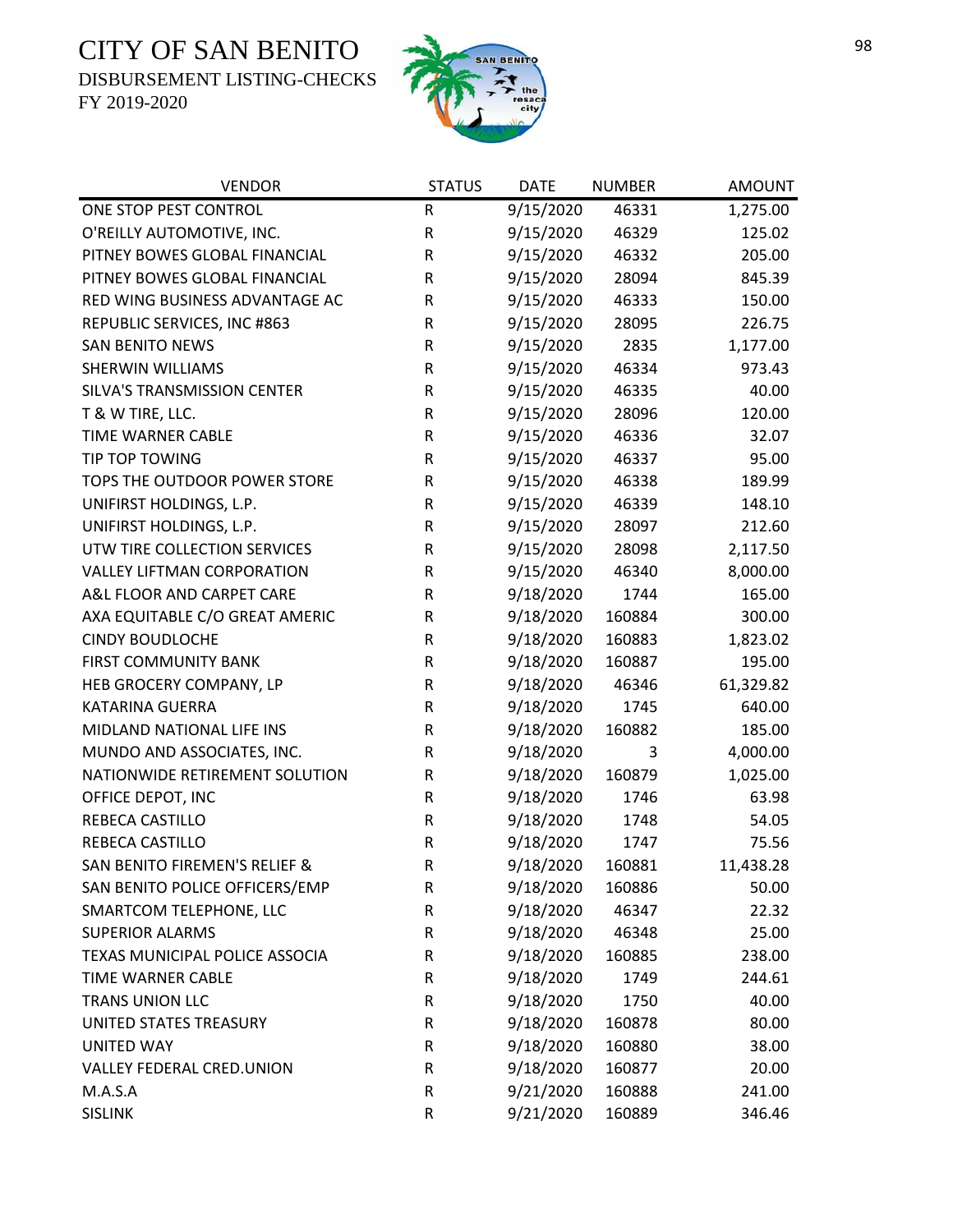# CITY OF SAN BENITO

DISBURSEMENT LISTING-CHECKS

FY 2019-2020

| VENDOR | STATUS | DATE | NUMBER | AMOUNT |
|---|---|---|---|---|
| ONE STOP PEST CONTROL | R | 9/15/2020 | 46331 | 1,275.00 |
| O'REILLY AUTOMOTIVE, INC. | R | 9/15/2020 | 46329 | 125.02 |
| PITNEY BOWES GLOBAL FINANCIAL | R | 9/15/2020 | 46332 | 205.00 |
| PITNEY BOWES GLOBAL FINANCIAL | R | 9/15/2020 | 28094 | 845.39 |
| RED WING BUSINESS ADVANTAGE AC | R | 9/15/2020 | 46333 | 150.00 |
| REPUBLIC SERVICES, INC #863 | R | 9/15/2020 | 28095 | 226.75 |
| SAN BENITO NEWS | R | 9/15/2020 | 2835 | 1,177.00 |
| SHERWIN WILLIAMS | R | 9/15/2020 | 46334 | 973.43 |
| SILVA'S TRANSMISSION CENTER | R | 9/15/2020 | 46335 | 40.00 |
| T & W TIRE, LLC. | R | 9/15/2020 | 28096 | 120.00 |
| TIME WARNER CABLE | R | 9/15/2020 | 46336 | 32.07 |
| TIP TOP TOWING | R | 9/15/2020 | 46337 | 95.00 |
| TOPS THE OUTDOOR POWER STORE | R | 9/15/2020 | 46338 | 189.99 |
| UNIFIRST HOLDINGS, L.P. | R | 9/15/2020 | 46339 | 148.10 |
| UNIFIRST HOLDINGS, L.P. | R | 9/15/2020 | 28097 | 212.60 |
| UTW TIRE COLLECTION SERVICES | R | 9/15/2020 | 28098 | 2,117.50 |
| VALLEY LIFTMAN CORPORATION | R | 9/15/2020 | 46340 | 8,000.00 |
| A&L FLOOR AND CARPET CARE | R | 9/18/2020 | 1744 | 165.00 |
| AXA EQUITABLE C/O GREAT AMERIC | R | 9/18/2020 | 160884 | 300.00 |
| CINDY BOUDLOCHE | R | 9/18/2020 | 160883 | 1,823.02 |
| FIRST COMMUNITY BANK | R | 9/18/2020 | 160887 | 195.00 |
| HEB GROCERY COMPANY, LP | R | 9/18/2020 | 46346 | 61,329.82 |
| KATARINA GUERRA | R | 9/18/2020 | 1745 | 640.00 |
| MIDLAND NATIONAL LIFE INS | R | 9/18/2020 | 160882 | 185.00 |
| MUNDO AND ASSOCIATES, INC. | R | 9/18/2020 | 3 | 4,000.00 |
| NATIONWIDE RETIREMENT SOLUTION | R | 9/18/2020 | 160879 | 1,025.00 |
| OFFICE DEPOT, INC | R | 9/18/2020 | 1746 | 63.98 |
| REBECA CASTILLO | R | 9/18/2020 | 1748 | 54.05 |
| REBECA CASTILLO | R | 9/18/2020 | 1747 | 75.56 |
| SAN BENITO FIREMEN'S RELIEF & | R | 9/18/2020 | 160881 | 11,438.28 |
| SAN BENITO POLICE OFFICERS/EMP | R | 9/18/2020 | 160886 | 50.00 |
| SMARTCOM TELEPHONE, LLC | R | 9/18/2020 | 46347 | 22.32 |
| SUPERIOR ALARMS | R | 9/18/2020 | 46348 | 25.00 |
| TEXAS MUNICIPAL POLICE ASSOCIA | R | 9/18/2020 | 160885 | 238.00 |
| TIME WARNER CABLE | R | 9/18/2020 | 1749 | 244.61 |
| TRANS UNION LLC | R | 9/18/2020 | 1750 | 40.00 |
| UNITED STATES TREASURY | R | 9/18/2020 | 160878 | 80.00 |
| UNITED WAY | R | 9/18/2020 | 160880 | 38.00 |
| VALLEY FEDERAL CRED.UNION | R | 9/18/2020 | 160877 | 20.00 |
| M.A.S.A | R | 9/21/2020 | 160888 | 241.00 |
| SISLINK | R | 9/21/2020 | 160889 | 346.46 |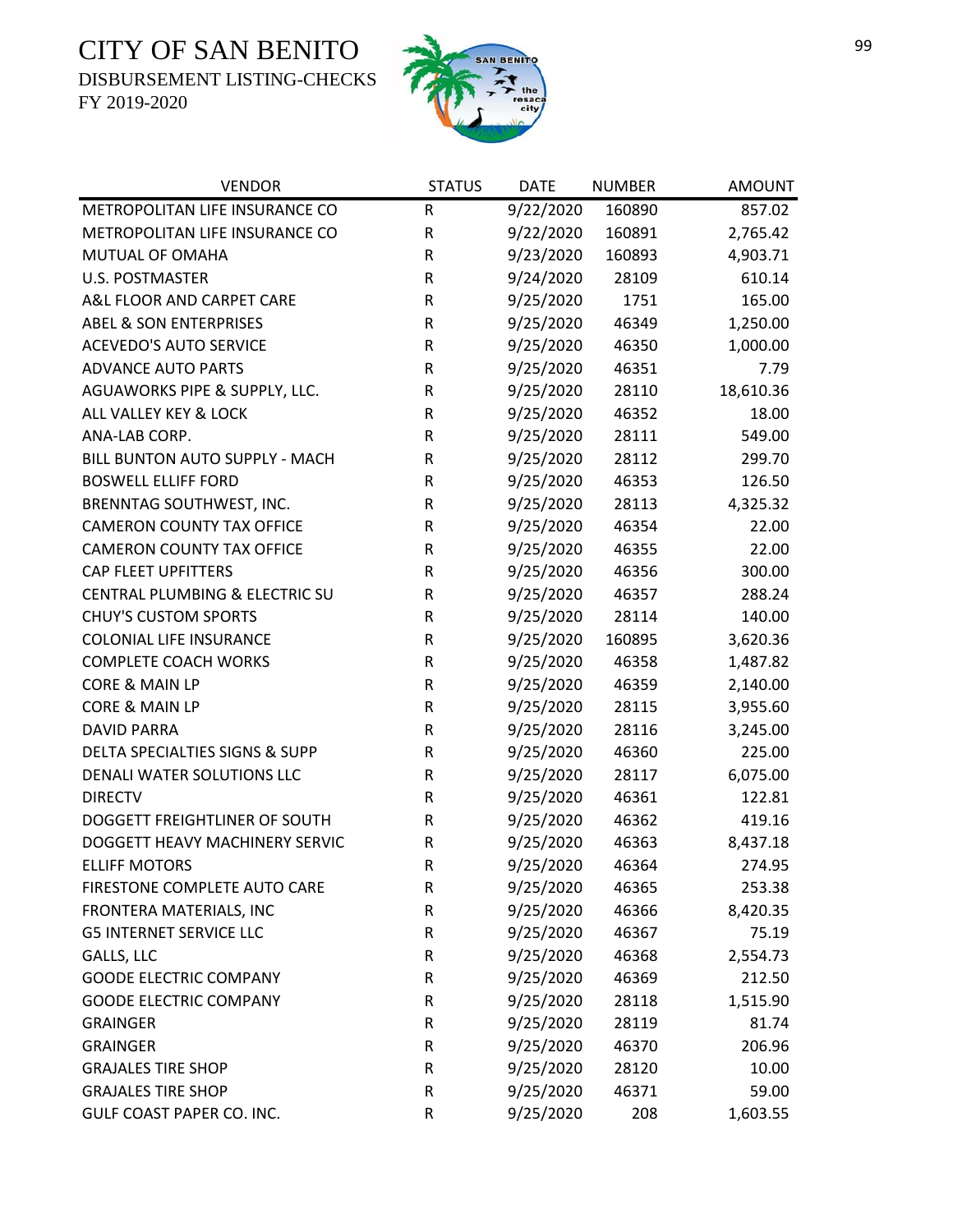# CITY OF SAN BENITO

DISBURSEMENT LISTING-CHECKS

FY 2019-2020

| VENDOR | STATUS | DATE | NUMBER | AMOUNT |
|---|---|---|---|---|
| METROPOLITAN LIFE INSURANCE CO | R | 9/22/2020 | 160890 | 857.02 |
| METROPOLITAN LIFE INSURANCE CO | R | 9/22/2020 | 160891 | 2,765.42 |
| MUTUAL OF OMAHA | R | 9/23/2020 | 160893 | 4,903.71 |
| U.S. POSTMASTER | R | 9/24/2020 | 28109 | 610.14 |
| A&L FLOOR AND CARPET CARE | R | 9/25/2020 | 1751 | 165.00 |
| ABEL & SON ENTERPRISES | R | 9/25/2020 | 46349 | 1,250.00 |
| ACEVEDO'S AUTO SERVICE | R | 9/25/2020 | 46350 | 1,000.00 |
| ADVANCE AUTO PARTS | R | 9/25/2020 | 46351 | 7.79 |
| AGUAWORKS PIPE & SUPPLY, LLC. | R | 9/25/2020 | 28110 | 18,610.36 |
| ALL VALLEY KEY & LOCK | R | 9/25/2020 | 46352 | 18.00 |
| ANA-LAB CORP. | R | 9/25/2020 | 28111 | 549.00 |
| BILL BUNTON AUTO SUPPLY - MACH | R | 9/25/2020 | 28112 | 299.70 |
| BOSWELL ELLIFF FORD | R | 9/25/2020 | 46353 | 126.50 |
| BRENNTAG SOUTHWEST, INC. | R | 9/25/2020 | 28113 | 4,325.32 |
| CAMERON COUNTY TAX OFFICE | R | 9/25/2020 | 46354 | 22.00 |
| CAMERON COUNTY TAX OFFICE | R | 9/25/2020 | 46355 | 22.00 |
| CAP FLEET UPFITTERS | R | 9/25/2020 | 46356 | 300.00 |
| CENTRAL PLUMBING & ELECTRIC SU | R | 9/25/2020 | 46357 | 288.24 |
| CHUY'S CUSTOM SPORTS | R | 9/25/2020 | 28114 | 140.00 |
| COLONIAL LIFE INSURANCE | R | 9/25/2020 | 160895 | 3,620.36 |
| COMPLETE COACH WORKS | R | 9/25/2020 | 46358 | 1,487.82 |
| CORE & MAIN LP | R | 9/25/2020 | 46359 | 2,140.00 |
| CORE & MAIN LP | R | 9/25/2020 | 28115 | 3,955.60 |
| DAVID PARRA | R | 9/25/2020 | 28116 | 3,245.00 |
| DELTA SPECIALTIES SIGNS & SUPP | R | 9/25/2020 | 46360 | 225.00 |
| DENALI WATER SOLUTIONS LLC | R | 9/25/2020 | 28117 | 6,075.00 |
| DIRECTV | R | 9/25/2020 | 46361 | 122.81 |
| DOGGETT FREIGHTLINER OF SOUTH | R | 9/25/2020 | 46362 | 419.16 |
| DOGGETT HEAVY MACHINERY SERVIC | R | 9/25/2020 | 46363 | 8,437.18 |
| ELLIFF MOTORS | R | 9/25/2020 | 46364 | 274.95 |
| FIRESTONE COMPLETE AUTO CARE | R | 9/25/2020 | 46365 | 253.38 |
| FRONTERA MATERIALS, INC | R | 9/25/2020 | 46366 | 8,420.35 |
| G5 INTERNET SERVICE LLC | R | 9/25/2020 | 46367 | 75.19 |
| GALLS, LLC | R | 9/25/2020 | 46368 | 2,554.73 |
| GOODE ELECTRIC COMPANY | R | 9/25/2020 | 46369 | 212.50 |
| GOODE ELECTRIC COMPANY | R | 9/25/2020 | 28118 | 1,515.90 |
| GRAINGER | R | 9/25/2020 | 28119 | 81.74 |
| GRAINGER | R | 9/25/2020 | 46370 | 206.96 |
| GRAJALES TIRE SHOP | R | 9/25/2020 | 28120 | 10.00 |
| GRAJALES TIRE SHOP | R | 9/25/2020 | 46371 | 59.00 |
| GULF COAST PAPER CO. INC. | R | 9/25/2020 | 208 | 1,603.55 |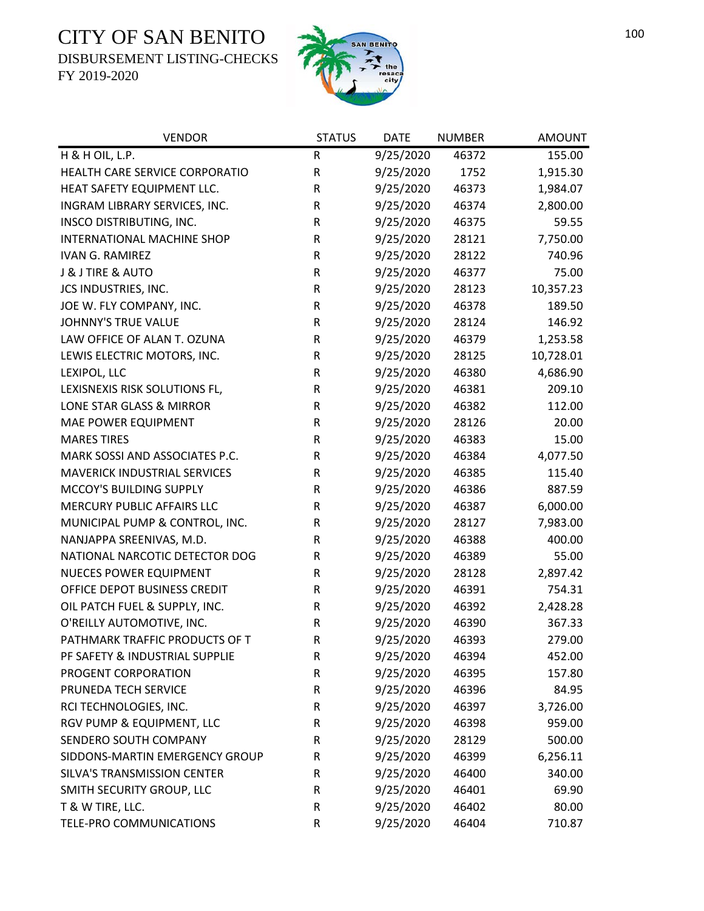# CITY OF SAN BENITO

DISBURSEMENT LISTING-CHECKS

FY 2019-2020

| VENDOR | STATUS | DATE | NUMBER | AMOUNT |
|---|---|---|---|---|
| H & H OIL, L.P. | R | 9/25/2020 | 46372 | 155.00 |
| HEALTH CARE SERVICE CORPORATIO | R | 9/25/2020 | 1752 | 1,915.30 |
| HEAT SAFETY EQUIPMENT LLC. | R | 9/25/2020 | 46373 | 1,984.07 |
| INGRAM LIBRARY SERVICES, INC. | R | 9/25/2020 | 46374 | 2,800.00 |
| INSCO DISTRIBUTING, INC. | R | 9/25/2020 | 46375 | 59.55 |
| INTERNATIONAL MACHINE SHOP | R | 9/25/2020 | 28121 | 7,750.00 |
| IVAN G. RAMIREZ | R | 9/25/2020 | 28122 | 740.96 |
| J & J TIRE & AUTO | R | 9/25/2020 | 46377 | 75.00 |
| JCS INDUSTRIES, INC. | R | 9/25/2020 | 28123 | 10,357.23 |
| JOE W. FLY COMPANY, INC. | R | 9/25/2020 | 46378 | 189.50 |
| JOHNNY'S TRUE VALUE | R | 9/25/2020 | 28124 | 146.92 |
| LAW OFFICE OF ALAN T. OZUNA | R | 9/25/2020 | 46379 | 1,253.58 |
| LEWIS ELECTRIC MOTORS, INC. | R | 9/25/2020 | 28125 | 10,728.01 |
| LEXIPOL, LLC | R | 9/25/2020 | 46380 | 4,686.90 |
| LEXISNEXIS RISK SOLUTIONS FL, | R | 9/25/2020 | 46381 | 209.10 |
| LONE STAR GLASS & MIRROR | R | 9/25/2020 | 46382 | 112.00 |
| MAE POWER EQUIPMENT | R | 9/25/2020 | 28126 | 20.00 |
| MARES TIRES | R | 9/25/2020 | 46383 | 15.00 |
| MARK SOSSI AND ASSOCIATES P.C. | R | 9/25/2020 | 46384 | 4,077.50 |
| MAVERICK INDUSTRIAL SERVICES | R | 9/25/2020 | 46385 | 115.40 |
| MCCOY'S BUILDING SUPPLY | R | 9/25/2020 | 46386 | 887.59 |
| MERCURY PUBLIC AFFAIRS LLC | R | 9/25/2020 | 46387 | 6,000.00 |
| MUNICIPAL PUMP & CONTROL, INC. | R | 9/25/2020 | 28127 | 7,983.00 |
| NANJAPPA SREENIVAS, M.D. | R | 9/25/2020 | 46388 | 400.00 |
| NATIONAL NARCOTIC DETECTOR DOG | R | 9/25/2020 | 46389 | 55.00 |
| NUECES POWER EQUIPMENT | R | 9/25/2020 | 28128 | 2,897.42 |
| OFFICE DEPOT BUSINESS CREDIT | R | 9/25/2020 | 46391 | 754.31 |
| OIL PATCH FUEL & SUPPLY, INC. | R | 9/25/2020 | 46392 | 2,428.28 |
| O'REILLY AUTOMOTIVE, INC. | R | 9/25/2020 | 46390 | 367.33 |
| PATHMARK TRAFFIC PRODUCTS OF T | R | 9/25/2020 | 46393 | 279.00 |
| PF SAFETY & INDUSTRIAL SUPPLIE | R | 9/25/2020 | 46394 | 452.00 |
| PROGENT CORPORATION | R | 9/25/2020 | 46395 | 157.80 |
| PRUNEDA TECH SERVICE | R | 9/25/2020 | 46396 | 84.95 |
| RCI TECHNOLOGIES, INC. | R | 9/25/2020 | 46397 | 3,726.00 |
| RGV PUMP & EQUIPMENT, LLC | R | 9/25/2020 | 46398 | 959.00 |
| SENDERO SOUTH COMPANY | R | 9/25/2020 | 28129 | 500.00 |
| SIDDONS-MARTIN EMERGENCY GROUP | R | 9/25/2020 | 46399 | 6,256.11 |
| SILVA'S TRANSMISSION CENTER | R | 9/25/2020 | 46400 | 340.00 |
| SMITH SECURITY GROUP, LLC | R | 9/25/2020 | 46401 | 69.90 |
| T & W TIRE, LLC. | R | 9/25/2020 | 46402 | 80.00 |
| TELE-PRO COMMUNICATIONS | R | 9/25/2020 | 46404 | 710.87 |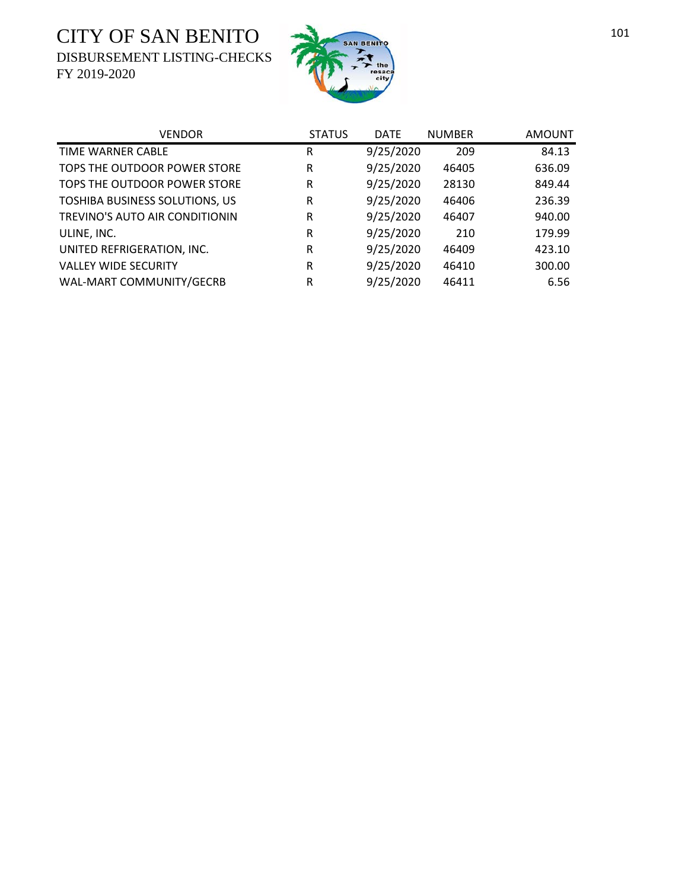# CITY OF SAN BENITO

DISBURSEMENT LISTING-CHECKS
FY 2019-2020

| VENDOR | STATUS | DATE | NUMBER | AMOUNT |
| --- | --- | --- | --- | --- |
| TIME WARNER CABLE | R | 9/25/2020 | 209 | 84.13 |
| TOPS THE OUTDOOR POWER STORE | R | 9/25/2020 | 46405 | 636.09 |
| TOPS THE OUTDOOR POWER STORE | R | 9/25/2020 | 28130 | 849.44 |
| TOSHIBA BUSINESS SOLUTIONS, US | R | 9/25/2020 | 46406 | 236.39 |
| TREVINO'S AUTO AIR CONDITIONIN | R | 9/25/2020 | 46407 | 940.00 |
| ULINE, INC. | R | 9/25/2020 | 210 | 179.99 |
| UNITED REFRIGERATION, INC. | R | 9/25/2020 | 46409 | 423.10 |
| VALLEY WIDE SECURITY | R | 9/25/2020 | 46410 | 300.00 |
| WAL-MART COMMUNITY/GECRB | R | 9/25/2020 | 46411 | 6.56 |